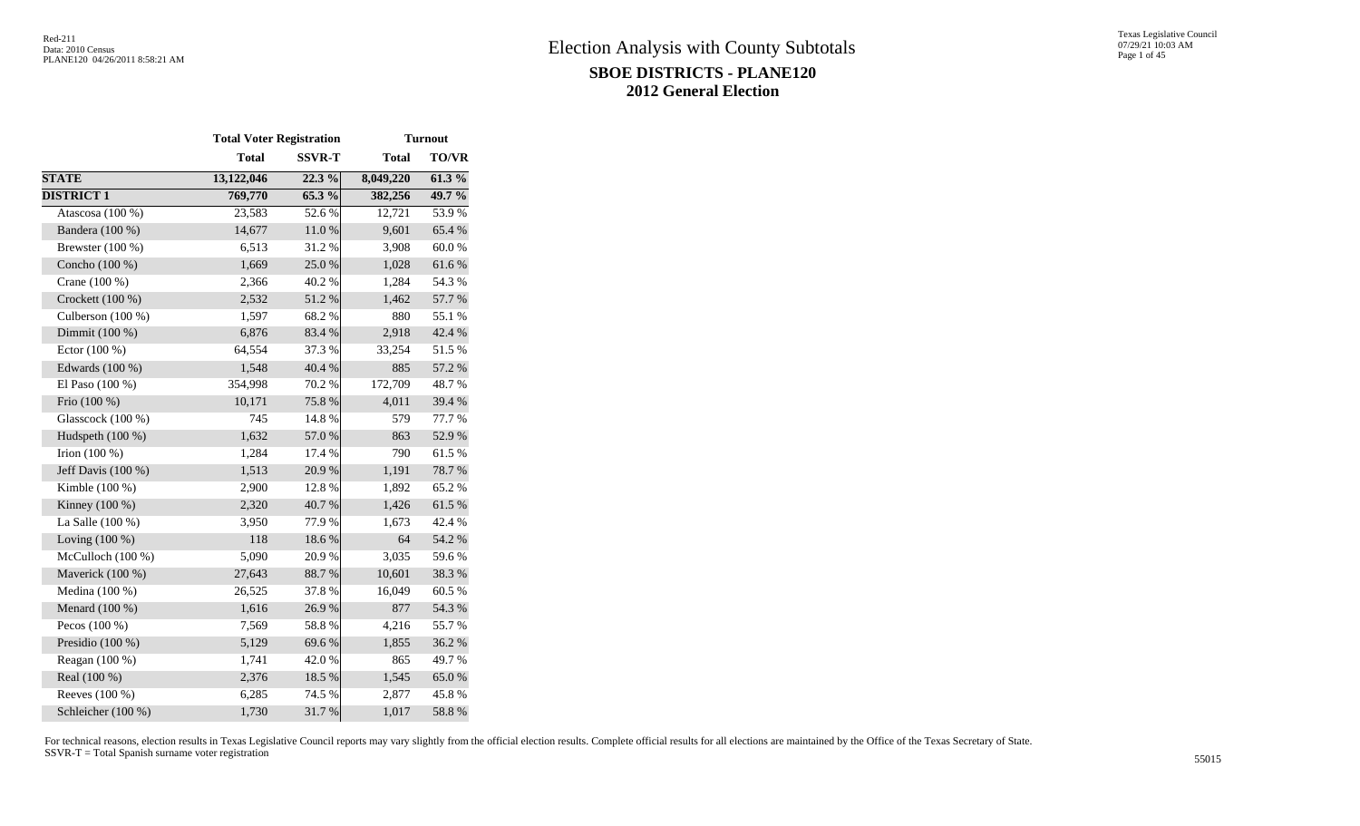# Election Analysis with County Subtotals

## SBOE DISTRICTS - PLANE120

## 2012 General Election

| | Total Voter Registration | | Turnout | |
|---|---|---|---|---|
| | Total | SSVR-T | Total | TO/VR |
| **STATE** | **13,122,046** | **22.3 %** | **8,049,220** | **61.3 %** |
| **DISTRICT 1** | **769,770** | **65.3 %** | **382,256** | **49.7 %** |
| Atascosa (100 %) | 23,583 | 52.6 % | 12,721 | 53.9 % |
| Bandera (100 %) | 14,677 | 11.0 % | 9,601 | 65.4 % |
| Brewster (100 %) | 6,513 | 31.2 % | 3,908 | 60.0 % |
| Concho (100 %) | 1,669 | 25.0 % | 1,028 | 61.6 % |
| Crane (100 %) | 2,366 | 40.2 % | 1,284 | 54.3 % |
| Crockett (100 %) | 2,532 | 51.2 % | 1,462 | 57.7 % |
| Culberson (100 %) | 1,597 | 68.2 % | 880 | 55.1 % |
| Dimmit (100 %) | 6,876 | 83.4 % | 2,918 | 42.4 % |
| Ector (100 %) | 64,554 | 37.3 % | 33,254 | 51.5 % |
| Edwards (100 %) | 1,548 | 40.4 % | 885 | 57.2 % |
| El Paso (100 %) | 354,998 | 70.2 % | 172,709 | 48.7 % |
| Frio (100 %) | 10,171 | 75.8 % | 4,011 | 39.4 % |
| Glasscock (100 %) | 745 | 14.8 % | 579 | 77.7 % |
| Hudspeth (100 %) | 1,632 | 57.0 % | 863 | 52.9 % |
| Irion (100 %) | 1,284 | 17.4 % | 790 | 61.5 % |
| Jeff Davis (100 %) | 1,513 | 20.9 % | 1,191 | 78.7 % |
| Kimble (100 %) | 2,900 | 12.8 % | 1,892 | 65.2 % |
| Kinney (100 %) | 2,320 | 40.7 % | 1,426 | 61.5 % |
| La Salle (100 %) | 3,950 | 77.9 % | 1,673 | 42.4 % |
| Loving (100 %) | 118 | 18.6 % | 64 | 54.2 % |
| McCulloch (100 %) | 5,090 | 20.9 % | 3,035 | 59.6 % |
| Maverick (100 %) | 27,643 | 88.7 % | 10,601 | 38.3 % |
| Medina (100 %) | 26,525 | 37.8 % | 16,049 | 60.5 % |
| Menard (100 %) | 1,616 | 26.9 % | 877 | 54.3 % |
| Pecos (100 %) | 7,569 | 58.8 % | 4,216 | 55.7 % |
| Presidio (100 %) | 5,129 | 69.6 % | 1,855 | 36.2 % |
| Reagan (100 %) | 1,741 | 42.0 % | 865 | 49.7 % |
| Real (100 %) | 2,376 | 18.5 % | 1,545 | 65.0 % |
| Reeves (100 %) | 6,285 | 74.5 % | 2,877 | 45.8 % |
| Schleicher (100 %) | 1,730 | 31.7 % | 1,017 | 58.8 % |

For technical reasons, election results in Texas Legislative Council reports may vary slightly from the official election results. Complete official results for all elections are maintained by the Office of the Texas Secretary of State.
SSVR-T = Total Spanish surname voter registration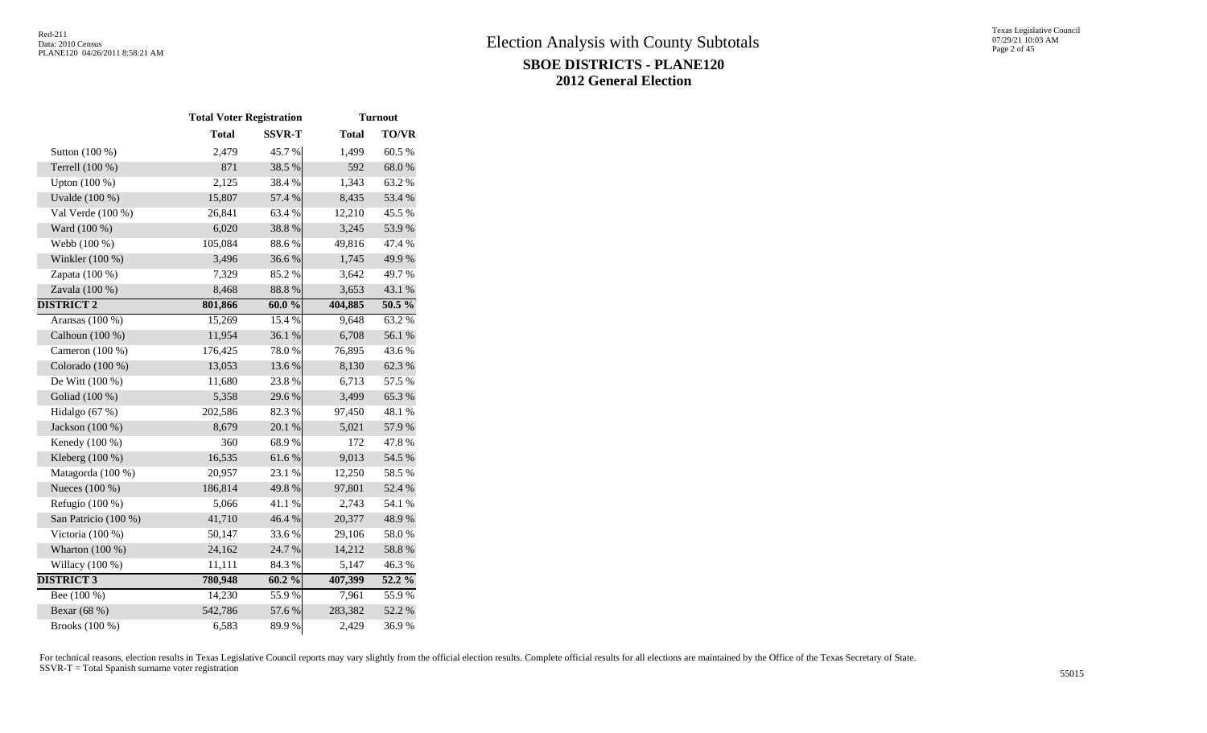# Election Analysis with County Subtotals

## SBOE DISTRICTS - PLANE120
## 2012 General Election

| | Total Voter Registration | | Turnout | |
|---|---|---|---|---|
| | Total | SSVR-T | Total | TO/VR |
| Sutton (100 %) | 2,479 | 45.7 % | 1,499 | 60.5 % |
| Terrell (100 %) | 871 | 38.5 % | 592 | 68.0 % |
| Upton (100 %) | 2,125 | 38.4 % | 1,343 | 63.2 % |
| Uvalde (100 %) | 15,807 | 57.4 % | 8,435 | 53.4 % |
| Val Verde (100 %) | 26,841 | 63.4 % | 12,210 | 45.5 % |
| Ward (100 %) | 6,020 | 38.8 % | 3,245 | 53.9 % |
| Webb (100 %) | 105,084 | 88.6 % | 49,816 | 47.4 % |
| Winkler (100 %) | 3,496 | 36.6 % | 1,745 | 49.9 % |
| Zapata (100 %) | 7,329 | 85.2 % | 3,642 | 49.7 % |
| Zavala (100 %) | 8,468 | 88.8 % | 3,653 | 43.1 % |
| **DISTRICT 2** | **801,866** | **60.0 %** | **404,885** | **50.5 %** |
| Aransas (100 %) | 15,269 | 15.4 % | 9,648 | 63.2 % |
| Calhoun (100 %) | 11,954 | 36.1 % | 6,708 | 56.1 % |
| Cameron (100 %) | 176,425 | 78.0 % | 76,895 | 43.6 % |
| Colorado (100 %) | 13,053 | 13.6 % | 8,130 | 62.3 % |
| De Witt (100 %) | 11,680 | 23.8 % | 6,713 | 57.5 % |
| Goliad (100 %) | 5,358 | 29.6 % | 3,499 | 65.3 % |
| Hidalgo (67 %) | 202,586 | 82.3 % | 97,450 | 48.1 % |
| Jackson (100 %) | 8,679 | 20.1 % | 5,021 | 57.9 % |
| Kenedy (100 %) | 360 | 68.9 % | 172 | 47.8 % |
| Kleberg (100 %) | 16,535 | 61.6 % | 9,013 | 54.5 % |
| Matagorda (100 %) | 20,957 | 23.1 % | 12,250 | 58.5 % |
| Nueces (100 %) | 186,814 | 49.8 % | 97,801 | 52.4 % |
| Refugio (100 %) | 5,066 | 41.1 % | 2,743 | 54.1 % |
| San Patricio (100 %) | 41,710 | 46.4 % | 20,377 | 48.9 % |
| Victoria (100 %) | 50,147 | 33.6 % | 29,106 | 58.0 % |
| Wharton (100 %) | 24,162 | 24.7 % | 14,212 | 58.8 % |
| Willacy (100 %) | 11,111 | 84.3 % | 5,147 | 46.3 % |
| **DISTRICT 3** | **780,948** | **60.2 %** | **407,399** | **52.2 %** |
| Bee (100 %) | 14,230 | 55.9 % | 7,961 | 55.9 % |
| Bexar (68 %) | 542,786 | 57.6 % | 283,382 | 52.2 % |
| Brooks (100 %) | 6,583 | 89.9 % | 2,429 | 36.9 % |

For technical reasons, election results in Texas Legislative Council reports may vary slightly from the official election results. Complete official results for all elections are maintained by the Office of the Texas Secretary of State.
SSVR-T = Total Spanish surname voter registration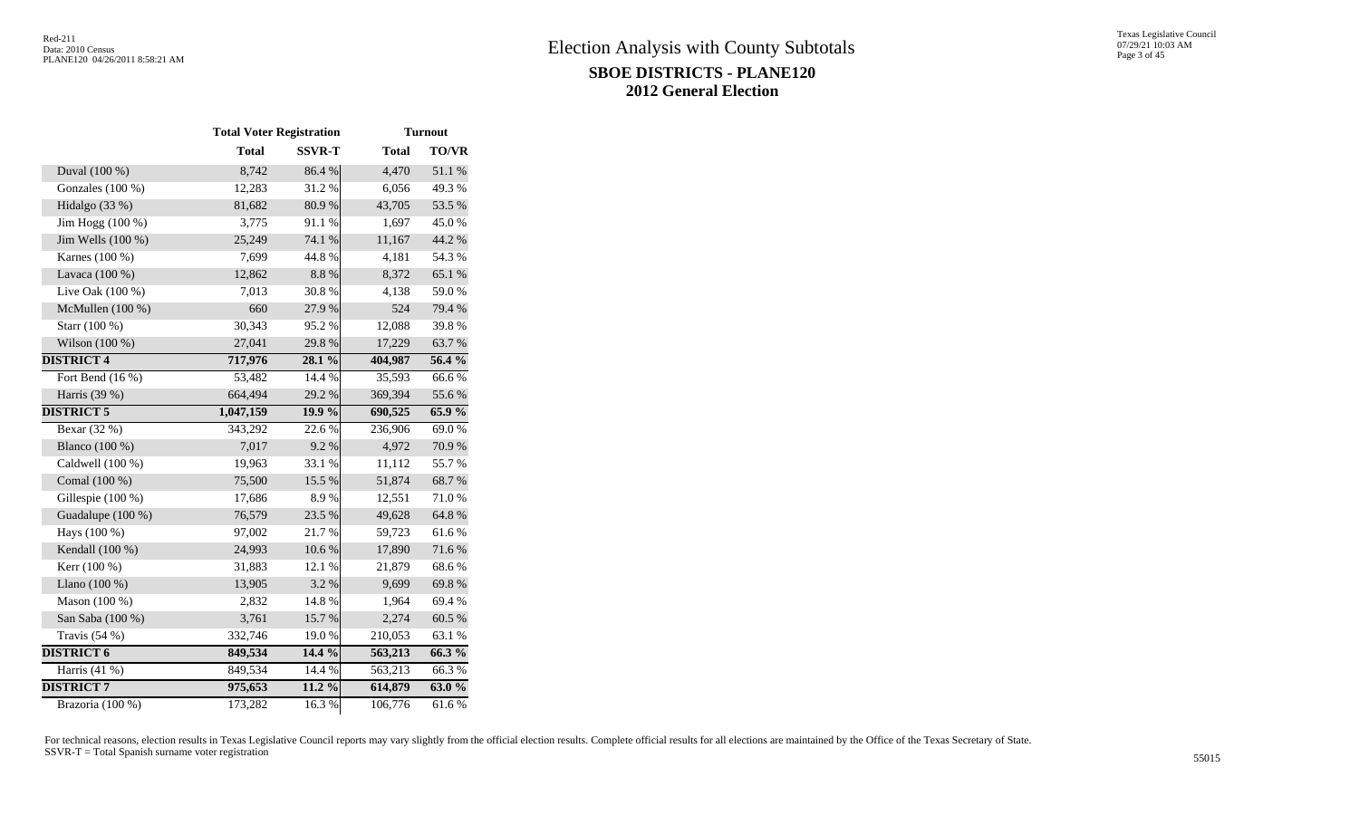# Election Analysis with County Subtotals

## SBOE DISTRICTS - PLANE120

## 2012 General Election

| | Total Voter Registration | | Turnout | |
|---|---|---|---|---|
| | **Total** | **SSVR-T** | **Total** | **TO/VR** |
| Duval (100 %) | 8,742 | 86.4 % | 4,470 | 51.1 % |
| Gonzales (100 %) | 12,283 | 31.2 % | 6,056 | 49.3 % |
| Hidalgo (33 %) | 81,682 | 80.9 % | 43,705 | 53.5 % |
| Jim Hogg (100 %) | 3,775 | 91.1 % | 1,697 | 45.0 % |
| Jim Wells (100 %) | 25,249 | 74.1 % | 11,167 | 44.2 % |
| Karnes (100 %) | 7,699 | 44.8 % | 4,181 | 54.3 % |
| Lavaca (100 %) | 12,862 | 8.8 % | 8,372 | 65.1 % |
| Live Oak (100 %) | 7,013 | 30.8 % | 4,138 | 59.0 % |
| McMullen (100 %) | 660 | 27.9 % | 524 | 79.4 % |
| Starr (100 %) | 30,343 | 95.2 % | 12,088 | 39.8 % |
| Wilson (100 %) | 27,041 | 29.8 % | 17,229 | 63.7 % |
| **DISTRICT 4** | **717,976** | **28.1 %** | **404,987** | **56.4 %** |
| Fort Bend (16 %) | 53,482 | 14.4 % | 35,593 | 66.6 % |
| Harris (39 %) | 664,494 | 29.2 % | 369,394 | 55.6 % |
| **DISTRICT 5** | **1,047,159** | **19.9 %** | **690,525** | **65.9 %** |
| Bexar (32 %) | 343,292 | 22.6 % | 236,906 | 69.0 % |
| Blanco (100 %) | 7,017 | 9.2 % | 4,972 | 70.9 % |
| Caldwell (100 %) | 19,963 | 33.1 % | 11,112 | 55.7 % |
| Comal (100 %) | 75,500 | 15.5 % | 51,874 | 68.7 % |
| Gillespie (100 %) | 17,686 | 8.9 % | 12,551 | 71.0 % |
| Guadalupe (100 %) | 76,579 | 23.5 % | 49,628 | 64.8 % |
| Hays (100 %) | 97,002 | 21.7 % | 59,723 | 61.6 % |
| Kendall (100 %) | 24,993 | 10.6 % | 17,890 | 71.6 % |
| Kerr (100 %) | 31,883 | 12.1 % | 21,879 | 68.6 % |
| Llano (100 %) | 13,905 | 3.2 % | 9,699 | 69.8 % |
| Mason (100 %) | 2,832 | 14.8 % | 1,964 | 69.4 % |
| San Saba (100 %) | 3,761 | 15.7 % | 2,274 | 60.5 % |
| Travis (54 %) | 332,746 | 19.0 % | 210,053 | 63.1 % |
| **DISTRICT 6** | **849,534** | **14.4 %** | **563,213** | **66.3 %** |
| Harris (41 %) | 849,534 | 14.4 % | 563,213 | 66.3 % |
| **DISTRICT 7** | **975,653** | **11.2 %** | **614,879** | **63.0 %** |
| Brazoria (100 %) | 173,282 | 16.3 % | 106,776 | 61.6 % |

For technical reasons, election results in Texas Legislative Council reports may vary slightly from the official election results. Complete official results for all elections are maintained by the Office of the Texas Secretary of State.
SSVR-T = Total Spanish surname voter registration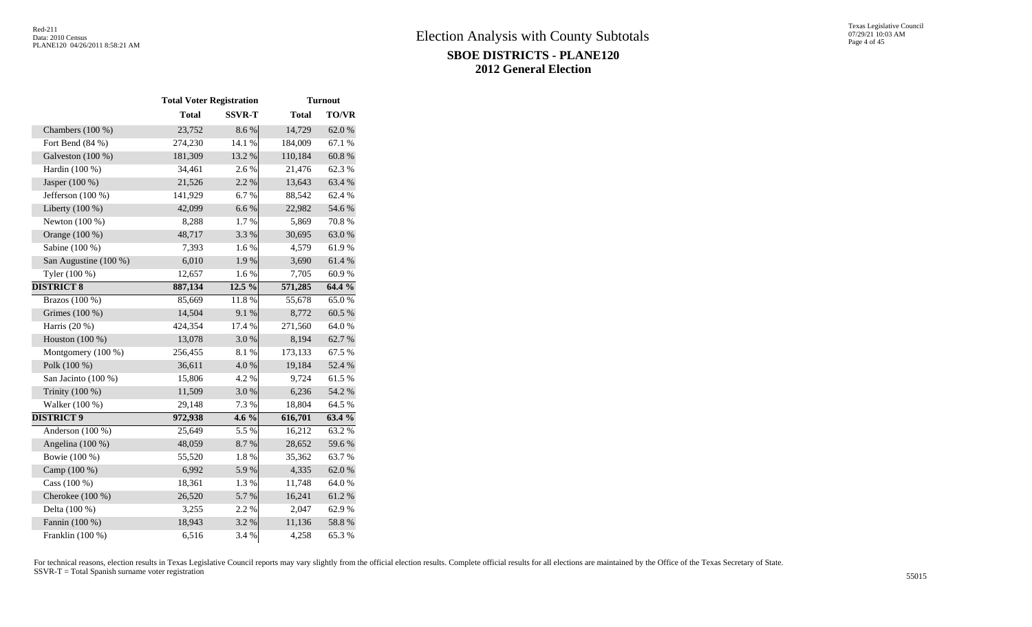# Election Analysis with County Subtotals

## SBOE DISTRICTS - PLANE120

## 2012 General Election

| | Total Voter Registration | | Turnout | |
|---|---|---|---|---|
| | **Total** | **SSVR-T** | **Total** | **TO/VR** |
| Chambers (100 %) | 23,752 | 8.6 % | 14,729 | 62.0 % |
| Fort Bend (84 %) | 274,230 | 14.1 % | 184,009 | 67.1 % |
| Galveston (100 %) | 181,309 | 13.2 % | 110,184 | 60.8 % |
| Hardin (100 %) | 34,461 | 2.6 % | 21,476 | 62.3 % |
| Jasper (100 %) | 21,526 | 2.2 % | 13,643 | 63.4 % |
| Jefferson (100 %) | 141,929 | 6.7 % | 88,542 | 62.4 % |
| Liberty (100 %) | 42,099 | 6.6 % | 22,982 | 54.6 % |
| Newton (100 %) | 8,288 | 1.7 % | 5,869 | 70.8 % |
| Orange (100 %) | 48,717 | 3.3 % | 30,695 | 63.0 % |
| Sabine (100 %) | 7,393 | 1.6 % | 4,579 | 61.9 % |
| San Augustine (100 %) | 6,010 | 1.9 % | 3,690 | 61.4 % |
| Tyler (100 %) | 12,657 | 1.6 % | 7,705 | 60.9 % |
| **DISTRICT 8** | **887,134** | **12.5 %** | **571,285** | **64.4 %** |
| Brazos (100 %) | 85,669 | 11.8 % | 55,678 | 65.0 % |
| Grimes (100 %) | 14,504 | 9.1 % | 8,772 | 60.5 % |
| Harris (20 %) | 424,354 | 17.4 % | 271,560 | 64.0 % |
| Houston (100 %) | 13,078 | 3.0 % | 8,194 | 62.7 % |
| Montgomery (100 %) | 256,455 | 8.1 % | 173,133 | 67.5 % |
| Polk (100 %) | 36,611 | 4.0 % | 19,184 | 52.4 % |
| San Jacinto (100 %) | 15,806 | 4.2 % | 9,724 | 61.5 % |
| Trinity (100 %) | 11,509 | 3.0 % | 6,236 | 54.2 % |
| Walker (100 %) | 29,148 | 7.3 % | 18,804 | 64.5 % |
| **DISTRICT 9** | **972,938** | **4.6 %** | **616,701** | **63.4 %** |
| Anderson (100 %) | 25,649 | 5.5 % | 16,212 | 63.2 % |
| Angelina (100 %) | 48,059 | 8.7 % | 28,652 | 59.6 % |
| Bowie (100 %) | 55,520 | 1.8 % | 35,362 | 63.7 % |
| Camp (100 %) | 6,992 | 5.9 % | 4,335 | 62.0 % |
| Cass (100 %) | 18,361 | 1.3 % | 11,748 | 64.0 % |
| Cherokee (100 %) | 26,520 | 5.7 % | 16,241 | 61.2 % |
| Delta (100 %) | 3,255 | 2.2 % | 2,047 | 62.9 % |
| Fannin (100 %) | 18,943 | 3.2 % | 11,136 | 58.8 % |
| Franklin (100 %) | 6,516 | 3.4 % | 4,258 | 65.3 % |

For technical reasons, election results in Texas Legislative Council reports may vary slightly from the official election results. Complete official results for all elections are maintained by the Office of the Texas Secretary of State.
SSVR-T = Total Spanish surname voter registration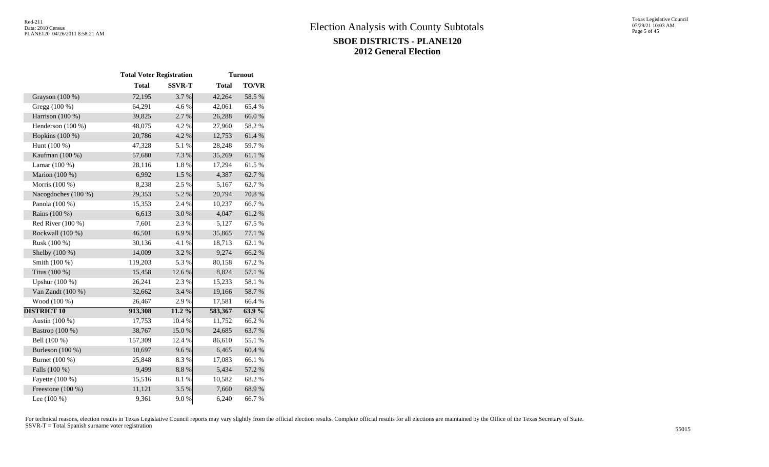# Election Analysis with County Subtotals

## SBOE DISTRICTS - PLANE120
## 2012 General Election

| | Total Voter Registration | | Turnout | |
|---|---|---|---|---|
| | Total | SSVR-T | Total | TO/VR |
| Grayson (100 %) | 72,195 | 3.7 % | 42,264 | 58.5 % |
| Gregg (100 %) | 64,291 | 4.6 % | 42,061 | 65.4 % |
| Harrison (100 %) | 39,825 | 2.7 % | 26,288 | 66.0 % |
| Henderson (100 %) | 48,075 | 4.2 % | 27,960 | 58.2 % |
| Hopkins (100 %) | 20,786 | 4.2 % | 12,753 | 61.4 % |
| Hunt (100 %) | 47,328 | 5.1 % | 28,248 | 59.7 % |
| Kaufman (100 %) | 57,680 | 7.3 % | 35,269 | 61.1 % |
| Lamar (100 %) | 28,116 | 1.8 % | 17,294 | 61.5 % |
| Marion (100 %) | 6,992 | 1.5 % | 4,387 | 62.7 % |
| Morris (100 %) | 8,238 | 2.5 % | 5,167 | 62.7 % |
| Nacogdoches (100 %) | 29,353 | 5.2 % | 20,794 | 70.8 % |
| Panola (100 %) | 15,353 | 2.4 % | 10,237 | 66.7 % |
| Rains (100 %) | 6,613 | 3.0 % | 4,047 | 61.2 % |
| Red River (100 %) | 7,601 | 2.3 % | 5,127 | 67.5 % |
| Rockwall (100 %) | 46,501 | 6.9 % | 35,865 | 77.1 % |
| Rusk (100 %) | 30,136 | 4.1 % | 18,713 | 62.1 % |
| Shelby (100 %) | 14,009 | 3.2 % | 9,274 | 66.2 % |
| Smith (100 %) | 119,203 | 5.3 % | 80,158 | 67.2 % |
| Titus (100 %) | 15,458 | 12.6 % | 8,824 | 57.1 % |
| Upshur (100 %) | 26,241 | 2.3 % | 15,233 | 58.1 % |
| Van Zandt (100 %) | 32,662 | 3.4 % | 19,166 | 58.7 % |
| Wood (100 %) | 26,467 | 2.9 % | 17,581 | 66.4 % |
| **DISTRICT 10** | **913,308** | **11.2 %** | **583,367** | **63.9 %** |
| Austin (100 %) | 17,753 | 10.4 % | 11,752 | 66.2 % |
| Bastrop (100 %) | 38,767 | 15.0 % | 24,685 | 63.7 % |
| Bell (100 %) | 157,309 | 12.4 % | 86,610 | 55.1 % |
| Burleson (100 %) | 10,697 | 9.6 % | 6,465 | 60.4 % |
| Burnet (100 %) | 25,848 | 8.3 % | 17,083 | 66.1 % |
| Falls (100 %) | 9,499 | 8.8 % | 5,434 | 57.2 % |
| Fayette (100 %) | 15,516 | 8.1 % | 10,582 | 68.2 % |
| Freestone (100 %) | 11,121 | 3.5 % | 7,660 | 68.9 % |
| Lee (100 %) | 9,361 | 9.0 % | 6,240 | 66.7 % |

For technical reasons, election results in Texas Legislative Council reports may vary slightly from the official election results. Complete official results for all elections are maintained by the Office of the Texas Secretary of State.
SSVR-T = Total Spanish surname voter registration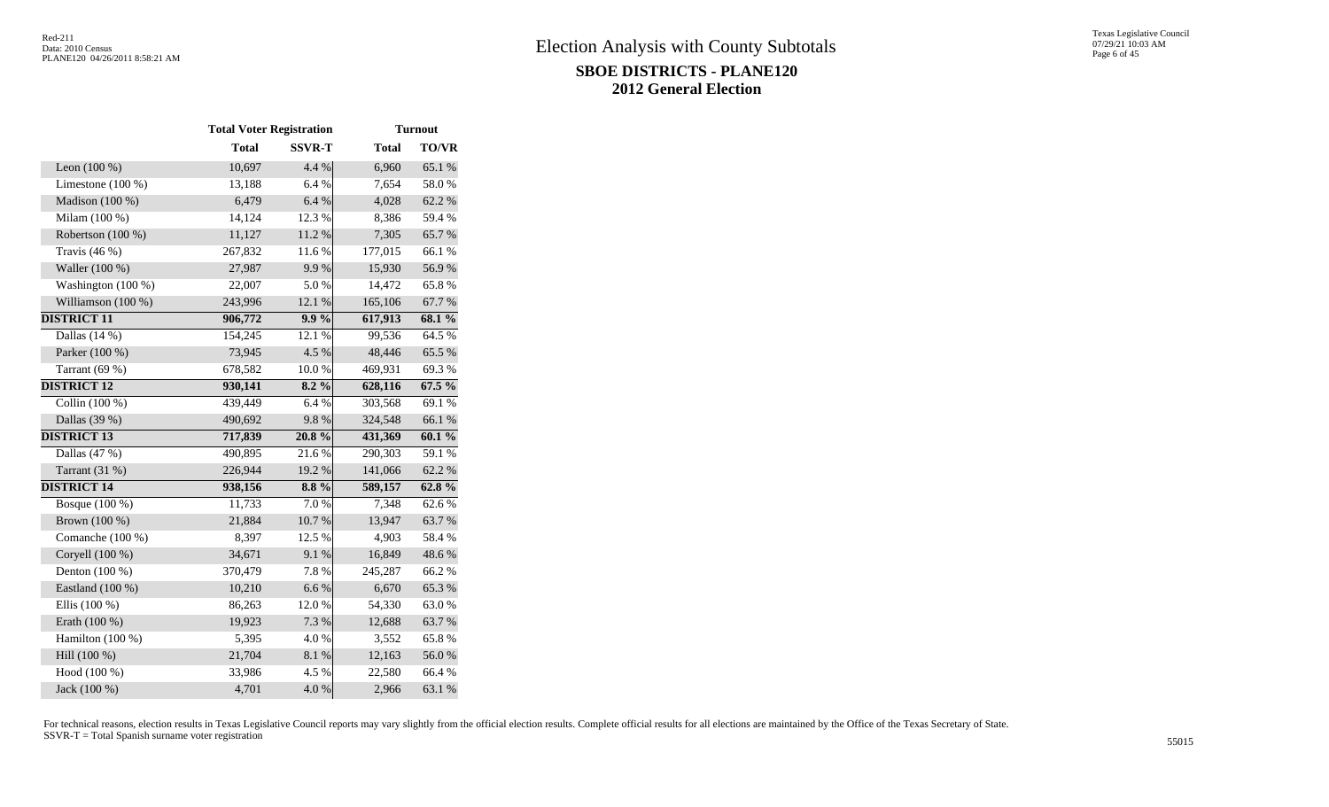# Election Analysis with County Subtotals

## SBOE DISTRICTS - PLANE120

## 2012 General Election

| | Total Voter Registration | | Turnout | |
|---|---|---|---|---|
| | Total | SSVR-T | Total | TO/VR |
| Leon (100 %) | 10,697 | 4.4 % | 6,960 | 65.1 % |
| Limestone (100 %) | 13,188 | 6.4 % | 7,654 | 58.0 % |
| Madison (100 %) | 6,479 | 6.4 % | 4,028 | 62.2 % |
| Milam (100 %) | 14,124 | 12.3 % | 8,386 | 59.4 % |
| Robertson (100 %) | 11,127 | 11.2 % | 7,305 | 65.7 % |
| Travis (46 %) | 267,832 | 11.6 % | 177,015 | 66.1 % |
| Waller (100 %) | 27,987 | 9.9 % | 15,930 | 56.9 % |
| Washington (100 %) | 22,007 | 5.0 % | 14,472 | 65.8 % |
| Williamson (100 %) | 243,996 | 12.1 % | 165,106 | 67.7 % |
| **DISTRICT 11** | **906,772** | **9.9 %** | **617,913** | **68.1 %** |
| Dallas (14 %) | 154,245 | 12.1 % | 99,536 | 64.5 % |
| Parker (100 %) | 73,945 | 4.5 % | 48,446 | 65.5 % |
| Tarrant (69 %) | 678,582 | 10.0 % | 469,931 | 69.3 % |
| **DISTRICT 12** | **930,141** | **8.2 %** | **628,116** | **67.5 %** |
| Collin (100 %) | 439,449 | 6.4 % | 303,568 | 69.1 % |
| Dallas (39 %) | 490,692 | 9.8 % | 324,548 | 66.1 % |
| **DISTRICT 13** | **717,839** | **20.8 %** | **431,369** | **60.1 %** |
| Dallas (47 %) | 490,895 | 21.6 % | 290,303 | 59.1 % |
| Tarrant (31 %) | 226,944 | 19.2 % | 141,066 | 62.2 % |
| **DISTRICT 14** | **938,156** | **8.8 %** | **589,157** | **62.8 %** |
| Bosque (100 %) | 11,733 | 7.0 % | 7,348 | 62.6 % |
| Brown (100 %) | 21,884 | 10.7 % | 13,947 | 63.7 % |
| Comanche (100 %) | 8,397 | 12.5 % | 4,903 | 58.4 % |
| Coryell (100 %) | 34,671 | 9.1 % | 16,849 | 48.6 % |
| Denton (100 %) | 370,479 | 7.8 % | 245,287 | 66.2 % |
| Eastland (100 %) | 10,210 | 6.6 % | 6,670 | 65.3 % |
| Ellis (100 %) | 86,263 | 12.0 % | 54,330 | 63.0 % |
| Erath (100 %) | 19,923 | 7.3 % | 12,688 | 63.7 % |
| Hamilton (100 %) | 5,395 | 4.0 % | 3,552 | 65.8 % |
| Hill (100 %) | 21,704 | 8.1 % | 12,163 | 56.0 % |
| Hood (100 %) | 33,986 | 4.5 % | 22,580 | 66.4 % |
| Jack (100 %) | 4,701 | 4.0 % | 2,966 | 63.1 % |

For technical reasons, election results in Texas Legislative Council reports may vary slightly from the official election results. Complete official results for all elections are maintained by the Office of the Texas Secretary of State.
SSVR-T = Total Spanish surname voter registration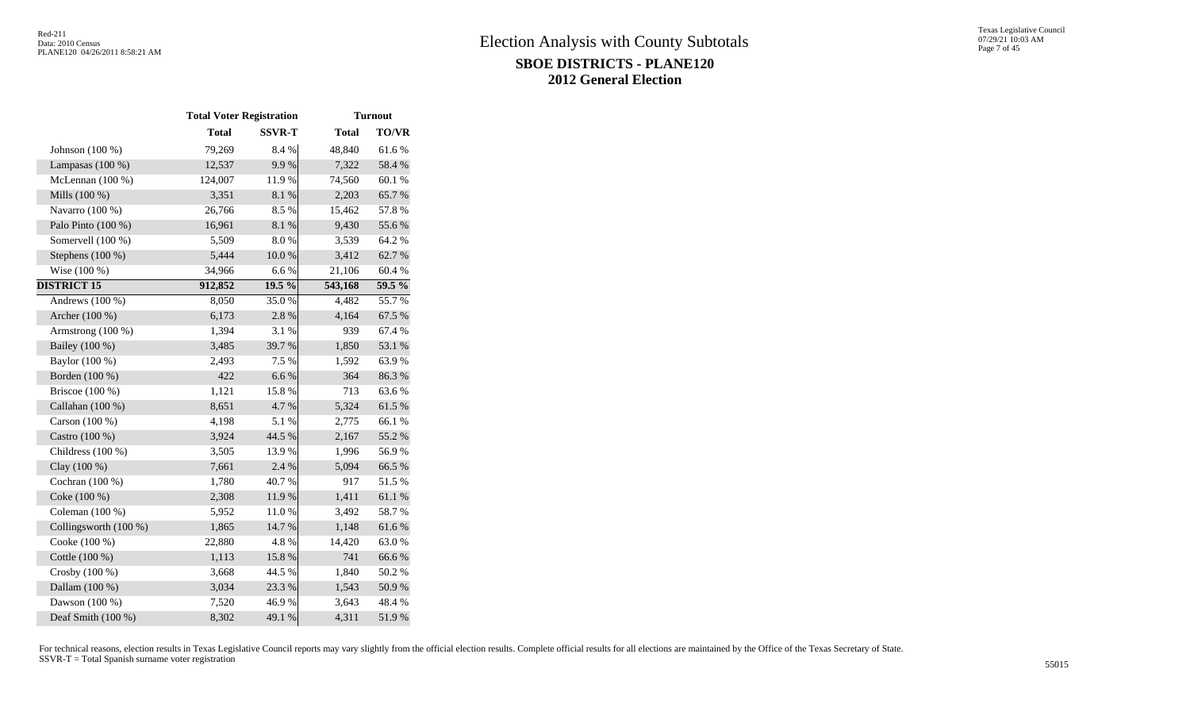# Election Analysis with County Subtotals

## SBOE DISTRICTS - PLANE120
## 2012 General Election

| | Total Voter Registration | | Turnout | |
|---|---|---|---|---|
| | **Total** | **SSVR-T** | **Total** | **TO/VR** |
| Johnson (100 %) | 79,269 | 8.4 % | 48,840 | 61.6 % |
| Lampasas (100 %) | 12,537 | 9.9 % | 7,322 | 58.4 % |
| McLennan (100 %) | 124,007 | 11.9 % | 74,560 | 60.1 % |
| Mills (100 %) | 3,351 | 8.1 % | 2,203 | 65.7 % |
| Navarro (100 %) | 26,766 | 8.5 % | 15,462 | 57.8 % |
| Palo Pinto (100 %) | 16,961 | 8.1 % | 9,430 | 55.6 % |
| Somervell (100 %) | 5,509 | 8.0 % | 3,539 | 64.2 % |
| Stephens (100 %) | 5,444 | 10.0 % | 3,412 | 62.7 % |
| Wise (100 %) | 34,966 | 6.6 % | 21,106 | 60.4 % |
| **DISTRICT 15** | **912,852** | **19.5 %** | **543,168** | **59.5 %** |
| Andrews (100 %) | 8,050 | 35.0 % | 4,482 | 55.7 % |
| Archer (100 %) | 6,173 | 2.8 % | 4,164 | 67.5 % |
| Armstrong (100 %) | 1,394 | 3.1 % | 939 | 67.4 % |
| Bailey (100 %) | 3,485 | 39.7 % | 1,850 | 53.1 % |
| Baylor (100 %) | 2,493 | 7.5 % | 1,592 | 63.9 % |
| Borden (100 %) | 422 | 6.6 % | 364 | 86.3 % |
| Briscoe (100 %) | 1,121 | 15.8 % | 713 | 63.6 % |
| Callahan (100 %) | 8,651 | 4.7 % | 5,324 | 61.5 % |
| Carson (100 %) | 4,198 | 5.1 % | 2,775 | 66.1 % |
| Castro (100 %) | 3,924 | 44.5 % | 2,167 | 55.2 % |
| Childress (100 %) | 3,505 | 13.9 % | 1,996 | 56.9 % |
| Clay (100 %) | 7,661 | 2.4 % | 5,094 | 66.5 % |
| Cochran (100 %) | 1,780 | 40.7 % | 917 | 51.5 % |
| Coke (100 %) | 2,308 | 11.9 % | 1,411 | 61.1 % |
| Coleman (100 %) | 5,952 | 11.0 % | 3,492 | 58.7 % |
| Collingsworth (100 %) | 1,865 | 14.7 % | 1,148 | 61.6 % |
| Cooke (100 %) | 22,880 | 4.8 % | 14,420 | 63.0 % |
| Cottle (100 %) | 1,113 | 15.8 % | 741 | 66.6 % |
| Crosby (100 %) | 3,668 | 44.5 % | 1,840 | 50.2 % |
| Dallam (100 %) | 3,034 | 23.3 % | 1,543 | 50.9 % |
| Dawson (100 %) | 7,520 | 46.9 % | 3,643 | 48.4 % |
| Deaf Smith (100 %) | 8,302 | 49.1 % | 4,311 | 51.9 % |

For technical reasons, election results in Texas Legislative Council reports may vary slightly from the official election results. Complete official results for all elections are maintained by the Office of the Texas Secretary of State.
SSVR-T = Total Spanish surname voter registration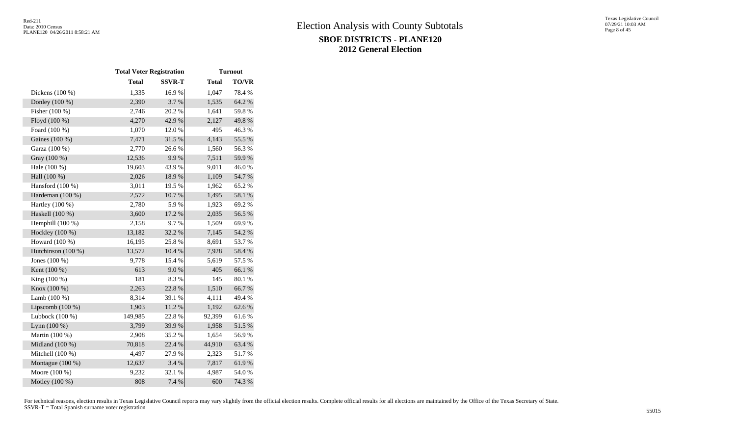# Election Analysis with County Subtotals

## SBOE DISTRICTS - PLANE120

## 2012 General Election

| | Total Voter Registration | | Turnout | |
|---|---|---|---|---|
| | Total | SSVR-T | Total | TO/VR |
| Dickens (100 %) | 1,335 | 16.9 % | 1,047 | 78.4 % |
| Donley (100 %) | 2,390 | 3.7 % | 1,535 | 64.2 % |
| Fisher (100 %) | 2,746 | 20.2 % | 1,641 | 59.8 % |
| Floyd (100 %) | 4,270 | 42.9 % | 2,127 | 49.8 % |
| Foard (100 %) | 1,070 | 12.0 % | 495 | 46.3 % |
| Gaines (100 %) | 7,471 | 31.5 % | 4,143 | 55.5 % |
| Garza (100 %) | 2,770 | 26.6 % | 1,560 | 56.3 % |
| Gray (100 %) | 12,536 | 9.9 % | 7,511 | 59.9 % |
| Hale (100 %) | 19,603 | 43.9 % | 9,011 | 46.0 % |
| Hall (100 %) | 2,026 | 18.9 % | 1,109 | 54.7 % |
| Hansford (100 %) | 3,011 | 19.5 % | 1,962 | 65.2 % |
| Hardeman (100 %) | 2,572 | 10.7 % | 1,495 | 58.1 % |
| Hartley (100 %) | 2,780 | 5.9 % | 1,923 | 69.2 % |
| Haskell (100 %) | 3,600 | 17.2 % | 2,035 | 56.5 % |
| Hemphill (100 %) | 2,158 | 9.7 % | 1,509 | 69.9 % |
| Hockley (100 %) | 13,182 | 32.2 % | 7,145 | 54.2 % |
| Howard (100 %) | 16,195 | 25.8 % | 8,691 | 53.7 % |
| Hutchinson (100 %) | 13,572 | 10.4 % | 7,928 | 58.4 % |
| Jones (100 %) | 9,778 | 15.4 % | 5,619 | 57.5 % |
| Kent (100 %) | 613 | 9.0 % | 405 | 66.1 % |
| King (100 %) | 181 | 8.3 % | 145 | 80.1 % |
| Knox (100 %) | 2,263 | 22.8 % | 1,510 | 66.7 % |
| Lamb (100 %) | 8,314 | 39.1 % | 4,111 | 49.4 % |
| Lipscomb (100 %) | 1,903 | 11.2 % | 1,192 | 62.6 % |
| Lubbock (100 %) | 149,985 | 22.8 % | 92,399 | 61.6 % |
| Lynn (100 %) | 3,799 | 39.9 % | 1,958 | 51.5 % |
| Martin (100 %) | 2,908 | 35.2 % | 1,654 | 56.9 % |
| Midland (100 %) | 70,818 | 22.4 % | 44,910 | 63.4 % |
| Mitchell (100 %) | 4,497 | 27.9 % | 2,323 | 51.7 % |
| Montague (100 %) | 12,637 | 3.4 % | 7,817 | 61.9 % |
| Moore (100 %) | 9,232 | 32.1 % | 4,987 | 54.0 % |
| Motley (100 %) | 808 | 7.4 % | 600 | 74.3 % |

For technical reasons, election results in Texas Legislative Council reports may vary slightly from the official election results. Complete official results for all elections are maintained by the Office of the Texas Secretary of State.
SSVR-T = Total Spanish surname voter registration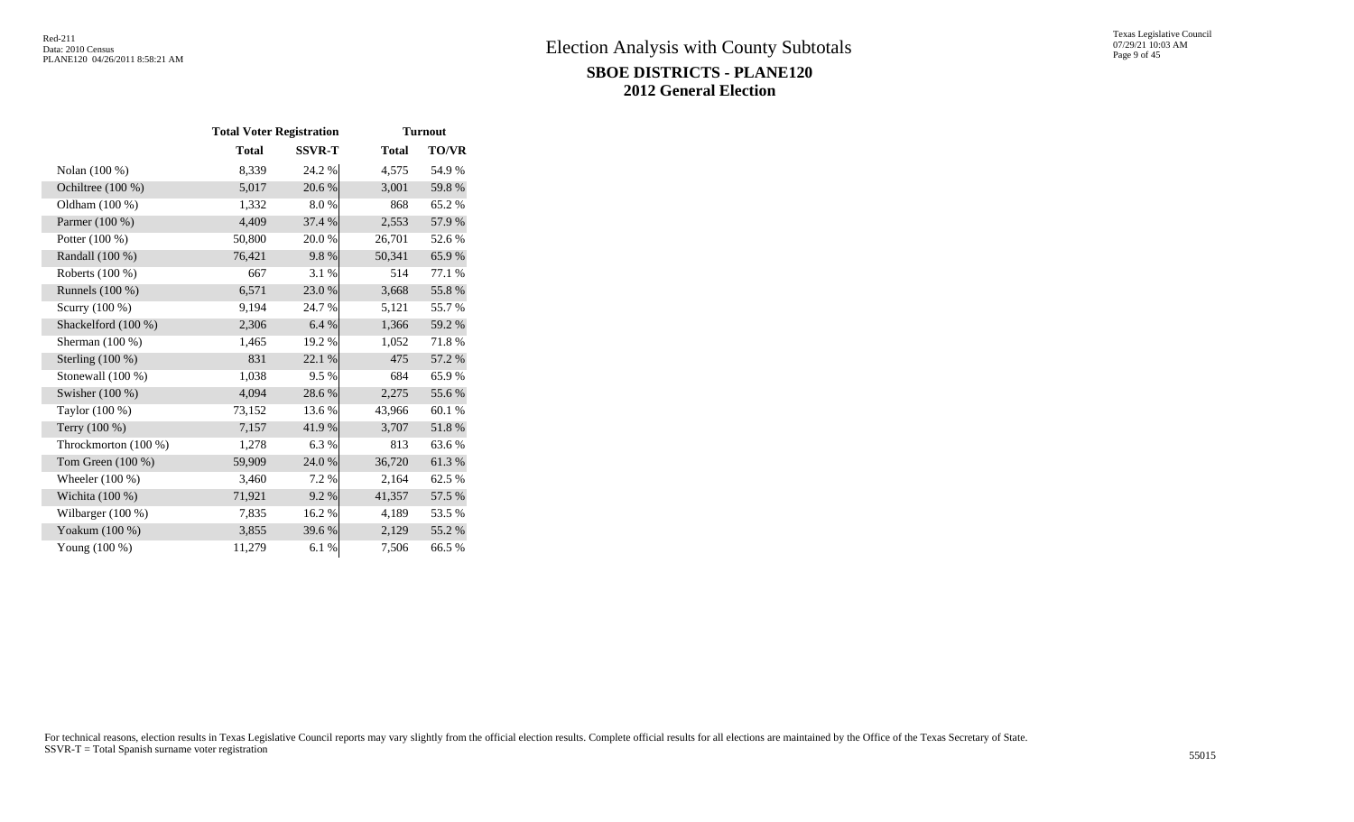# Election Analysis with County Subtotals

## SBOE DISTRICTS - PLANE120

## 2012 General Election

| | Total Voter Registration | | Turnout | |
|---|---|---|---|---|
| | Total | SSVR-T | Total | TO/VR |
| Nolan (100 %) | 8,339 | 24.2 % | 4,575 | 54.9 % |
| Ochiltree (100 %) | 5,017 | 20.6 % | 3,001 | 59.8 % |
| Oldham (100 %) | 1,332 | 8.0 % | 868 | 65.2 % |
| Parmer (100 %) | 4,409 | 37.4 % | 2,553 | 57.9 % |
| Potter (100 %) | 50,800 | 20.0 % | 26,701 | 52.6 % |
| Randall (100 %) | 76,421 | 9.8 % | 50,341 | 65.9 % |
| Roberts (100 %) | 667 | 3.1 % | 514 | 77.1 % |
| Runnels (100 %) | 6,571 | 23.0 % | 3,668 | 55.8 % |
| Scurry (100 %) | 9,194 | 24.7 % | 5,121 | 55.7 % |
| Shackelford (100 %) | 2,306 | 6.4 % | 1,366 | 59.2 % |
| Sherman (100 %) | 1,465 | 19.2 % | 1,052 | 71.8 % |
| Sterling (100 %) | 831 | 22.1 % | 475 | 57.2 % |
| Stonewall (100 %) | 1,038 | 9.5 % | 684 | 65.9 % |
| Swisher (100 %) | 4,094 | 28.6 % | 2,275 | 55.6 % |
| Taylor (100 %) | 73,152 | 13.6 % | 43,966 | 60.1 % |
| Terry (100 %) | 7,157 | 41.9 % | 3,707 | 51.8 % |
| Throckmorton (100 %) | 1,278 | 6.3 % | 813 | 63.6 % |
| Tom Green (100 %) | 59,909 | 24.0 % | 36,720 | 61.3 % |
| Wheeler (100 %) | 3,460 | 7.2 % | 2,164 | 62.5 % |
| Wichita (100 %) | 71,921 | 9.2 % | 41,357 | 57.5 % |
| Wilbarger (100 %) | 7,835 | 16.2 % | 4,189 | 53.5 % |
| Yoakum (100 %) | 3,855 | 39.6 % | 2,129 | 55.2 % |
| Young (100 %) | 11,279 | 6.1 % | 7,506 | 66.5 % |

For technical reasons, election results in Texas Legislative Council reports may vary slightly from the official election results. Complete official results for all elections are maintained by the Office of the Texas Secretary of State.
SSVR-T = Total Spanish surname voter registration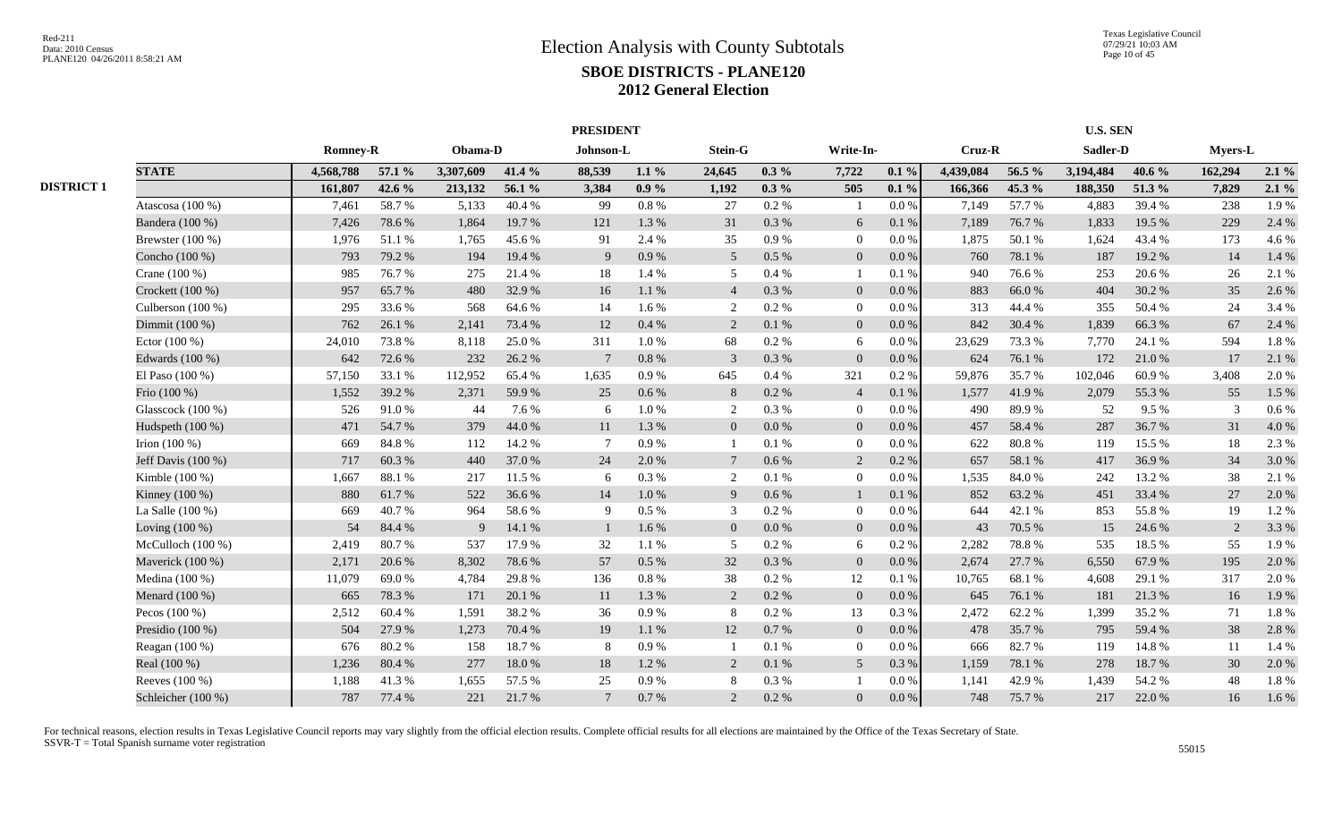# Election Analysis with County Subtotals

## SBOE DISTRICTS - PLANE120

## 2012 General Election

| | | PRESIDENT | | | | | | | | | | U.S. SEN | | | | | |
|---|---|---|---|---|---|---|---|---|---|---|---|---|---|---|---|---|---|
| | | Romney-R | | Obama-D | | Johnson-L | | Stein-G | | Write-In- | | Cruz-R | | Sadler-D | | Myers-L | |
| | **STATE** | **4,568,788** | **57.1 %** | **3,307,609** | **41.4 %** | **88,539** | **1.1 %** | **24,645** | **0.3 %** | **7,722** | **0.1 %** | **4,439,084** | **56.5 %** | **3,194,484** | **40.6 %** | **162,294** | **2.1 %** |
| **DISTRICT 1** | | **161,807** | **42.6 %** | **213,132** | **56.1 %** | **3,384** | **0.9 %** | **1,192** | **0.3 %** | **505** | **0.1 %** | **166,366** | **45.3 %** | **188,350** | **51.3 %** | **7,829** | **2.1 %** |
| | Atascosa (100 %) | 7,461 | 58.7 % | 5,133 | 40.4 % | 99 | 0.8 % | 27 | 0.2 % | 1 | 0.0 % | 7,149 | 57.7 % | 4,883 | 39.4 % | 238 | 1.9 % |
| | Bandera (100 %) | 7,426 | 78.6 % | 1,864 | 19.7 % | 121 | 1.3 % | 31 | 0.3 % | 6 | 0.1 % | 7,189 | 76.7 % | 1,833 | 19.5 % | 229 | 2.4 % |
| | Brewster (100 %) | 1,976 | 51.1 % | 1,765 | 45.6 % | 91 | 2.4 % | 35 | 0.9 % | 0 | 0.0 % | 1,875 | 50.1 % | 1,624 | 43.4 % | 173 | 4.6 % |
| | Concho (100 %) | 793 | 79.2 % | 194 | 19.4 % | 9 | 0.9 % | 5 | 0.5 % | 0 | 0.0 % | 760 | 78.1 % | 187 | 19.2 % | 14 | 1.4 % |
| | Crane (100 %) | 985 | 76.7 % | 275 | 21.4 % | 18 | 1.4 % | 5 | 0.4 % | 1 | 0.1 % | 940 | 76.6 % | 253 | 20.6 % | 26 | 2.1 % |
| | Crockett (100 %) | 957 | 65.7 % | 480 | 32.9 % | 16 | 1.1 % | 4 | 0.3 % | 0 | 0.0 % | 883 | 66.0 % | 404 | 30.2 % | 35 | 2.6 % |
| | Culberson (100 %) | 295 | 33.6 % | 568 | 64.6 % | 14 | 1.6 % | 2 | 0.2 % | 0 | 0.0 % | 313 | 44.4 % | 355 | 50.4 % | 24 | 3.4 % |
| | Dimmit (100 %) | 762 | 26.1 % | 2,141 | 73.4 % | 12 | 0.4 % | 2 | 0.1 % | 0 | 0.0 % | 842 | 30.4 % | 1,839 | 66.3 % | 67 | 2.4 % |
| | Ector (100 %) | 24,010 | 73.8 % | 8,118 | 25.0 % | 311 | 1.0 % | 68 | 0.2 % | 6 | 0.0 % | 23,629 | 73.3 % | 7,770 | 24.1 % | 594 | 1.8 % |
| | Edwards (100 %) | 642 | 72.6 % | 232 | 26.2 % | 7 | 0.8 % | 3 | 0.3 % | 0 | 0.0 % | 624 | 76.1 % | 172 | 21.0 % | 17 | 2.1 % |
| | El Paso (100 %) | 57,150 | 33.1 % | 112,952 | 65.4 % | 1,635 | 0.9 % | 645 | 0.4 % | 321 | 0.2 % | 59,876 | 35.7 % | 102,046 | 60.9 % | 3,408 | 2.0 % |
| | Frio (100 %) | 1,552 | 39.2 % | 2,371 | 59.9 % | 25 | 0.6 % | 8 | 0.2 % | 4 | 0.1 % | 1,577 | 41.9 % | 2,079 | 55.3 % | 55 | 1.5 % |
| | Glasscock (100 %) | 526 | 91.0 % | 44 | 7.6 % | 6 | 1.0 % | 2 | 0.3 % | 0 | 0.0 % | 490 | 89.9 % | 52 | 9.5 % | 3 | 0.6 % |
| | Hudspeth (100 %) | 471 | 54.7 % | 379 | 44.0 % | 11 | 1.3 % | 0 | 0.0 % | 0 | 0.0 % | 457 | 58.4 % | 287 | 36.7 % | 31 | 4.0 % |
| | Irion (100 %) | 669 | 84.8 % | 112 | 14.2 % | 7 | 0.9 % | 1 | 0.1 % | 0 | 0.0 % | 622 | 80.8 % | 119 | 15.5 % | 18 | 2.3 % |
| | Jeff Davis (100 %) | 717 | 60.3 % | 440 | 37.0 % | 24 | 2.0 % | 7 | 0.6 % | 2 | 0.2 % | 657 | 58.1 % | 417 | 36.9 % | 34 | 3.0 % |
| | Kimble (100 %) | 1,667 | 88.1 % | 217 | 11.5 % | 6 | 0.3 % | 2 | 0.1 % | 0 | 0.0 % | 1,535 | 84.0 % | 242 | 13.2 % | 38 | 2.1 % |
| | Kinney (100 %) | 880 | 61.7 % | 522 | 36.6 % | 14 | 1.0 % | 9 | 0.6 % | 1 | 0.1 % | 852 | 63.2 % | 451 | 33.4 % | 27 | 2.0 % |
| | La Salle (100 %) | 669 | 40.7 % | 964 | 58.6 % | 9 | 0.5 % | 3 | 0.2 % | 0 | 0.0 % | 644 | 42.1 % | 853 | 55.8 % | 19 | 1.2 % |
| | Loving (100 %) | 54 | 84.4 % | 9 | 14.1 % | 1 | 1.6 % | 0 | 0.0 % | 0 | 0.0 % | 43 | 70.5 % | 15 | 24.6 % | 2 | 3.3 % |
| | McCulloch (100 %) | 2,419 | 80.7 % | 537 | 17.9 % | 32 | 1.1 % | 5 | 0.2 % | 6 | 0.2 % | 2,282 | 78.8 % | 535 | 18.5 % | 55 | 1.9 % |
| | Maverick (100 %) | 2,171 | 20.6 % | 8,302 | 78.6 % | 57 | 0.5 % | 32 | 0.3 % | 0 | 0.0 % | 2,674 | 27.7 % | 6,550 | 67.9 % | 195 | 2.0 % |
| | Medina (100 %) | 11,079 | 69.0 % | 4,784 | 29.8 % | 136 | 0.8 % | 38 | 0.2 % | 12 | 0.1 % | 10,765 | 68.1 % | 4,608 | 29.1 % | 317 | 2.0 % |
| | Menard (100 %) | 665 | 78.3 % | 171 | 20.1 % | 11 | 1.3 % | 2 | 0.2 % | 0 | 0.0 % | 645 | 76.1 % | 181 | 21.3 % | 16 | 1.9 % |
| | Pecos (100 %) | 2,512 | 60.4 % | 1,591 | 38.2 % | 36 | 0.9 % | 8 | 0.2 % | 13 | 0.3 % | 2,472 | 62.2 % | 1,399 | 35.2 % | 71 | 1.8 % |
| | Presidio (100 %) | 504 | 27.9 % | 1,273 | 70.4 % | 19 | 1.1 % | 12 | 0.7 % | 0 | 0.0 % | 478 | 35.7 % | 795 | 59.4 % | 38 | 2.8 % |
| | Reagan (100 %) | 676 | 80.2 % | 158 | 18.7 % | 8 | 0.9 % | 1 | 0.1 % | 0 | 0.0 % | 666 | 82.7 % | 119 | 14.8 % | 11 | 1.4 % |
| | Real (100 %) | 1,236 | 80.4 % | 277 | 18.0 % | 18 | 1.2 % | 2 | 0.1 % | 5 | 0.3 % | 1,159 | 78.1 % | 278 | 18.7 % | 30 | 2.0 % |
| | Reeves (100 %) | 1,188 | 41.3 % | 1,655 | 57.5 % | 25 | 0.9 % | 8 | 0.3 % | 1 | 0.0 % | 1,141 | 42.9 % | 1,439 | 54.2 % | 48 | 1.8 % |
| | Schleicher (100 %) | 787 | 77.4 % | 221 | 21.7 % | 7 | 0.7 % | 2 | 0.2 % | 0 | 0.0 % | 748 | 75.7 % | 217 | 22.0 % | 16 | 1.6 % |

For technical reasons, election results in Texas Legislative Council reports may vary slightly from the official election results. Complete official results for all elections are maintained by the Office of the Texas Secretary of State.
SSVR-T = Total Spanish surname voter registration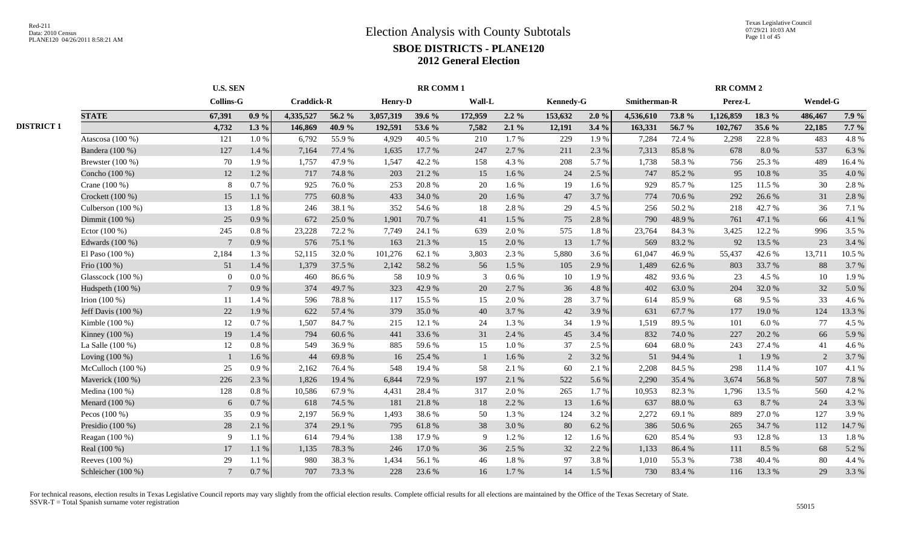# Election Analysis with County Subtotals

## SBOE DISTRICTS - PLANE120

## 2012 General Election

| | | U.S. SEN | | RR COMM 1 | | | | | | | | RR COMM 2 | | | | | |
|---|---|---|---|---|---|---|---|---|---|---|---|---|---|---|---|---|---|
| | | Collins-G | | Craddick-R | | Henry-D | | Wall-L | | Kennedy-G | | Smitherman-R | | Perez-L | | Wendel-G | |
| | **STATE** | **67,391** | **0.9 %** | **4,335,527** | **56.2 %** | **3,057,319** | **39.6 %** | **172,959** | **2.2 %** | **153,632** | **2.0 %** | **4,536,610** | **73.8 %** | **1,126,859** | **18.3 %** | **486,467** | **7.9 %** |
| **DISTRICT 1** | | **4,732** | **1.3 %** | **146,869** | **40.9 %** | **192,591** | **53.6 %** | **7,582** | **2.1 %** | **12,191** | **3.4 %** | **163,331** | **56.7 %** | **102,767** | **35.6 %** | **22,185** | **7.7 %** |
| | Atascosa (100 %) | 121 | 1.0 % | 6,792 | 55.9 % | 4,929 | 40.5 % | 210 | 1.7 % | 229 | 1.9 % | 7,284 | 72.4 % | 2,298 | 22.8 % | 483 | 4.8 % |
| | Bandera (100 %) | 127 | 1.4 % | 7,164 | 77.4 % | 1,635 | 17.7 % | 247 | 2.7 % | 211 | 2.3 % | 7,313 | 85.8 % | 678 | 8.0 % | 537 | 6.3 % |
| | Brewster (100 %) | 70 | 1.9 % | 1,757 | 47.9 % | 1,547 | 42.2 % | 158 | 4.3 % | 208 | 5.7 % | 1,738 | 58.3 % | 756 | 25.3 % | 489 | 16.4 % |
| | Concho (100 %) | 12 | 1.2 % | 717 | 74.8 % | 203 | 21.2 % | 15 | 1.6 % | 24 | 2.5 % | 747 | 85.2 % | 95 | 10.8 % | 35 | 4.0 % |
| | Crane (100 %) | 8 | 0.7 % | 925 | 76.0 % | 253 | 20.8 % | 20 | 1.6 % | 19 | 1.6 % | 929 | 85.7 % | 125 | 11.5 % | 30 | 2.8 % |
| | Crockett (100 %) | 15 | 1.1 % | 775 | 60.8 % | 433 | 34.0 % | 20 | 1.6 % | 47 | 3.7 % | 774 | 70.6 % | 292 | 26.6 % | 31 | 2.8 % |
| | Culberson (100 %) | 13 | 1.8 % | 246 | 38.1 % | 352 | 54.6 % | 18 | 2.8 % | 29 | 4.5 % | 256 | 50.2 % | 218 | 42.7 % | 36 | 7.1 % |
| | Dimmit (100 %) | 25 | 0.9 % | 672 | 25.0 % | 1,901 | 70.7 % | 41 | 1.5 % | 75 | 2.8 % | 790 | 48.9 % | 761 | 47.1 % | 66 | 4.1 % |
| | Ector (100 %) | 245 | 0.8 % | 23,228 | 72.2 % | 7,749 | 24.1 % | 639 | 2.0 % | 575 | 1.8 % | 23,764 | 84.3 % | 3,425 | 12.2 % | 996 | 3.5 % |
| | Edwards (100 %) | 7 | 0.9 % | 576 | 75.1 % | 163 | 21.3 % | 15 | 2.0 % | 13 | 1.7 % | 569 | 83.2 % | 92 | 13.5 % | 23 | 3.4 % |
| | El Paso (100 %) | 2,184 | 1.3 % | 52,115 | 32.0 % | 101,276 | 62.1 % | 3,803 | 2.3 % | 5,880 | 3.6 % | 61,047 | 46.9 % | 55,437 | 42.6 % | 13,711 | 10.5 % |
| | Frio (100 %) | 51 | 1.4 % | 1,379 | 37.5 % | 2,142 | 58.2 % | 56 | 1.5 % | 105 | 2.9 % | 1,489 | 62.6 % | 803 | 33.7 % | 88 | 3.7 % |
| | Glasscock (100 %) | 0 | 0.0 % | 460 | 86.6 % | 58 | 10.9 % | 3 | 0.6 % | 10 | 1.9 % | 482 | 93.6 % | 23 | 4.5 % | 10 | 1.9 % |
| | Hudspeth (100 %) | 7 | 0.9 % | 374 | 49.7 % | 323 | 42.9 % | 20 | 2.7 % | 36 | 4.8 % | 402 | 63.0 % | 204 | 32.0 % | 32 | 5.0 % |
| | Irion (100 %) | 11 | 1.4 % | 596 | 78.8 % | 117 | 15.5 % | 15 | 2.0 % | 28 | 3.7 % | 614 | 85.9 % | 68 | 9.5 % | 33 | 4.6 % |
| | Jeff Davis (100 %) | 22 | 1.9 % | 622 | 57.4 % | 379 | 35.0 % | 40 | 3.7 % | 42 | 3.9 % | 631 | 67.7 % | 177 | 19.0 % | 124 | 13.3 % |
| | Kimble (100 %) | 12 | 0.7 % | 1,507 | 84.7 % | 215 | 12.1 % | 24 | 1.3 % | 34 | 1.9 % | 1,519 | 89.5 % | 101 | 6.0 % | 77 | 4.5 % |
| | Kinney (100 %) | 19 | 1.4 % | 794 | 60.6 % | 441 | 33.6 % | 31 | 2.4 % | 45 | 3.4 % | 832 | 74.0 % | 227 | 20.2 % | 66 | 5.9 % |
| | La Salle (100 %) | 12 | 0.8 % | 549 | 36.9 % | 885 | 59.6 % | 15 | 1.0 % | 37 | 2.5 % | 604 | 68.0 % | 243 | 27.4 % | 41 | 4.6 % |
| | Loving (100 %) | 1 | 1.6 % | 44 | 69.8 % | 16 | 25.4 % | 1 | 1.6 % | 2 | 3.2 % | 51 | 94.4 % | 1 | 1.9 % | 2 | 3.7 % |
| | McCulloch (100 %) | 25 | 0.9 % | 2,162 | 76.4 % | 548 | 19.4 % | 58 | 2.1 % | 60 | 2.1 % | 2,208 | 84.5 % | 298 | 11.4 % | 107 | 4.1 % |
| | Maverick (100 %) | 226 | 2.3 % | 1,826 | 19.4 % | 6,844 | 72.9 % | 197 | 2.1 % | 522 | 5.6 % | 2,290 | 35.4 % | 3,674 | 56.8 % | 507 | 7.8 % |
| | Medina (100 %) | 128 | 0.8 % | 10,586 | 67.9 % | 4,431 | 28.4 % | 317 | 2.0 % | 265 | 1.7 % | 10,953 | 82.3 % | 1,796 | 13.5 % | 560 | 4.2 % |
| | Menard (100 %) | 6 | 0.7 % | 618 | 74.5 % | 181 | 21.8 % | 18 | 2.2 % | 13 | 1.6 % | 637 | 88.0 % | 63 | 8.7 % | 24 | 3.3 % |
| | Pecos (100 %) | 35 | 0.9 % | 2,197 | 56.9 % | 1,493 | 38.6 % | 50 | 1.3 % | 124 | 3.2 % | 2,272 | 69.1 % | 889 | 27.0 % | 127 | 3.9 % |
| | Presidio (100 %) | 28 | 2.1 % | 374 | 29.1 % | 795 | 61.8 % | 38 | 3.0 % | 80 | 6.2 % | 386 | 50.6 % | 265 | 34.7 % | 112 | 14.7 % |
| | Reagan (100 %) | 9 | 1.1 % | 614 | 79.4 % | 138 | 17.9 % | 9 | 1.2 % | 12 | 1.6 % | 620 | 85.4 % | 93 | 12.8 % | 13 | 1.8 % |
| | Real (100 %) | 17 | 1.1 % | 1,135 | 78.3 % | 246 | 17.0 % | 36 | 2.5 % | 32 | 2.2 % | 1,133 | 86.4 % | 111 | 8.5 % | 68 | 5.2 % |
| | Reeves (100 %) | 29 | 1.1 % | 980 | 38.3 % | 1,434 | 56.1 % | 46 | 1.8 % | 97 | 3.8 % | 1,010 | 55.3 % | 738 | 40.4 % | 80 | 4.4 % |
| | Schleicher (100 %) | 7 | 0.7 % | 707 | 73.3 % | 228 | 23.6 % | 16 | 1.7 % | 14 | 1.5 % | 730 | 83.4 % | 116 | 13.3 % | 29 | 3.3 % |

For technical reasons, election results in Texas Legislative Council reports may vary slightly from the official election results. Complete official results for all elections are maintained by the Office of the Texas Secretary of State.
SSVR-T = Total Spanish surname voter registration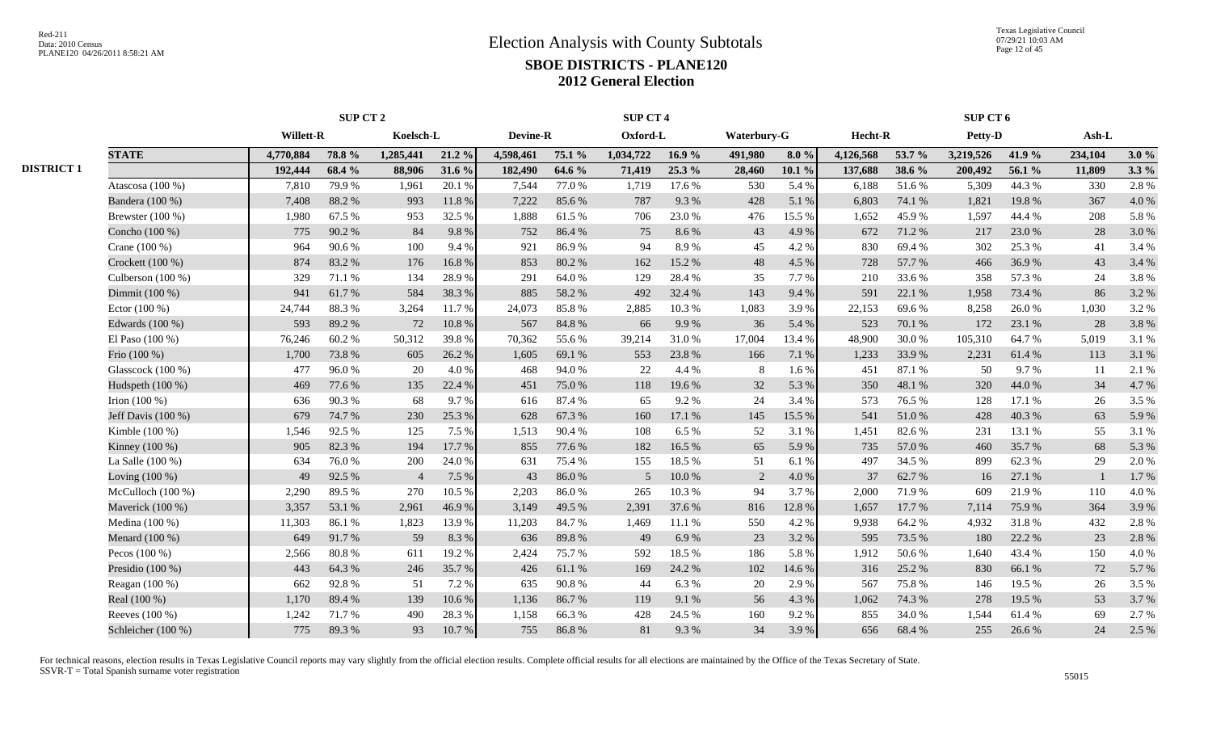# Election Analysis with County Subtotals

## SBOE DISTRICTS - PLANE120

## 2012 General Election

| | | SUP CT 2 | | | | SUP CT 4 | | | | | | SUP CT 6 | | | | | |
|---|---|---|---|---|---|---|---|---|---|---|---|---|---|---|---|---|---|
| | | Willett-R | | Koelsch-L | | Devine-R | | Oxford-L | | Waterbury-G | | Hecht-R | | Petty-D | | Ash-L | |
| | **STATE** | **4,770,884** | **78.8 %** | **1,285,441** | **21.2 %** | **4,598,461** | **75.1 %** | **1,034,722** | **16.9 %** | **491,980** | **8.0 %** | **4,126,568** | **53.7 %** | **3,219,526** | **41.9 %** | **234,104** | **3.0 %** |
| **DISTRICT 1** | | **192,444** | **68.4 %** | **88,906** | **31.6 %** | **182,490** | **64.6 %** | **71,419** | **25.3 %** | **28,460** | **10.1 %** | **137,688** | **38.6 %** | **200,492** | **56.1 %** | **11,809** | **3.3 %** |
| | Atascosa (100 %) | 7,810 | 79.9 % | 1,961 | 20.1 % | 7,544 | 77.0 % | 1,719 | 17.6 % | 530 | 5.4 % | 6,188 | 51.6 % | 5,309 | 44.3 % | 330 | 2.8 % |
| | Bandera (100 %) | 7,408 | 88.2 % | 993 | 11.8 % | 7,222 | 85.6 % | 787 | 9.3 % | 428 | 5.1 % | 6,803 | 74.1 % | 1,821 | 19.8 % | 367 | 4.0 % |
| | Brewster (100 %) | 1,980 | 67.5 % | 953 | 32.5 % | 1,888 | 61.5 % | 706 | 23.0 % | 476 | 15.5 % | 1,652 | 45.9 % | 1,597 | 44.4 % | 208 | 5.8 % |
| | Concho (100 %) | 775 | 90.2 % | 84 | 9.8 % | 752 | 86.4 % | 75 | 8.6 % | 43 | 4.9 % | 672 | 71.2 % | 217 | 23.0 % | 28 | 3.0 % |
| | Crane (100 %) | 964 | 90.6 % | 100 | 9.4 % | 921 | 86.9 % | 94 | 8.9 % | 45 | 4.2 % | 830 | 69.4 % | 302 | 25.3 % | 41 | 3.4 % |
| | Crockett (100 %) | 874 | 83.2 % | 176 | 16.8 % | 853 | 80.2 % | 162 | 15.2 % | 48 | 4.5 % | 728 | 57.7 % | 466 | 36.9 % | 43 | 3.4 % |
| | Culberson (100 %) | 329 | 71.1 % | 134 | 28.9 % | 291 | 64.0 % | 129 | 28.4 % | 35 | 7.7 % | 210 | 33.6 % | 358 | 57.3 % | 24 | 3.8 % |
| | Dimmit (100 %) | 941 | 61.7 % | 584 | 38.3 % | 885 | 58.2 % | 492 | 32.4 % | 143 | 9.4 % | 591 | 22.1 % | 1,958 | 73.4 % | 86 | 3.2 % |
| | Ector (100 %) | 24,744 | 88.3 % | 3,264 | 11.7 % | 24,073 | 85.8 % | 2,885 | 10.3 % | 1,083 | 3.9 % | 22,153 | 69.6 % | 8,258 | 26.0 % | 1,030 | 3.2 % |
| | Edwards (100 %) | 593 | 89.2 % | 72 | 10.8 % | 567 | 84.8 % | 66 | 9.9 % | 36 | 5.4 % | 523 | 70.1 % | 172 | 23.1 % | 28 | 3.8 % |
| | El Paso (100 %) | 76,246 | 60.2 % | 50,312 | 39.8 % | 70,362 | 55.6 % | 39,214 | 31.0 % | 17,004 | 13.4 % | 48,900 | 30.0 % | 105,310 | 64.7 % | 5,019 | 3.1 % |
| | Frio (100 %) | 1,700 | 73.8 % | 605 | 26.2 % | 1,605 | 69.1 % | 553 | 23.8 % | 166 | 7.1 % | 1,233 | 33.9 % | 2,231 | 61.4 % | 113 | 3.1 % |
| | Glasscock (100 %) | 477 | 96.0 % | 20 | 4.0 % | 468 | 94.0 % | 22 | 4.4 % | 8 | 1.6 % | 451 | 87.1 % | 50 | 9.7 % | 11 | 2.1 % |
| | Hudspeth (100 %) | 469 | 77.6 % | 135 | 22.4 % | 451 | 75.0 % | 118 | 19.6 % | 32 | 5.3 % | 350 | 48.1 % | 320 | 44.0 % | 34 | 4.7 % |
| | Irion (100 %) | 636 | 90.3 % | 68 | 9.7 % | 616 | 87.4 % | 65 | 9.2 % | 24 | 3.4 % | 573 | 76.5 % | 128 | 17.1 % | 26 | 3.5 % |
| | Jeff Davis (100 %) | 679 | 74.7 % | 230 | 25.3 % | 628 | 67.3 % | 160 | 17.1 % | 145 | 15.5 % | 541 | 51.0 % | 428 | 40.3 % | 63 | 5.9 % |
| | Kimble (100 %) | 1,546 | 92.5 % | 125 | 7.5 % | 1,513 | 90.4 % | 108 | 6.5 % | 52 | 3.1 % | 1,451 | 82.6 % | 231 | 13.1 % | 55 | 3.1 % |
| | Kinney (100 %) | 905 | 82.3 % | 194 | 17.7 % | 855 | 77.6 % | 182 | 16.5 % | 65 | 5.9 % | 735 | 57.0 % | 460 | 35.7 % | 68 | 5.3 % |
| | La Salle (100 %) | 634 | 76.0 % | 200 | 24.0 % | 631 | 75.4 % | 155 | 18.5 % | 51 | 6.1 % | 497 | 34.5 % | 899 | 62.3 % | 29 | 2.0 % |
| | Loving (100 %) | 49 | 92.5 % | 4 | 7.5 % | 43 | 86.0 % | 5 | 10.0 % | 2 | 4.0 % | 37 | 62.7 % | 16 | 27.1 % | 1 | 1.7 % |
| | McCulloch (100 %) | 2,290 | 89.5 % | 270 | 10.5 % | 2,203 | 86.0 % | 265 | 10.3 % | 94 | 3.7 % | 2,000 | 71.9 % | 609 | 21.9 % | 110 | 4.0 % |
| | Maverick (100 %) | 3,357 | 53.1 % | 2,961 | 46.9 % | 3,149 | 49.5 % | 2,391 | 37.6 % | 816 | 12.8 % | 1,657 | 17.7 % | 7,114 | 75.9 % | 364 | 3.9 % |
| | Medina (100 %) | 11,303 | 86.1 % | 1,823 | 13.9 % | 11,203 | 84.7 % | 1,469 | 11.1 % | 550 | 4.2 % | 9,938 | 64.2 % | 4,932 | 31.8 % | 432 | 2.8 % |
| | Menard (100 %) | 649 | 91.7 % | 59 | 8.3 % | 636 | 89.8 % | 49 | 6.9 % | 23 | 3.2 % | 595 | 73.5 % | 180 | 22.2 % | 23 | 2.8 % |
| | Pecos (100 %) | 2,566 | 80.8 % | 611 | 19.2 % | 2,424 | 75.7 % | 592 | 18.5 % | 186 | 5.8 % | 1,912 | 50.6 % | 1,640 | 43.4 % | 150 | 4.0 % |
| | Presidio (100 %) | 443 | 64.3 % | 246 | 35.7 % | 426 | 61.1 % | 169 | 24.2 % | 102 | 14.6 % | 316 | 25.2 % | 830 | 66.1 % | 72 | 5.7 % |
| | Reagan (100 %) | 662 | 92.8 % | 51 | 7.2 % | 635 | 90.8 % | 44 | 6.3 % | 20 | 2.9 % | 567 | 75.8 % | 146 | 19.5 % | 26 | 3.5 % |
| | Real (100 %) | 1,170 | 89.4 % | 139 | 10.6 % | 1,136 | 86.7 % | 119 | 9.1 % | 56 | 4.3 % | 1,062 | 74.3 % | 278 | 19.5 % | 53 | 3.7 % |
| | Reeves (100 %) | 1,242 | 71.7 % | 490 | 28.3 % | 1,158 | 66.3 % | 428 | 24.5 % | 160 | 9.2 % | 855 | 34.0 % | 1,544 | 61.4 % | 69 | 2.7 % |
| | Schleicher (100 %) | 775 | 89.3 % | 93 | 10.7 % | 755 | 86.8 % | 81 | 9.3 % | 34 | 3.9 % | 656 | 68.4 % | 255 | 26.6 % | 24 | 2.5 % |

For technical reasons, election results in Texas Legislative Council reports may vary slightly from the official election results. Complete official results for all elections are maintained by the Office of the Texas Secretary of State.
SSVR-T = Total Spanish surname voter registration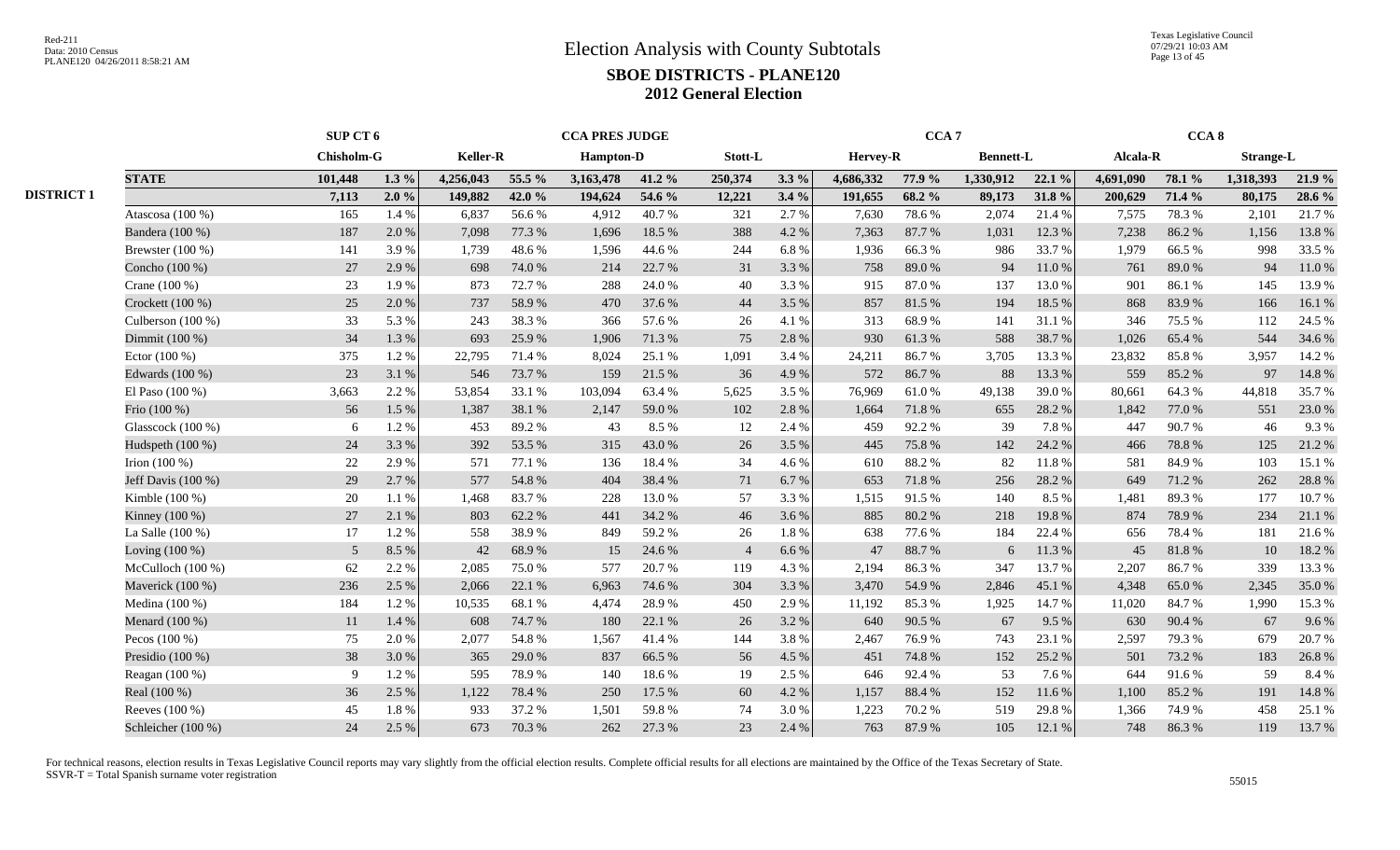# Election Analysis with County Subtotals

## SBOE DISTRICTS - PLANE120

## 2012 General Election

| | | SUP CT 6 | | CCA PRES JUDGE | | | | | | CCA 7 | | | | CCA 8 | | | |
|---|---|---|---|---|---|---|---|---|---|---|---|---|---|---|---|---|---|
| | | Chisholm-G | | Keller-R | | Hampton-D | | Stott-L | | Hervey-R | | Bennett-L | | Alcala-R | | Strange-L | |
| | **STATE** | **101,448** | **1.3 %** | **4,256,043** | **55.5 %** | **3,163,478** | **41.2 %** | **250,374** | **3.3 %** | **4,686,332** | **77.9 %** | **1,330,912** | **22.1 %** | **4,691,090** | **78.1 %** | **1,318,393** | **21.9 %** |
| **DISTRICT 1** | | **7,113** | **2.0 %** | **149,882** | **42.0 %** | **194,624** | **54.6 %** | **12,221** | **3.4 %** | **191,655** | **68.2 %** | **89,173** | **31.8 %** | **200,629** | **71.4 %** | **80,175** | **28.6 %** |
| | Atascosa (100 %) | 165 | 1.4 % | 6,837 | 56.6 % | 4,912 | 40.7 % | 321 | 2.7 % | 7,630 | 78.6 % | 2,074 | 21.4 % | 7,575 | 78.3 % | 2,101 | 21.7 % |
| | Bandera (100 %) | 187 | 2.0 % | 7,098 | 77.3 % | 1,696 | 18.5 % | 388 | 4.2 % | 7,363 | 87.7 % | 1,031 | 12.3 % | 7,238 | 86.2 % | 1,156 | 13.8 % |
| | Brewster (100 %) | 141 | 3.9 % | 1,739 | 48.6 % | 1,596 | 44.6 % | 244 | 6.8 % | 1,936 | 66.3 % | 986 | 33.7 % | 1,979 | 66.5 % | 998 | 33.5 % |
| | Concho (100 %) | 27 | 2.9 % | 698 | 74.0 % | 214 | 22.7 % | 31 | 3.3 % | 758 | 89.0 % | 94 | 11.0 % | 761 | 89.0 % | 94 | 11.0 % |
| | Crane (100 %) | 23 | 1.9 % | 873 | 72.7 % | 288 | 24.0 % | 40 | 3.3 % | 915 | 87.0 % | 137 | 13.0 % | 901 | 86.1 % | 145 | 13.9 % |
| | Crockett (100 %) | 25 | 2.0 % | 737 | 58.9 % | 470 | 37.6 % | 44 | 3.5 % | 857 | 81.5 % | 194 | 18.5 % | 868 | 83.9 % | 166 | 16.1 % |
| | Culberson (100 %) | 33 | 5.3 % | 243 | 38.3 % | 366 | 57.6 % | 26 | 4.1 % | 313 | 68.9 % | 141 | 31.1 % | 346 | 75.5 % | 112 | 24.5 % |
| | Dimmit (100 %) | 34 | 1.3 % | 693 | 25.9 % | 1,906 | 71.3 % | 75 | 2.8 % | 930 | 61.3 % | 588 | 38.7 % | 1,026 | 65.4 % | 544 | 34.6 % |
| | Ector (100 %) | 375 | 1.2 % | 22,795 | 71.4 % | 8,024 | 25.1 % | 1,091 | 3.4 % | 24,211 | 86.7 % | 3,705 | 13.3 % | 23,832 | 85.8 % | 3,957 | 14.2 % |
| | Edwards (100 %) | 23 | 3.1 % | 546 | 73.7 % | 159 | 21.5 % | 36 | 4.9 % | 572 | 86.7 % | 88 | 13.3 % | 559 | 85.2 % | 97 | 14.8 % |
| | El Paso (100 %) | 3,663 | 2.2 % | 53,854 | 33.1 % | 103,094 | 63.4 % | 5,625 | 3.5 % | 76,969 | 61.0 % | 49,138 | 39.0 % | 80,661 | 64.3 % | 44,818 | 35.7 % |
| | Frio (100 %) | 56 | 1.5 % | 1,387 | 38.1 % | 2,147 | 59.0 % | 102 | 2.8 % | 1,664 | 71.8 % | 655 | 28.2 % | 1,842 | 77.0 % | 551 | 23.0 % |
| | Glasscock (100 %) | 6 | 1.2 % | 453 | 89.2 % | 43 | 8.5 % | 12 | 2.4 % | 459 | 92.2 % | 39 | 7.8 % | 447 | 90.7 % | 46 | 9.3 % |
| | Hudspeth (100 %) | 24 | 3.3 % | 392 | 53.5 % | 315 | 43.0 % | 26 | 3.5 % | 445 | 75.8 % | 142 | 24.2 % | 466 | 78.8 % | 125 | 21.2 % |
| | Irion (100 %) | 22 | 2.9 % | 571 | 77.1 % | 136 | 18.4 % | 34 | 4.6 % | 610 | 88.2 % | 82 | 11.8 % | 581 | 84.9 % | 103 | 15.1 % |
| | Jeff Davis (100 %) | 29 | 2.7 % | 577 | 54.8 % | 404 | 38.4 % | 71 | 6.7 % | 653 | 71.8 % | 256 | 28.2 % | 649 | 71.2 % | 262 | 28.8 % |
| | Kimble (100 %) | 20 | 1.1 % | 1,468 | 83.7 % | 228 | 13.0 % | 57 | 3.3 % | 1,515 | 91.5 % | 140 | 8.5 % | 1,481 | 89.3 % | 177 | 10.7 % |
| | Kinney (100 %) | 27 | 2.1 % | 803 | 62.2 % | 441 | 34.2 % | 46 | 3.6 % | 885 | 80.2 % | 218 | 19.8 % | 874 | 78.9 % | 234 | 21.1 % |
| | La Salle (100 %) | 17 | 1.2 % | 558 | 38.9 % | 849 | 59.2 % | 26 | 1.8 % | 638 | 77.6 % | 184 | 22.4 % | 656 | 78.4 % | 181 | 21.6 % |
| | Loving (100 %) | 5 | 8.5 % | 42 | 68.9 % | 15 | 24.6 % | 4 | 6.6 % | 47 | 88.7 % | 6 | 11.3 % | 45 | 81.8 % | 10 | 18.2 % |
| | McCulloch (100 %) | 62 | 2.2 % | 2,085 | 75.0 % | 577 | 20.7 % | 119 | 4.3 % | 2,194 | 86.3 % | 347 | 13.7 % | 2,207 | 86.7 % | 339 | 13.3 % |
| | Maverick (100 %) | 236 | 2.5 % | 2,066 | 22.1 % | 6,963 | 74.6 % | 304 | 3.3 % | 3,470 | 54.9 % | 2,846 | 45.1 % | 4,348 | 65.0 % | 2,345 | 35.0 % |
| | Medina (100 %) | 184 | 1.2 % | 10,535 | 68.1 % | 4,474 | 28.9 % | 450 | 2.9 % | 11,192 | 85.3 % | 1,925 | 14.7 % | 11,020 | 84.7 % | 1,990 | 15.3 % |
| | Menard (100 %) | 11 | 1.4 % | 608 | 74.7 % | 180 | 22.1 % | 26 | 3.2 % | 640 | 90.5 % | 67 | 9.5 % | 630 | 90.4 % | 67 | 9.6 % |
| | Pecos (100 %) | 75 | 2.0 % | 2,077 | 54.8 % | 1,567 | 41.4 % | 144 | 3.8 % | 2,467 | 76.9 % | 743 | 23.1 % | 2,597 | 79.3 % | 679 | 20.7 % |
| | Presidio (100 %) | 38 | 3.0 % | 365 | 29.0 % | 837 | 66.5 % | 56 | 4.5 % | 451 | 74.8 % | 152 | 25.2 % | 501 | 73.2 % | 183 | 26.8 % |
| | Reagan (100 %) | 9 | 1.2 % | 595 | 78.9 % | 140 | 18.6 % | 19 | 2.5 % | 646 | 92.4 % | 53 | 7.6 % | 644 | 91.6 % | 59 | 8.4 % |
| | Real (100 %) | 36 | 2.5 % | 1,122 | 78.4 % | 250 | 17.5 % | 60 | 4.2 % | 1,157 | 88.4 % | 152 | 11.6 % | 1,100 | 85.2 % | 191 | 14.8 % |
| | Reeves (100 %) | 45 | 1.8 % | 933 | 37.2 % | 1,501 | 59.8 % | 74 | 3.0 % | 1,223 | 70.2 % | 519 | 29.8 % | 1,366 | 74.9 % | 458 | 25.1 % |
| | Schleicher (100 %) | 24 | 2.5 % | 673 | 70.3 % | 262 | 27.3 % | 23 | 2.4 % | 763 | 87.9 % | 105 | 12.1 % | 748 | 86.3 % | 119 | 13.7 % |

For technical reasons, election results in Texas Legislative Council reports may vary slightly from the official election results. Complete official results for all elections are maintained by the Office of the Texas Secretary of State.
SSVR-T = Total Spanish surname voter registration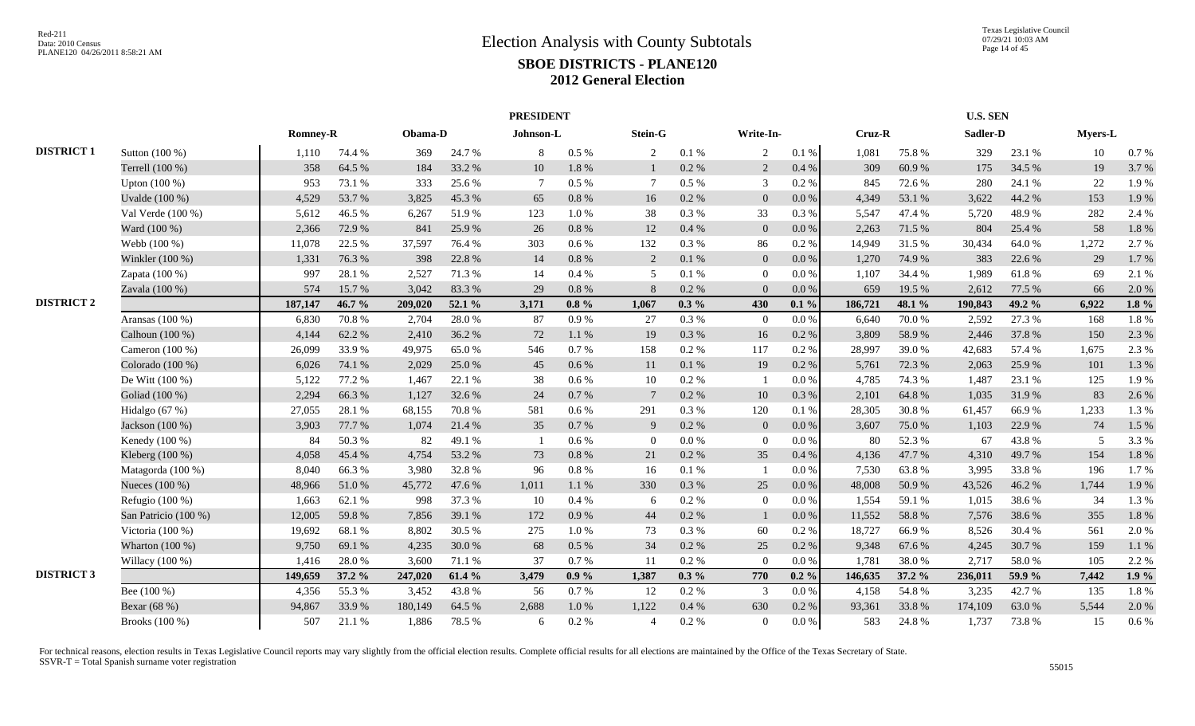# Election Analysis with County Subtotals

## SBOE DISTRICTS - PLANE120

## 2012 General Election

| | | PRESIDENT | | | | | | | | | | U.S. SEN | | | | | |
|---|---|---|---|---|---|---|---|---|---|---|---|---|---|---|---|---|---|
| | | Romney-R | | Obama-D | | Johnson-L | | Stein-G | | Write-In- | | Cruz-R | | Sadler-D | | Myers-L | |
| DISTRICT 1 | Sutton (100 %) | 1,110 | 74.4 % | 369 | 24.7 % | 8 | 0.5 % | 2 | 0.1 % | 2 | 0.1 % | 1,081 | 75.8 % | 329 | 23.1 % | 10 | 0.7 % |
| | Terrell (100 %) | 358 | 64.5 % | 184 | 33.2 % | 10 | 1.8 % | 1 | 0.2 % | 2 | 0.4 % | 309 | 60.9 % | 175 | 34.5 % | 19 | 3.7 % |
| | Upton (100 %) | 953 | 73.1 % | 333 | 25.6 % | 7 | 0.5 % | 7 | 0.5 % | 3 | 0.2 % | 845 | 72.6 % | 280 | 24.1 % | 22 | 1.9 % |
| | Uvalde (100 %) | 4,529 | 53.7 % | 3,825 | 45.3 % | 65 | 0.8 % | 16 | 0.2 % | 0 | 0.0 % | 4,349 | 53.1 % | 3,622 | 44.2 % | 153 | 1.9 % |
| | Val Verde (100 %) | 5,612 | 46.5 % | 6,267 | 51.9 % | 123 | 1.0 % | 38 | 0.3 % | 33 | 0.3 % | 5,547 | 47.4 % | 5,720 | 48.9 % | 282 | 2.4 % |
| | Ward (100 %) | 2,366 | 72.9 % | 841 | 25.9 % | 26 | 0.8 % | 12 | 0.4 % | 0 | 0.0 % | 2,263 | 71.5 % | 804 | 25.4 % | 58 | 1.8 % |
| | Webb (100 %) | 11,078 | 22.5 % | 37,597 | 76.4 % | 303 | 0.6 % | 132 | 0.3 % | 86 | 0.2 % | 14,949 | 31.5 % | 30,434 | 64.0 % | 1,272 | 2.7 % |
| | Winkler (100 %) | 1,331 | 76.3 % | 398 | 22.8 % | 14 | 0.8 % | 2 | 0.1 % | 0 | 0.0 % | 1,270 | 74.9 % | 383 | 22.6 % | 29 | 1.7 % |
| | Zapata (100 %) | 997 | 28.1 % | 2,527 | 71.3 % | 14 | 0.4 % | 5 | 0.1 % | 0 | 0.0 % | 1,107 | 34.4 % | 1,989 | 61.8 % | 69 | 2.1 % |
| | Zavala (100 %) | 574 | 15.7 % | 3,042 | 83.3 % | 29 | 0.8 % | 8 | 0.2 % | 0 | 0.0 % | 659 | 19.5 % | 2,612 | 77.5 % | 66 | 2.0 % |
| DISTRICT 2 | | **187,147** | **46.7 %** | **209,020** | **52.1 %** | **3,171** | **0.8 %** | **1,067** | **0.3 %** | **430** | **0.1 %** | **186,721** | **48.1 %** | **190,843** | **49.2 %** | **6,922** | **1.8 %** |
| | Aransas (100 %) | 6,830 | 70.8 % | 2,704 | 28.0 % | 87 | 0.9 % | 27 | 0.3 % | 0 | 0.0 % | 6,640 | 70.0 % | 2,592 | 27.3 % | 168 | 1.8 % |
| | Calhoun (100 %) | 4,144 | 62.2 % | 2,410 | 36.2 % | 72 | 1.1 % | 19 | 0.3 % | 16 | 0.2 % | 3,809 | 58.9 % | 2,446 | 37.8 % | 150 | 2.3 % |
| | Cameron (100 %) | 26,099 | 33.9 % | 49,975 | 65.0 % | 546 | 0.7 % | 158 | 0.2 % | 117 | 0.2 % | 28,997 | 39.0 % | 42,683 | 57.4 % | 1,675 | 2.3 % |
| | Colorado (100 %) | 6,026 | 74.1 % | 2,029 | 25.0 % | 45 | 0.6 % | 11 | 0.1 % | 19 | 0.2 % | 5,761 | 72.3 % | 2,063 | 25.9 % | 101 | 1.3 % |
| | De Witt (100 %) | 5,122 | 77.2 % | 1,467 | 22.1 % | 38 | 0.6 % | 10 | 0.2 % | 1 | 0.0 % | 4,785 | 74.3 % | 1,487 | 23.1 % | 125 | 1.9 % |
| | Goliad (100 %) | 2,294 | 66.3 % | 1,127 | 32.6 % | 24 | 0.7 % | 7 | 0.2 % | 10 | 0.3 % | 2,101 | 64.8 % | 1,035 | 31.9 % | 83 | 2.6 % |
| | Hidalgo (67 %) | 27,055 | 28.1 % | 68,155 | 70.8 % | 581 | 0.6 % | 291 | 0.3 % | 120 | 0.1 % | 28,305 | 30.8 % | 61,457 | 66.9 % | 1,233 | 1.3 % |
| | Jackson (100 %) | 3,903 | 77.7 % | 1,074 | 21.4 % | 35 | 0.7 % | 9 | 0.2 % | 0 | 0.0 % | 3,607 | 75.0 % | 1,103 | 22.9 % | 74 | 1.5 % |
| | Kenedy (100 %) | 84 | 50.3 % | 82 | 49.1 % | 1 | 0.6 % | 0 | 0.0 % | 0 | 0.0 % | 80 | 52.3 % | 67 | 43.8 % | 5 | 3.3 % |
| | Kleberg (100 %) | 4,058 | 45.4 % | 4,754 | 53.2 % | 73 | 0.8 % | 21 | 0.2 % | 35 | 0.4 % | 4,136 | 47.7 % | 4,310 | 49.7 % | 154 | 1.8 % |
| | Matagorda (100 %) | 8,040 | 66.3 % | 3,980 | 32.8 % | 96 | 0.8 % | 16 | 0.1 % | 1 | 0.0 % | 7,530 | 63.8 % | 3,995 | 33.8 % | 196 | 1.7 % |
| | Nueces (100 %) | 48,966 | 51.0 % | 45,772 | 47.6 % | 1,011 | 1.1 % | 330 | 0.3 % | 25 | 0.0 % | 48,008 | 50.9 % | 43,526 | 46.2 % | 1,744 | 1.9 % |
| | Refugio (100 %) | 1,663 | 62.1 % | 998 | 37.3 % | 10 | 0.4 % | 6 | 0.2 % | 0 | 0.0 % | 1,554 | 59.1 % | 1,015 | 38.6 % | 34 | 1.3 % |
| | San Patricio (100 %) | 12,005 | 59.8 % | 7,856 | 39.1 % | 172 | 0.9 % | 44 | 0.2 % | 1 | 0.0 % | 11,552 | 58.8 % | 7,576 | 38.6 % | 355 | 1.8 % |
| | Victoria (100 %) | 19,692 | 68.1 % | 8,802 | 30.5 % | 275 | 1.0 % | 73 | 0.3 % | 60 | 0.2 % | 18,727 | 66.9 % | 8,526 | 30.4 % | 561 | 2.0 % |
| | Wharton (100 %) | 9,750 | 69.1 % | 4,235 | 30.0 % | 68 | 0.5 % | 34 | 0.2 % | 25 | 0.2 % | 9,348 | 67.6 % | 4,245 | 30.7 % | 159 | 1.1 % |
| | Willacy (100 %) | 1,416 | 28.0 % | 3,600 | 71.1 % | 37 | 0.7 % | 11 | 0.2 % | 0 | 0.0 % | 1,781 | 38.0 % | 2,717 | 58.0 % | 105 | 2.2 % |
| DISTRICT 3 | | **149,659** | **37.2 %** | **247,020** | **61.4 %** | **3,479** | **0.9 %** | **1,387** | **0.3 %** | **770** | **0.2 %** | **146,635** | **37.2 %** | **236,011** | **59.9 %** | **7,442** | **1.9 %** |
| | Bee (100 %) | 4,356 | 55.3 % | 3,452 | 43.8 % | 56 | 0.7 % | 12 | 0.2 % | 3 | 0.0 % | 4,158 | 54.8 % | 3,235 | 42.7 % | 135 | 1.8 % |
| | Bexar (68 %) | 94,867 | 33.9 % | 180,149 | 64.5 % | 2,688 | 1.0 % | 1,122 | 0.4 % | 630 | 0.2 % | 93,361 | 33.8 % | 174,109 | 63.0 % | 5,544 | 2.0 % |
| | Brooks (100 %) | 507 | 21.1 % | 1,886 | 78.5 % | 6 | 0.2 % | 4 | 0.2 % | 0 | 0.0 % | 583 | 24.8 % | 1,737 | 73.8 % | 15 | 0.6 % |

For technical reasons, election results in Texas Legislative Council reports may vary slightly from the official election results. Complete official results for all elections are maintained by the Office of the Texas Secretary of State.
SSVR-T = Total Spanish surname voter registration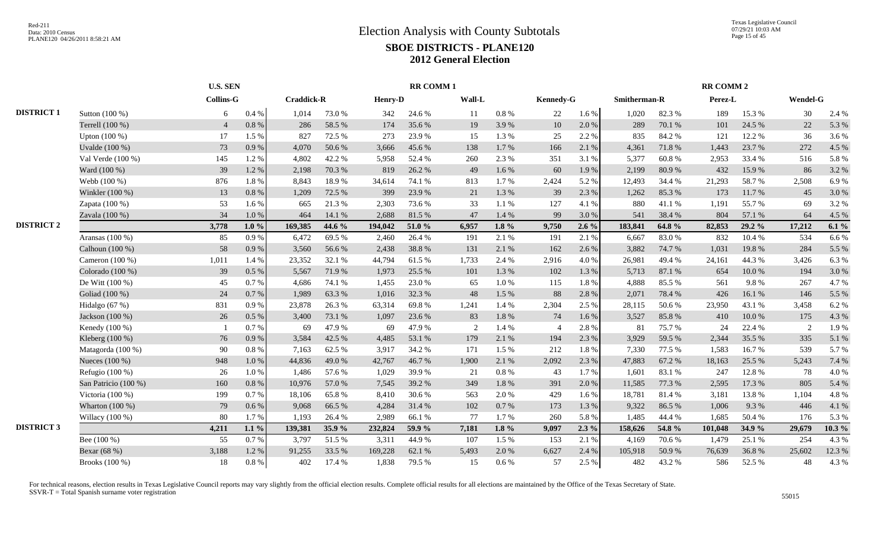# Election Analysis with County Subtotals

## SBOE DISTRICTS - PLANE120

## 2012 General Election

| | | U.S. SEN | | RR COMM 1 | | | | | | | | RR COMM 2 | | | | | |
|---|---|---|---|---|---|---|---|---|---|---|---|---|---|---|---|---|---|
| | | Collins-G | | Craddick-R | | Henry-D | | Wall-L | | Kennedy-G | | Smitherman-R | | Perez-L | | Wendel-G | |
| DISTRICT 1 | Sutton (100 %) | 6 | 0.4 % | 1,014 | 73.0 % | 342 | 24.6 % | 11 | 0.8 % | 22 | 1.6 % | 1,020 | 82.3 % | 189 | 15.3 % | 30 | 2.4 % |
| | Terrell (100 %) | 4 | 0.8 % | 286 | 58.5 % | 174 | 35.6 % | 19 | 3.9 % | 10 | 2.0 % | 289 | 70.1 % | 101 | 24.5 % | 22 | 5.3 % |
| | Upton (100 %) | 17 | 1.5 % | 827 | 72.5 % | 273 | 23.9 % | 15 | 1.3 % | 25 | 2.2 % | 835 | 84.2 % | 121 | 12.2 % | 36 | 3.6 % |
| | Uvalde (100 %) | 73 | 0.9 % | 4,070 | 50.6 % | 3,666 | 45.6 % | 138 | 1.7 % | 166 | 2.1 % | 4,361 | 71.8 % | 1,443 | 23.7 % | 272 | 4.5 % |
| | Val Verde (100 %) | 145 | 1.2 % | 4,802 | 42.2 % | 5,958 | 52.4 % | 260 | 2.3 % | 351 | 3.1 % | 5,377 | 60.8 % | 2,953 | 33.4 % | 516 | 5.8 % |
| | Ward (100 %) | 39 | 1.2 % | 2,198 | 70.3 % | 819 | 26.2 % | 49 | 1.6 % | 60 | 1.9 % | 2,199 | 80.9 % | 432 | 15.9 % | 86 | 3.2 % |
| | Webb (100 %) | 876 | 1.8 % | 8,843 | 18.9 % | 34,614 | 74.1 % | 813 | 1.7 % | 2,424 | 5.2 % | 12,493 | 34.4 % | 21,293 | 58.7 % | 2,508 | 6.9 % |
| | Winkler (100 %) | 13 | 0.8 % | 1,209 | 72.5 % | 399 | 23.9 % | 21 | 1.3 % | 39 | 2.3 % | 1,262 | 85.3 % | 173 | 11.7 % | 45 | 3.0 % |
| | Zapata (100 %) | 53 | 1.6 % | 665 | 21.3 % | 2,303 | 73.6 % | 33 | 1.1 % | 127 | 4.1 % | 880 | 41.1 % | 1,191 | 55.7 % | 69 | 3.2 % |
| | Zavala (100 %) | 34 | 1.0 % | 464 | 14.1 % | 2,688 | 81.5 % | 47 | 1.4 % | 99 | 3.0 % | 541 | 38.4 % | 804 | 57.1 % | 64 | 4.5 % |
| DISTRICT 2 | | **3,778** | **1.0 %** | **169,385** | **44.6 %** | **194,042** | **51.0 %** | **6,957** | **1.8 %** | **9,750** | **2.6 %** | **183,841** | **64.8 %** | **82,853** | **29.2 %** | **17,212** | **6.1 %** |
| | Aransas (100 %) | 85 | 0.9 % | 6,472 | 69.5 % | 2,460 | 26.4 % | 191 | 2.1 % | 191 | 2.1 % | 6,667 | 83.0 % | 832 | 10.4 % | 534 | 6.6 % |
| | Calhoun (100 %) | 58 | 0.9 % | 3,560 | 56.6 % | 2,438 | 38.8 % | 131 | 2.1 % | 162 | 2.6 % | 3,882 | 74.7 % | 1,031 | 19.8 % | 284 | 5.5 % |
| | Cameron (100 %) | 1,011 | 1.4 % | 23,352 | 32.1 % | 44,794 | 61.5 % | 1,733 | 2.4 % | 2,916 | 4.0 % | 26,981 | 49.4 % | 24,161 | 44.3 % | 3,426 | 6.3 % |
| | Colorado (100 %) | 39 | 0.5 % | 5,567 | 71.9 % | 1,973 | 25.5 % | 101 | 1.3 % | 102 | 1.3 % | 5,713 | 87.1 % | 654 | 10.0 % | 194 | 3.0 % |
| | De Witt (100 %) | 45 | 0.7 % | 4,686 | 74.1 % | 1,455 | 23.0 % | 65 | 1.0 % | 115 | 1.8 % | 4,888 | 85.5 % | 561 | 9.8 % | 267 | 4.7 % |
| | Goliad (100 %) | 24 | 0.7 % | 1,989 | 63.3 % | 1,016 | 32.3 % | 48 | 1.5 % | 88 | 2.8 % | 2,071 | 78.4 % | 426 | 16.1 % | 146 | 5.5 % |
| | Hidalgo (67 %) | 831 | 0.9 % | 23,878 | 26.3 % | 63,314 | 69.8 % | 1,241 | 1.4 % | 2,304 | 2.5 % | 28,115 | 50.6 % | 23,950 | 43.1 % | 3,458 | 6.2 % |
| | Jackson (100 %) | 26 | 0.5 % | 3,400 | 73.1 % | 1,097 | 23.6 % | 83 | 1.8 % | 74 | 1.6 % | 3,527 | 85.8 % | 410 | 10.0 % | 175 | 4.3 % |
| | Kenedy (100 %) | 1 | 0.7 % | 69 | 47.9 % | 69 | 47.9 % | 2 | 1.4 % | 4 | 2.8 % | 81 | 75.7 % | 24 | 22.4 % | 2 | 1.9 % |
| | Kleberg (100 %) | 76 | 0.9 % | 3,584 | 42.5 % | 4,485 | 53.1 % | 179 | 2.1 % | 194 | 2.3 % | 3,929 | 59.5 % | 2,344 | 35.5 % | 335 | 5.1 % |
| | Matagorda (100 %) | 90 | 0.8 % | 7,163 | 62.5 % | 3,917 | 34.2 % | 171 | 1.5 % | 212 | 1.8 % | 7,330 | 77.5 % | 1,583 | 16.7 % | 539 | 5.7 % |
| | Nueces (100 %) | 948 | 1.0 % | 44,836 | 49.0 % | 42,767 | 46.7 % | 1,900 | 2.1 % | 2,092 | 2.3 % | 47,883 | 67.2 % | 18,163 | 25.5 % | 5,243 | 7.4 % |
| | Refugio (100 %) | 26 | 1.0 % | 1,486 | 57.6 % | 1,029 | 39.9 % | 21 | 0.8 % | 43 | 1.7 % | 1,601 | 83.1 % | 247 | 12.8 % | 78 | 4.0 % |
| | San Patricio (100 %) | 160 | 0.8 % | 10,976 | 57.0 % | 7,545 | 39.2 % | 349 | 1.8 % | 391 | 2.0 % | 11,585 | 77.3 % | 2,595 | 17.3 % | 805 | 5.4 % |
| | Victoria (100 %) | 199 | 0.7 % | 18,106 | 65.8 % | 8,410 | 30.6 % | 563 | 2.0 % | 429 | 1.6 % | 18,781 | 81.4 % | 3,181 | 13.8 % | 1,104 | 4.8 % |
| | Wharton (100 %) | 79 | 0.6 % | 9,068 | 66.5 % | 4,284 | 31.4 % | 102 | 0.7 % | 173 | 1.3 % | 9,322 | 86.5 % | 1,006 | 9.3 % | 446 | 4.1 % |
| | Willacy (100 %) | 80 | 1.7 % | 1,193 | 26.4 % | 2,989 | 66.1 % | 77 | 1.7 % | 260 | 5.8 % | 1,485 | 44.4 % | 1,685 | 50.4 % | 176 | 5.3 % |
| DISTRICT 3 | | **4,211** | **1.1 %** | **139,381** | **35.9 %** | **232,824** | **59.9 %** | **7,181** | **1.8 %** | **9,097** | **2.3 %** | **158,626** | **54.8 %** | **101,048** | **34.9 %** | **29,679** | **10.3 %** |
| | Bee (100 %) | 55 | 0.7 % | 3,797 | 51.5 % | 3,311 | 44.9 % | 107 | 1.5 % | 153 | 2.1 % | 4,169 | 70.6 % | 1,479 | 25.1 % | 254 | 4.3 % |
| | Bexar (68 %) | 3,188 | 1.2 % | 91,255 | 33.5 % | 169,228 | 62.1 % | 5,493 | 2.0 % | 6,627 | 2.4 % | 105,918 | 50.9 % | 76,639 | 36.8 % | 25,602 | 12.3 % |
| | Brooks (100 %) | 18 | 0.8 % | 402 | 17.4 % | 1,838 | 79.5 % | 15 | 0.6 % | 57 | 2.5 % | 482 | 43.2 % | 586 | 52.5 % | 48 | 4.3 % |

For technical reasons, election results in Texas Legislative Council reports may vary slightly from the official election results. Complete official results for all elections are maintained by the Office of the Texas Secretary of State.
SSVR-T = Total Spanish surname voter registration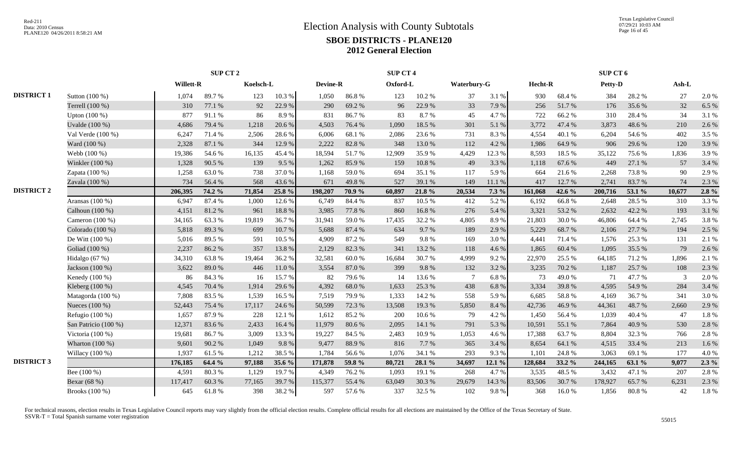# Election Analysis with County Subtotals

## SBOE DISTRICTS - PLANE120

## 2012 General Election

| | | SUP CT 2 | | | | SUP CT 4 | | | | | | SUP CT 6 | | | | | |
|---|---|---|---|---|---|---|---|---|---|---|---|---|---|---|---|---|---|
| | | Willett-R | | Koelsch-L | | Devine-R | | Oxford-L | | Waterbury-G | | Hecht-R | | Petty-D | | Ash-L | |
| **DISTRICT 1** | Sutton (100 %) | 1,074 | 89.7 % | 123 | 10.3 % | 1,050 | 86.8 % | 123 | 10.2 % | 37 | 3.1 % | 930 | 68.4 % | 384 | 28.2 % | 27 | 2.0 % |
| | Terrell (100 %) | 310 | 77.1 % | 92 | 22.9 % | 290 | 69.2 % | 96 | 22.9 % | 33 | 7.9 % | 256 | 51.7 % | 176 | 35.6 % | 32 | 6.5 % |
| | Upton (100 %) | 877 | 91.1 % | 86 | 8.9 % | 831 | 86.7 % | 83 | 8.7 % | 45 | 4.7 % | 722 | 66.2 % | 310 | 28.4 % | 34 | 3.1 % |
| | Uvalde (100 %) | 4,686 | 79.4 % | 1,218 | 20.6 % | 4,503 | 76.4 % | 1,090 | 18.5 % | 301 | 5.1 % | 3,772 | 47.4 % | 3,873 | 48.6 % | 210 | 2.6 % |
| | Val Verde (100 %) | 6,247 | 71.4 % | 2,506 | 28.6 % | 6,006 | 68.1 % | 2,086 | 23.6 % | 731 | 8.3 % | 4,554 | 40.1 % | 6,204 | 54.6 % | 402 | 3.5 % |
| | Ward (100 %) | 2,328 | 87.1 % | 344 | 12.9 % | 2,222 | 82.8 % | 348 | 13.0 % | 112 | 4.2 % | 1,986 | 64.9 % | 906 | 29.6 % | 120 | 3.9 % |
| | Webb (100 %) | 19,386 | 54.6 % | 16,135 | 45.4 % | 18,594 | 51.7 % | 12,909 | 35.9 % | 4,429 | 12.3 % | 8,593 | 18.5 % | 35,122 | 75.6 % | 1,836 | 3.9 % |
| | Winkler (100 %) | 1,328 | 90.5 % | 139 | 9.5 % | 1,262 | 85.9 % | 159 | 10.8 % | 49 | 3.3 % | 1,118 | 67.6 % | 449 | 27.1 % | 57 | 3.4 % |
| | Zapata (100 %) | 1,258 | 63.0 % | 738 | 37.0 % | 1,168 | 59.0 % | 694 | 35.1 % | 117 | 5.9 % | 664 | 21.6 % | 2,268 | 73.8 % | 90 | 2.9 % |
| | Zavala (100 %) | 734 | 56.4 % | 568 | 43.6 % | 671 | 49.8 % | 527 | 39.1 % | 149 | 11.1 % | 417 | 12.7 % | 2,741 | 83.7 % | 74 | 2.3 % |
| **DISTRICT 2** | | **206,395** | **74.2 %** | **71,854** | **25.8 %** | **198,207** | **70.9 %** | **60,897** | **21.8 %** | **20,534** | **7.3 %** | **161,068** | **42.6 %** | **200,716** | **53.1 %** | **10,677** | **2.8 %** |
| | Aransas (100 %) | 6,947 | 87.4 % | 1,000 | 12.6 % | 6,749 | 84.4 % | 837 | 10.5 % | 412 | 5.2 % | 6,192 | 66.8 % | 2,648 | 28.5 % | 310 | 3.3 % |
| | Calhoun (100 %) | 4,151 | 81.2 % | 961 | 18.8 % | 3,985 | 77.8 % | 860 | 16.8 % | 276 | 5.4 % | 3,321 | 53.2 % | 2,632 | 42.2 % | 193 | 3.1 % |
| | Cameron (100 %) | 34,165 | 63.3 % | 19,819 | 36.7 % | 31,941 | 59.0 % | 17,435 | 32.2 % | 4,805 | 8.9 % | 21,803 | 30.0 % | 46,806 | 64.4 % | 2,745 | 3.8 % |
| | Colorado (100 %) | 5,818 | 89.3 % | 699 | 10.7 % | 5,688 | 87.4 % | 634 | 9.7 % | 189 | 2.9 % | 5,229 | 68.7 % | 2,106 | 27.7 % | 194 | 2.5 % |
| | De Witt (100 %) | 5,016 | 89.5 % | 591 | 10.5 % | 4,909 | 87.2 % | 549 | 9.8 % | 169 | 3.0 % | 4,441 | 71.4 % | 1,576 | 25.3 % | 131 | 2.1 % |
| | Goliad (100 %) | 2,237 | 86.2 % | 357 | 13.8 % | 2,129 | 82.3 % | 341 | 13.2 % | 118 | 4.6 % | 1,865 | 60.4 % | 1,095 | 35.5 % | 79 | 2.6 % |
| | Hidalgo (67 %) | 34,310 | 63.8 % | 19,464 | 36.2 % | 32,581 | 60.0 % | 16,684 | 30.7 % | 4,999 | 9.2 % | 22,970 | 25.5 % | 64,185 | 71.2 % | 1,896 | 2.1 % |
| | Jackson (100 %) | 3,622 | 89.0 % | 446 | 11.0 % | 3,554 | 87.0 % | 399 | 9.8 % | 132 | 3.2 % | 3,235 | 70.2 % | 1,187 | 25.7 % | 108 | 2.3 % |
| | Kenedy (100 %) | 86 | 84.3 % | 16 | 15.7 % | 82 | 79.6 % | 14 | 13.6 % | 7 | 6.8 % | 73 | 49.0 % | 71 | 47.7 % | 3 | 2.0 % |
| | Kleberg (100 %) | 4,545 | 70.4 % | 1,914 | 29.6 % | 4,392 | 68.0 % | 1,633 | 25.3 % | 438 | 6.8 % | 3,334 | 39.8 % | 4,595 | 54.9 % | 284 | 3.4 % |
| | Matagorda (100 %) | 7,808 | 83.5 % | 1,539 | 16.5 % | 7,519 | 79.9 % | 1,333 | 14.2 % | 558 | 5.9 % | 6,685 | 58.8 % | 4,169 | 36.7 % | 341 | 3.0 % |
| | Nueces (100 %) | 52,443 | 75.4 % | 17,117 | 24.6 % | 50,599 | 72.3 % | 13,508 | 19.3 % | 5,850 | 8.4 % | 42,736 | 46.9 % | 44,361 | 48.7 % | 2,660 | 2.9 % |
| | Refugio (100 %) | 1,657 | 87.9 % | 228 | 12.1 % | 1,612 | 85.2 % | 200 | 10.6 % | 79 | 4.2 % | 1,450 | 56.4 % | 1,039 | 40.4 % | 47 | 1.8 % |
| | San Patricio (100 %) | 12,371 | 83.6 % | 2,433 | 16.4 % | 11,979 | 80.6 % | 2,095 | 14.1 % | 791 | 5.3 % | 10,591 | 55.1 % | 7,864 | 40.9 % | 530 | 2.8 % |
| | Victoria (100 %) | 19,681 | 86.7 % | 3,009 | 13.3 % | 19,227 | 84.5 % | 2,483 | 10.9 % | 1,053 | 4.6 % | 17,388 | 63.7 % | 8,804 | 32.3 % | 766 | 2.8 % |
| | Wharton (100 %) | 9,601 | 90.2 % | 1,049 | 9.8 % | 9,477 | 88.9 % | 816 | 7.7 % | 365 | 3.4 % | 8,654 | 64.1 % | 4,515 | 33.4 % | 213 | 1.6 % |
| | Willacy (100 %) | 1,937 | 61.5 % | 1,212 | 38.5 % | 1,784 | 56.6 % | 1,076 | 34.1 % | 293 | 9.3 % | 1,101 | 24.8 % | 3,063 | 69.1 % | 177 | 4.0 % |
| **DISTRICT 3** | | **176,185** | **64.4 %** | **97,188** | **35.6 %** | **171,878** | **59.8 %** | **80,721** | **28.1 %** | **34,697** | **12.1 %** | **128,684** | **33.2 %** | **244,165** | **63.1 %** | **9,077** | **2.3 %** |
| | Bee (100 %) | 4,591 | 80.3 % | 1,129 | 19.7 % | 4,349 | 76.2 % | 1,093 | 19.1 % | 268 | 4.7 % | 3,535 | 48.5 % | 3,432 | 47.1 % | 207 | 2.8 % |
| | Bexar (68 %) | 117,417 | 60.3 % | 77,165 | 39.7 % | 115,377 | 55.4 % | 63,049 | 30.3 % | 29,679 | 14.3 % | 83,506 | 30.7 % | 178,927 | 65.7 % | 6,231 | 2.3 % |
| | Brooks (100 %) | 645 | 61.8 % | 398 | 38.2 % | 597 | 57.6 % | 337 | 32.5 % | 102 | 9.8 % | 368 | 16.0 % | 1,856 | 80.8 % | 42 | 1.8 % |

For technical reasons, election results in Texas Legislative Council reports may vary slightly from the official election results. Complete official results for all elections are maintained by the Office of the Texas Secretary of State.
SSVR-T = Total Spanish surname voter registration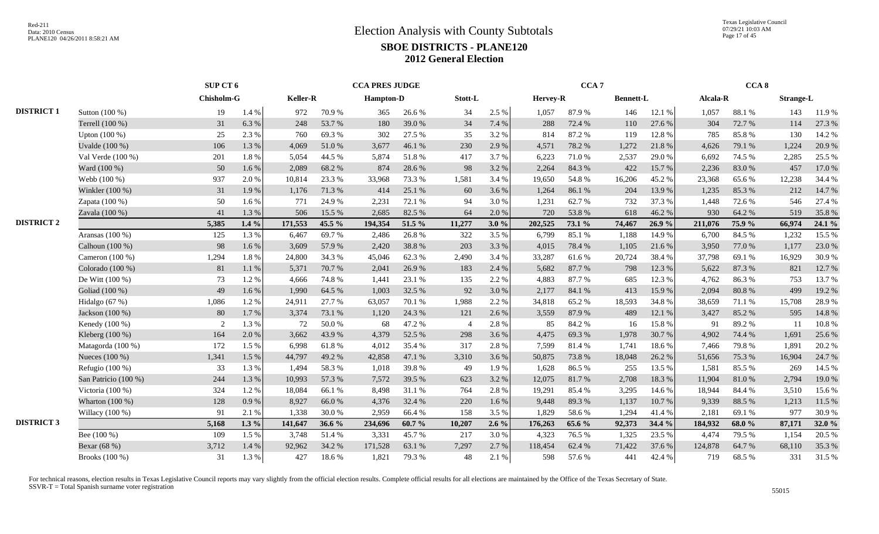Red-211
Data: 2010 Census
PLANE120 04/26/2011 8:58:21 AM

# Election Analysis with County Subtotals

## SBOE DISTRICTS - PLANE120
## 2012 General Election

Texas Legislative Council
07/29/21 10:03 AM

| | | SUP CT 6 | | CCA PRES JUDGE | | | | | | CCA 7 | | | | CCA 8 | | | |
|---|---|---|---|---|---|---|---|---|---|---|---|---|---|---|---|---|---|
| | | Chisholm-G | | Keller-R | | Hampton-D | | Stott-L | | Hervey-R | | Bennett-L | | Alcala-R | | Strange-L | |
| DISTRICT 1 | Sutton (100 %) | 19 | 1.4 % | 972 | 70.9 % | 365 | 26.6 % | 34 | 2.5 % | 1,057 | 87.9 % | 146 | 12.1 % | 1,057 | 88.1 % | 143 | 11.9 % |
| | Terrell (100 %) | 31 | 6.3 % | 248 | 53.7 % | 180 | 39.0 % | 34 | 7.4 % | 288 | 72.4 % | 110 | 27.6 % | 304 | 72.7 % | 114 | 27.3 % |
| | Upton (100 %) | 25 | 2.3 % | 760 | 69.3 % | 302 | 27.5 % | 35 | 3.2 % | 814 | 87.2 % | 119 | 12.8 % | 785 | 85.8 % | 130 | 14.2 % |
| | Uvalde (100 %) | 106 | 1.3 % | 4,069 | 51.0 % | 3,677 | 46.1 % | 230 | 2.9 % | 4,571 | 78.2 % | 1,272 | 21.8 % | 4,626 | 79.1 % | 1,224 | 20.9 % |
| | Val Verde (100 %) | 201 | 1.8 % | 5,054 | 44.5 % | 5,874 | 51.8 % | 417 | 3.7 % | 6,223 | 71.0 % | 2,537 | 29.0 % | 6,692 | 74.5 % | 2,285 | 25.5 % |
| | Ward (100 %) | 50 | 1.6 % | 2,089 | 68.2 % | 874 | 28.6 % | 98 | 3.2 % | 2,264 | 84.3 % | 422 | 15.7 % | 2,236 | 83.0 % | 457 | 17.0 % |
| | Webb (100 %) | 937 | 2.0 % | 10,814 | 23.3 % | 33,968 | 73.3 % | 1,581 | 3.4 % | 19,650 | 54.8 % | 16,206 | 45.2 % | 23,368 | 65.6 % | 12,238 | 34.4 % |
| | Winkler (100 %) | 31 | 1.9 % | 1,176 | 71.3 % | 414 | 25.1 % | 60 | 3.6 % | 1,264 | 86.1 % | 204 | 13.9 % | 1,235 | 85.3 % | 212 | 14.7 % |
| | Zapata (100 %) | 50 | 1.6 % | 771 | 24.9 % | 2,231 | 72.1 % | 94 | 3.0 % | 1,231 | 62.7 % | 732 | 37.3 % | 1,448 | 72.6 % | 546 | 27.4 % |
| | Zavala (100 %) | 41 | 1.3 % | 506 | 15.5 % | 2,685 | 82.5 % | 64 | 2.0 % | 720 | 53.8 % | 618 | 46.2 % | 930 | 64.2 % | 519 | 35.8 % |
| DISTRICT 2 | | **5,385** | **1.4 %** | **171,553** | **45.5 %** | **194,354** | **51.5 %** | **11,277** | **3.0 %** | **202,525** | **73.1 %** | **74,467** | **26.9 %** | **211,076** | **75.9 %** | **66,974** | **24.1 %** |
| | Aransas (100 %) | 125 | 1.3 % | 6,467 | 69.7 % | 2,486 | 26.8 % | 322 | 3.5 % | 6,799 | 85.1 % | 1,188 | 14.9 % | 6,700 | 84.5 % | 1,232 | 15.5 % |
| | Calhoun (100 %) | 98 | 1.6 % | 3,609 | 57.9 % | 2,420 | 38.8 % | 203 | 3.3 % | 4,015 | 78.4 % | 1,105 | 21.6 % | 3,950 | 77.0 % | 1,177 | 23.0 % |
| | Cameron (100 %) | 1,294 | 1.8 % | 24,800 | 34.3 % | 45,046 | 62.3 % | 2,490 | 3.4 % | 33,287 | 61.6 % | 20,724 | 38.4 % | 37,798 | 69.1 % | 16,929 | 30.9 % |
| | Colorado (100 %) | 81 | 1.1 % | 5,371 | 70.7 % | 2,041 | 26.9 % | 183 | 2.4 % | 5,682 | 87.7 % | 798 | 12.3 % | 5,622 | 87.3 % | 821 | 12.7 % |
| | De Witt (100 %) | 73 | 1.2 % | 4,666 | 74.8 % | 1,441 | 23.1 % | 135 | 2.2 % | 4,883 | 87.7 % | 685 | 12.3 % | 4,762 | 86.3 % | 753 | 13.7 % |
| | Goliad (100 %) | 49 | 1.6 % | 1,990 | 64.5 % | 1,003 | 32.5 % | 92 | 3.0 % | 2,177 | 84.1 % | 413 | 15.9 % | 2,094 | 80.8 % | 499 | 19.2 % |
| | Hidalgo (67 %) | 1,086 | 1.2 % | 24,911 | 27.7 % | 63,057 | 70.1 % | 1,988 | 2.2 % | 34,818 | 65.2 % | 18,593 | 34.8 % | 38,659 | 71.1 % | 15,708 | 28.9 % |
| | Jackson (100 %) | 80 | 1.7 % | 3,374 | 73.1 % | 1,120 | 24.3 % | 121 | 2.6 % | 3,559 | 87.9 % | 489 | 12.1 % | 3,427 | 85.2 % | 595 | 14.8 % |
| | Kenedy (100 %) | 2 | 1.3 % | 72 | 50.0 % | 68 | 47.2 % | 4 | 2.8 % | 85 | 84.2 % | 16 | 15.8 % | 91 | 89.2 % | 11 | 10.8 % |
| | Kleberg (100 %) | 164 | 2.0 % | 3,662 | 43.9 % | 4,379 | 52.5 % | 298 | 3.6 % | 4,475 | 69.3 % | 1,978 | 30.7 % | 4,902 | 74.4 % | 1,691 | 25.6 % |
| | Matagorda (100 %) | 172 | 1.5 % | 6,998 | 61.8 % | 4,012 | 35.4 % | 317 | 2.8 % | 7,599 | 81.4 % | 1,741 | 18.6 % | 7,466 | 79.8 % | 1,891 | 20.2 % |
| | Nueces (100 %) | 1,341 | 1.5 % | 44,797 | 49.2 % | 42,858 | 47.1 % | 3,310 | 3.6 % | 50,875 | 73.8 % | 18,048 | 26.2 % | 51,656 | 75.3 % | 16,904 | 24.7 % |
| | Refugio (100 %) | 33 | 1.3 % | 1,494 | 58.3 % | 1,018 | 39.8 % | 49 | 1.9 % | 1,628 | 86.5 % | 255 | 13.5 % | 1,581 | 85.5 % | 269 | 14.5 % |
| | San Patricio (100 %) | 244 | 1.3 % | 10,993 | 57.3 % | 7,572 | 39.5 % | 623 | 3.2 % | 12,075 | 81.7 % | 2,708 | 18.3 % | 11,904 | 81.0 % | 2,794 | 19.0 % |
| | Victoria (100 %) | 324 | 1.2 % | 18,084 | 66.1 % | 8,498 | 31.1 % | 764 | 2.8 % | 19,291 | 85.4 % | 3,295 | 14.6 % | 18,944 | 84.4 % | 3,510 | 15.6 % |
| | Wharton (100 %) | 128 | 0.9 % | 8,927 | 66.0 % | 4,376 | 32.4 % | 220 | 1.6 % | 9,448 | 89.3 % | 1,137 | 10.7 % | 9,339 | 88.5 % | 1,213 | 11.5 % |
| | Willacy (100 %) | 91 | 2.1 % | 1,338 | 30.0 % | 2,959 | 66.4 % | 158 | 3.5 % | 1,829 | 58.6 % | 1,294 | 41.4 % | 2,181 | 69.1 % | 977 | 30.9 % |
| DISTRICT 3 | | **5,168** | **1.3 %** | **141,647** | **36.6 %** | **234,696** | **60.7 %** | **10,207** | **2.6 %** | **176,263** | **65.6 %** | **92,373** | **34.4 %** | **184,932** | **68.0 %** | **87,171** | **32.0 %** |
| | Bee (100 %) | 109 | 1.5 % | 3,748 | 51.4 % | 3,331 | 45.7 % | 217 | 3.0 % | 4,323 | 76.5 % | 1,325 | 23.5 % | 4,474 | 79.5 % | 1,154 | 20.5 % |
| | Bexar (68 %) | 3,712 | 1.4 % | 92,962 | 34.2 % | 171,528 | 63.1 % | 7,297 | 2.7 % | 118,454 | 62.4 % | 71,422 | 37.6 % | 124,878 | 64.7 % | 68,110 | 35.3 % |
| | Brooks (100 %) | 31 | 1.3 % | 427 | 18.6 % | 1,821 | 79.3 % | 48 | 2.1 % | 598 | 57.6 % | 441 | 42.4 % | 719 | 68.5 % | 331 | 31.5 % |

For technical reasons, election results in Texas Legislative Council reports may vary slightly from the official election results. Complete official results for all elections are maintained by the Office of the Texas Secretary of State.
SSVR-T = Total Spanish surname voter registration

55015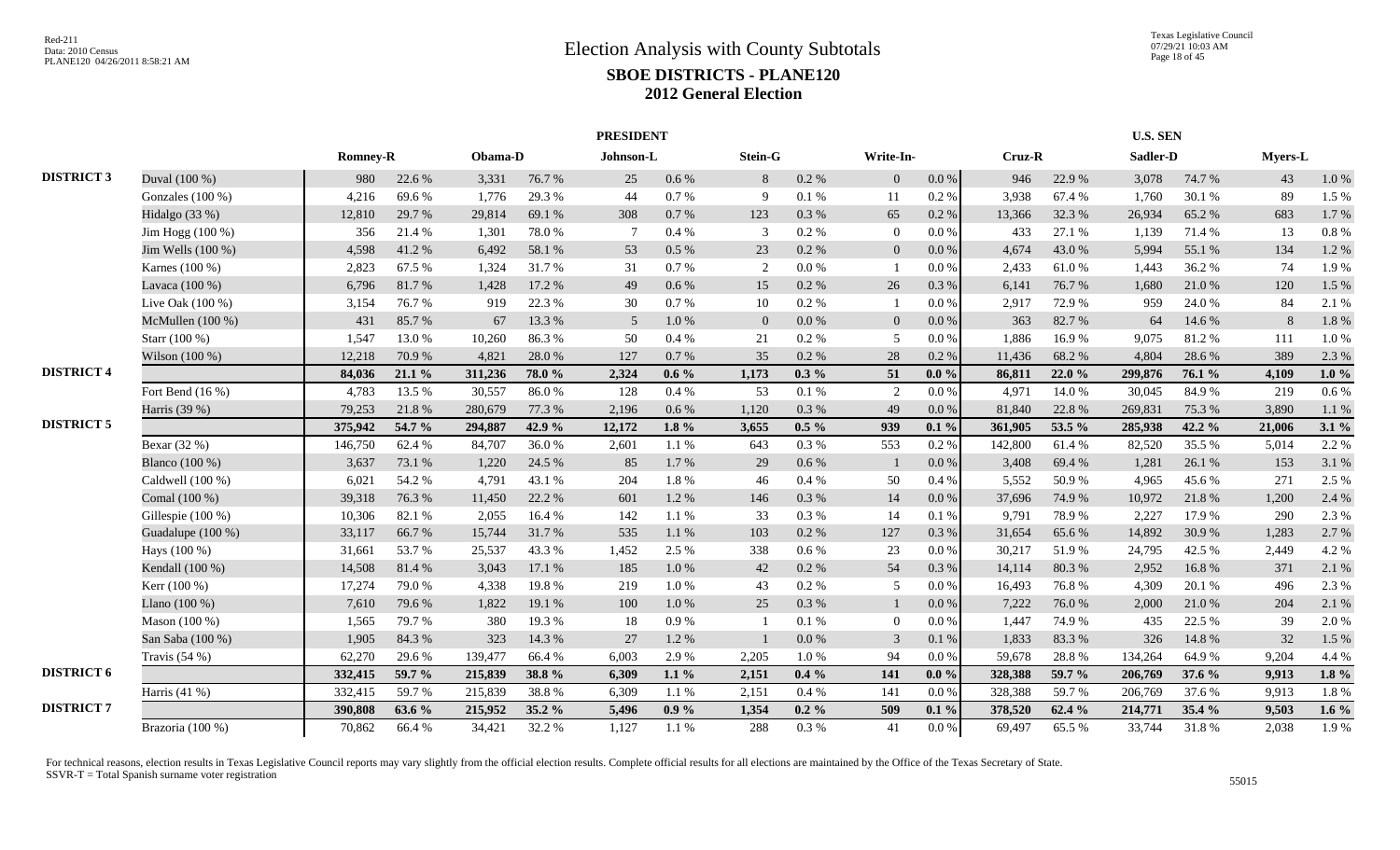# Election Analysis with County Subtotals

## SBOE DISTRICTS - PLANE120

## 2012 General Election

| | | PRESIDENT | | | | | | | | | | U.S. SEN | | | | | |
|---|---|---|---|---|---|---|---|---|---|---|---|---|---|---|---|---|---|
| | | Romney-R | | Obama-D | | Johnson-L | | Stein-G | | Write-In- | | Cruz-R | | Sadler-D | | Myers-L | |
| **DISTRICT 3** | Duval (100 %) | 980 | 22.6 % | 3,331 | 76.7 % | 25 | 0.6 % | 8 | 0.2 % | 0 | 0.0 % | 946 | 22.9 % | 3,078 | 74.7 % | 43 | 1.0 % |
| | Gonzales (100 %) | 4,216 | 69.6 % | 1,776 | 29.3 % | 44 | 0.7 % | 9 | 0.1 % | 11 | 0.2 % | 3,938 | 67.4 % | 1,760 | 30.1 % | 89 | 1.5 % |
| | Hidalgo (33 %) | 12,810 | 29.7 % | 29,814 | 69.1 % | 308 | 0.7 % | 123 | 0.3 % | 65 | 0.2 % | 13,366 | 32.3 % | 26,934 | 65.2 % | 683 | 1.7 % |
| | Jim Hogg (100 %) | 356 | 21.4 % | 1,301 | 78.0 % | 7 | 0.4 % | 3 | 0.2 % | 0 | 0.0 % | 433 | 27.1 % | 1,139 | 71.4 % | 13 | 0.8 % |
| | Jim Wells (100 %) | 4,598 | 41.2 % | 6,492 | 58.1 % | 53 | 0.5 % | 23 | 0.2 % | 0 | 0.0 % | 4,674 | 43.0 % | 5,994 | 55.1 % | 134 | 1.2 % |
| | Karnes (100 %) | 2,823 | 67.5 % | 1,324 | 31.7 % | 31 | 0.7 % | 2 | 0.0 % | 1 | 0.0 % | 2,433 | 61.0 % | 1,443 | 36.2 % | 74 | 1.9 % |
| | Lavaca (100 %) | 6,796 | 81.7 % | 1,428 | 17.2 % | 49 | 0.6 % | 15 | 0.2 % | 26 | 0.3 % | 6,141 | 76.7 % | 1,680 | 21.0 % | 120 | 1.5 % |
| | Live Oak (100 %) | 3,154 | 76.7 % | 919 | 22.3 % | 30 | 0.7 % | 10 | 0.2 % | 1 | 0.0 % | 2,917 | 72.9 % | 959 | 24.0 % | 84 | 2.1 % |
| | McMullen (100 %) | 431 | 85.7 % | 67 | 13.3 % | 5 | 1.0 % | 0 | 0.0 % | 0 | 0.0 % | 363 | 82.7 % | 64 | 14.6 % | 8 | 1.8 % |
| | Starr (100 %) | 1,547 | 13.0 % | 10,260 | 86.3 % | 50 | 0.4 % | 21 | 0.2 % | 5 | 0.0 % | 1,886 | 16.9 % | 9,075 | 81.2 % | 111 | 1.0 % |
| | Wilson (100 %) | 12,218 | 70.9 % | 4,821 | 28.0 % | 127 | 0.7 % | 35 | 0.2 % | 28 | 0.2 % | 11,436 | 68.2 % | 4,804 | 28.6 % | 389 | 2.3 % |
| **DISTRICT 4** | | **84,036** | **21.1 %** | **311,236** | **78.0 %** | **2,324** | **0.6 %** | **1,173** | **0.3 %** | **51** | **0.0 %** | **86,811** | **22.0 %** | **299,876** | **76.1 %** | **4,109** | **1.0 %** |
| | Fort Bend (16 %) | 4,783 | 13.5 % | 30,557 | 86.0 % | 128 | 0.4 % | 53 | 0.1 % | 2 | 0.0 % | 4,971 | 14.0 % | 30,045 | 84.9 % | 219 | 0.6 % |
| | Harris (39 %) | 79,253 | 21.8 % | 280,679 | 77.3 % | 2,196 | 0.6 % | 1,120 | 0.3 % | 49 | 0.0 % | 81,840 | 22.8 % | 269,831 | 75.3 % | 3,890 | 1.1 % |
| **DISTRICT 5** | | **375,942** | **54.7 %** | **294,887** | **42.9 %** | **12,172** | **1.8 %** | **3,655** | **0.5 %** | **939** | **0.1 %** | **361,905** | **53.5 %** | **285,938** | **42.2 %** | **21,006** | **3.1 %** |
| | Bexar (32 %) | 146,750 | 62.4 % | 84,707 | 36.0 % | 2,601 | 1.1 % | 643 | 0.3 % | 553 | 0.2 % | 142,800 | 61.4 % | 82,520 | 35.5 % | 5,014 | 2.2 % |
| | Blanco (100 %) | 3,637 | 73.1 % | 1,220 | 24.5 % | 85 | 1.7 % | 29 | 0.6 % | 1 | 0.0 % | 3,408 | 69.4 % | 1,281 | 26.1 % | 153 | 3.1 % |
| | Caldwell (100 %) | 6,021 | 54.2 % | 4,791 | 43.1 % | 204 | 1.8 % | 46 | 0.4 % | 50 | 0.4 % | 5,552 | 50.9 % | 4,965 | 45.6 % | 271 | 2.5 % |
| | Comal (100 %) | 39,318 | 76.3 % | 11,450 | 22.2 % | 601 | 1.2 % | 146 | 0.3 % | 14 | 0.0 % | 37,696 | 74.9 % | 10,972 | 21.8 % | 1,200 | 2.4 % |
| | Gillespie (100 %) | 10,306 | 82.1 % | 2,055 | 16.4 % | 142 | 1.1 % | 33 | 0.3 % | 14 | 0.1 % | 9,791 | 78.9 % | 2,227 | 17.9 % | 290 | 2.3 % |
| | Guadalupe (100 %) | 33,117 | 66.7 % | 15,744 | 31.7 % | 535 | 1.1 % | 103 | 0.2 % | 127 | 0.3 % | 31,654 | 65.6 % | 14,892 | 30.9 % | 1,283 | 2.7 % |
| | Hays (100 %) | 31,661 | 53.7 % | 25,537 | 43.3 % | 1,452 | 2.5 % | 338 | 0.6 % | 23 | 0.0 % | 30,217 | 51.9 % | 24,795 | 42.5 % | 2,449 | 4.2 % |
| | Kendall (100 %) | 14,508 | 81.4 % | 3,043 | 17.1 % | 185 | 1.0 % | 42 | 0.2 % | 54 | 0.3 % | 14,114 | 80.3 % | 2,952 | 16.8 % | 371 | 2.1 % |
| | Kerr (100 %) | 17,274 | 79.0 % | 4,338 | 19.8 % | 219 | 1.0 % | 43 | 0.2 % | 5 | 0.0 % | 16,493 | 76.8 % | 4,309 | 20.1 % | 496 | 2.3 % |
| | Llano (100 %) | 7,610 | 79.6 % | 1,822 | 19.1 % | 100 | 1.0 % | 25 | 0.3 % | 1 | 0.0 % | 7,222 | 76.0 % | 2,000 | 21.0 % | 204 | 2.1 % |
| | Mason (100 %) | 1,565 | 79.7 % | 380 | 19.3 % | 18 | 0.9 % | 1 | 0.1 % | 0 | 0.0 % | 1,447 | 74.9 % | 435 | 22.5 % | 39 | 2.0 % |
| | San Saba (100 %) | 1,905 | 84.3 % | 323 | 14.3 % | 27 | 1.2 % | 1 | 0.0 % | 3 | 0.1 % | 1,833 | 83.3 % | 326 | 14.8 % | 32 | 1.5 % |
| | Travis (54 %) | 62,270 | 29.6 % | 139,477 | 66.4 % | 6,003 | 2.9 % | 2,205 | 1.0 % | 94 | 0.0 % | 59,678 | 28.8 % | 134,264 | 64.9 % | 9,204 | 4.4 % |
| **DISTRICT 6** | | **332,415** | **59.7 %** | **215,839** | **38.8 %** | **6,309** | **1.1 %** | **2,151** | **0.4 %** | **141** | **0.0 %** | **328,388** | **59.7 %** | **206,769** | **37.6 %** | **9,913** | **1.8 %** |
| | Harris (41 %) | 332,415 | 59.7 % | 215,839 | 38.8 % | 6,309 | 1.1 % | 2,151 | 0.4 % | 141 | 0.0 % | 328,388 | 59.7 % | 206,769 | 37.6 % | 9,913 | 1.8 % |
| **DISTRICT 7** | | **390,808** | **63.6 %** | **215,952** | **35.2 %** | **5,496** | **0.9 %** | **1,354** | **0.2 %** | **509** | **0.1 %** | **378,520** | **62.4 %** | **214,771** | **35.4 %** | **9,503** | **1.6 %** |
| | Brazoria (100 %) | 70,862 | 66.4 % | 34,421 | 32.2 % | 1,127 | 1.1 % | 288 | 0.3 % | 41 | 0.0 % | 69,497 | 65.5 % | 33,744 | 31.8 % | 2,038 | 1.9 % |

For technical reasons, election results in Texas Legislative Council reports may vary slightly from the official election results. Complete official results for all elections are maintained by the Office of the Texas Secretary of State.
SSVR-T = Total Spanish surname voter registration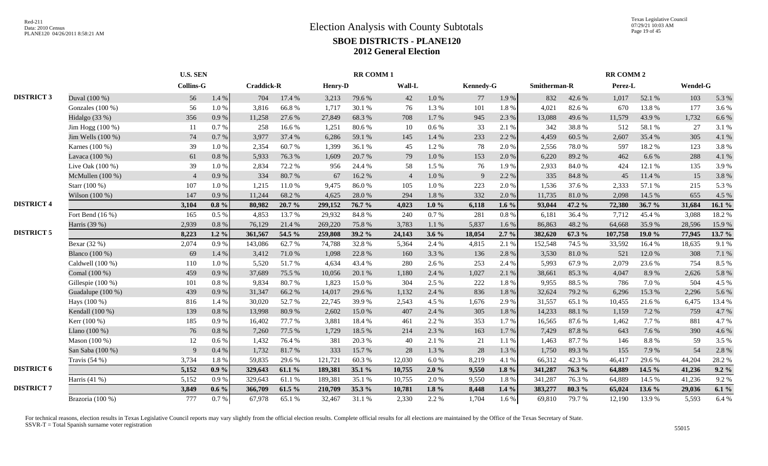# Election Analysis with County Subtotals

## SBOE DISTRICTS - PLANE120

## 2012 General Election

| | | U.S. SEN | | RR COMM 1 | | | | | | | | RR COMM 2 | | | | | |
|---|---|---|---|---|---|---|---|---|---|---|---|---|---|---|---|---|---|
| | | Collins-G | | Craddick-R | | Henry-D | | Wall-L | | Kennedy-G | | Smitherman-R | | Perez-L | | Wendel-G | |
| DISTRICT 3 | Duval (100 %) | 56 | 1.4 % | 704 | 17.4 % | 3,213 | 79.6 % | 42 | 1.0 % | 77 | 1.9 % | 832 | 42.6 % | 1,017 | 52.1 % | 103 | 5.3 % |
| | Gonzales (100 %) | 56 | 1.0 % | 3,816 | 66.8 % | 1,717 | 30.1 % | 76 | 1.3 % | 101 | 1.8 % | 4,021 | 82.6 % | 670 | 13.8 % | 177 | 3.6 % |
| | Hidalgo (33 %) | 356 | 0.9 % | 11,258 | 27.6 % | 27,849 | 68.3 % | 708 | 1.7 % | 945 | 2.3 % | 13,088 | 49.6 % | 11,579 | 43.9 % | 1,732 | 6.6 % |
| | Jim Hogg (100 %) | 11 | 0.7 % | 258 | 16.6 % | 1,251 | 80.6 % | 10 | 0.6 % | 33 | 2.1 % | 342 | 38.8 % | 512 | 58.1 % | 27 | 3.1 % |
| | Jim Wells (100 %) | 74 | 0.7 % | 3,977 | 37.4 % | 6,286 | 59.1 % | 145 | 1.4 % | 233 | 2.2 % | 4,459 | 60.5 % | 2,607 | 35.4 % | 305 | 4.1 % |
| | Karnes (100 %) | 39 | 1.0 % | 2,354 | 60.7 % | 1,399 | 36.1 % | 45 | 1.2 % | 78 | 2.0 % | 2,556 | 78.0 % | 597 | 18.2 % | 123 | 3.8 % |
| | Lavaca (100 %) | 61 | 0.8 % | 5,933 | 76.3 % | 1,609 | 20.7 % | 79 | 1.0 % | 153 | 2.0 % | 6,220 | 89.2 % | 462 | 6.6 % | 288 | 4.1 % |
| | Live Oak (100 %) | 39 | 1.0 % | 2,834 | 72.2 % | 956 | 24.4 % | 58 | 1.5 % | 76 | 1.9 % | 2,933 | 84.0 % | 424 | 12.1 % | 135 | 3.9 % |
| | McMullen (100 %) | 4 | 0.9 % | 334 | 80.7 % | 67 | 16.2 % | 4 | 1.0 % | 9 | 2.2 % | 335 | 84.8 % | 45 | 11.4 % | 15 | 3.8 % |
| | Starr (100 %) | 107 | 1.0 % | 1,215 | 11.0 % | 9,475 | 86.0 % | 105 | 1.0 % | 223 | 2.0 % | 1,536 | 37.6 % | 2,333 | 57.1 % | 215 | 5.3 % |
| | Wilson (100 %) | 147 | 0.9 % | 11,244 | 68.2 % | 4,625 | 28.0 % | 294 | 1.8 % | 332 | 2.0 % | 11,735 | 81.0 % | 2,098 | 14.5 % | 655 | 4.5 % |
| DISTRICT 4 | | **3,104** | **0.8 %** | **80,982** | **20.7 %** | **299,152** | **76.7 %** | **4,023** | **1.0 %** | **6,118** | **1.6 %** | **93,044** | **47.2 %** | **72,380** | **36.7 %** | **31,684** | **16.1 %** |
| | Fort Bend (16 %) | 165 | 0.5 % | 4,853 | 13.7 % | 29,932 | 84.8 % | 240 | 0.7 % | 281 | 0.8 % | 6,181 | 36.4 % | 7,712 | 45.4 % | 3,088 | 18.2 % |
| | Harris (39 %) | 2,939 | 0.8 % | 76,129 | 21.4 % | 269,220 | 75.8 % | 3,783 | 1.1 % | 5,837 | 1.6 % | 86,863 | 48.2 % | 64,668 | 35.9 % | 28,596 | 15.9 % |
| DISTRICT 5 | | **8,223** | **1.2 %** | **361,567** | **54.5 %** | **259,808** | **39.2 %** | **24,143** | **3.6 %** | **18,054** | **2.7 %** | **382,620** | **67.3 %** | **107,758** | **19.0 %** | **77,945** | **13.7 %** |
| | Bexar (32 %) | 2,074 | 0.9 % | 143,086 | 62.7 % | 74,788 | 32.8 % | 5,364 | 2.4 % | 4,815 | 2.1 % | 152,548 | 74.5 % | 33,592 | 16.4 % | 18,635 | 9.1 % |
| | Blanco (100 %) | 69 | 1.4 % | 3,412 | 71.0 % | 1,098 | 22.8 % | 160 | 3.3 % | 136 | 2.8 % | 3,530 | 81.0 % | 521 | 12.0 % | 308 | 7.1 % |
| | Caldwell (100 %) | 110 | 1.0 % | 5,520 | 51.7 % | 4,634 | 43.4 % | 280 | 2.6 % | 253 | 2.4 % | 5,993 | 67.9 % | 2,079 | 23.6 % | 754 | 8.5 % |
| | Comal (100 %) | 459 | 0.9 % | 37,689 | 75.5 % | 10,056 | 20.1 % | 1,180 | 2.4 % | 1,027 | 2.1 % | 38,661 | 85.3 % | 4,047 | 8.9 % | 2,626 | 5.8 % |
| | Gillespie (100 %) | 101 | 0.8 % | 9,834 | 80.7 % | 1,823 | 15.0 % | 304 | 2.5 % | 222 | 1.8 % | 9,955 | 88.5 % | 786 | 7.0 % | 504 | 4.5 % |
| | Guadalupe (100 %) | 439 | 0.9 % | 31,347 | 66.2 % | 14,017 | 29.6 % | 1,132 | 2.4 % | 836 | 1.8 % | 32,624 | 79.2 % | 6,296 | 15.3 % | 2,296 | 5.6 % |
| | Hays (100 %) | 816 | 1.4 % | 30,020 | 52.7 % | 22,745 | 39.9 % | 2,543 | 4.5 % | 1,676 | 2.9 % | 31,557 | 65.1 % | 10,455 | 21.6 % | 6,475 | 13.4 % |
| | Kendall (100 %) | 139 | 0.8 % | 13,998 | 80.9 % | 2,602 | 15.0 % | 407 | 2.4 % | 305 | 1.8 % | 14,233 | 88.1 % | 1,159 | 7.2 % | 759 | 4.7 % |
| | Kerr (100 %) | 185 | 0.9 % | 16,402 | 77.7 % | 3,881 | 18.4 % | 461 | 2.2 % | 353 | 1.7 % | 16,565 | 87.6 % | 1,462 | 7.7 % | 881 | 4.7 % |
| | Llano (100 %) | 76 | 0.8 % | 7,260 | 77.5 % | 1,729 | 18.5 % | 214 | 2.3 % | 163 | 1.7 % | 7,429 | 87.8 % | 643 | 7.6 % | 390 | 4.6 % |
| | Mason (100 %) | 12 | 0.6 % | 1,432 | 76.4 % | 381 | 20.3 % | 40 | 2.1 % | 21 | 1.1 % | 1,463 | 87.7 % | 146 | 8.8 % | 59 | 3.5 % |
| | San Saba (100 %) | 9 | 0.4 % | 1,732 | 81.7 % | 333 | 15.7 % | 28 | 1.3 % | 28 | 1.3 % | 1,750 | 89.3 % | 155 | 7.9 % | 54 | 2.8 % |
| | Travis (54 %) | 3,734 | 1.8 % | 59,835 | 29.6 % | 121,721 | 60.3 % | 12,030 | 6.0 % | 8,219 | 4.1 % | 66,312 | 42.3 % | 46,417 | 29.6 % | 44,204 | 28.2 % |
| DISTRICT 6 | | **5,152** | **0.9 %** | **329,643** | **61.1 %** | **189,381** | **35.1 %** | **10,755** | **2.0 %** | **9,550** | **1.8 %** | **341,287** | **76.3 %** | **64,889** | **14.5 %** | **41,236** | **9.2 %** |
| | Harris (41 %) | 5,152 | 0.9 % | 329,643 | 61.1 % | 189,381 | 35.1 % | 10,755 | 2.0 % | 9,550 | 1.8 % | 341,287 | 76.3 % | 64,889 | 14.5 % | 41,236 | 9.2 % |
| DISTRICT 7 | | **3,849** | **0.6 %** | **366,709** | **61.5 %** | **210,709** | **35.3 %** | **10,781** | **1.8 %** | **8,448** | **1.4 %** | **383,277** | **80.3 %** | **65,024** | **13.6 %** | **29,036** | **6.1 %** |
| | Brazoria (100 %) | 777 | 0.7 % | 67,978 | 65.1 % | 32,467 | 31.1 % | 2,330 | 2.2 % | 1,704 | 1.6 % | 69,810 | 79.7 % | 12,190 | 13.9 % | 5,593 | 6.4 % |

For technical reasons, election results in Texas Legislative Council reports may vary slightly from the official election results. Complete official results for all elections are maintained by the Office of the Texas Secretary of State.
SSVR-T = Total Spanish surname voter registration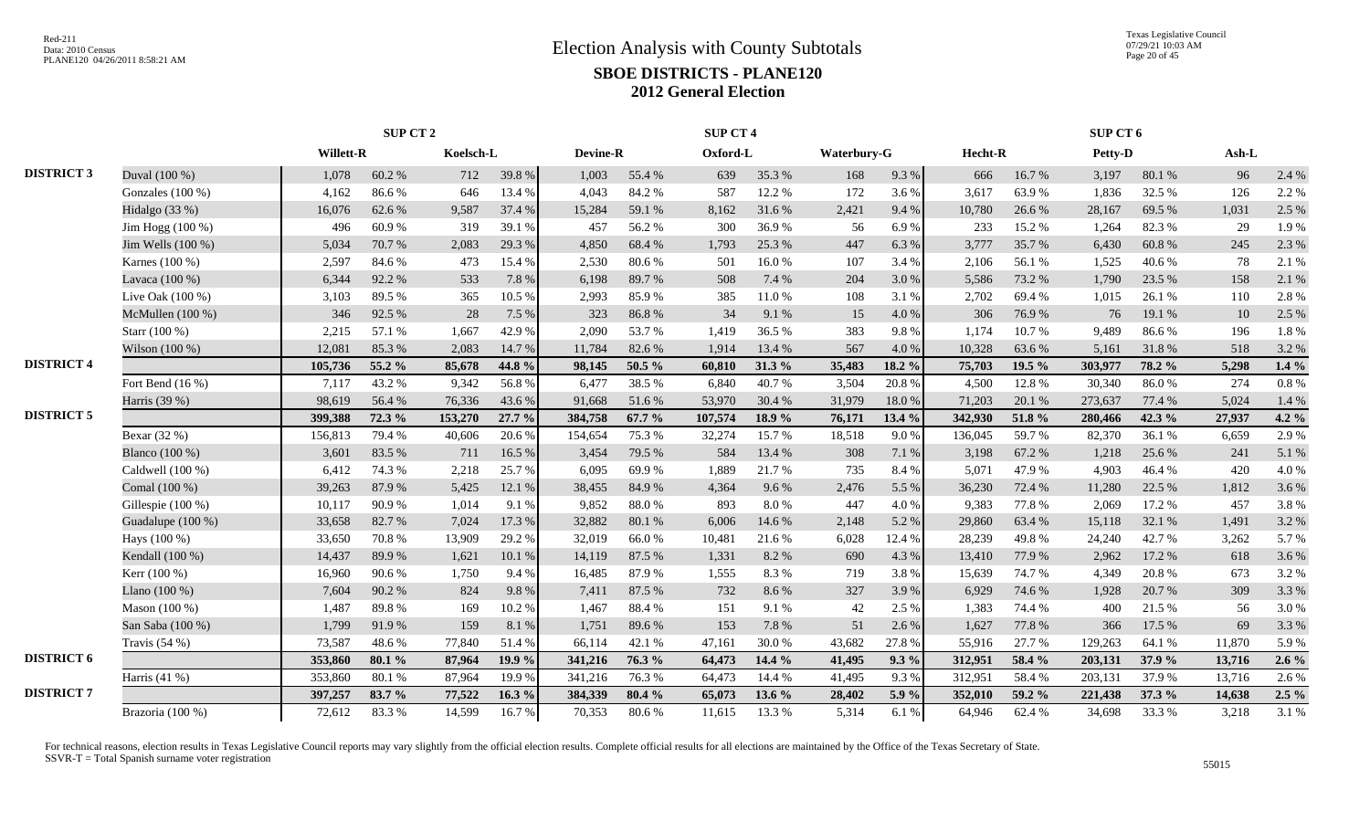# Election Analysis with County Subtotals

## SBOE DISTRICTS - PLANE120

## 2012 General Election

| | | SUP CT 2 | | | | SUP CT 4 | | | | | | SUP CT 6 | | | | | |
|---|---|---|---|---|---|---|---|---|---|---|---|---|---|---|---|---|---|
| | | Willett-R | | Koelsch-L | | Devine-R | | Oxford-L | | Waterbury-G | | Hecht-R | | Petty-D | | Ash-L | |
| DISTRICT 3 | Duval (100 %) | 1,078 | 60.2 % | 712 | 39.8 % | 1,003 | 55.4 % | 639 | 35.3 % | 168 | 9.3 % | 666 | 16.7 % | 3,197 | 80.1 % | 96 | 2.4 % |
| | Gonzales (100 %) | 4,162 | 86.6 % | 646 | 13.4 % | 4,043 | 84.2 % | 587 | 12.2 % | 172 | 3.6 % | 3,617 | 63.9 % | 1,836 | 32.5 % | 126 | 2.2 % |
| | Hidalgo (33 %) | 16,076 | 62.6 % | 9,587 | 37.4 % | 15,284 | 59.1 % | 8,162 | 31.6 % | 2,421 | 9.4 % | 10,780 | 26.6 % | 28,167 | 69.5 % | 1,031 | 2.5 % |
| | Jim Hogg (100 %) | 496 | 60.9 % | 319 | 39.1 % | 457 | 56.2 % | 300 | 36.9 % | 56 | 6.9 % | 233 | 15.2 % | 1,264 | 82.3 % | 29 | 1.9 % |
| | Jim Wells (100 %) | 5,034 | 70.7 % | 2,083 | 29.3 % | 4,850 | 68.4 % | 1,793 | 25.3 % | 447 | 6.3 % | 3,777 | 35.7 % | 6,430 | 60.8 % | 245 | 2.3 % |
| | Karnes (100 %) | 2,597 | 84.6 % | 473 | 15.4 % | 2,530 | 80.6 % | 501 | 16.0 % | 107 | 3.4 % | 2,106 | 56.1 % | 1,525 | 40.6 % | 78 | 2.1 % |
| | Lavaca (100 %) | 6,344 | 92.2 % | 533 | 7.8 % | 6,198 | 89.7 % | 508 | 7.4 % | 204 | 3.0 % | 5,586 | 73.2 % | 1,790 | 23.5 % | 158 | 2.1 % |
| | Live Oak (100 %) | 3,103 | 89.5 % | 365 | 10.5 % | 2,993 | 85.9 % | 385 | 11.0 % | 108 | 3.1 % | 2,702 | 69.4 % | 1,015 | 26.1 % | 110 | 2.8 % |
| | McMullen (100 %) | 346 | 92.5 % | 28 | 7.5 % | 323 | 86.8 % | 34 | 9.1 % | 15 | 4.0 % | 306 | 76.9 % | 76 | 19.1 % | 10 | 2.5 % |
| | Starr (100 %) | 2,215 | 57.1 % | 1,667 | 42.9 % | 2,090 | 53.7 % | 1,419 | 36.5 % | 383 | 9.8 % | 1,174 | 10.7 % | 9,489 | 86.6 % | 196 | 1.8 % |
| | Wilson (100 %) | 12,081 | 85.3 % | 2,083 | 14.7 % | 11,784 | 82.6 % | 1,914 | 13.4 % | 567 | 4.0 % | 10,328 | 63.6 % | 5,161 | 31.8 % | 518 | 3.2 % |
| **DISTRICT 4** | | **105,736** | **55.2 %** | **85,678** | **44.8 %** | **98,145** | **50.5 %** | **60,810** | **31.3 %** | **35,483** | **18.2 %** | **75,703** | **19.5 %** | **303,977** | **78.2 %** | **5,298** | **1.4 %** |
| | Fort Bend (16 %) | 7,117 | 43.2 % | 9,342 | 56.8 % | 6,477 | 38.5 % | 6,840 | 40.7 % | 3,504 | 20.8 % | 4,500 | 12.8 % | 30,340 | 86.0 % | 274 | 0.8 % |
| | Harris (39 %) | 98,619 | 56.4 % | 76,336 | 43.6 % | 91,668 | 51.6 % | 53,970 | 30.4 % | 31,979 | 18.0 % | 71,203 | 20.1 % | 273,637 | 77.4 % | 5,024 | 1.4 % |
| **DISTRICT 5** | | **399,388** | **72.3 %** | **153,270** | **27.7 %** | **384,758** | **67.7 %** | **107,574** | **18.9 %** | **76,171** | **13.4 %** | **342,930** | **51.8 %** | **280,466** | **42.3 %** | **27,937** | **4.2 %** |
| | Bexar (32 %) | 156,813 | 79.4 % | 40,606 | 20.6 % | 154,654 | 75.3 % | 32,274 | 15.7 % | 18,518 | 9.0 % | 136,045 | 59.7 % | 82,370 | 36.1 % | 6,659 | 2.9 % |
| | Blanco (100 %) | 3,601 | 83.5 % | 711 | 16.5 % | 3,454 | 79.5 % | 584 | 13.4 % | 308 | 7.1 % | 3,198 | 67.2 % | 1,218 | 25.6 % | 241 | 5.1 % |
| | Caldwell (100 %) | 6,412 | 74.3 % | 2,218 | 25.7 % | 6,095 | 69.9 % | 1,889 | 21.7 % | 735 | 8.4 % | 5,071 | 47.9 % | 4,903 | 46.4 % | 420 | 4.0 % |
| | Comal (100 %) | 39,263 | 87.9 % | 5,425 | 12.1 % | 38,455 | 84.9 % | 4,364 | 9.6 % | 2,476 | 5.5 % | 36,230 | 72.4 % | 11,280 | 22.5 % | 1,812 | 3.6 % |
| | Gillespie (100 %) | 10,117 | 90.9 % | 1,014 | 9.1 % | 9,852 | 88.0 % | 893 | 8.0 % | 447 | 4.0 % | 9,383 | 77.8 % | 2,069 | 17.2 % | 457 | 3.8 % |
| | Guadalupe (100 %) | 33,658 | 82.7 % | 7,024 | 17.3 % | 32,882 | 80.1 % | 6,006 | 14.6 % | 2,148 | 5.2 % | 29,860 | 63.4 % | 15,118 | 32.1 % | 1,491 | 3.2 % |
| | Hays (100 %) | 33,650 | 70.8 % | 13,909 | 29.2 % | 32,019 | 66.0 % | 10,481 | 21.6 % | 6,028 | 12.4 % | 28,239 | 49.8 % | 24,240 | 42.7 % | 3,262 | 5.7 % |
| | Kendall (100 %) | 14,437 | 89.9 % | 1,621 | 10.1 % | 14,119 | 87.5 % | 1,331 | 8.2 % | 690 | 4.3 % | 13,410 | 77.9 % | 2,962 | 17.2 % | 618 | 3.6 % |
| | Kerr (100 %) | 16,960 | 90.6 % | 1,750 | 9.4 % | 16,485 | 87.9 % | 1,555 | 8.3 % | 719 | 3.8 % | 15,639 | 74.7 % | 4,349 | 20.8 % | 673 | 3.2 % |
| | Llano (100 %) | 7,604 | 90.2 % | 824 | 9.8 % | 7,411 | 87.5 % | 732 | 8.6 % | 327 | 3.9 % | 6,929 | 74.6 % | 1,928 | 20.7 % | 309 | 3.3 % |
| | Mason (100 %) | 1,487 | 89.8 % | 169 | 10.2 % | 1,467 | 88.4 % | 151 | 9.1 % | 42 | 2.5 % | 1,383 | 74.4 % | 400 | 21.5 % | 56 | 3.0 % |
| | San Saba (100 %) | 1,799 | 91.9 % | 159 | 8.1 % | 1,751 | 89.6 % | 153 | 7.8 % | 51 | 2.6 % | 1,627 | 77.8 % | 366 | 17.5 % | 69 | 3.3 % |
| | Travis (54 %) | 73,587 | 48.6 % | 77,840 | 51.4 % | 66,114 | 42.1 % | 47,161 | 30.0 % | 43,682 | 27.8 % | 55,916 | 27.7 % | 129,263 | 64.1 % | 11,870 | 5.9 % |
| **DISTRICT 6** | | **353,860** | **80.1 %** | **87,964** | **19.9 %** | **341,216** | **76.3 %** | **64,473** | **14.4 %** | **41,495** | **9.3 %** | **312,951** | **58.4 %** | **203,131** | **37.9 %** | **13,716** | **2.6 %** |
| | Harris (41 %) | 353,860 | 80.1 % | 87,964 | 19.9 % | 341,216 | 76.3 % | 64,473 | 14.4 % | 41,495 | 9.3 % | 312,951 | 58.4 % | 203,131 | 37.9 % | 13,716 | 2.6 % |
| **DISTRICT 7** | | **397,257** | **83.7 %** | **77,522** | **16.3 %** | **384,339** | **80.4 %** | **65,073** | **13.6 %** | **28,402** | **5.9 %** | **352,010** | **59.2 %** | **221,438** | **37.3 %** | **14,638** | **2.5 %** |
| | Brazoria (100 %) | 72,612 | 83.3 % | 14,599 | 16.7 % | 70,353 | 80.6 % | 11,615 | 13.3 % | 5,314 | 6.1 % | 64,946 | 62.4 % | 34,698 | 33.3 % | 3,218 | 3.1 % |

For technical reasons, election results in Texas Legislative Council reports may vary slightly from the official election results. Complete official results for all elections are maintained by the Office of the Texas Secretary of State.
SSVR-T = Total Spanish surname voter registration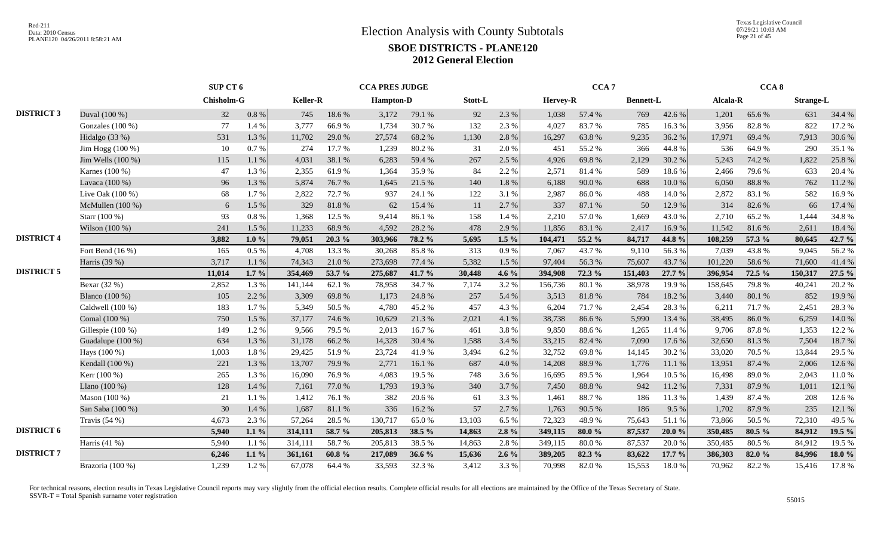# Election Analysis with County Subtotals

## SBOE DISTRICTS - PLANE120

## 2012 General Election

Red-211
Data: 2010 Census
PLANE120 04/26/2011 8:58:21 AM

Texas Legislative Council
07/29/21 10:03 AM

| | | SUP CT 6 | | CCA PRES JUDGE | | | | | | CCA 7 | | | | CCA 8 | | | |
|---|---|---|---|---|---|---|---|---|---|---|---|---|---|---|---|---|---|
| | | Chisholm-G | | Keller-R | | Hampton-D | | Stott-L | | Hervey-R | | Bennett-L | | Alcala-R | | Strange-L | |
| DISTRICT 3 | Duval (100 %) | 32 | 0.8 % | 745 | 18.6 % | 3,172 | 79.1 % | 92 | 2.3 % | 1,038 | 57.4 % | 769 | 42.6 % | 1,201 | 65.6 % | 631 | 34.4 % |
| | Gonzales (100 %) | 77 | 1.4 % | 3,777 | 66.9 % | 1,734 | 30.7 % | 132 | 2.3 % | 4,027 | 83.7 % | 785 | 16.3 % | 3,956 | 82.8 % | 822 | 17.2 % |
| | Hidalgo (33 %) | 531 | 1.3 % | 11,702 | 29.0 % | 27,574 | 68.2 % | 1,130 | 2.8 % | 16,297 | 63.8 % | 9,235 | 36.2 % | 17,971 | 69.4 % | 7,913 | 30.6 % |
| | Jim Hogg (100 %) | 10 | 0.7 % | 274 | 17.7 % | 1,239 | 80.2 % | 31 | 2.0 % | 451 | 55.2 % | 366 | 44.8 % | 536 | 64.9 % | 290 | 35.1 % |
| | Jim Wells (100 %) | 115 | 1.1 % | 4,031 | 38.1 % | 6,283 | 59.4 % | 267 | 2.5 % | 4,926 | 69.8 % | 2,129 | 30.2 % | 5,243 | 74.2 % | 1,822 | 25.8 % |
| | Karnes (100 %) | 47 | 1.3 % | 2,355 | 61.9 % | 1,364 | 35.9 % | 84 | 2.2 % | 2,571 | 81.4 % | 589 | 18.6 % | 2,466 | 79.6 % | 633 | 20.4 % |
| | Lavaca (100 %) | 96 | 1.3 % | 5,874 | 76.7 % | 1,645 | 21.5 % | 140 | 1.8 % | 6,188 | 90.0 % | 688 | 10.0 % | 6,050 | 88.8 % | 762 | 11.2 % |
| | Live Oak (100 %) | 68 | 1.7 % | 2,822 | 72.7 % | 937 | 24.1 % | 122 | 3.1 % | 2,987 | 86.0 % | 488 | 14.0 % | 2,872 | 83.1 % | 582 | 16.9 % |
| | McMullen (100 %) | 6 | 1.5 % | 329 | 81.8 % | 62 | 15.4 % | 11 | 2.7 % | 337 | 87.1 % | 50 | 12.9 % | 314 | 82.6 % | 66 | 17.4 % |
| | Starr (100 %) | 93 | 0.8 % | 1,368 | 12.5 % | 9,414 | 86.1 % | 158 | 1.4 % | 2,210 | 57.0 % | 1,669 | 43.0 % | 2,710 | 65.2 % | 1,444 | 34.8 % |
| | Wilson (100 %) | 241 | 1.5 % | 11,233 | 68.9 % | 4,592 | 28.2 % | 478 | 2.9 % | 11,856 | 83.1 % | 2,417 | 16.9 % | 11,542 | 81.6 % | 2,611 | 18.4 % |
| DISTRICT 4 | | **3,882** | **1.0 %** | **79,051** | **20.3 %** | **303,966** | **78.2 %** | **5,695** | **1.5 %** | **104,471** | **55.2 %** | **84,717** | **44.8 %** | **108,259** | **57.3 %** | **80,645** | **42.7 %** |
| | Fort Bend (16 %) | 165 | 0.5 % | 4,708 | 13.3 % | 30,268 | 85.8 % | 313 | 0.9 % | 7,067 | 43.7 % | 9,110 | 56.3 % | 7,039 | 43.8 % | 9,045 | 56.2 % |
| | Harris (39 %) | 3,717 | 1.1 % | 74,343 | 21.0 % | 273,698 | 77.4 % | 5,382 | 1.5 % | 97,404 | 56.3 % | 75,607 | 43.7 % | 101,220 | 58.6 % | 71,600 | 41.4 % |
| DISTRICT 5 | | **11,014** | **1.7 %** | **354,469** | **53.7 %** | **275,687** | **41.7 %** | **30,448** | **4.6 %** | **394,908** | **72.3 %** | **151,403** | **27.7 %** | **396,954** | **72.5 %** | **150,317** | **27.5 %** |
| | Bexar (32 %) | 2,852 | 1.3 % | 141,144 | 62.1 % | 78,958 | 34.7 % | 7,174 | 3.2 % | 156,736 | 80.1 % | 38,978 | 19.9 % | 158,645 | 79.8 % | 40,241 | 20.2 % |
| | Blanco (100 %) | 105 | 2.2 % | 3,309 | 69.8 % | 1,173 | 24.8 % | 257 | 5.4 % | 3,513 | 81.8 % | 784 | 18.2 % | 3,440 | 80.1 % | 852 | 19.9 % |
| | Caldwell (100 %) | 183 | 1.7 % | 5,349 | 50.5 % | 4,780 | 45.2 % | 457 | 4.3 % | 6,204 | 71.7 % | 2,454 | 28.3 % | 6,211 | 71.7 % | 2,451 | 28.3 % |
| | Comal (100 %) | 750 | 1.5 % | 37,177 | 74.6 % | 10,629 | 21.3 % | 2,021 | 4.1 % | 38,738 | 86.6 % | 5,990 | 13.4 % | 38,495 | 86.0 % | 6,259 | 14.0 % |
| | Gillespie (100 %) | 149 | 1.2 % | 9,566 | 79.5 % | 2,013 | 16.7 % | 461 | 3.8 % | 9,850 | 88.6 % | 1,265 | 11.4 % | 9,706 | 87.8 % | 1,353 | 12.2 % |
| | Guadalupe (100 %) | 634 | 1.3 % | 31,178 | 66.2 % | 14,328 | 30.4 % | 1,588 | 3.4 % | 33,215 | 82.4 % | 7,090 | 17.6 % | 32,650 | 81.3 % | 7,504 | 18.7 % |
| | Hays (100 %) | 1,003 | 1.8 % | 29,425 | 51.9 % | 23,724 | 41.9 % | 3,494 | 6.2 % | 32,752 | 69.8 % | 14,145 | 30.2 % | 33,020 | 70.5 % | 13,844 | 29.5 % |
| | Kendall (100 %) | 221 | 1.3 % | 13,707 | 79.9 % | 2,771 | 16.1 % | 687 | 4.0 % | 14,208 | 88.9 % | 1,776 | 11.1 % | 13,951 | 87.4 % | 2,006 | 12.6 % |
| | Kerr (100 %) | 265 | 1.3 % | 16,090 | 76.9 % | 4,083 | 19.5 % | 748 | 3.6 % | 16,695 | 89.5 % | 1,964 | 10.5 % | 16,498 | 89.0 % | 2,043 | 11.0 % |
| | Llano (100 %) | 128 | 1.4 % | 7,161 | 77.0 % | 1,793 | 19.3 % | 340 | 3.7 % | 7,450 | 88.8 % | 942 | 11.2 % | 7,331 | 87.9 % | 1,011 | 12.1 % |
| | Mason (100 %) | 21 | 1.1 % | 1,412 | 76.1 % | 382 | 20.6 % | 61 | 3.3 % | 1,461 | 88.7 % | 186 | 11.3 % | 1,439 | 87.4 % | 208 | 12.6 % |
| | San Saba (100 %) | 30 | 1.4 % | 1,687 | 81.1 % | 336 | 16.2 % | 57 | 2.7 % | 1,763 | 90.5 % | 186 | 9.5 % | 1,702 | 87.9 % | 235 | 12.1 % |
| | Travis (54 %) | 4,673 | 2.3 % | 57,264 | 28.5 % | 130,717 | 65.0 % | 13,103 | 6.5 % | 72,323 | 48.9 % | 75,643 | 51.1 % | 73,866 | 50.5 % | 72,310 | 49.5 % |
| DISTRICT 6 | | **5,940** | **1.1 %** | **314,111** | **58.7 %** | **205,813** | **38.5 %** | **14,863** | **2.8 %** | **349,115** | **80.0 %** | **87,537** | **20.0 %** | **350,485** | **80.5 %** | **84,912** | **19.5 %** |
| | Harris (41 %) | 5,940 | 1.1 % | 314,111 | 58.7 % | 205,813 | 38.5 % | 14,863 | 2.8 % | 349,115 | 80.0 % | 87,537 | 20.0 % | 350,485 | 80.5 % | 84,912 | 19.5 % |
| DISTRICT 7 | | **6,246** | **1.1 %** | **361,161** | **60.8 %** | **217,089** | **36.6 %** | **15,636** | **2.6 %** | **389,205** | **82.3 %** | **83,622** | **17.7 %** | **386,303** | **82.0 %** | **84,996** | **18.0 %** |
| | Brazoria (100 %) | 1,239 | 1.2 % | 67,078 | 64.4 % | 33,593 | 32.3 % | 3,412 | 3.3 % | 70,998 | 82.0 % | 15,553 | 18.0 % | 70,962 | 82.2 % | 15,416 | 17.8 % |

For technical reasons, election results in Texas Legislative Council reports may vary slightly from the official election results. Complete official results for all elections are maintained by the Office of the Texas Secretary of State.
SSVR-T = Total Spanish surname voter registration

55015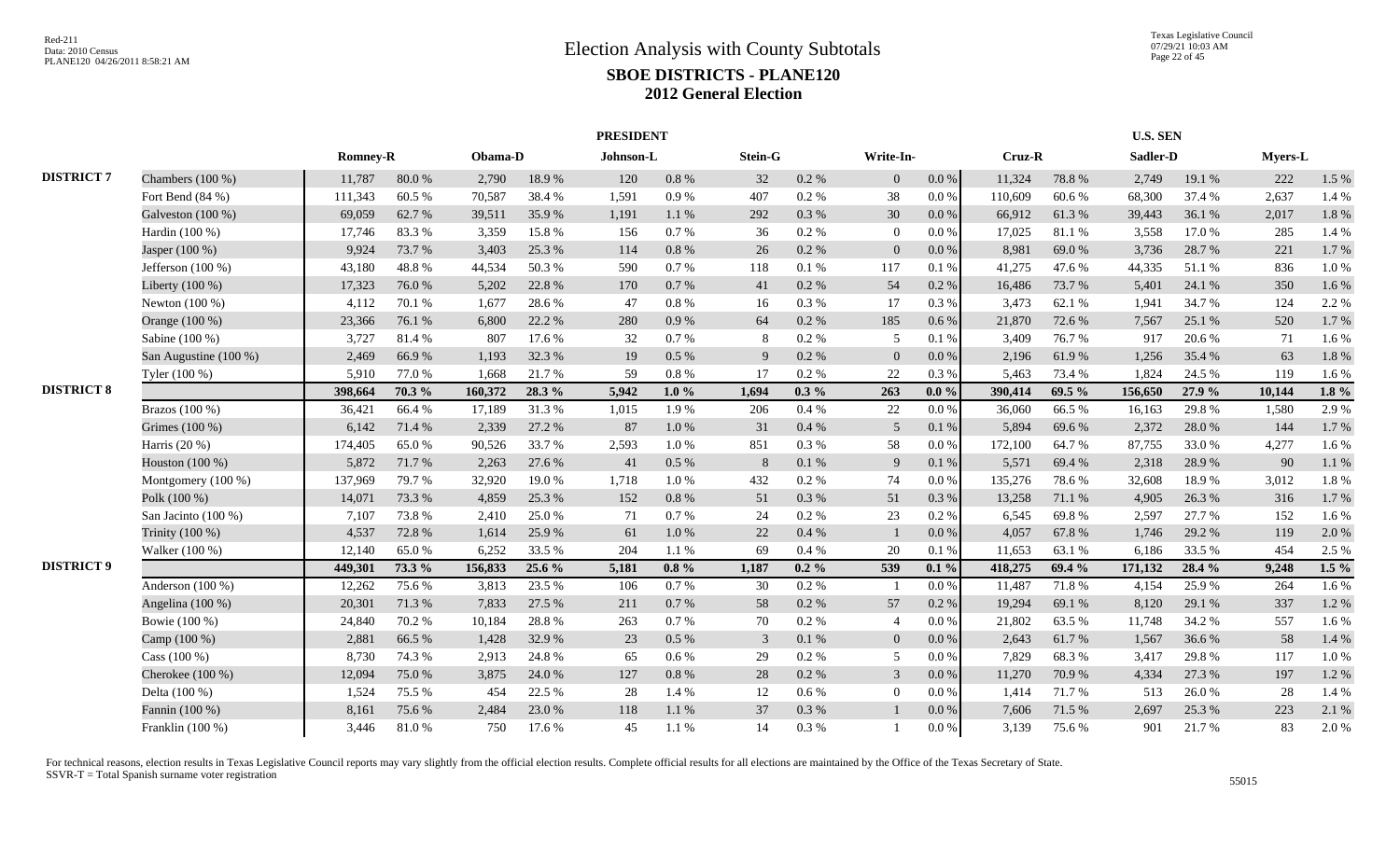# Election Analysis with County Subtotals

## SBOE DISTRICTS - PLANE120

## 2012 General Election

| | | PRESIDENT | | | | | | | | | | U.S. SEN | | | | | |
|---|---|---|---|---|---|---|---|---|---|---|---|---|---|---|---|---|---|
| | | Romney-R | | Obama-D | | Johnson-L | | Stein-G | | Write-In- | | Cruz-R | | Sadler-D | | Myers-L | |
| **DISTRICT 7** | Chambers (100 %) | 11,787 | 80.0 % | 2,790 | 18.9 % | 120 | 0.8 % | 32 | 0.2 % | 0 | 0.0 % | 11,324 | 78.8 % | 2,749 | 19.1 % | 222 | 1.5 % |
| | Fort Bend (84 %) | 111,343 | 60.5 % | 70,587 | 38.4 % | 1,591 | 0.9 % | 407 | 0.2 % | 38 | 0.0 % | 110,609 | 60.6 % | 68,300 | 37.4 % | 2,637 | 1.4 % |
| | Galveston (100 %) | 69,059 | 62.7 % | 39,511 | 35.9 % | 1,191 | 1.1 % | 292 | 0.3 % | 30 | 0.0 % | 66,912 | 61.3 % | 39,443 | 36.1 % | 2,017 | 1.8 % |
| | Hardin (100 %) | 17,746 | 83.3 % | 3,359 | 15.8 % | 156 | 0.7 % | 36 | 0.2 % | 0 | 0.0 % | 17,025 | 81.1 % | 3,558 | 17.0 % | 285 | 1.4 % |
| | Jasper (100 %) | 9,924 | 73.7 % | 3,403 | 25.3 % | 114 | 0.8 % | 26 | 0.2 % | 0 | 0.0 % | 8,981 | 69.0 % | 3,736 | 28.7 % | 221 | 1.7 % |
| | Jefferson (100 %) | 43,180 | 48.8 % | 44,534 | 50.3 % | 590 | 0.7 % | 118 | 0.1 % | 117 | 0.1 % | 41,275 | 47.6 % | 44,335 | 51.1 % | 836 | 1.0 % |
| | Liberty (100 %) | 17,323 | 76.0 % | 5,202 | 22.8 % | 170 | 0.7 % | 41 | 0.2 % | 54 | 0.2 % | 16,486 | 73.7 % | 5,401 | 24.1 % | 350 | 1.6 % |
| | Newton (100 %) | 4,112 | 70.1 % | 1,677 | 28.6 % | 47 | 0.8 % | 16 | 0.3 % | 17 | 0.3 % | 3,473 | 62.1 % | 1,941 | 34.7 % | 124 | 2.2 % |
| | Orange (100 %) | 23,366 | 76.1 % | 6,800 | 22.2 % | 280 | 0.9 % | 64 | 0.2 % | 185 | 0.6 % | 21,870 | 72.6 % | 7,567 | 25.1 % | 520 | 1.7 % |
| | Sabine (100 %) | 3,727 | 81.4 % | 807 | 17.6 % | 32 | 0.7 % | 8 | 0.2 % | 5 | 0.1 % | 3,409 | 76.7 % | 917 | 20.6 % | 71 | 1.6 % |
| | San Augustine (100 %) | 2,469 | 66.9 % | 1,193 | 32.3 % | 19 | 0.5 % | 9 | 0.2 % | 0 | 0.0 % | 2,196 | 61.9 % | 1,256 | 35.4 % | 63 | 1.8 % |
| | Tyler (100 %) | 5,910 | 77.0 % | 1,668 | 21.7 % | 59 | 0.8 % | 17 | 0.2 % | 22 | 0.3 % | 5,463 | 73.4 % | 1,824 | 24.5 % | 119 | 1.6 % |
| **DISTRICT 8** | | **398,664** | **70.3 %** | **160,372** | **28.3 %** | **5,942** | **1.0 %** | **1,694** | **0.3 %** | **263** | **0.0 %** | **390,414** | **69.5 %** | **156,650** | **27.9 %** | **10,144** | **1.8 %** |
| | Brazos (100 %) | 36,421 | 66.4 % | 17,189 | 31.3 % | 1,015 | 1.9 % | 206 | 0.4 % | 22 | 0.0 % | 36,060 | 66.5 % | 16,163 | 29.8 % | 1,580 | 2.9 % |
| | Grimes (100 %) | 6,142 | 71.4 % | 2,339 | 27.2 % | 87 | 1.0 % | 31 | 0.4 % | 5 | 0.1 % | 5,894 | 69.6 % | 2,372 | 28.0 % | 144 | 1.7 % |
| | Harris (20 %) | 174,405 | 65.0 % | 90,526 | 33.7 % | 2,593 | 1.0 % | 851 | 0.3 % | 58 | 0.0 % | 172,100 | 64.7 % | 87,755 | 33.0 % | 4,277 | 1.6 % |
| | Houston (100 %) | 5,872 | 71.7 % | 2,263 | 27.6 % | 41 | 0.5 % | 8 | 0.1 % | 9 | 0.1 % | 5,571 | 69.4 % | 2,318 | 28.9 % | 90 | 1.1 % |
| | Montgomery (100 %) | 137,969 | 79.7 % | 32,920 | 19.0 % | 1,718 | 1.0 % | 432 | 0.2 % | 74 | 0.0 % | 135,276 | 78.6 % | 32,608 | 18.9 % | 3,012 | 1.8 % |
| | Polk (100 %) | 14,071 | 73.3 % | 4,859 | 25.3 % | 152 | 0.8 % | 51 | 0.3 % | 51 | 0.3 % | 13,258 | 71.1 % | 4,905 | 26.3 % | 316 | 1.7 % |
| | San Jacinto (100 %) | 7,107 | 73.8 % | 2,410 | 25.0 % | 71 | 0.7 % | 24 | 0.2 % | 23 | 0.2 % | 6,545 | 69.8 % | 2,597 | 27.7 % | 152 | 1.6 % |
| | Trinity (100 %) | 4,537 | 72.8 % | 1,614 | 25.9 % | 61 | 1.0 % | 22 | 0.4 % | 1 | 0.0 % | 4,057 | 67.8 % | 1,746 | 29.2 % | 119 | 2.0 % |
| | Walker (100 %) | 12,140 | 65.0 % | 6,252 | 33.5 % | 204 | 1.1 % | 69 | 0.4 % | 20 | 0.1 % | 11,653 | 63.1 % | 6,186 | 33.5 % | 454 | 2.5 % |
| **DISTRICT 9** | | **449,301** | **73.3 %** | **156,833** | **25.6 %** | **5,181** | **0.8 %** | **1,187** | **0.2 %** | **539** | **0.1 %** | **418,275** | **69.4 %** | **171,132** | **28.4 %** | **9,248** | **1.5 %** |
| | Anderson (100 %) | 12,262 | 75.6 % | 3,813 | 23.5 % | 106 | 0.7 % | 30 | 0.2 % | 1 | 0.0 % | 11,487 | 71.8 % | 4,154 | 25.9 % | 264 | 1.6 % |
| | Angelina (100 %) | 20,301 | 71.3 % | 7,833 | 27.5 % | 211 | 0.7 % | 58 | 0.2 % | 57 | 0.2 % | 19,294 | 69.1 % | 8,120 | 29.1 % | 337 | 1.2 % |
| | Bowie (100 %) | 24,840 | 70.2 % | 10,184 | 28.8 % | 263 | 0.7 % | 70 | 0.2 % | 4 | 0.0 % | 21,802 | 63.5 % | 11,748 | 34.2 % | 557 | 1.6 % |
| | Camp (100 %) | 2,881 | 66.5 % | 1,428 | 32.9 % | 23 | 0.5 % | 3 | 0.1 % | 0 | 0.0 % | 2,643 | 61.7 % | 1,567 | 36.6 % | 58 | 1.4 % |
| | Cass (100 %) | 8,730 | 74.3 % | 2,913 | 24.8 % | 65 | 0.6 % | 29 | 0.2 % | 5 | 0.0 % | 7,829 | 68.3 % | 3,417 | 29.8 % | 117 | 1.0 % |
| | Cherokee (100 %) | 12,094 | 75.0 % | 3,875 | 24.0 % | 127 | 0.8 % | 28 | 0.2 % | 3 | 0.0 % | 11,270 | 70.9 % | 4,334 | 27.3 % | 197 | 1.2 % |
| | Delta (100 %) | 1,524 | 75.5 % | 454 | 22.5 % | 28 | 1.4 % | 12 | 0.6 % | 0 | 0.0 % | 1,414 | 71.7 % | 513 | 26.0 % | 28 | 1.4 % |
| | Fannin (100 %) | 8,161 | 75.6 % | 2,484 | 23.0 % | 118 | 1.1 % | 37 | 0.3 % | 1 | 0.0 % | 7,606 | 71.5 % | 2,697 | 25.3 % | 223 | 2.1 % |
| | Franklin (100 %) | 3,446 | 81.0 % | 750 | 17.6 % | 45 | 1.1 % | 14 | 0.3 % | 1 | 0.0 % | 3,139 | 75.6 % | 901 | 21.7 % | 83 | 2.0 % |

For technical reasons, election results in Texas Legislative Council reports may vary slightly from the official election results. Complete official results for all elections are maintained by the Office of the Texas Secretary of State.
SSVR-T = Total Spanish surname voter registration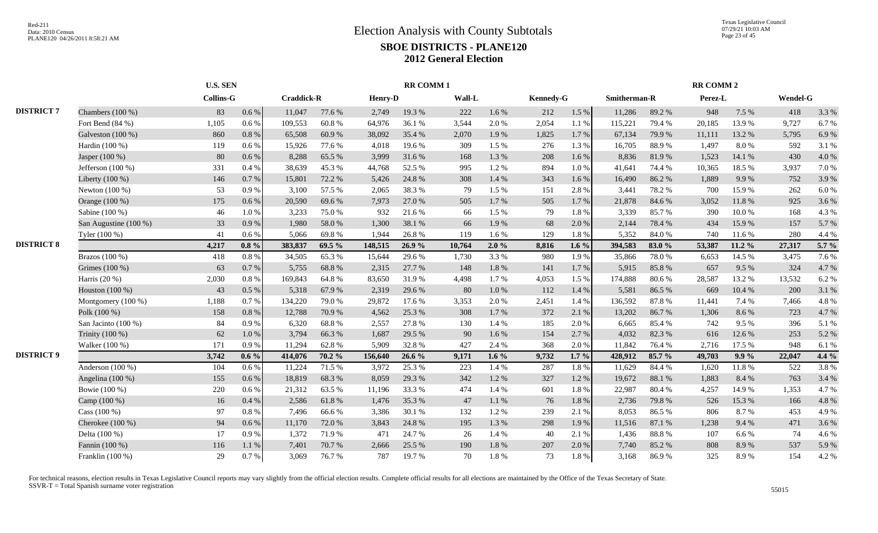# Election Analysis with County Subtotals

## SBOE DISTRICTS - PLANE120

## 2012 General Election

| | | U.S. SEN | | RR COMM 1 | | | | | | | | RR COMM 2 | | | | | |
|---|---|---|---|---|---|---|---|---|---|---|---|---|---|---|---|---|---|
| | | Collins-G | | Craddick-R | | Henry-D | | Wall-L | | Kennedy-G | | Smitherman-R | | Perez-L | | Wendel-G | |
| DISTRICT 7 | Chambers (100 %) | 83 | 0.6 % | 11,047 | 77.6 % | 2,749 | 19.3 % | 222 | 1.6 % | 212 | 1.5 % | 11,286 | 89.2 % | 948 | 7.5 % | 418 | 3.3 % |
| | Fort Bend (84 %) | 1,105 | 0.6 % | 109,553 | 60.8 % | 64,976 | 36.1 % | 3,544 | 2.0 % | 2,054 | 1.1 % | 115,221 | 79.4 % | 20,185 | 13.9 % | 9,727 | 6.7 % |
| | Galveston (100 %) | 860 | 0.8 % | 65,508 | 60.9 % | 38,092 | 35.4 % | 2,070 | 1.9 % | 1,825 | 1.7 % | 67,134 | 79.9 % | 11,111 | 13.2 % | 5,795 | 6.9 % |
| | Hardin (100 %) | 119 | 0.6 % | 15,926 | 77.6 % | 4,018 | 19.6 % | 309 | 1.5 % | 276 | 1.3 % | 16,705 | 88.9 % | 1,497 | 8.0 % | 592 | 3.1 % |
| | Jasper (100 %) | 80 | 0.6 % | 8,288 | 65.5 % | 3,999 | 31.6 % | 168 | 1.3 % | 208 | 1.6 % | 8,836 | 81.9 % | 1,523 | 14.1 % | 430 | 4.0 % |
| | Jefferson (100 %) | 331 | 0.4 % | 38,639 | 45.3 % | 44,768 | 52.5 % | 995 | 1.2 % | 894 | 1.0 % | 41,641 | 74.4 % | 10,365 | 18.5 % | 3,937 | 7.0 % |
| | Liberty (100 %) | 146 | 0.7 % | 15,801 | 72.2 % | 5,426 | 24.8 % | 308 | 1.4 % | 343 | 1.6 % | 16,490 | 86.2 % | 1,889 | 9.9 % | 752 | 3.9 % |
| | Newton (100 %) | 53 | 0.9 % | 3,100 | 57.5 % | 2,065 | 38.3 % | 79 | 1.5 % | 151 | 2.8 % | 3,441 | 78.2 % | 700 | 15.9 % | 262 | 6.0 % |
| | Orange (100 %) | 175 | 0.6 % | 20,590 | 69.6 % | 7,973 | 27.0 % | 505 | 1.7 % | 505 | 1.7 % | 21,878 | 84.6 % | 3,052 | 11.8 % | 925 | 3.6 % |
| | Sabine (100 %) | 46 | 1.0 % | 3,233 | 75.0 % | 932 | 21.6 % | 66 | 1.5 % | 79 | 1.8 % | 3,339 | 85.7 % | 390 | 10.0 % | 168 | 4.3 % |
| | San Augustine (100 %) | 33 | 0.9 % | 1,980 | 58.0 % | 1,300 | 38.1 % | 66 | 1.9 % | 68 | 2.0 % | 2,144 | 78.4 % | 434 | 15.9 % | 157 | 5.7 % |
| | Tyler (100 %) | 41 | 0.6 % | 5,066 | 69.8 % | 1,944 | 26.8 % | 119 | 1.6 % | 129 | 1.8 % | 5,352 | 84.0 % | 740 | 11.6 % | 280 | 4.4 % |
| DISTRICT 8 | | **4,217** | **0.8 %** | **383,837** | **69.5 %** | **148,515** | **26.9 %** | **10,764** | **2.0 %** | **8,816** | **1.6 %** | **394,583** | **83.0 %** | **53,387** | **11.2 %** | **27,317** | **5.7 %** |
| | Brazos (100 %) | 418 | 0.8 % | 34,505 | 65.3 % | 15,644 | 29.6 % | 1,730 | 3.3 % | 980 | 1.9 % | 35,866 | 78.0 % | 6,653 | 14.5 % | 3,475 | 7.6 % |
| | Grimes (100 %) | 63 | 0.7 % | 5,755 | 68.8 % | 2,315 | 27.7 % | 148 | 1.8 % | 141 | 1.7 % | 5,915 | 85.8 % | 657 | 9.5 % | 324 | 4.7 % |
| | Harris (20 %) | 2,030 | 0.8 % | 169,843 | 64.8 % | 83,650 | 31.9 % | 4,498 | 1.7 % | 4,053 | 1.5 % | 174,888 | 80.6 % | 28,587 | 13.2 % | 13,532 | 6.2 % |
| | Houston (100 %) | 43 | 0.5 % | 5,318 | 67.9 % | 2,319 | 29.6 % | 80 | 1.0 % | 112 | 1.4 % | 5,581 | 86.5 % | 669 | 10.4 % | 200 | 3.1 % |
| | Montgomery (100 %) | 1,188 | 0.7 % | 134,220 | 79.0 % | 29,872 | 17.6 % | 3,353 | 2.0 % | 2,451 | 1.4 % | 136,592 | 87.8 % | 11,441 | 7.4 % | 7,466 | 4.8 % |
| | Polk (100 %) | 158 | 0.8 % | 12,788 | 70.9 % | 4,562 | 25.3 % | 308 | 1.7 % | 372 | 2.1 % | 13,202 | 86.7 % | 1,306 | 8.6 % | 723 | 4.7 % |
| | San Jacinto (100 %) | 84 | 0.9 % | 6,320 | 68.8 % | 2,557 | 27.8 % | 130 | 1.4 % | 185 | 2.0 % | 6,665 | 85.4 % | 742 | 9.5 % | 396 | 5.1 % |
| | Trinity (100 %) | 62 | 1.0 % | 3,794 | 66.3 % | 1,687 | 29.5 % | 90 | 1.6 % | 154 | 2.7 % | 4,032 | 82.3 % | 616 | 12.6 % | 253 | 5.2 % |
| | Walker (100 %) | 171 | 0.9 % | 11,294 | 62.8 % | 5,909 | 32.8 % | 427 | 2.4 % | 368 | 2.0 % | 11,842 | 76.4 % | 2,716 | 17.5 % | 948 | 6.1 % |
| DISTRICT 9 | | **3,742** | **0.6 %** | **414,076** | **70.2 %** | **156,640** | **26.6 %** | **9,171** | **1.6 %** | **9,732** | **1.7 %** | **428,912** | **85.7 %** | **49,703** | **9.9 %** | **22,047** | **4.4 %** |
| | Anderson (100 %) | 104 | 0.6 % | 11,224 | 71.5 % | 3,972 | 25.3 % | 223 | 1.4 % | 287 | 1.8 % | 11,629 | 84.4 % | 1,620 | 11.8 % | 522 | 3.8 % |
| | Angelina (100 %) | 155 | 0.6 % | 18,819 | 68.3 % | 8,059 | 29.3 % | 342 | 1.2 % | 327 | 1.2 % | 19,672 | 88.1 % | 1,883 | 8.4 % | 763 | 3.4 % |
| | Bowie (100 %) | 220 | 0.6 % | 21,312 | 63.5 % | 11,196 | 33.3 % | 474 | 1.4 % | 601 | 1.8 % | 22,987 | 80.4 % | 4,257 | 14.9 % | 1,353 | 4.7 % |
| | Camp (100 %) | 16 | 0.4 % | 2,586 | 61.8 % | 1,476 | 35.3 % | 47 | 1.1 % | 76 | 1.8 % | 2,736 | 79.8 % | 526 | 15.3 % | 166 | 4.8 % |
| | Cass (100 %) | 97 | 0.8 % | 7,496 | 66.6 % | 3,386 | 30.1 % | 132 | 1.2 % | 239 | 2.1 % | 8,053 | 86.5 % | 806 | 8.7 % | 453 | 4.9 % |
| | Cherokee (100 %) | 94 | 0.6 % | 11,170 | 72.0 % | 3,843 | 24.8 % | 195 | 1.3 % | 298 | 1.9 % | 11,516 | 87.1 % | 1,238 | 9.4 % | 471 | 3.6 % |
| | Delta (100 %) | 17 | 0.9 % | 1,372 | 71.9 % | 471 | 24.7 % | 26 | 1.4 % | 40 | 2.1 % | 1,436 | 88.8 % | 107 | 6.6 % | 74 | 4.6 % |
| | Fannin (100 %) | 116 | 1.1 % | 7,401 | 70.7 % | 2,666 | 25.5 % | 190 | 1.8 % | 207 | 2.0 % | 7,740 | 85.2 % | 808 | 8.9 % | 537 | 5.9 % |
| | Franklin (100 %) | 29 | 0.7 % | 3,069 | 76.7 % | 787 | 19.7 % | 70 | 1.8 % | 73 | 1.8 % | 3,168 | 86.9 % | 325 | 8.9 % | 154 | 4.2 % |

For technical reasons, election results in Texas Legislative Council reports may vary slightly from the official election results. Complete official results for all elections are maintained by the Office of the Texas Secretary of State.
SSVR-T = Total Spanish surname voter registration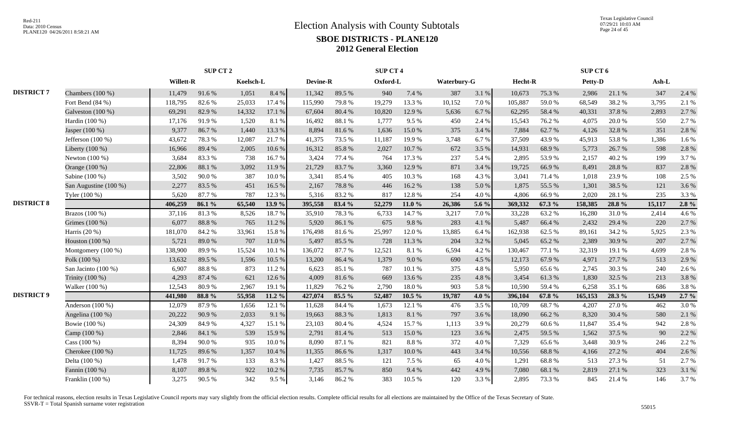# Election Analysis with County Subtotals

## SBOE DISTRICTS - PLANE120

## 2012 General Election

| | | SUP CT 2 | | | | SUP CT 4 | | | | | | SUP CT 6 | | | | | |
|---|---|---|---|---|---|---|---|---|---|---|---|---|---|---|---|---|---|
| | | Willett-R | | Koelsch-L | | Devine-R | | Oxford-L | | Waterbury-G | | Hecht-R | | Petty-D | | Ash-L | |
| DISTRICT 7 | Chambers (100 %) | 11,479 | 91.6 % | 1,051 | 8.4 % | 11,342 | 89.5 % | 940 | 7.4 % | 387 | 3.1 % | 10,673 | 75.3 % | 2,986 | 21.1 % | 347 | 2.4 % |
| | Fort Bend (84 %) | 118,795 | 82.6 % | 25,033 | 17.4 % | 115,990 | 79.8 % | 19,279 | 13.3 % | 10,152 | 7.0 % | 105,887 | 59.0 % | 68,549 | 38.2 % | 3,795 | 2.1 % |
| | Galveston (100 %) | 69,291 | 82.9 % | 14,332 | 17.1 % | 67,604 | 80.4 % | 10,820 | 12.9 % | 5,636 | 6.7 % | 62,295 | 58.4 % | 40,331 | 37.8 % | 2,893 | 2.7 % |
| | Hardin (100 %) | 17,176 | 91.9 % | 1,520 | 8.1 % | 16,492 | 88.1 % | 1,777 | 9.5 % | 450 | 2.4 % | 15,543 | 76.2 % | 4,075 | 20.0 % | 550 | 2.7 % |
| | Jasper (100 %) | 9,377 | 86.7 % | 1,440 | 13.3 % | 8,894 | 81.6 % | 1,636 | 15.0 % | 375 | 3.4 % | 7,884 | 62.7 % | 4,126 | 32.8 % | 351 | 2.8 % |
| | Jefferson (100 %) | 43,672 | 78.3 % | 12,087 | 21.7 % | 41,375 | 73.5 % | 11,187 | 19.9 % | 3,748 | 6.7 % | 37,509 | 43.9 % | 45,913 | 53.8 % | 1,386 | 1.6 % |
| | Liberty (100 %) | 16,966 | 89.4 % | 2,005 | 10.6 % | 16,312 | 85.8 % | 2,027 | 10.7 % | 672 | 3.5 % | 14,931 | 68.9 % | 5,773 | 26.7 % | 598 | 2.8 % |
| | Newton (100 %) | 3,684 | 83.3 % | 738 | 16.7 % | 3,424 | 77.4 % | 764 | 17.3 % | 237 | 5.4 % | 2,895 | 53.9 % | 2,157 | 40.2 % | 199 | 3.7 % |
| | Orange (100 %) | 22,806 | 88.1 % | 3,092 | 11.9 % | 21,729 | 83.7 % | 3,360 | 12.9 % | 871 | 3.4 % | 19,725 | 66.9 % | 8,491 | 28.8 % | 837 | 2.8 % |
| | Sabine (100 %) | 3,502 | 90.0 % | 387 | 10.0 % | 3,341 | 85.4 % | 405 | 10.3 % | 168 | 4.3 % | 3,041 | 71.4 % | 1,018 | 23.9 % | 108 | 2.5 % |
| | San Augustine (100 %) | 2,277 | 83.5 % | 451 | 16.5 % | 2,167 | 78.8 % | 446 | 16.2 % | 138 | 5.0 % | 1,875 | 55.5 % | 1,301 | 38.5 % | 121 | 3.6 % |
| | Tyler (100 %) | 5,620 | 87.7 % | 787 | 12.3 % | 5,316 | 83.2 % | 817 | 12.8 % | 254 | 4.0 % | 4,806 | 66.9 % | 2,020 | 28.1 % | 235 | 3.3 % |
| DISTRICT 8 | | **406,259** | **86.1 %** | **65,540** | **13.9 %** | **395,558** | **83.4 %** | **52,279** | **11.0 %** | **26,386** | **5.6 %** | **369,332** | **67.3 %** | **158,385** | **28.8 %** | **15,117** | **2.8 %** |
| | Brazos (100 %) | 37,116 | 81.3 % | 8,526 | 18.7 % | 35,910 | 78.3 % | 6,733 | 14.7 % | 3,217 | 7.0 % | 33,228 | 63.2 % | 16,280 | 31.0 % | 2,414 | 4.6 % |
| | Grimes (100 %) | 6,077 | 88.8 % | 765 | 11.2 % | 5,920 | 86.1 % | 675 | 9.8 % | 283 | 4.1 % | 5,487 | 66.4 % | 2,432 | 29.4 % | 220 | 2.7 % |
| | Harris (20 %) | 181,070 | 84.2 % | 33,961 | 15.8 % | 176,498 | 81.6 % | 25,997 | 12.0 % | 13,885 | 6.4 % | 162,938 | 62.5 % | 89,161 | 34.2 % | 5,925 | 2.3 % |
| | Houston (100 %) | 5,721 | 89.0 % | 707 | 11.0 % | 5,497 | 85.5 % | 728 | 11.3 % | 204 | 3.2 % | 5,045 | 65.2 % | 2,389 | 30.9 % | 207 | 2.7 % |
| | Montgomery (100 %) | 138,900 | 89.9 % | 15,524 | 10.1 % | 136,072 | 87.7 % | 12,521 | 8.1 % | 6,594 | 4.2 % | 130,467 | 77.1 % | 32,319 | 19.1 % | 4,699 | 2.8 % |
| | Polk (100 %) | 13,632 | 89.5 % | 1,596 | 10.5 % | 13,200 | 86.4 % | 1,379 | 9.0 % | 690 | 4.5 % | 12,173 | 67.9 % | 4,971 | 27.7 % | 513 | 2.9 % |
| | San Jacinto (100 %) | 6,907 | 88.8 % | 873 | 11.2 % | 6,623 | 85.1 % | 787 | 10.1 % | 375 | 4.8 % | 5,950 | 65.6 % | 2,745 | 30.3 % | 240 | 2.6 % |
| | Trinity (100 %) | 4,293 | 87.4 % | 621 | 12.6 % | 4,009 | 81.6 % | 669 | 13.6 % | 235 | 4.8 % | 3,454 | 61.3 % | 1,830 | 32.5 % | 213 | 3.8 % |
| | Walker (100 %) | 12,543 | 80.9 % | 2,967 | 19.1 % | 11,829 | 76.2 % | 2,790 | 18.0 % | 903 | 5.8 % | 10,590 | 59.4 % | 6,258 | 35.1 % | 686 | 3.8 % |
| DISTRICT 9 | | **441,980** | **88.8 %** | **55,958** | **11.2 %** | **427,074** | **85.5 %** | **52,487** | **10.5 %** | **19,787** | **4.0 %** | **396,104** | **67.8 %** | **165,153** | **28.3 %** | **15,949** | **2.7 %** |
| | Anderson (100 %) | 12,079 | 87.9 % | 1,656 | 12.1 % | 11,628 | 84.4 % | 1,673 | 12.1 % | 476 | 3.5 % | 10,709 | 68.7 % | 4,207 | 27.0 % | 462 | 3.0 % |
| | Angelina (100 %) | 20,222 | 90.9 % | 2,033 | 9.1 % | 19,663 | 88.3 % | 1,813 | 8.1 % | 797 | 3.6 % | 18,090 | 66.2 % | 8,320 | 30.4 % | 580 | 2.1 % |
| | Bowie (100 %) | 24,309 | 84.9 % | 4,327 | 15.1 % | 23,103 | 80.4 % | 4,524 | 15.7 % | 1,113 | 3.9 % | 20,279 | 60.6 % | 11,847 | 35.4 % | 942 | 2.8 % |
| | Camp (100 %) | 2,846 | 84.1 % | 539 | 15.9 % | 2,791 | 81.4 % | 513 | 15.0 % | 123 | 3.6 % | 2,475 | 59.5 % | 1,562 | 37.5 % | 90 | 2.2 % |
| | Cass (100 %) | 8,394 | 90.0 % | 935 | 10.0 % | 8,090 | 87.1 % | 821 | 8.8 % | 372 | 4.0 % | 7,329 | 65.6 % | 3,448 | 30.9 % | 246 | 2.2 % |
| | Cherokee (100 %) | 11,725 | 89.6 % | 1,357 | 10.4 % | 11,355 | 86.6 % | 1,317 | 10.0 % | 443 | 3.4 % | 10,556 | 68.8 % | 4,166 | 27.2 % | 404 | 2.6 % |
| | Delta (100 %) | 1,478 | 91.7 % | 133 | 8.3 % | 1,427 | 88.5 % | 121 | 7.5 % | 65 | 4.0 % | 1,291 | 68.8 % | 513 | 27.3 % | 51 | 2.7 % |
| | Fannin (100 %) | 8,107 | 89.8 % | 922 | 10.2 % | 7,735 | 85.7 % | 850 | 9.4 % | 442 | 4.9 % | 7,080 | 68.1 % | 2,819 | 27.1 % | 323 | 3.1 % |
| | Franklin (100 %) | 3,275 | 90.5 % | 342 | 9.5 % | 3,146 | 86.2 % | 383 | 10.5 % | 120 | 3.3 % | 2,895 | 73.3 % | 845 | 21.4 % | 146 | 3.7 % |

For technical reasons, election results in Texas Legislative Council reports may vary slightly from the official election results. Complete official results for all elections are maintained by the Office of the Texas Secretary of State.
SSVR-T = Total Spanish surname voter registration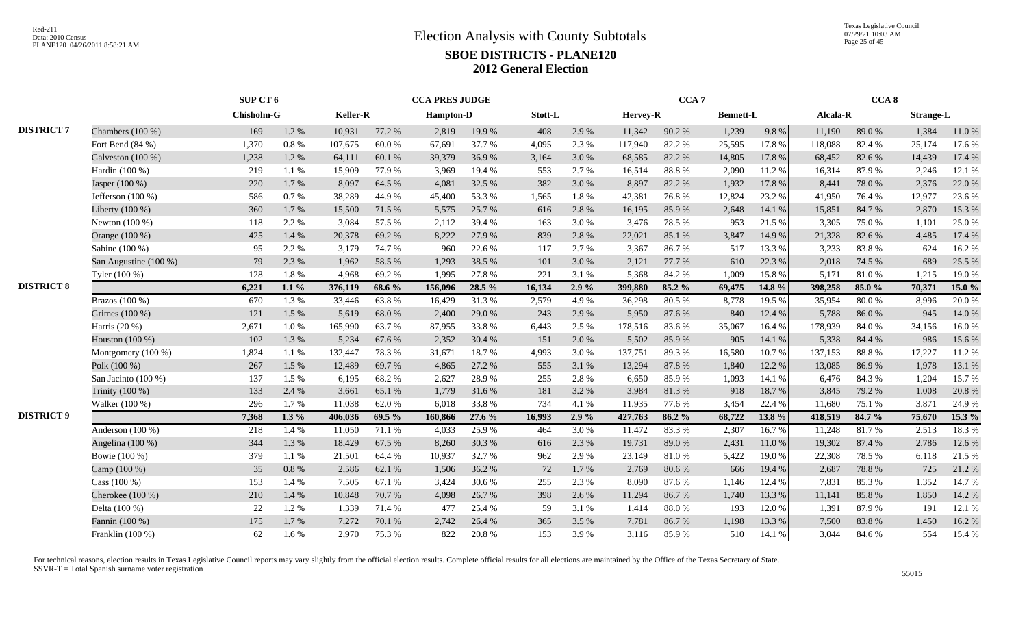# Election Analysis with County Subtotals

## SBOE DISTRICTS - PLANE120

## 2012 General Election

| | | SUP CT 6 | | CCA PRES JUDGE | | | | | | CCA 7 | | | | CCA 8 | | | |
|---|---|---|---|---|---|---|---|---|---|---|---|---|---|---|---|---|---|
| | | Chisholm-G | | Keller-R | | Hampton-D | | Stott-L | | Hervey-R | | Bennett-L | | Alcala-R | | Strange-L | |
| DISTRICT 7 | Chambers (100 %) | 169 | 1.2 % | 10,931 | 77.2 % | 2,819 | 19.9 % | 408 | 2.9 % | 11,342 | 90.2 % | 1,239 | 9.8 % | 11,190 | 89.0 % | 1,384 | 11.0 % |
| | Fort Bend (84 %) | 1,370 | 0.8 % | 107,675 | 60.0 % | 67,691 | 37.7 % | 4,095 | 2.3 % | 117,940 | 82.2 % | 25,595 | 17.8 % | 118,088 | 82.4 % | 25,174 | 17.6 % |
| | Galveston (100 %) | 1,238 | 1.2 % | 64,111 | 60.1 % | 39,379 | 36.9 % | 3,164 | 3.0 % | 68,585 | 82.2 % | 14,805 | 17.8 % | 68,452 | 82.6 % | 14,439 | 17.4 % |
| | Hardin (100 %) | 219 | 1.1 % | 15,909 | 77.9 % | 3,969 | 19.4 % | 553 | 2.7 % | 16,514 | 88.8 % | 2,090 | 11.2 % | 16,314 | 87.9 % | 2,246 | 12.1 % |
| | Jasper (100 %) | 220 | 1.7 % | 8,097 | 64.5 % | 4,081 | 32.5 % | 382 | 3.0 % | 8,897 | 82.2 % | 1,932 | 17.8 % | 8,441 | 78.0 % | 2,376 | 22.0 % |
| | Jefferson (100 %) | 586 | 0.7 % | 38,289 | 44.9 % | 45,400 | 53.3 % | 1,565 | 1.8 % | 42,381 | 76.8 % | 12,824 | 23.2 % | 41,950 | 76.4 % | 12,977 | 23.6 % |
| | Liberty (100 %) | 360 | 1.7 % | 15,500 | 71.5 % | 5,575 | 25.7 % | 616 | 2.8 % | 16,195 | 85.9 % | 2,648 | 14.1 % | 15,851 | 84.7 % | 2,870 | 15.3 % |
| | Newton (100 %) | 118 | 2.2 % | 3,084 | 57.5 % | 2,112 | 39.4 % | 163 | 3.0 % | 3,476 | 78.5 % | 953 | 21.5 % | 3,305 | 75.0 % | 1,101 | 25.0 % |
| | Orange (100 %) | 425 | 1.4 % | 20,378 | 69.2 % | 8,222 | 27.9 % | 839 | 2.8 % | 22,021 | 85.1 % | 3,847 | 14.9 % | 21,328 | 82.6 % | 4,485 | 17.4 % |
| | Sabine (100 %) | 95 | 2.2 % | 3,179 | 74.7 % | 960 | 22.6 % | 117 | 2.7 % | 3,367 | 86.7 % | 517 | 13.3 % | 3,233 | 83.8 % | 624 | 16.2 % |
| | San Augustine (100 %) | 79 | 2.3 % | 1,962 | 58.5 % | 1,293 | 38.5 % | 101 | 3.0 % | 2,121 | 77.7 % | 610 | 22.3 % | 2,018 | 74.5 % | 689 | 25.5 % |
| | Tyler (100 %) | 128 | 1.8 % | 4,968 | 69.2 % | 1,995 | 27.8 % | 221 | 3.1 % | 5,368 | 84.2 % | 1,009 | 15.8 % | 5,171 | 81.0 % | 1,215 | 19.0 % |
| DISTRICT 8 | | **6,221** | **1.1 %** | **376,119** | **68.6 %** | **156,096** | **28.5 %** | **16,134** | **2.9 %** | **399,880** | **85.2 %** | **69,475** | **14.8 %** | **398,258** | **85.0 %** | **70,371** | **15.0 %** |
| | Brazos (100 %) | 670 | 1.3 % | 33,446 | 63.8 % | 16,429 | 31.3 % | 2,579 | 4.9 % | 36,298 | 80.5 % | 8,778 | 19.5 % | 35,954 | 80.0 % | 8,996 | 20.0 % |
| | Grimes (100 %) | 121 | 1.5 % | 5,619 | 68.0 % | 2,400 | 29.0 % | 243 | 2.9 % | 5,950 | 87.6 % | 840 | 12.4 % | 5,788 | 86.0 % | 945 | 14.0 % |
| | Harris (20 %) | 2,671 | 1.0 % | 165,990 | 63.7 % | 87,955 | 33.8 % | 6,443 | 2.5 % | 178,516 | 83.6 % | 35,067 | 16.4 % | 178,939 | 84.0 % | 34,156 | 16.0 % |
| | Houston (100 %) | 102 | 1.3 % | 5,234 | 67.6 % | 2,352 | 30.4 % | 151 | 2.0 % | 5,502 | 85.9 % | 905 | 14.1 % | 5,338 | 84.4 % | 986 | 15.6 % |
| | Montgomery (100 %) | 1,824 | 1.1 % | 132,447 | 78.3 % | 31,671 | 18.7 % | 4,993 | 3.0 % | 137,751 | 89.3 % | 16,580 | 10.7 % | 137,153 | 88.8 % | 17,227 | 11.2 % |
| | Polk (100 %) | 267 | 1.5 % | 12,489 | 69.7 % | 4,865 | 27.2 % | 555 | 3.1 % | 13,294 | 87.8 % | 1,840 | 12.2 % | 13,085 | 86.9 % | 1,978 | 13.1 % |
| | San Jacinto (100 %) | 137 | 1.5 % | 6,195 | 68.2 % | 2,627 | 28.9 % | 255 | 2.8 % | 6,650 | 85.9 % | 1,093 | 14.1 % | 6,476 | 84.3 % | 1,204 | 15.7 % |
| | Trinity (100 %) | 133 | 2.4 % | 3,661 | 65.1 % | 1,779 | 31.6 % | 181 | 3.2 % | 3,984 | 81.3 % | 918 | 18.7 % | 3,845 | 79.2 % | 1,008 | 20.8 % |
| | Walker (100 %) | 296 | 1.7 % | 11,038 | 62.0 % | 6,018 | 33.8 % | 734 | 4.1 % | 11,935 | 77.6 % | 3,454 | 22.4 % | 11,680 | 75.1 % | 3,871 | 24.9 % |
| DISTRICT 9 | | **7,368** | **1.3 %** | **406,036** | **69.5 %** | **160,866** | **27.6 %** | **16,993** | **2.9 %** | **427,763** | **86.2 %** | **68,722** | **13.8 %** | **418,519** | **84.7 %** | **75,670** | **15.3 %** |
| | Anderson (100 %) | 218 | 1.4 % | 11,050 | 71.1 % | 4,033 | 25.9 % | 464 | 3.0 % | 11,472 | 83.3 % | 2,307 | 16.7 % | 11,248 | 81.7 % | 2,513 | 18.3 % |
| | Angelina (100 %) | 344 | 1.3 % | 18,429 | 67.5 % | 8,260 | 30.3 % | 616 | 2.3 % | 19,731 | 89.0 % | 2,431 | 11.0 % | 19,302 | 87.4 % | 2,786 | 12.6 % |
| | Bowie (100 %) | 379 | 1.1 % | 21,501 | 64.4 % | 10,937 | 32.7 % | 962 | 2.9 % | 23,149 | 81.0 % | 5,422 | 19.0 % | 22,308 | 78.5 % | 6,118 | 21.5 % |
| | Camp (100 %) | 35 | 0.8 % | 2,586 | 62.1 % | 1,506 | 36.2 % | 72 | 1.7 % | 2,769 | 80.6 % | 666 | 19.4 % | 2,687 | 78.8 % | 725 | 21.2 % |
| | Cass (100 %) | 153 | 1.4 % | 7,505 | 67.1 % | 3,424 | 30.6 % | 255 | 2.3 % | 8,090 | 87.6 % | 1,146 | 12.4 % | 7,831 | 85.3 % | 1,352 | 14.7 % |
| | Cherokee (100 %) | 210 | 1.4 % | 10,848 | 70.7 % | 4,098 | 26.7 % | 398 | 2.6 % | 11,294 | 86.7 % | 1,740 | 13.3 % | 11,141 | 85.8 % | 1,850 | 14.2 % |
| | Delta (100 %) | 22 | 1.2 % | 1,339 | 71.4 % | 477 | 25.4 % | 59 | 3.1 % | 1,414 | 88.0 % | 193 | 12.0 % | 1,391 | 87.9 % | 191 | 12.1 % |
| | Fannin (100 %) | 175 | 1.7 % | 7,272 | 70.1 % | 2,742 | 26.4 % | 365 | 3.5 % | 7,781 | 86.7 % | 1,198 | 13.3 % | 7,500 | 83.8 % | 1,450 | 16.2 % |
| | Franklin (100 %) | 62 | 1.6 % | 2,970 | 75.3 % | 822 | 20.8 % | 153 | 3.9 % | 3,116 | 85.9 % | 510 | 14.1 % | 3,044 | 84.6 % | 554 | 15.4 % |

For technical reasons, election results in Texas Legislative Council reports may vary slightly from the official election results. Complete official results for all elections are maintained by the Office of the Texas Secretary of State.
SSVR-T = Total Spanish surname voter registration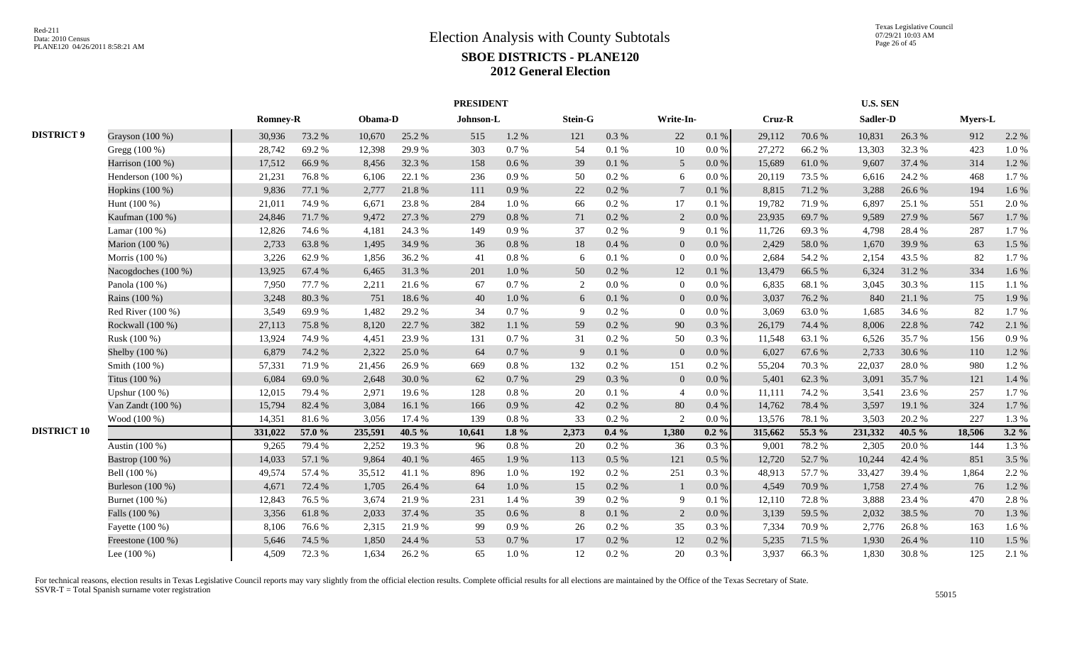# Election Analysis with County Subtotals

## SBOE DISTRICTS - PLANE120

## 2012 General Election

| | | PRESIDENT | | | | | | | | | | U.S. SEN | | | | | |
|---|---|---|---|---|---|---|---|---|---|---|---|---|---|---|---|---|---|
| | | Romney-R | | Obama-D | | Johnson-L | | Stein-G | | Write-In- | | Cruz-R | | Sadler-D | | Myers-L | |
| **DISTRICT 9** | Grayson (100 %) | 30,936 | 73.2 % | 10,670 | 25.2 % | 515 | 1.2 % | 121 | 0.3 % | 22 | 0.1 % | 29,112 | 70.6 % | 10,831 | 26.3 % | 912 | 2.2 % |
| | Gregg (100 %) | 28,742 | 69.2 % | 12,398 | 29.9 % | 303 | 0.7 % | 54 | 0.1 % | 10 | 0.0 % | 27,272 | 66.2 % | 13,303 | 32.3 % | 423 | 1.0 % |
| | Harrison (100 %) | 17,512 | 66.9 % | 8,456 | 32.3 % | 158 | 0.6 % | 39 | 0.1 % | 5 | 0.0 % | 15,689 | 61.0 % | 9,607 | 37.4 % | 314 | 1.2 % |
| | Henderson (100 %) | 21,231 | 76.8 % | 6,106 | 22.1 % | 236 | 0.9 % | 50 | 0.2 % | 6 | 0.0 % | 20,119 | 73.5 % | 6,616 | 24.2 % | 468 | 1.7 % |
| | Hopkins (100 %) | 9,836 | 77.1 % | 2,777 | 21.8 % | 111 | 0.9 % | 22 | 0.2 % | 7 | 0.1 % | 8,815 | 71.2 % | 3,288 | 26.6 % | 194 | 1.6 % |
| | Hunt (100 %) | 21,011 | 74.9 % | 6,671 | 23.8 % | 284 | 1.0 % | 66 | 0.2 % | 17 | 0.1 % | 19,782 | 71.9 % | 6,897 | 25.1 % | 551 | 2.0 % |
| | Kaufman (100 %) | 24,846 | 71.7 % | 9,472 | 27.3 % | 279 | 0.8 % | 71 | 0.2 % | 2 | 0.0 % | 23,935 | 69.7 % | 9,589 | 27.9 % | 567 | 1.7 % |
| | Lamar (100 %) | 12,826 | 74.6 % | 4,181 | 24.3 % | 149 | 0.9 % | 37 | 0.2 % | 9 | 0.1 % | 11,726 | 69.3 % | 4,798 | 28.4 % | 287 | 1.7 % |
| | Marion (100 %) | 2,733 | 63.8 % | 1,495 | 34.9 % | 36 | 0.8 % | 18 | 0.4 % | 0 | 0.0 % | 2,429 | 58.0 % | 1,670 | 39.9 % | 63 | 1.5 % |
| | Morris (100 %) | 3,226 | 62.9 % | 1,856 | 36.2 % | 41 | 0.8 % | 6 | 0.1 % | 0 | 0.0 % | 2,684 | 54.2 % | 2,154 | 43.5 % | 82 | 1.7 % |
| | Nacogdoches (100 %) | 13,925 | 67.4 % | 6,465 | 31.3 % | 201 | 1.0 % | 50 | 0.2 % | 12 | 0.1 % | 13,479 | 66.5 % | 6,324 | 31.2 % | 334 | 1.6 % |
| | Panola (100 %) | 7,950 | 77.7 % | 2,211 | 21.6 % | 67 | 0.7 % | 2 | 0.0 % | 0 | 0.0 % | 6,835 | 68.1 % | 3,045 | 30.3 % | 115 | 1.1 % |
| | Rains (100 %) | 3,248 | 80.3 % | 751 | 18.6 % | 40 | 1.0 % | 6 | 0.1 % | 0 | 0.0 % | 3,037 | 76.2 % | 840 | 21.1 % | 75 | 1.9 % |
| | Red River (100 %) | 3,549 | 69.9 % | 1,482 | 29.2 % | 34 | 0.7 % | 9 | 0.2 % | 0 | 0.0 % | 3,069 | 63.0 % | 1,685 | 34.6 % | 82 | 1.7 % |
| | Rockwall (100 %) | 27,113 | 75.8 % | 8,120 | 22.7 % | 382 | 1.1 % | 59 | 0.2 % | 90 | 0.3 % | 26,179 | 74.4 % | 8,006 | 22.8 % | 742 | 2.1 % |
| | Rusk (100 %) | 13,924 | 74.9 % | 4,451 | 23.9 % | 131 | 0.7 % | 31 | 0.2 % | 50 | 0.3 % | 11,548 | 63.1 % | 6,526 | 35.7 % | 156 | 0.9 % |
| | Shelby (100 %) | 6,879 | 74.2 % | 2,322 | 25.0 % | 64 | 0.7 % | 9 | 0.1 % | 0 | 0.0 % | 6,027 | 67.6 % | 2,733 | 30.6 % | 110 | 1.2 % |
| | Smith (100 %) | 57,331 | 71.9 % | 21,456 | 26.9 % | 669 | 0.8 % | 132 | 0.2 % | 151 | 0.2 % | 55,204 | 70.3 % | 22,037 | 28.0 % | 980 | 1.2 % |
| | Titus (100 %) | 6,084 | 69.0 % | 2,648 | 30.0 % | 62 | 0.7 % | 29 | 0.3 % | 0 | 0.0 % | 5,401 | 62.3 % | 3,091 | 35.7 % | 121 | 1.4 % |
| | Upshur (100 %) | 12,015 | 79.4 % | 2,971 | 19.6 % | 128 | 0.8 % | 20 | 0.1 % | 4 | 0.0 % | 11,111 | 74.2 % | 3,541 | 23.6 % | 257 | 1.7 % |
| | Van Zandt (100 %) | 15,794 | 82.4 % | 3,084 | 16.1 % | 166 | 0.9 % | 42 | 0.2 % | 80 | 0.4 % | 14,762 | 78.4 % | 3,597 | 19.1 % | 324 | 1.7 % |
| | Wood (100 %) | 14,351 | 81.6 % | 3,056 | 17.4 % | 139 | 0.8 % | 33 | 0.2 % | 2 | 0.0 % | 13,576 | 78.1 % | 3,503 | 20.2 % | 227 | 1.3 % |
| **DISTRICT 10** | | **331,022** | **57.0 %** | **235,591** | **40.5 %** | **10,641** | **1.8 %** | **2,373** | **0.4 %** | **1,380** | **0.2 %** | **315,662** | **55.3 %** | **231,332** | **40.5 %** | **18,506** | **3.2 %** |
| | Austin (100 %) | 9,265 | 79.4 % | 2,252 | 19.3 % | 96 | 0.8 % | 20 | 0.2 % | 36 | 0.3 % | 9,001 | 78.2 % | 2,305 | 20.0 % | 144 | 1.3 % |
| | Bastrop (100 %) | 14,033 | 57.1 % | 9,864 | 40.1 % | 465 | 1.9 % | 113 | 0.5 % | 121 | 0.5 % | 12,720 | 52.7 % | 10,244 | 42.4 % | 851 | 3.5 % |
| | Bell (100 %) | 49,574 | 57.4 % | 35,512 | 41.1 % | 896 | 1.0 % | 192 | 0.2 % | 251 | 0.3 % | 48,913 | 57.7 % | 33,427 | 39.4 % | 1,864 | 2.2 % |
| | Burleson (100 %) | 4,671 | 72.4 % | 1,705 | 26.4 % | 64 | 1.0 % | 15 | 0.2 % | 1 | 0.0 % | 4,549 | 70.9 % | 1,758 | 27.4 % | 76 | 1.2 % |
| | Burnet (100 %) | 12,843 | 76.5 % | 3,674 | 21.9 % | 231 | 1.4 % | 39 | 0.2 % | 9 | 0.1 % | 12,110 | 72.8 % | 3,888 | 23.4 % | 470 | 2.8 % |
| | Falls (100 %) | 3,356 | 61.8 % | 2,033 | 37.4 % | 35 | 0.6 % | 8 | 0.1 % | 2 | 0.0 % | 3,139 | 59.5 % | 2,032 | 38.5 % | 70 | 1.3 % |
| | Fayette (100 %) | 8,106 | 76.6 % | 2,315 | 21.9 % | 99 | 0.9 % | 26 | 0.2 % | 35 | 0.3 % | 7,334 | 70.9 % | 2,776 | 26.8 % | 163 | 1.6 % |
| | Freestone (100 %) | 5,646 | 74.5 % | 1,850 | 24.4 % | 53 | 0.7 % | 17 | 0.2 % | 12 | 0.2 % | 5,235 | 71.5 % | 1,930 | 26.4 % | 110 | 1.5 % |
| | Lee (100 %) | 4,509 | 72.3 % | 1,634 | 26.2 % | 65 | 1.0 % | 12 | 0.2 % | 20 | 0.3 % | 3,937 | 66.3 % | 1,830 | 30.8 % | 125 | 2.1 % |

For technical reasons, election results in Texas Legislative Council reports may vary slightly from the official election results. Complete official results for all elections are maintained by the Office of the Texas Secretary of State.
SSVR-T = Total Spanish surname voter registration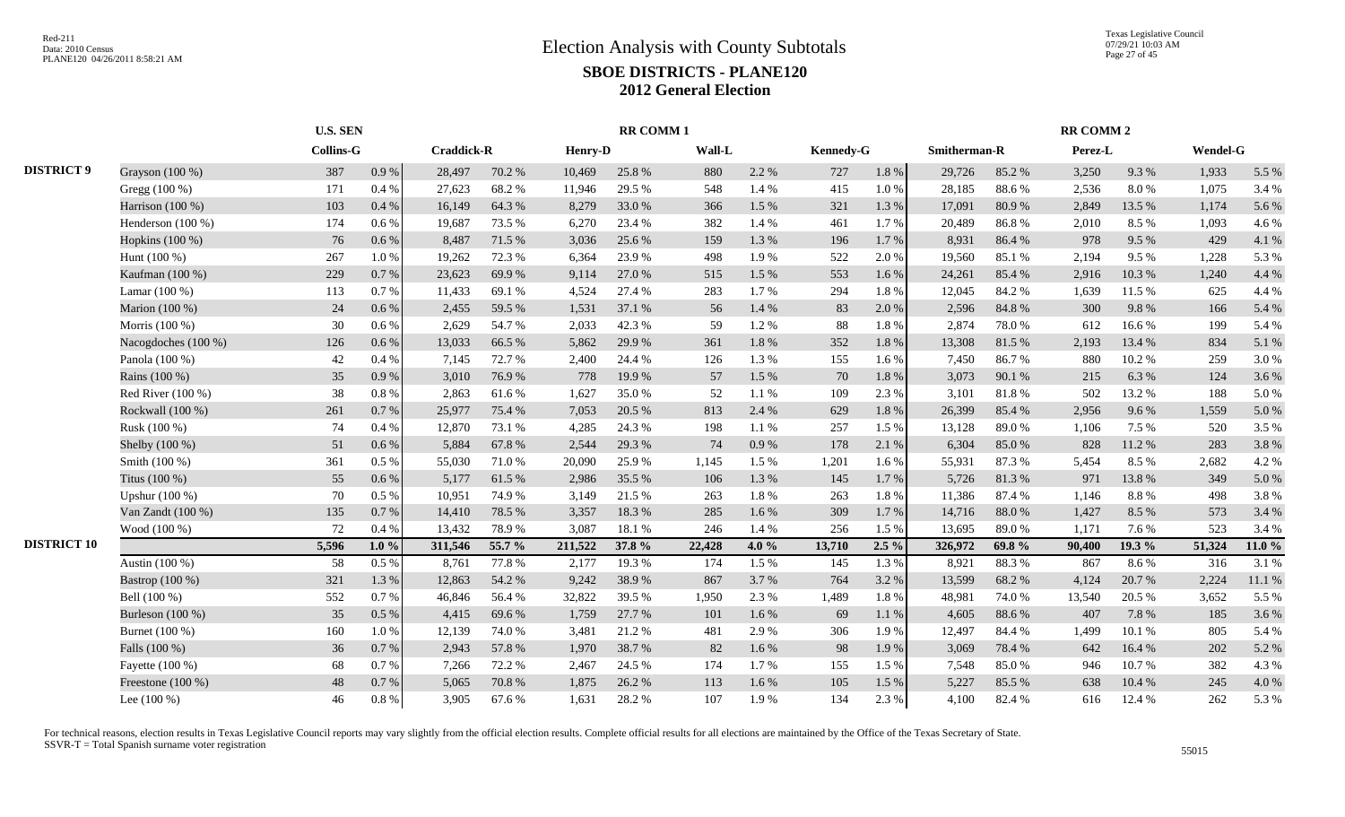# Election Analysis with County Subtotals

## SBOE DISTRICTS - PLANE120

## 2012 General Election

| | | U.S. SEN | | RR COMM 1 | | | | | | | | RR COMM 2 | | | | | |
|---|---|---|---|---|---|---|---|---|---|---|---|---|---|---|---|---|---|
| | | Collins-G | | Craddick-R | | Henry-D | | Wall-L | | Kennedy-G | | Smitherman-R | | Perez-L | | Wendel-G | |
| **DISTRICT 9** | Grayson (100 %) | 387 | 0.9 % | 28,497 | 70.2 % | 10,469 | 25.8 % | 880 | 2.2 % | 727 | 1.8 % | 29,726 | 85.2 % | 3,250 | 9.3 % | 1,933 | 5.5 % |
| | Gregg (100 %) | 171 | 0.4 % | 27,623 | 68.2 % | 11,946 | 29.5 % | 548 | 1.4 % | 415 | 1.0 % | 28,185 | 88.6 % | 2,536 | 8.0 % | 1,075 | 3.4 % |
| | Harrison (100 %) | 103 | 0.4 % | 16,149 | 64.3 % | 8,279 | 33.0 % | 366 | 1.5 % | 321 | 1.3 % | 17,091 | 80.9 % | 2,849 | 13.5 % | 1,174 | 5.6 % |
| | Henderson (100 %) | 174 | 0.6 % | 19,687 | 73.5 % | 6,270 | 23.4 % | 382 | 1.4 % | 461 | 1.7 % | 20,489 | 86.8 % | 2,010 | 8.5 % | 1,093 | 4.6 % |
| | Hopkins (100 %) | 76 | 0.6 % | 8,487 | 71.5 % | 3,036 | 25.6 % | 159 | 1.3 % | 196 | 1.7 % | 8,931 | 86.4 % | 978 | 9.5 % | 429 | 4.1 % |
| | Hunt (100 %) | 267 | 1.0 % | 19,262 | 72.3 % | 6,364 | 23.9 % | 498 | 1.9 % | 522 | 2.0 % | 19,560 | 85.1 % | 2,194 | 9.5 % | 1,228 | 5.3 % |
| | Kaufman (100 %) | 229 | 0.7 % | 23,623 | 69.9 % | 9,114 | 27.0 % | 515 | 1.5 % | 553 | 1.6 % | 24,261 | 85.4 % | 2,916 | 10.3 % | 1,240 | 4.4 % |
| | Lamar (100 %) | 113 | 0.7 % | 11,433 | 69.1 % | 4,524 | 27.4 % | 283 | 1.7 % | 294 | 1.8 % | 12,045 | 84.2 % | 1,639 | 11.5 % | 625 | 4.4 % |
| | Marion (100 %) | 24 | 0.6 % | 2,455 | 59.5 % | 1,531 | 37.1 % | 56 | 1.4 % | 83 | 2.0 % | 2,596 | 84.8 % | 300 | 9.8 % | 166 | 5.4 % |
| | Morris (100 %) | 30 | 0.6 % | 2,629 | 54.7 % | 2,033 | 42.3 % | 59 | 1.2 % | 88 | 1.8 % | 2,874 | 78.0 % | 612 | 16.6 % | 199 | 5.4 % |
| | Nacogdoches (100 %) | 126 | 0.6 % | 13,033 | 66.5 % | 5,862 | 29.9 % | 361 | 1.8 % | 352 | 1.8 % | 13,308 | 81.5 % | 2,193 | 13.4 % | 834 | 5.1 % |
| | Panola (100 %) | 42 | 0.4 % | 7,145 | 72.7 % | 2,400 | 24.4 % | 126 | 1.3 % | 155 | 1.6 % | 7,450 | 86.7 % | 880 | 10.2 % | 259 | 3.0 % |
| | Rains (100 %) | 35 | 0.9 % | 3,010 | 76.9 % | 778 | 19.9 % | 57 | 1.5 % | 70 | 1.8 % | 3,073 | 90.1 % | 215 | 6.3 % | 124 | 3.6 % |
| | Red River (100 %) | 38 | 0.8 % | 2,863 | 61.6 % | 1,627 | 35.0 % | 52 | 1.1 % | 109 | 2.3 % | 3,101 | 81.8 % | 502 | 13.2 % | 188 | 5.0 % |
| | Rockwall (100 %) | 261 | 0.7 % | 25,977 | 75.4 % | 7,053 | 20.5 % | 813 | 2.4 % | 629 | 1.8 % | 26,399 | 85.4 % | 2,956 | 9.6 % | 1,559 | 5.0 % |
| | Rusk (100 %) | 74 | 0.4 % | 12,870 | 73.1 % | 4,285 | 24.3 % | 198 | 1.1 % | 257 | 1.5 % | 13,128 | 89.0 % | 1,106 | 7.5 % | 520 | 3.5 % |
| | Shelby (100 %) | 51 | 0.6 % | 5,884 | 67.8 % | 2,544 | 29.3 % | 74 | 0.9 % | 178 | 2.1 % | 6,304 | 85.0 % | 828 | 11.2 % | 283 | 3.8 % |
| | Smith (100 %) | 361 | 0.5 % | 55,030 | 71.0 % | 20,090 | 25.9 % | 1,145 | 1.5 % | 1,201 | 1.6 % | 55,931 | 87.3 % | 5,454 | 8.5 % | 2,682 | 4.2 % |
| | Titus (100 %) | 55 | 0.6 % | 5,177 | 61.5 % | 2,986 | 35.5 % | 106 | 1.3 % | 145 | 1.7 % | 5,726 | 81.3 % | 971 | 13.8 % | 349 | 5.0 % |
| | Upshur (100 %) | 70 | 0.5 % | 10,951 | 74.9 % | 3,149 | 21.5 % | 263 | 1.8 % | 263 | 1.8 % | 11,386 | 87.4 % | 1,146 | 8.8 % | 498 | 3.8 % |
| | Van Zandt (100 %) | 135 | 0.7 % | 14,410 | 78.5 % | 3,357 | 18.3 % | 285 | 1.6 % | 309 | 1.7 % | 14,716 | 88.0 % | 1,427 | 8.5 % | 573 | 3.4 % |
| | Wood (100 %) | 72 | 0.4 % | 13,432 | 78.9 % | 3,087 | 18.1 % | 246 | 1.4 % | 256 | 1.5 % | 13,695 | 89.0 % | 1,171 | 7.6 % | 523 | 3.4 % |
| **DISTRICT 10** | | **5,596** | **1.0 %** | **311,546** | **55.7 %** | **211,522** | **37.8 %** | **22,428** | **4.0 %** | **13,710** | **2.5 %** | **326,972** | **69.8 %** | **90,400** | **19.3 %** | **51,324** | **11.0 %** |
| | Austin (100 %) | 58 | 0.5 % | 8,761 | 77.8 % | 2,177 | 19.3 % | 174 | 1.5 % | 145 | 1.3 % | 8,921 | 88.3 % | 867 | 8.6 % | 316 | 3.1 % |
| | Bastrop (100 %) | 321 | 1.3 % | 12,863 | 54.2 % | 9,242 | 38.9 % | 867 | 3.7 % | 764 | 3.2 % | 13,599 | 68.2 % | 4,124 | 20.7 % | 2,224 | 11.1 % |
| | Bell (100 %) | 552 | 0.7 % | 46,846 | 56.4 % | 32,822 | 39.5 % | 1,950 | 2.3 % | 1,489 | 1.8 % | 48,981 | 74.0 % | 13,540 | 20.5 % | 3,652 | 5.5 % |
| | Burleson (100 %) | 35 | 0.5 % | 4,415 | 69.6 % | 1,759 | 27.7 % | 101 | 1.6 % | 69 | 1.1 % | 4,605 | 88.6 % | 407 | 7.8 % | 185 | 3.6 % |
| | Burnet (100 %) | 160 | 1.0 % | 12,139 | 74.0 % | 3,481 | 21.2 % | 481 | 2.9 % | 306 | 1.9 % | 12,497 | 84.4 % | 1,499 | 10.1 % | 805 | 5.4 % |
| | Falls (100 %) | 36 | 0.7 % | 2,943 | 57.8 % | 1,970 | 38.7 % | 82 | 1.6 % | 98 | 1.9 % | 3,069 | 78.4 % | 642 | 16.4 % | 202 | 5.2 % |
| | Fayette (100 %) | 68 | 0.7 % | 7,266 | 72.2 % | 2,467 | 24.5 % | 174 | 1.7 % | 155 | 1.5 % | 7,548 | 85.0 % | 946 | 10.7 % | 382 | 4.3 % |
| | Freestone (100 %) | 48 | 0.7 % | 5,065 | 70.8 % | 1,875 | 26.2 % | 113 | 1.6 % | 105 | 1.5 % | 5,227 | 85.5 % | 638 | 10.4 % | 245 | 4.0 % |
| | Lee (100 %) | 46 | 0.8 % | 3,905 | 67.6 % | 1,631 | 28.2 % | 107 | 1.9 % | 134 | 2.3 % | 4,100 | 82.4 % | 616 | 12.4 % | 262 | 5.3 % |

For technical reasons, election results in Texas Legislative Council reports may vary slightly from the official election results. Complete official results for all elections are maintained by the Office of the Texas Secretary of State.
SSVR-T = Total Spanish surname voter registration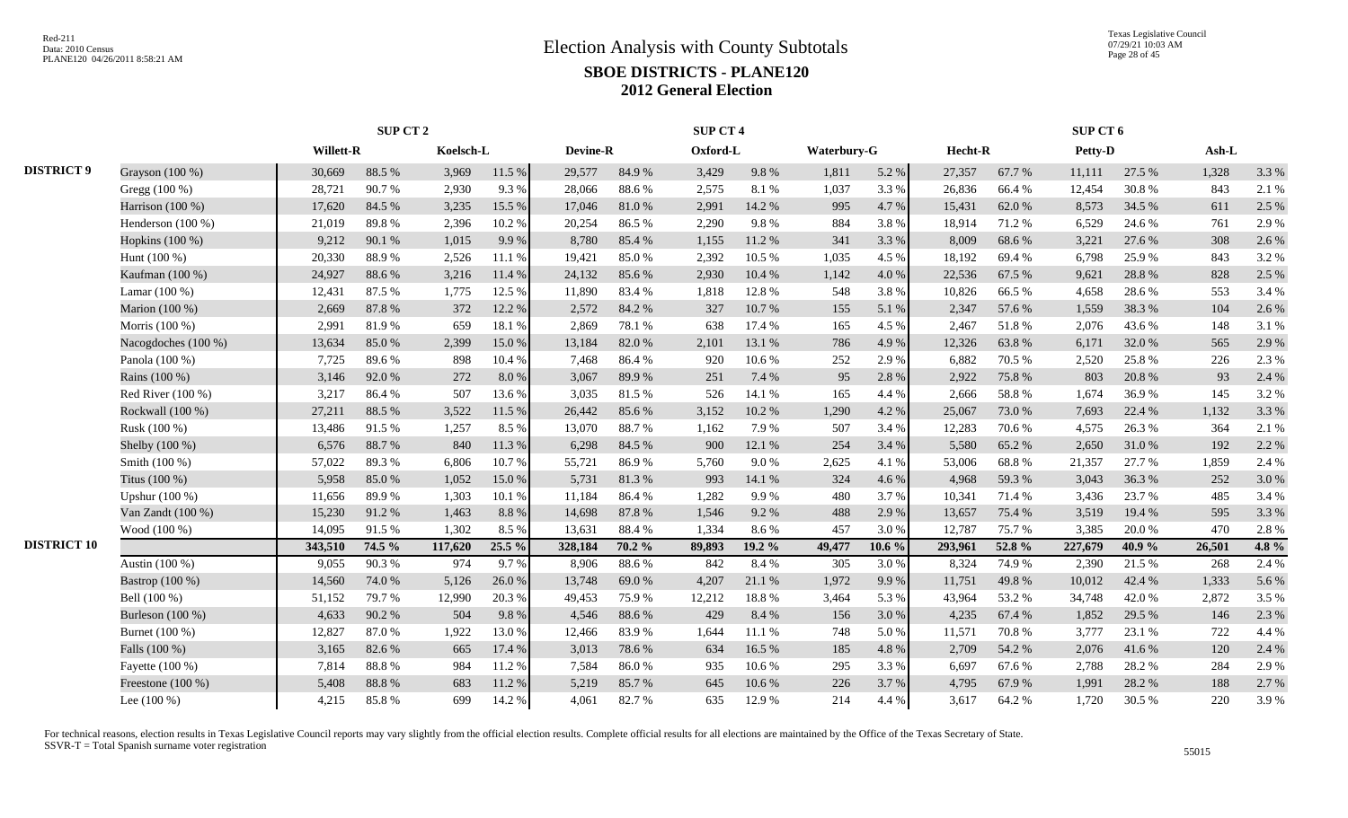# Election Analysis with County Subtotals

## SBOE DISTRICTS - PLANE120

## 2012 General Election

| | | SUP CT 2 | | | | SUP CT 4 | | | | | | SUP CT 6 | | | | | |
|---|---|---|---|---|---|---|---|---|---|---|---|---|---|---|---|---|---|
| | | Willett-R | | Koelsch-L | | Devine-R | | Oxford-L | | Waterbury-G | | Hecht-R | | Petty-D | | Ash-L | |
| **DISTRICT 9** | Grayson (100 %) | 30,669 | 88.5 % | 3,969 | 11.5 % | 29,577 | 84.9 % | 3,429 | 9.8 % | 1,811 | 5.2 % | 27,357 | 67.7 % | 11,111 | 27.5 % | 1,328 | 3.3 % |
| | Gregg (100 %) | 28,721 | 90.7 % | 2,930 | 9.3 % | 28,066 | 88.6 % | 2,575 | 8.1 % | 1,037 | 3.3 % | 26,836 | 66.4 % | 12,454 | 30.8 % | 843 | 2.1 % |
| | Harrison (100 %) | 17,620 | 84.5 % | 3,235 | 15.5 % | 17,046 | 81.0 % | 2,991 | 14.2 % | 995 | 4.7 % | 15,431 | 62.0 % | 8,573 | 34.5 % | 611 | 2.5 % |
| | Henderson (100 %) | 21,019 | 89.8 % | 2,396 | 10.2 % | 20,254 | 86.5 % | 2,290 | 9.8 % | 884 | 3.8 % | 18,914 | 71.2 % | 6,529 | 24.6 % | 761 | 2.9 % |
| | Hopkins (100 %) | 9,212 | 90.1 % | 1,015 | 9.9 % | 8,780 | 85.4 % | 1,155 | 11.2 % | 341 | 3.3 % | 8,009 | 68.6 % | 3,221 | 27.6 % | 308 | 2.6 % |
| | Hunt (100 %) | 20,330 | 88.9 % | 2,526 | 11.1 % | 19,421 | 85.0 % | 2,392 | 10.5 % | 1,035 | 4.5 % | 18,192 | 69.4 % | 6,798 | 25.9 % | 843 | 3.2 % |
| | Kaufman (100 %) | 24,927 | 88.6 % | 3,216 | 11.4 % | 24,132 | 85.6 % | 2,930 | 10.4 % | 1,142 | 4.0 % | 22,536 | 67.5 % | 9,621 | 28.8 % | 828 | 2.5 % |
| | Lamar (100 %) | 12,431 | 87.5 % | 1,775 | 12.5 % | 11,890 | 83.4 % | 1,818 | 12.8 % | 548 | 3.8 % | 10,826 | 66.5 % | 4,658 | 28.6 % | 553 | 3.4 % |
| | Marion (100 %) | 2,669 | 87.8 % | 372 | 12.2 % | 2,572 | 84.2 % | 327 | 10.7 % | 155 | 5.1 % | 2,347 | 57.6 % | 1,559 | 38.3 % | 104 | 2.6 % |
| | Morris (100 %) | 2,991 | 81.9 % | 659 | 18.1 % | 2,869 | 78.1 % | 638 | 17.4 % | 165 | 4.5 % | 2,467 | 51.8 % | 2,076 | 43.6 % | 148 | 3.1 % |
| | Nacogdoches (100 %) | 13,634 | 85.0 % | 2,399 | 15.0 % | 13,184 | 82.0 % | 2,101 | 13.1 % | 786 | 4.9 % | 12,326 | 63.8 % | 6,171 | 32.0 % | 565 | 2.9 % |
| | Panola (100 %) | 7,725 | 89.6 % | 898 | 10.4 % | 7,468 | 86.4 % | 920 | 10.6 % | 252 | 2.9 % | 6,882 | 70.5 % | 2,520 | 25.8 % | 226 | 2.3 % |
| | Rains (100 %) | 3,146 | 92.0 % | 272 | 8.0 % | 3,067 | 89.9 % | 251 | 7.4 % | 95 | 2.8 % | 2,922 | 75.8 % | 803 | 20.8 % | 93 | 2.4 % |
| | Red River (100 %) | 3,217 | 86.4 % | 507 | 13.6 % | 3,035 | 81.5 % | 526 | 14.1 % | 165 | 4.4 % | 2,666 | 58.8 % | 1,674 | 36.9 % | 145 | 3.2 % |
| | Rockwall (100 %) | 27,211 | 88.5 % | 3,522 | 11.5 % | 26,442 | 85.6 % | 3,152 | 10.2 % | 1,290 | 4.2 % | 25,067 | 73.0 % | 7,693 | 22.4 % | 1,132 | 3.3 % |
| | Rusk (100 %) | 13,486 | 91.5 % | 1,257 | 8.5 % | 13,070 | 88.7 % | 1,162 | 7.9 % | 507 | 3.4 % | 12,283 | 70.6 % | 4,575 | 26.3 % | 364 | 2.1 % |
| | Shelby (100 %) | 6,576 | 88.7 % | 840 | 11.3 % | 6,298 | 84.5 % | 900 | 12.1 % | 254 | 3.4 % | 5,580 | 65.2 % | 2,650 | 31.0 % | 192 | 2.2 % |
| | Smith (100 %) | 57,022 | 89.3 % | 6,806 | 10.7 % | 55,721 | 86.9 % | 5,760 | 9.0 % | 2,625 | 4.1 % | 53,006 | 68.8 % | 21,357 | 27.7 % | 1,859 | 2.4 % |
| | Titus (100 %) | 5,958 | 85.0 % | 1,052 | 15.0 % | 5,731 | 81.3 % | 993 | 14.1 % | 324 | 4.6 % | 4,968 | 59.3 % | 3,043 | 36.3 % | 252 | 3.0 % |
| | Upshur (100 %) | 11,656 | 89.9 % | 1,303 | 10.1 % | 11,184 | 86.4 % | 1,282 | 9.9 % | 480 | 3.7 % | 10,341 | 71.4 % | 3,436 | 23.7 % | 485 | 3.4 % |
| | Van Zandt (100 %) | 15,230 | 91.2 % | 1,463 | 8.8 % | 14,698 | 87.8 % | 1,546 | 9.2 % | 488 | 2.9 % | 13,657 | 75.4 % | 3,519 | 19.4 % | 595 | 3.3 % |
| | Wood (100 %) | 14,095 | 91.5 % | 1,302 | 8.5 % | 13,631 | 88.4 % | 1,334 | 8.6 % | 457 | 3.0 % | 12,787 | 75.7 % | 3,385 | 20.0 % | 470 | 2.8 % |
| **DISTRICT 10** | | **343,510** | **74.5 %** | **117,620** | **25.5 %** | **328,184** | **70.2 %** | **89,893** | **19.2 %** | **49,477** | **10.6 %** | **293,961** | **52.8 %** | **227,679** | **40.9 %** | **26,501** | **4.8 %** |
| | Austin (100 %) | 9,055 | 90.3 % | 974 | 9.7 % | 8,906 | 88.6 % | 842 | 8.4 % | 305 | 3.0 % | 8,324 | 74.9 % | 2,390 | 21.5 % | 268 | 2.4 % |
| | Bastrop (100 %) | 14,560 | 74.0 % | 5,126 | 26.0 % | 13,748 | 69.0 % | 4,207 | 21.1 % | 1,972 | 9.9 % | 11,751 | 49.8 % | 10,012 | 42.4 % | 1,333 | 5.6 % |
| | Bell (100 %) | 51,152 | 79.7 % | 12,990 | 20.3 % | 49,453 | 75.9 % | 12,212 | 18.8 % | 3,464 | 5.3 % | 43,964 | 53.2 % | 34,748 | 42.0 % | 2,872 | 3.5 % |
| | Burleson (100 %) | 4,633 | 90.2 % | 504 | 9.8 % | 4,546 | 88.6 % | 429 | 8.4 % | 156 | 3.0 % | 4,235 | 67.4 % | 1,852 | 29.5 % | 146 | 2.3 % |
| | Burnet (100 %) | 12,827 | 87.0 % | 1,922 | 13.0 % | 12,466 | 83.9 % | 1,644 | 11.1 % | 748 | 5.0 % | 11,571 | 70.8 % | 3,777 | 23.1 % | 722 | 4.4 % |
| | Falls (100 %) | 3,165 | 82.6 % | 665 | 17.4 % | 3,013 | 78.6 % | 634 | 16.5 % | 185 | 4.8 % | 2,709 | 54.2 % | 2,076 | 41.6 % | 120 | 2.4 % |
| | Fayette (100 %) | 7,814 | 88.8 % | 984 | 11.2 % | 7,584 | 86.0 % | 935 | 10.6 % | 295 | 3.3 % | 6,697 | 67.6 % | 2,788 | 28.2 % | 284 | 2.9 % |
| | Freestone (100 %) | 5,408 | 88.8 % | 683 | 11.2 % | 5,219 | 85.7 % | 645 | 10.6 % | 226 | 3.7 % | 4,795 | 67.9 % | 1,991 | 28.2 % | 188 | 2.7 % |
| | Lee (100 %) | 4,215 | 85.8 % | 699 | 14.2 % | 4,061 | 82.7 % | 635 | 12.9 % | 214 | 4.4 % | 3,617 | 64.2 % | 1,720 | 30.5 % | 220 | 3.9 % |

For technical reasons, election results in Texas Legislative Council reports may vary slightly from the official election results. Complete official results for all elections are maintained by the Office of the Texas Secretary of State.
SSVR-T = Total Spanish surname voter registration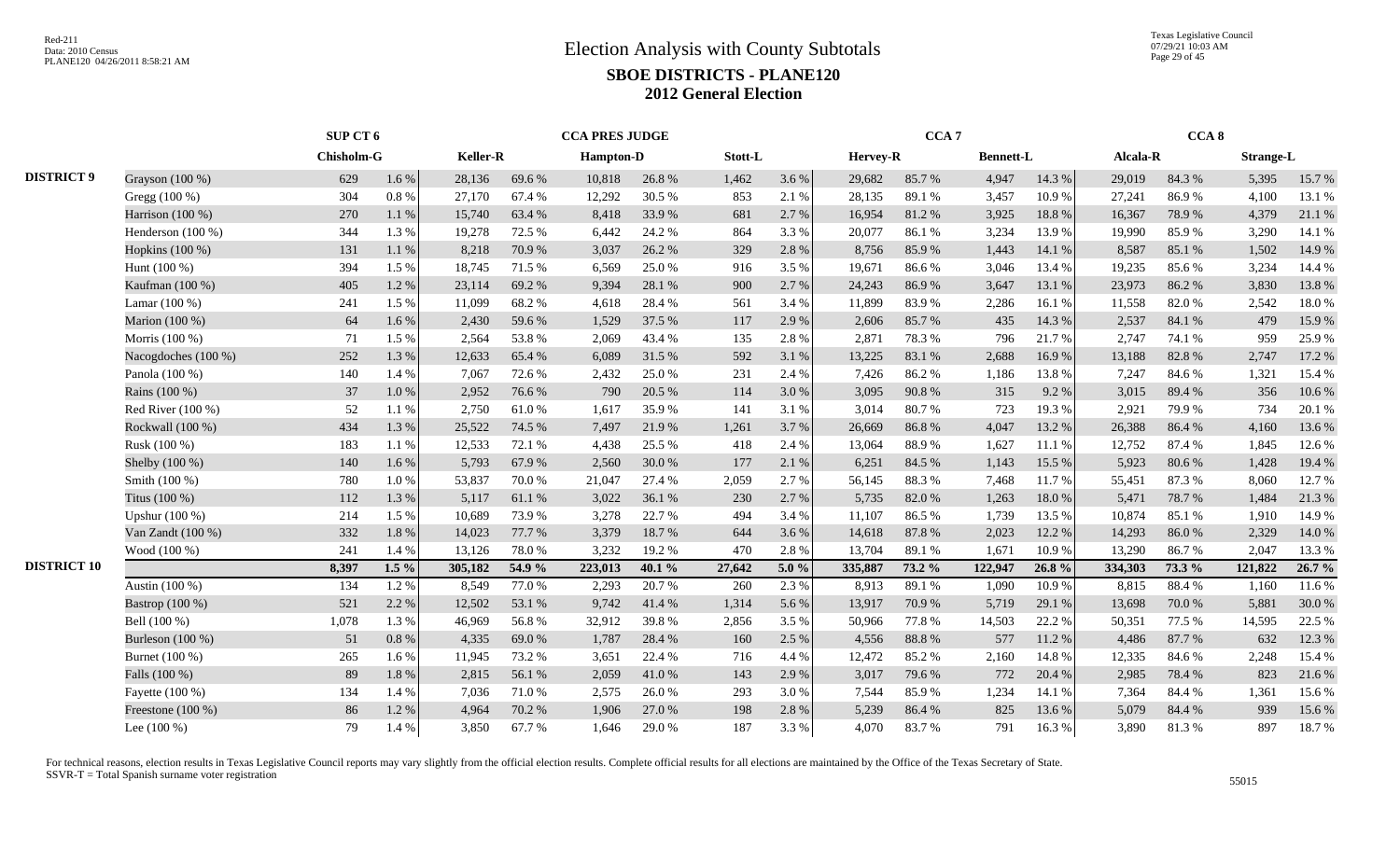# Election Analysis with County Subtotals

## SBOE DISTRICTS - PLANE120

## 2012 General Election

| | | SUP CT 6 | | CCA PRES JUDGE | | | | | | CCA 7 | | | | CCA 8 | | | |
|---|---|---|---|---|---|---|---|---|---|---|---|---|---|---|---|---|---|
| | | Chisholm-G | | Keller-R | | Hampton-D | | Stott-L | | Hervey-R | | Bennett-L | | Alcala-R | | Strange-L | |
| DISTRICT 9 | Grayson (100 %) | 629 | 1.6 % | 28,136 | 69.6 % | 10,818 | 26.8 % | 1,462 | 3.6 % | 29,682 | 85.7 % | 4,947 | 14.3 % | 29,019 | 84.3 % | 5,395 | 15.7 % |
| | Gregg (100 %) | 304 | 0.8 % | 27,170 | 67.4 % | 12,292 | 30.5 % | 853 | 2.1 % | 28,135 | 89.1 % | 3,457 | 10.9 % | 27,241 | 86.9 % | 4,100 | 13.1 % |
| | Harrison (100 %) | 270 | 1.1 % | 15,740 | 63.4 % | 8,418 | 33.9 % | 681 | 2.7 % | 16,954 | 81.2 % | 3,925 | 18.8 % | 16,367 | 78.9 % | 4,379 | 21.1 % |
| | Henderson (100 %) | 344 | 1.3 % | 19,278 | 72.5 % | 6,442 | 24.2 % | 864 | 3.3 % | 20,077 | 86.1 % | 3,234 | 13.9 % | 19,990 | 85.9 % | 3,290 | 14.1 % |
| | Hopkins (100 %) | 131 | 1.1 % | 8,218 | 70.9 % | 3,037 | 26.2 % | 329 | 2.8 % | 8,756 | 85.9 % | 1,443 | 14.1 % | 8,587 | 85.1 % | 1,502 | 14.9 % |
| | Hunt (100 %) | 394 | 1.5 % | 18,745 | 71.5 % | 6,569 | 25.0 % | 916 | 3.5 % | 19,671 | 86.6 % | 3,046 | 13.4 % | 19,235 | 85.6 % | 3,234 | 14.4 % |
| | Kaufman (100 %) | 405 | 1.2 % | 23,114 | 69.2 % | 9,394 | 28.1 % | 900 | 2.7 % | 24,243 | 86.9 % | 3,647 | 13.1 % | 23,973 | 86.2 % | 3,830 | 13.8 % |
| | Lamar (100 %) | 241 | 1.5 % | 11,099 | 68.2 % | 4,618 | 28.4 % | 561 | 3.4 % | 11,899 | 83.9 % | 2,286 | 16.1 % | 11,558 | 82.0 % | 2,542 | 18.0 % |
| | Marion (100 %) | 64 | 1.6 % | 2,430 | 59.6 % | 1,529 | 37.5 % | 117 | 2.9 % | 2,606 | 85.7 % | 435 | 14.3 % | 2,537 | 84.1 % | 479 | 15.9 % |
| | Morris (100 %) | 71 | 1.5 % | 2,564 | 53.8 % | 2,069 | 43.4 % | 135 | 2.8 % | 2,871 | 78.3 % | 796 | 21.7 % | 2,747 | 74.1 % | 959 | 25.9 % |
| | Nacogdoches (100 %) | 252 | 1.3 % | 12,633 | 65.4 % | 6,089 | 31.5 % | 592 | 3.1 % | 13,225 | 83.1 % | 2,688 | 16.9 % | 13,188 | 82.8 % | 2,747 | 17.2 % |
| | Panola (100 %) | 140 | 1.4 % | 7,067 | 72.6 % | 2,432 | 25.0 % | 231 | 2.4 % | 7,426 | 86.2 % | 1,186 | 13.8 % | 7,247 | 84.6 % | 1,321 | 15.4 % |
| | Rains (100 %) | 37 | 1.0 % | 2,952 | 76.6 % | 790 | 20.5 % | 114 | 3.0 % | 3,095 | 90.8 % | 315 | 9.2 % | 3,015 | 89.4 % | 356 | 10.6 % |
| | Red River (100 %) | 52 | 1.1 % | 2,750 | 61.0 % | 1,617 | 35.9 % | 141 | 3.1 % | 3,014 | 80.7 % | 723 | 19.3 % | 2,921 | 79.9 % | 734 | 20.1 % |
| | Rockwall (100 %) | 434 | 1.3 % | 25,522 | 74.5 % | 7,497 | 21.9 % | 1,261 | 3.7 % | 26,669 | 86.8 % | 4,047 | 13.2 % | 26,388 | 86.4 % | 4,160 | 13.6 % |
| | Rusk (100 %) | 183 | 1.1 % | 12,533 | 72.1 % | 4,438 | 25.5 % | 418 | 2.4 % | 13,064 | 88.9 % | 1,627 | 11.1 % | 12,752 | 87.4 % | 1,845 | 12.6 % |
| | Shelby (100 %) | 140 | 1.6 % | 5,793 | 67.9 % | 2,560 | 30.0 % | 177 | 2.1 % | 6,251 | 84.5 % | 1,143 | 15.5 % | 5,923 | 80.6 % | 1,428 | 19.4 % |
| | Smith (100 %) | 780 | 1.0 % | 53,837 | 70.0 % | 21,047 | 27.4 % | 2,059 | 2.7 % | 56,145 | 88.3 % | 7,468 | 11.7 % | 55,451 | 87.3 % | 8,060 | 12.7 % |
| | Titus (100 %) | 112 | 1.3 % | 5,117 | 61.1 % | 3,022 | 36.1 % | 230 | 2.7 % | 5,735 | 82.0 % | 1,263 | 18.0 % | 5,471 | 78.7 % | 1,484 | 21.3 % |
| | Upshur (100 %) | 214 | 1.5 % | 10,689 | 73.9 % | 3,278 | 22.7 % | 494 | 3.4 % | 11,107 | 86.5 % | 1,739 | 13.5 % | 10,874 | 85.1 % | 1,910 | 14.9 % |
| | Van Zandt (100 %) | 332 | 1.8 % | 14,023 | 77.7 % | 3,379 | 18.7 % | 644 | 3.6 % | 14,618 | 87.8 % | 2,023 | 12.2 % | 14,293 | 86.0 % | 2,329 | 14.0 % |
| | Wood (100 %) | 241 | 1.4 % | 13,126 | 78.0 % | 3,232 | 19.2 % | 470 | 2.8 % | 13,704 | 89.1 % | 1,671 | 10.9 % | 13,290 | 86.7 % | 2,047 | 13.3 % |
| DISTRICT 10 | | **8,397** | **1.5 %** | **305,182** | **54.9 %** | **223,013** | **40.1 %** | **27,642** | **5.0 %** | **335,887** | **73.2 %** | **122,947** | **26.8 %** | **334,303** | **73.3 %** | **121,822** | **26.7 %** |
| | Austin (100 %) | 134 | 1.2 % | 8,549 | 77.0 % | 2,293 | 20.7 % | 260 | 2.3 % | 8,913 | 89.1 % | 1,090 | 10.9 % | 8,815 | 88.4 % | 1,160 | 11.6 % |
| | Bastrop (100 %) | 521 | 2.2 % | 12,502 | 53.1 % | 9,742 | 41.4 % | 1,314 | 5.6 % | 13,917 | 70.9 % | 5,719 | 29.1 % | 13,698 | 70.0 % | 5,881 | 30.0 % |
| | Bell (100 %) | 1,078 | 1.3 % | 46,969 | 56.8 % | 32,912 | 39.8 % | 2,856 | 3.5 % | 50,966 | 77.8 % | 14,503 | 22.2 % | 50,351 | 77.5 % | 14,595 | 22.5 % |
| | Burleson (100 %) | 51 | 0.8 % | 4,335 | 69.0 % | 1,787 | 28.4 % | 160 | 2.5 % | 4,556 | 88.8 % | 577 | 11.2 % | 4,486 | 87.7 % | 632 | 12.3 % |
| | Burnet (100 %) | 265 | 1.6 % | 11,945 | 73.2 % | 3,651 | 22.4 % | 716 | 4.4 % | 12,472 | 85.2 % | 2,160 | 14.8 % | 12,335 | 84.6 % | 2,248 | 15.4 % |
| | Falls (100 %) | 89 | 1.8 % | 2,815 | 56.1 % | 2,059 | 41.0 % | 143 | 2.9 % | 3,017 | 79.6 % | 772 | 20.4 % | 2,985 | 78.4 % | 823 | 21.6 % |
| | Fayette (100 %) | 134 | 1.4 % | 7,036 | 71.0 % | 2,575 | 26.0 % | 293 | 3.0 % | 7,544 | 85.9 % | 1,234 | 14.1 % | 7,364 | 84.4 % | 1,361 | 15.6 % |
| | Freestone (100 %) | 86 | 1.2 % | 4,964 | 70.2 % | 1,906 | 27.0 % | 198 | 2.8 % | 5,239 | 86.4 % | 825 | 13.6 % | 5,079 | 84.4 % | 939 | 15.6 % |
| | Lee (100 %) | 79 | 1.4 % | 3,850 | 67.7 % | 1,646 | 29.0 % | 187 | 3.3 % | 4,070 | 83.7 % | 791 | 16.3 % | 3,890 | 81.3 % | 897 | 18.7 % |

For technical reasons, election results in Texas Legislative Council reports may vary slightly from the official election results. Complete official results for all elections are maintained by the Office of the Texas Secretary of State.
SSVR-T = Total Spanish surname voter registration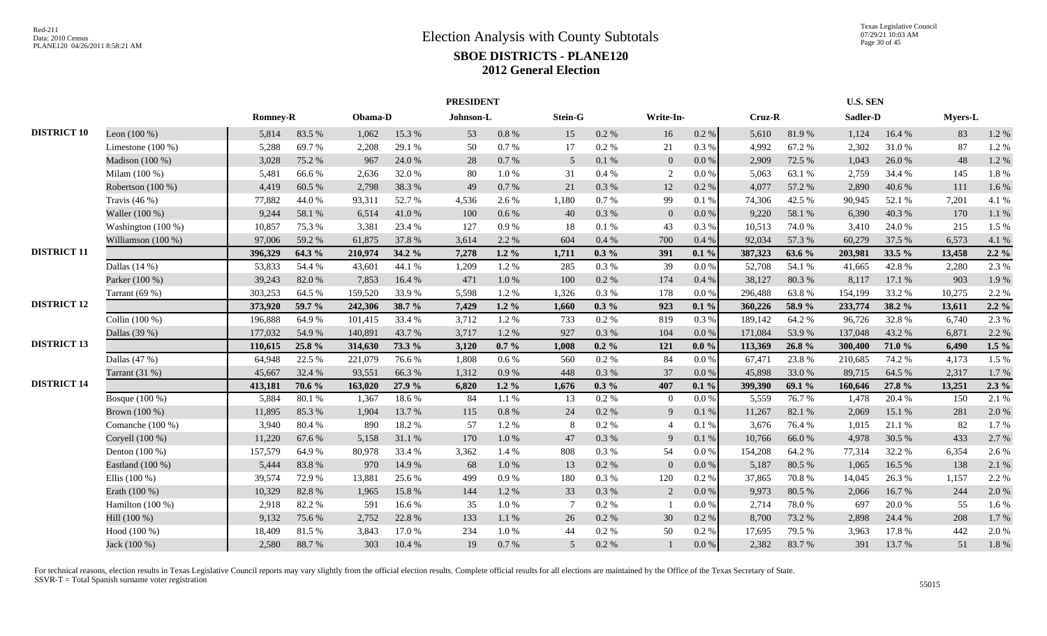# Election Analysis with County Subtotals

## SBOE DISTRICTS - PLANE120

## 2012 General Election

| | | PRESIDENT | | | | | | | | | | U.S. SEN | | | | | |
|---|---|---|---|---|---|---|---|---|---|---|---|---|---|---|---|---|---|
| | | Romney-R | | Obama-D | | Johnson-L | | Stein-G | | Write-In- | | Cruz-R | | Sadler-D | | Myers-L | |
| **DISTRICT 10** | Leon (100 %) | 5,814 | 83.5 % | 1,062 | 15.3 % | 53 | 0.8 % | 15 | 0.2 % | 16 | 0.2 % | 5,610 | 81.9 % | 1,124 | 16.4 % | 83 | 1.2 % |
| | Limestone (100 %) | 5,288 | 69.7 % | 2,208 | 29.1 % | 50 | 0.7 % | 17 | 0.2 % | 21 | 0.3 % | 4,992 | 67.2 % | 2,302 | 31.0 % | 87 | 1.2 % |
| | Madison (100 %) | 3,028 | 75.2 % | 967 | 24.0 % | 28 | 0.7 % | 5 | 0.1 % | 0 | 0.0 % | 2,909 | 72.5 % | 1,043 | 26.0 % | 48 | 1.2 % |
| | Milam (100 %) | 5,481 | 66.6 % | 2,636 | 32.0 % | 80 | 1.0 % | 31 | 0.4 % | 2 | 0.0 % | 5,063 | 63.1 % | 2,759 | 34.4 % | 145 | 1.8 % |
| | Robertson (100 %) | 4,419 | 60.5 % | 2,798 | 38.3 % | 49 | 0.7 % | 21 | 0.3 % | 12 | 0.2 % | 4,077 | 57.2 % | 2,890 | 40.6 % | 111 | 1.6 % |
| | Travis (46 %) | 77,882 | 44.0 % | 93,311 | 52.7 % | 4,536 | 2.6 % | 1,180 | 0.7 % | 99 | 0.1 % | 74,306 | 42.5 % | 90,945 | 52.1 % | 7,201 | 4.1 % |
| | Waller (100 %) | 9,244 | 58.1 % | 6,514 | 41.0 % | 100 | 0.6 % | 40 | 0.3 % | 0 | 0.0 % | 9,220 | 58.1 % | 6,390 | 40.3 % | 170 | 1.1 % |
| | Washington (100 %) | 10,857 | 75.3 % | 3,381 | 23.4 % | 127 | 0.9 % | 18 | 0.1 % | 43 | 0.3 % | 10,513 | 74.0 % | 3,410 | 24.0 % | 215 | 1.5 % |
| | Williamson (100 %) | 97,006 | 59.2 % | 61,875 | 37.8 % | 3,614 | 2.2 % | 604 | 0.4 % | 700 | 0.4 % | 92,034 | 57.3 % | 60,279 | 37.5 % | 6,573 | 4.1 % |
| **DISTRICT 11** | | **396,329** | **64.3 %** | **210,974** | **34.2 %** | **7,278** | **1.2 %** | **1,711** | **0.3 %** | **391** | **0.1 %** | **387,323** | **63.6 %** | **203,981** | **33.5 %** | **13,458** | **2.2 %** |
| | Dallas (14 %) | 53,833 | 54.4 % | 43,601 | 44.1 % | 1,209 | 1.2 % | 285 | 0.3 % | 39 | 0.0 % | 52,708 | 54.1 % | 41,665 | 42.8 % | 2,280 | 2.3 % |
| | Parker (100 %) | 39,243 | 82.0 % | 7,853 | 16.4 % | 471 | 1.0 % | 100 | 0.2 % | 174 | 0.4 % | 38,127 | 80.3 % | 8,117 | 17.1 % | 903 | 1.9 % |
| | Tarrant (69 %) | 303,253 | 64.5 % | 159,520 | 33.9 % | 5,598 | 1.2 % | 1,326 | 0.3 % | 178 | 0.0 % | 296,488 | 63.8 % | 154,199 | 33.2 % | 10,275 | 2.2 % |
| **DISTRICT 12** | | **373,920** | **59.7 %** | **242,306** | **38.7 %** | **7,429** | **1.2 %** | **1,660** | **0.3 %** | **923** | **0.1 %** | **360,226** | **58.9 %** | **233,774** | **38.2 %** | **13,611** | **2.2 %** |
| | Collin (100 %) | 196,888 | 64.9 % | 101,415 | 33.4 % | 3,712 | 1.2 % | 733 | 0.2 % | 819 | 0.3 % | 189,142 | 64.2 % | 96,726 | 32.8 % | 6,740 | 2.3 % |
| | Dallas (39 %) | 177,032 | 54.9 % | 140,891 | 43.7 % | 3,717 | 1.2 % | 927 | 0.3 % | 104 | 0.0 % | 171,084 | 53.9 % | 137,048 | 43.2 % | 6,871 | 2.2 % |
| **DISTRICT 13** | | **110,615** | **25.8 %** | **314,630** | **73.3 %** | **3,120** | **0.7 %** | **1,008** | **0.2 %** | **121** | **0.0 %** | **113,369** | **26.8 %** | **300,400** | **71.0 %** | **6,490** | **1.5 %** |
| | Dallas (47 %) | 64,948 | 22.5 % | 221,079 | 76.6 % | 1,808 | 0.6 % | 560 | 0.2 % | 84 | 0.0 % | 67,471 | 23.8 % | 210,685 | 74.2 % | 4,173 | 1.5 % |
| | Tarrant (31 %) | 45,667 | 32.4 % | 93,551 | 66.3 % | 1,312 | 0.9 % | 448 | 0.3 % | 37 | 0.0 % | 45,898 | 33.0 % | 89,715 | 64.5 % | 2,317 | 1.7 % |
| **DISTRICT 14** | | **413,181** | **70.6 %** | **163,020** | **27.9 %** | **6,820** | **1.2 %** | **1,676** | **0.3 %** | **407** | **0.1 %** | **399,390** | **69.1 %** | **160,646** | **27.8 %** | **13,251** | **2.3 %** |
| | Bosque (100 %) | 5,884 | 80.1 % | 1,367 | 18.6 % | 84 | 1.1 % | 13 | 0.2 % | 0 | 0.0 % | 5,559 | 76.7 % | 1,478 | 20.4 % | 150 | 2.1 % |
| | Brown (100 %) | 11,895 | 85.3 % | 1,904 | 13.7 % | 115 | 0.8 % | 24 | 0.2 % | 9 | 0.1 % | 11,267 | 82.1 % | 2,069 | 15.1 % | 281 | 2.0 % |
| | Comanche (100 %) | 3,940 | 80.4 % | 890 | 18.2 % | 57 | 1.2 % | 8 | 0.2 % | 4 | 0.1 % | 3,676 | 76.4 % | 1,015 | 21.1 % | 82 | 1.7 % |
| | Coryell (100 %) | 11,220 | 67.6 % | 5,158 | 31.1 % | 170 | 1.0 % | 47 | 0.3 % | 9 | 0.1 % | 10,766 | 66.0 % | 4,978 | 30.5 % | 433 | 2.7 % |
| | Denton (100 %) | 157,579 | 64.9 % | 80,978 | 33.4 % | 3,362 | 1.4 % | 808 | 0.3 % | 54 | 0.0 % | 154,208 | 64.2 % | 77,314 | 32.2 % | 6,354 | 2.6 % |
| | Eastland (100 %) | 5,444 | 83.8 % | 970 | 14.9 % | 68 | 1.0 % | 13 | 0.2 % | 0 | 0.0 % | 5,187 | 80.5 % | 1,065 | 16.5 % | 138 | 2.1 % |
| | Ellis (100 %) | 39,574 | 72.9 % | 13,881 | 25.6 % | 499 | 0.9 % | 180 | 0.3 % | 120 | 0.2 % | 37,865 | 70.8 % | 14,045 | 26.3 % | 1,157 | 2.2 % |
| | Erath (100 %) | 10,329 | 82.8 % | 1,965 | 15.8 % | 144 | 1.2 % | 33 | 0.3 % | 2 | 0.0 % | 9,973 | 80.5 % | 2,066 | 16.7 % | 244 | 2.0 % |
| | Hamilton (100 %) | 2,918 | 82.2 % | 591 | 16.6 % | 35 | 1.0 % | 7 | 0.2 % | 1 | 0.0 % | 2,714 | 78.0 % | 697 | 20.0 % | 55 | 1.6 % |
| | Hill (100 %) | 9,132 | 75.6 % | 2,752 | 22.8 % | 133 | 1.1 % | 26 | 0.2 % | 30 | 0.2 % | 8,700 | 73.2 % | 2,898 | 24.4 % | 208 | 1.7 % |
| | Hood (100 %) | 18,409 | 81.5 % | 3,843 | 17.0 % | 234 | 1.0 % | 44 | 0.2 % | 50 | 0.2 % | 17,695 | 79.5 % | 3,963 | 17.8 % | 442 | 2.0 % |
| | Jack (100 %) | 2,580 | 88.7 % | 303 | 10.4 % | 19 | 0.7 % | 5 | 0.2 % | 1 | 0.0 % | 2,382 | 83.7 % | 391 | 13.7 % | 51 | 1.8 % |

For technical reasons, election results in Texas Legislative Council reports may vary slightly from the official election results. Complete official results for all elections are maintained by the Office of the Texas Secretary of State.
SSVR-T = Total Spanish surname voter registration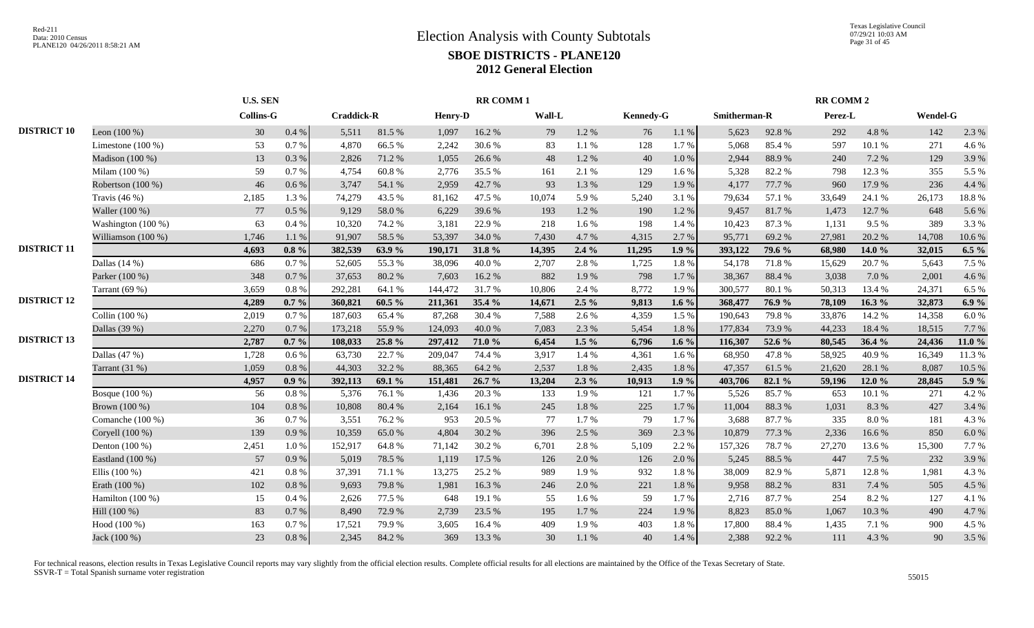# Election Analysis with County Subtotals

## SBOE DISTRICTS - PLANE120

## 2012 General Election

| | | U.S. SEN | | RR COMM 1 | | | | | | | | RR COMM 2 | | | | | |
|---|---|---|---|---|---|---|---|---|---|---|---|---|---|---|---|---|---|
| | | Collins-G | | Craddick-R | | Henry-D | | Wall-L | | Kennedy-G | | Smitherman-R | | Perez-L | | Wendel-G | |
| **DISTRICT 10** | Leon (100 %) | 30 | 0.4 % | 5,511 | 81.5 % | 1,097 | 16.2 % | 79 | 1.2 % | 76 | 1.1 % | 5,623 | 92.8 % | 292 | 4.8 % | 142 | 2.3 % |
| | Limestone (100 %) | 53 | 0.7 % | 4,870 | 66.5 % | 2,242 | 30.6 % | 83 | 1.1 % | 128 | 1.7 % | 5,068 | 85.4 % | 597 | 10.1 % | 271 | 4.6 % |
| | Madison (100 %) | 13 | 0.3 % | 2,826 | 71.2 % | 1,055 | 26.6 % | 48 | 1.2 % | 40 | 1.0 % | 2,944 | 88.9 % | 240 | 7.2 % | 129 | 3.9 % |
| | Milam (100 %) | 59 | 0.7 % | 4,754 | 60.8 % | 2,776 | 35.5 % | 161 | 2.1 % | 129 | 1.6 % | 5,328 | 82.2 % | 798 | 12.3 % | 355 | 5.5 % |
| | Robertson (100 %) | 46 | 0.6 % | 3,747 | 54.1 % | 2,959 | 42.7 % | 93 | 1.3 % | 129 | 1.9 % | 4,177 | 77.7 % | 960 | 17.9 % | 236 | 4.4 % |
| | Travis (46 %) | 2,185 | 1.3 % | 74,279 | 43.5 % | 81,162 | 47.5 % | 10,074 | 5.9 % | 5,240 | 3.1 % | 79,634 | 57.1 % | 33,649 | 24.1 % | 26,173 | 18.8 % |
| | Waller (100 %) | 77 | 0.5 % | 9,129 | 58.0 % | 6,229 | 39.6 % | 193 | 1.2 % | 190 | 1.2 % | 9,457 | 81.7 % | 1,473 | 12.7 % | 648 | 5.6 % |
| | Washington (100 %) | 63 | 0.4 % | 10,320 | 74.2 % | 3,181 | 22.9 % | 218 | 1.6 % | 198 | 1.4 % | 10,423 | 87.3 % | 1,131 | 9.5 % | 389 | 3.3 % |
| | Williamson (100 %) | 1,746 | 1.1 % | 91,907 | 58.5 % | 53,397 | 34.0 % | 7,430 | 4.7 % | 4,315 | 2.7 % | 95,771 | 69.2 % | 27,981 | 20.2 % | 14,708 | 10.6 % |
| **DISTRICT 11** | | **4,693** | **0.8 %** | **382,539** | **63.9 %** | **190,171** | **31.8 %** | **14,395** | **2.4 %** | **11,295** | **1.9 %** | **393,122** | **79.6 %** | **68,980** | **14.0 %** | **32,015** | **6.5 %** |
| | Dallas (14 %) | 686 | 0.7 % | 52,605 | 55.3 % | 38,096 | 40.0 % | 2,707 | 2.8 % | 1,725 | 1.8 % | 54,178 | 71.8 % | 15,629 | 20.7 % | 5,643 | 7.5 % |
| | Parker (100 %) | 348 | 0.7 % | 37,653 | 80.2 % | 7,603 | 16.2 % | 882 | 1.9 % | 798 | 1.7 % | 38,367 | 88.4 % | 3,038 | 7.0 % | 2,001 | 4.6 % |
| | Tarrant (69 %) | 3,659 | 0.8 % | 292,281 | 64.1 % | 144,472 | 31.7 % | 10,806 | 2.4 % | 8,772 | 1.9 % | 300,577 | 80.1 % | 50,313 | 13.4 % | 24,371 | 6.5 % |
| **DISTRICT 12** | | **4,289** | **0.7 %** | **360,821** | **60.5 %** | **211,361** | **35.4 %** | **14,671** | **2.5 %** | **9,813** | **1.6 %** | **368,477** | **76.9 %** | **78,109** | **16.3 %** | **32,873** | **6.9 %** |
| | Collin (100 %) | 2,019 | 0.7 % | 187,603 | 65.4 % | 87,268 | 30.4 % | 7,588 | 2.6 % | 4,359 | 1.5 % | 190,643 | 79.8 % | 33,876 | 14.2 % | 14,358 | 6.0 % |
| | Dallas (39 %) | 2,270 | 0.7 % | 173,218 | 55.9 % | 124,093 | 40.0 % | 7,083 | 2.3 % | 5,454 | 1.8 % | 177,834 | 73.9 % | 44,233 | 18.4 % | 18,515 | 7.7 % |
| **DISTRICT 13** | | **2,787** | **0.7 %** | **108,033** | **25.8 %** | **297,412** | **71.0 %** | **6,454** | **1.5 %** | **6,796** | **1.6 %** | **116,307** | **52.6 %** | **80,545** | **36.4 %** | **24,436** | **11.0 %** |
| | Dallas (47 %) | 1,728 | 0.6 % | 63,730 | 22.7 % | 209,047 | 74.4 % | 3,917 | 1.4 % | 4,361 | 1.6 % | 68,950 | 47.8 % | 58,925 | 40.9 % | 16,349 | 11.3 % |
| | Tarrant (31 %) | 1,059 | 0.8 % | 44,303 | 32.2 % | 88,365 | 64.2 % | 2,537 | 1.8 % | 2,435 | 1.8 % | 47,357 | 61.5 % | 21,620 | 28.1 % | 8,087 | 10.5 % |
| **DISTRICT 14** | | **4,957** | **0.9 %** | **392,113** | **69.1 %** | **151,481** | **26.7 %** | **13,204** | **2.3 %** | **10,913** | **1.9 %** | **403,706** | **82.1 %** | **59,196** | **12.0 %** | **28,845** | **5.9 %** |
| | Bosque (100 %) | 56 | 0.8 % | 5,376 | 76.1 % | 1,436 | 20.3 % | 133 | 1.9 % | 121 | 1.7 % | 5,526 | 85.7 % | 653 | 10.1 % | 271 | 4.2 % |
| | Brown (100 %) | 104 | 0.8 % | 10,808 | 80.4 % | 2,164 | 16.1 % | 245 | 1.8 % | 225 | 1.7 % | 11,004 | 88.3 % | 1,031 | 8.3 % | 427 | 3.4 % |
| | Comanche (100 %) | 36 | 0.7 % | 3,551 | 76.2 % | 953 | 20.5 % | 77 | 1.7 % | 79 | 1.7 % | 3,688 | 87.7 % | 335 | 8.0 % | 181 | 4.3 % |
| | Coryell (100 %) | 139 | 0.9 % | 10,359 | 65.0 % | 4,804 | 30.2 % | 396 | 2.5 % | 369 | 2.3 % | 10,879 | 77.3 % | 2,336 | 16.6 % | 850 | 6.0 % |
| | Denton (100 %) | 2,451 | 1.0 % | 152,917 | 64.8 % | 71,142 | 30.2 % | 6,701 | 2.8 % | 5,109 | 2.2 % | 157,326 | 78.7 % | 27,270 | 13.6 % | 15,300 | 7.7 % |
| | Eastland (100 %) | 57 | 0.9 % | 5,019 | 78.5 % | 1,119 | 17.5 % | 126 | 2.0 % | 126 | 2.0 % | 5,245 | 88.5 % | 447 | 7.5 % | 232 | 3.9 % |
| | Ellis (100 %) | 421 | 0.8 % | 37,391 | 71.1 % | 13,275 | 25.2 % | 989 | 1.9 % | 932 | 1.8 % | 38,009 | 82.9 % | 5,871 | 12.8 % | 1,981 | 4.3 % |
| | Erath (100 %) | 102 | 0.8 % | 9,693 | 79.8 % | 1,981 | 16.3 % | 246 | 2.0 % | 221 | 1.8 % | 9,958 | 88.2 % | 831 | 7.4 % | 505 | 4.5 % |
| | Hamilton (100 %) | 15 | 0.4 % | 2,626 | 77.5 % | 648 | 19.1 % | 55 | 1.6 % | 59 | 1.7 % | 2,716 | 87.7 % | 254 | 8.2 % | 127 | 4.1 % |
| | Hill (100 %) | 83 | 0.7 % | 8,490 | 72.9 % | 2,739 | 23.5 % | 195 | 1.7 % | 224 | 1.9 % | 8,823 | 85.0 % | 1,067 | 10.3 % | 490 | 4.7 % |
| | Hood (100 %) | 163 | 0.7 % | 17,521 | 79.9 % | 3,605 | 16.4 % | 409 | 1.9 % | 403 | 1.8 % | 17,800 | 88.4 % | 1,435 | 7.1 % | 900 | 4.5 % |
| | Jack (100 %) | 23 | 0.8 % | 2,345 | 84.2 % | 369 | 13.3 % | 30 | 1.1 % | 40 | 1.4 % | 2,388 | 92.2 % | 111 | 4.3 % | 90 | 3.5 % |

For technical reasons, election results in Texas Legislative Council reports may vary slightly from the official election results. Complete official results for all elections are maintained by the Office of the Texas Secretary of State.
SSVR-T = Total Spanish surname voter registration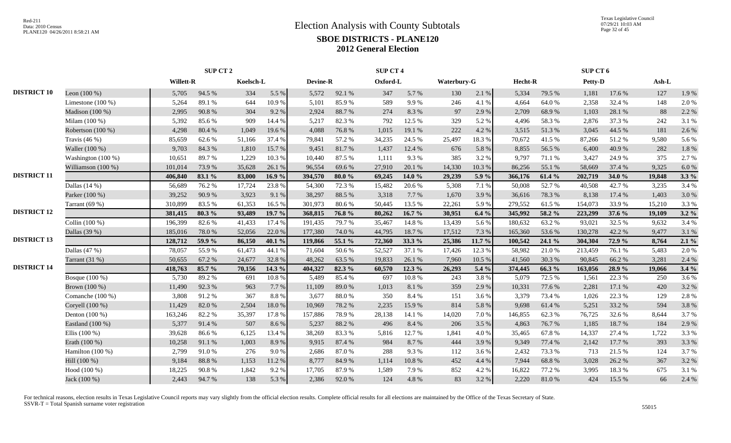# Election Analysis with County Subtotals

## SBOE DISTRICTS - PLANE120

### 2012 General Election

| | | SUP CT 2 | | | | SUP CT 4 | | | | | | SUP CT 6 | | | | | |
|---|---|---|---|---|---|---|---|---|---|---|---|---|---|---|---|---|---|
| | | Willett-R | | Koelsch-L | | Devine-R | | Oxford-L | | Waterbury-G | | Hecht-R | | Petty-D | | Ash-L | |
| DISTRICT 10 | Leon (100 %) | 5,705 | 94.5 % | 334 | 5.5 % | 5,572 | 92.1 % | 347 | 5.7 % | 130 | 2.1 % | 5,334 | 79.5 % | 1,181 | 17.6 % | 127 | 1.9 % |
| | Limestone (100 %) | 5,264 | 89.1 % | 644 | 10.9 % | 5,101 | 85.9 % | 589 | 9.9 % | 246 | 4.1 % | 4,664 | 64.0 % | 2,358 | 32.4 % | 148 | 2.0 % |
| | Madison (100 %) | 2,995 | 90.8 % | 304 | 9.2 % | 2,924 | 88.7 % | 274 | 8.3 % | 97 | 2.9 % | 2,709 | 68.9 % | 1,103 | 28.1 % | 88 | 2.2 % |
| | Milam (100 %) | 5,392 | 85.6 % | 909 | 14.4 % | 5,217 | 82.3 % | 792 | 12.5 % | 329 | 5.2 % | 4,496 | 58.3 % | 2,876 | 37.3 % | 242 | 3.1 % |
| | Robertson (100 %) | 4,298 | 80.4 % | 1,049 | 19.6 % | 4,088 | 76.8 % | 1,015 | 19.1 % | 222 | 4.2 % | 3,515 | 51.3 % | 3,045 | 44.5 % | 181 | 2.6 % |
| | Travis (46 %) | 85,659 | 62.6 % | 51,166 | 37.4 % | 79,841 | 57.2 % | 34,235 | 24.5 % | 25,497 | 18.3 % | 70,672 | 41.5 % | 87,266 | 51.2 % | 9,580 | 5.6 % |
| | Waller (100 %) | 9,703 | 84.3 % | 1,810 | 15.7 % | 9,451 | 81.7 % | 1,437 | 12.4 % | 676 | 5.8 % | 8,855 | 56.5 % | 6,400 | 40.9 % | 282 | 1.8 % |
| | Washington (100 %) | 10,651 | 89.7 % | 1,229 | 10.3 % | 10,440 | 87.5 % | 1,111 | 9.3 % | 385 | 3.2 % | 9,797 | 71.1 % | 3,427 | 24.9 % | 375 | 2.7 % |
| | Williamson (100 %) | 101,014 | 73.9 % | 35,628 | 26.1 % | 96,554 | 69.6 % | 27,910 | 20.1 % | 14,330 | 10.3 % | 86,256 | 55.1 % | 58,669 | 37.4 % | 9,325 | 6.0 % |
| DISTRICT 11 | | **406,840** | **83.1 %** | **83,000** | **16.9 %** | **394,570** | **80.0 %** | **69,245** | **14.0 %** | **29,239** | **5.9 %** | **366,176** | **61.4 %** | **202,719** | **34.0 %** | **19,848** | **3.3 %** |
| | Dallas (14 %) | 56,689 | 76.2 % | 17,724 | 23.8 % | 54,300 | 72.3 % | 15,482 | 20.6 % | 5,308 | 7.1 % | 50,008 | 52.7 % | 40,508 | 42.7 % | 3,235 | 3.4 % |
| | Parker (100 %) | 39,252 | 90.9 % | 3,923 | 9.1 % | 38,297 | 88.5 % | 3,318 | 7.7 % | 1,670 | 3.9 % | 36,616 | 78.3 % | 8,138 | 17.4 % | 1,403 | 3.0 % |
| | Tarrant (69 %) | 310,899 | 83.5 % | 61,353 | 16.5 % | 301,973 | 80.6 % | 50,445 | 13.5 % | 22,261 | 5.9 % | 279,552 | 61.5 % | 154,073 | 33.9 % | 15,210 | 3.3 % |
| DISTRICT 12 | | **381,415** | **80.3 %** | **93,489** | **19.7 %** | **368,815** | **76.8 %** | **80,262** | **16.7 %** | **30,951** | **6.4 %** | **345,992** | **58.2 %** | **223,299** | **37.6 %** | **19,109** | **3.2 %** |
| | Collin (100 %) | 196,399 | 82.6 % | 41,433 | 17.4 % | 191,435 | 79.7 % | 35,467 | 14.8 % | 13,439 | 5.6 % | 180,632 | 63.2 % | 93,021 | 32.5 % | 9,632 | 3.4 % |
| | Dallas (39 %) | 185,016 | 78.0 % | 52,056 | 22.0 % | 177,380 | 74.0 % | 44,795 | 18.7 % | 17,512 | 7.3 % | 165,360 | 53.6 % | 130,278 | 42.2 % | 9,477 | 3.1 % |
| DISTRICT 13 | | **128,712** | **59.9 %** | **86,150** | **40.1 %** | **119,866** | **55.1 %** | **72,360** | **33.3 %** | **25,386** | **11.7 %** | **100,542** | **24.1 %** | **304,304** | **72.9 %** | **8,764** | **2.1 %** |
| | Dallas (47 %) | 78,057 | 55.9 % | 61,473 | 44.1 % | 71,604 | 50.6 % | 52,527 | 37.1 % | 17,426 | 12.3 % | 58,982 | 21.0 % | 213,459 | 76.1 % | 5,483 | 2.0 % |
| | Tarrant (31 %) | 50,655 | 67.2 % | 24,677 | 32.8 % | 48,262 | 63.5 % | 19,833 | 26.1 % | 7,960 | 10.5 % | 41,560 | 30.3 % | 90,845 | 66.2 % | 3,281 | 2.4 % |
| DISTRICT 14 | | **418,763** | **85.7 %** | **70,156** | **14.3 %** | **404,327** | **82.3 %** | **60,570** | **12.3 %** | **26,293** | **5.4 %** | **374,445** | **66.3 %** | **163,056** | **28.9 %** | **19,066** | **3.4 %** |
| | Bosque (100 %) | 5,730 | 89.2 % | 691 | 10.8 % | 5,489 | 85.4 % | 697 | 10.8 % | 243 | 3.8 % | 5,079 | 72.5 % | 1,561 | 22.3 % | 250 | 3.6 % |
| | Brown (100 %) | 11,490 | 92.3 % | 963 | 7.7 % | 11,109 | 89.0 % | 1,013 | 8.1 % | 359 | 2.9 % | 10,331 | 77.6 % | 2,281 | 17.1 % | 420 | 3.2 % |
| | Comanche (100 %) | 3,808 | 91.2 % | 367 | 8.8 % | 3,677 | 88.0 % | 350 | 8.4 % | 151 | 3.6 % | 3,379 | 73.4 % | 1,026 | 22.3 % | 129 | 2.8 % |
| | Coryell (100 %) | 11,429 | 82.0 % | 2,504 | 18.0 % | 10,969 | 78.2 % | 2,235 | 15.9 % | 814 | 5.8 % | 9,698 | 61.4 % | 5,251 | 33.2 % | 594 | 3.8 % |
| | Denton (100 %) | 163,246 | 82.2 % | 35,397 | 17.8 % | 157,886 | 78.9 % | 28,138 | 14.1 % | 14,020 | 7.0 % | 146,855 | 62.3 % | 76,725 | 32.6 % | 8,644 | 3.7 % |
| | Eastland (100 %) | 5,377 | 91.4 % | 507 | 8.6 % | 5,237 | 88.2 % | 496 | 8.4 % | 206 | 3.5 % | 4,863 | 76.7 % | 1,185 | 18.7 % | 184 | 2.9 % |
| | Ellis (100 %) | 39,628 | 86.6 % | 6,125 | 13.4 % | 38,269 | 83.3 % | 5,816 | 12.7 % | 1,841 | 4.0 % | 35,465 | 67.8 % | 14,337 | 27.4 % | 1,722 | 3.3 % |
| | Erath (100 %) | 10,258 | 91.1 % | 1,003 | 8.9 % | 9,915 | 87.4 % | 984 | 8.7 % | 444 | 3.9 % | 9,349 | 77.4 % | 2,142 | 17.7 % | 393 | 3.3 % |
| | Hamilton (100 %) | 2,799 | 91.0 % | 276 | 9.0 % | 2,686 | 87.0 % | 288 | 9.3 % | 112 | 3.6 % | 2,432 | 73.3 % | 713 | 21.5 % | 124 | 3.7 % |
| | Hill (100 %) | 9,184 | 88.8 % | 1,153 | 11.2 % | 8,777 | 84.9 % | 1,114 | 10.8 % | 452 | 4.4 % | 7,944 | 68.8 % | 3,028 | 26.2 % | 367 | 3.2 % |
| | Hood (100 %) | 18,225 | 90.8 % | 1,842 | 9.2 % | 17,705 | 87.9 % | 1,589 | 7.9 % | 852 | 4.2 % | 16,822 | 77.2 % | 3,995 | 18.3 % | 675 | 3.1 % |
| | Jack (100 %) | 2,443 | 94.7 % | 138 | 5.3 % | 2,386 | 92.0 % | 124 | 4.8 % | 83 | 3.2 % | 2,220 | 81.0 % | 424 | 15.5 % | 66 | 2.4 % |

For technical reasons, election results in Texas Legislative Council reports may vary slightly from the official election results. Complete official results for all elections are maintained by the Office of the Texas Secretary of State.
SSVR-T = Total Spanish surname voter registration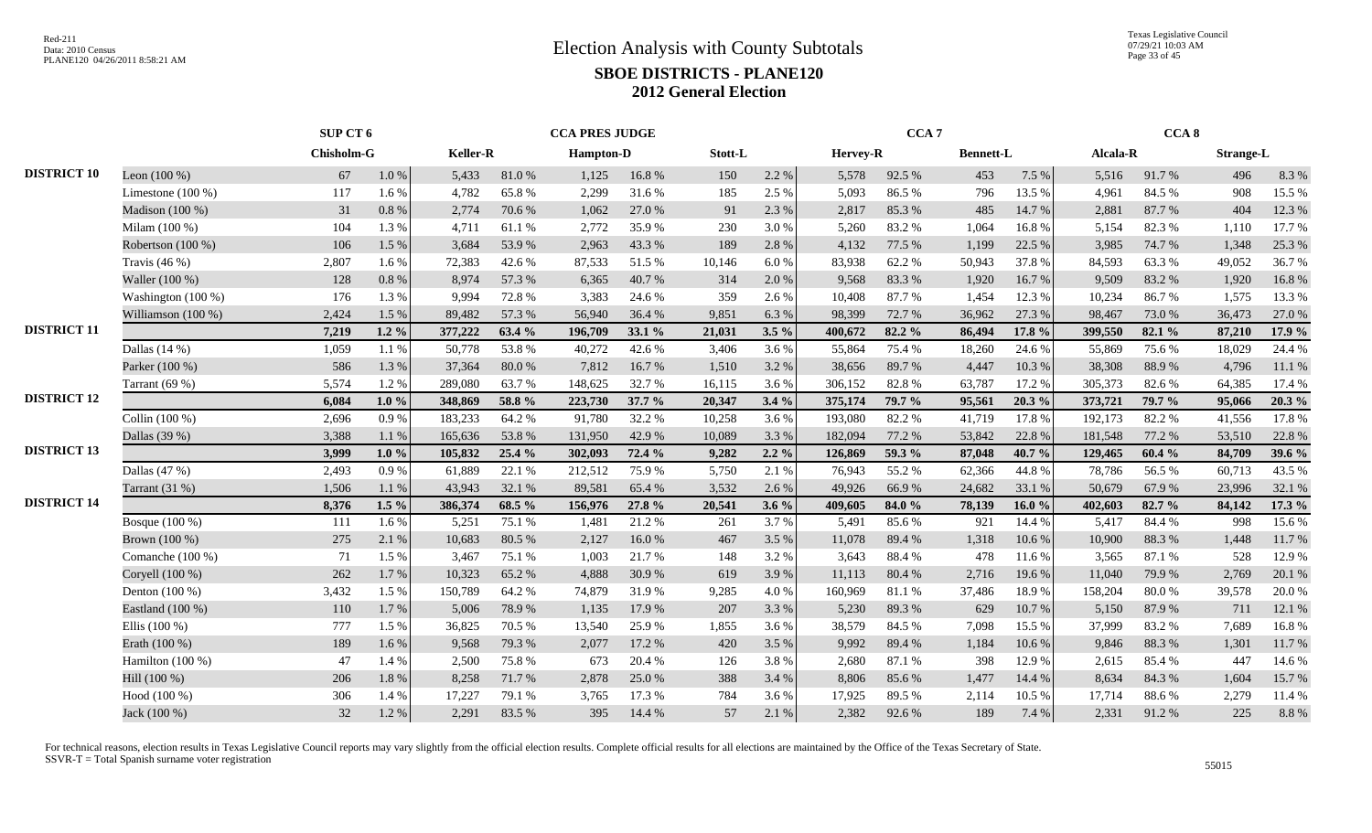# Election Analysis with County Subtotals

## SBOE DISTRICTS - PLANE120

## 2012 General Election

| | | SUP CT 6 | | | | CCA PRES JUDGE | | | | CCA 7 | | | | CCA 8 | | | |
|---|---|---|---|---|---|---|---|---|---|---|---|---|---|---|---|---|---|
| | | Chisholm-G | | Keller-R | | Hampton-D | | Stott-L | | Hervey-R | | Bennett-L | | Alcala-R | | Strange-L | |
| **DISTRICT 10** | Leon (100 %) | 67 | 1.0 % | 5,433 | 81.0 % | 1,125 | 16.8 % | 150 | 2.2 % | 5,578 | 92.5 % | 453 | 7.5 % | 5,516 | 91.7 % | 496 | 8.3 % |
| | Limestone (100 %) | 117 | 1.6 % | 4,782 | 65.8 % | 2,299 | 31.6 % | 185 | 2.5 % | 5,093 | 86.5 % | 796 | 13.5 % | 4,961 | 84.5 % | 908 | 15.5 % |
| | Madison (100 %) | 31 | 0.8 % | 2,774 | 70.6 % | 1,062 | 27.0 % | 91 | 2.3 % | 2,817 | 85.3 % | 485 | 14.7 % | 2,881 | 87.7 % | 404 | 12.3 % |
| | Milam (100 %) | 104 | 1.3 % | 4,711 | 61.1 % | 2,772 | 35.9 % | 230 | 3.0 % | 5,260 | 83.2 % | 1,064 | 16.8 % | 5,154 | 82.3 % | 1,110 | 17.7 % |
| | Robertson (100 %) | 106 | 1.5 % | 3,684 | 53.9 % | 2,963 | 43.3 % | 189 | 2.8 % | 4,132 | 77.5 % | 1,199 | 22.5 % | 3,985 | 74.7 % | 1,348 | 25.3 % |
| | Travis (46 %) | 2,807 | 1.6 % | 72,383 | 42.6 % | 87,533 | 51.5 % | 10,146 | 6.0 % | 83,938 | 62.2 % | 50,943 | 37.8 % | 84,593 | 63.3 % | 49,052 | 36.7 % |
| | Waller (100 %) | 128 | 0.8 % | 8,974 | 57.3 % | 6,365 | 40.7 % | 314 | 2.0 % | 9,568 | 83.3 % | 1,920 | 16.7 % | 9,509 | 83.2 % | 1,920 | 16.8 % |
| | Washington (100 %) | 176 | 1.3 % | 9,994 | 72.8 % | 3,383 | 24.6 % | 359 | 2.6 % | 10,408 | 87.7 % | 1,454 | 12.3 % | 10,234 | 86.7 % | 1,575 | 13.3 % |
| | Williamson (100 %) | 2,424 | 1.5 % | 89,482 | 57.3 % | 56,940 | 36.4 % | 9,851 | 6.3 % | 98,399 | 72.7 % | 36,962 | 27.3 % | 98,467 | 73.0 % | 36,473 | 27.0 % |
| **DISTRICT 11** | | **7,219** | **1.2 %** | **377,222** | **63.4 %** | **196,709** | **33.1 %** | **21,031** | **3.5 %** | **400,672** | **82.2 %** | **86,494** | **17.8 %** | **399,550** | **82.1 %** | **87,210** | **17.9 %** |
| | Dallas (14 %) | 1,059 | 1.1 % | 50,778 | 53.8 % | 40,272 | 42.6 % | 3,406 | 3.6 % | 55,864 | 75.4 % | 18,260 | 24.6 % | 55,869 | 75.6 % | 18,029 | 24.4 % |
| | Parker (100 %) | 586 | 1.3 % | 37,364 | 80.0 % | 7,812 | 16.7 % | 1,510 | 3.2 % | 38,656 | 89.7 % | 4,447 | 10.3 % | 38,308 | 88.9 % | 4,796 | 11.1 % |
| | Tarrant (69 %) | 5,574 | 1.2 % | 289,080 | 63.7 % | 148,625 | 32.7 % | 16,115 | 3.6 % | 306,152 | 82.8 % | 63,787 | 17.2 % | 305,373 | 82.6 % | 64,385 | 17.4 % |
| **DISTRICT 12** | | **6,084** | **1.0 %** | **348,869** | **58.8 %** | **223,730** | **37.7 %** | **20,347** | **3.4 %** | **375,174** | **79.7 %** | **95,561** | **20.3 %** | **373,721** | **79.7 %** | **95,066** | **20.3 %** |
| | Collin (100 %) | 2,696 | 0.9 % | 183,233 | 64.2 % | 91,780 | 32.2 % | 10,258 | 3.6 % | 193,080 | 82.2 % | 41,719 | 17.8 % | 192,173 | 82.2 % | 41,556 | 17.8 % |
| | Dallas (39 %) | 3,388 | 1.1 % | 165,636 | 53.8 % | 131,950 | 42.9 % | 10,089 | 3.3 % | 182,094 | 77.2 % | 53,842 | 22.8 % | 181,548 | 77.2 % | 53,510 | 22.8 % |
| **DISTRICT 13** | | **3,999** | **1.0 %** | **105,832** | **25.4 %** | **302,093** | **72.4 %** | **9,282** | **2.2 %** | **126,869** | **59.3 %** | **87,048** | **40.7 %** | **129,465** | **60.4 %** | **84,709** | **39.6 %** |
| | Dallas (47 %) | 2,493 | 0.9 % | 61,889 | 22.1 % | 212,512 | 75.9 % | 5,750 | 2.1 % | 76,943 | 55.2 % | 62,366 | 44.8 % | 78,786 | 56.5 % | 60,713 | 43.5 % |
| | Tarrant (31 %) | 1,506 | 1.1 % | 43,943 | 32.1 % | 89,581 | 65.4 % | 3,532 | 2.6 % | 49,926 | 66.9 % | 24,682 | 33.1 % | 50,679 | 67.9 % | 23,996 | 32.1 % |
| **DISTRICT 14** | | **8,376** | **1.5 %** | **386,374** | **68.5 %** | **156,976** | **27.8 %** | **20,541** | **3.6 %** | **409,605** | **84.0 %** | **78,139** | **16.0 %** | **402,603** | **82.7 %** | **84,142** | **17.3 %** |
| | Bosque (100 %) | 111 | 1.6 % | 5,251 | 75.1 % | 1,481 | 21.2 % | 261 | 3.7 % | 5,491 | 85.6 % | 921 | 14.4 % | 5,417 | 84.4 % | 998 | 15.6 % |
| | Brown (100 %) | 275 | 2.1 % | 10,683 | 80.5 % | 2,127 | 16.0 % | 467 | 3.5 % | 11,078 | 89.4 % | 1,318 | 10.6 % | 10,900 | 88.3 % | 1,448 | 11.7 % |
| | Comanche (100 %) | 71 | 1.5 % | 3,467 | 75.1 % | 1,003 | 21.7 % | 148 | 3.2 % | 3,643 | 88.4 % | 478 | 11.6 % | 3,565 | 87.1 % | 528 | 12.9 % |
| | Coryell (100 %) | 262 | 1.7 % | 10,323 | 65.2 % | 4,888 | 30.9 % | 619 | 3.9 % | 11,113 | 80.4 % | 2,716 | 19.6 % | 11,040 | 79.9 % | 2,769 | 20.1 % |
| | Denton (100 %) | 3,432 | 1.5 % | 150,789 | 64.2 % | 74,879 | 31.9 % | 9,285 | 4.0 % | 160,969 | 81.1 % | 37,486 | 18.9 % | 158,204 | 80.0 % | 39,578 | 20.0 % |
| | Eastland (100 %) | 110 | 1.7 % | 5,006 | 78.9 % | 1,135 | 17.9 % | 207 | 3.3 % | 5,230 | 89.3 % | 629 | 10.7 % | 5,150 | 87.9 % | 711 | 12.1 % |
| | Ellis (100 %) | 777 | 1.5 % | 36,825 | 70.5 % | 13,540 | 25.9 % | 1,855 | 3.6 % | 38,579 | 84.5 % | 7,098 | 15.5 % | 37,999 | 83.2 % | 7,689 | 16.8 % |
| | Erath (100 %) | 189 | 1.6 % | 9,568 | 79.3 % | 2,077 | 17.2 % | 420 | 3.5 % | 9,992 | 89.4 % | 1,184 | 10.6 % | 9,846 | 88.3 % | 1,301 | 11.7 % |
| | Hamilton (100 %) | 47 | 1.4 % | 2,500 | 75.8 % | 673 | 20.4 % | 126 | 3.8 % | 2,680 | 87.1 % | 398 | 12.9 % | 2,615 | 85.4 % | 447 | 14.6 % |
| | Hill (100 %) | 206 | 1.8 % | 8,258 | 71.7 % | 2,878 | 25.0 % | 388 | 3.4 % | 8,806 | 85.6 % | 1,477 | 14.4 % | 8,634 | 84.3 % | 1,604 | 15.7 % |
| | Hood (100 %) | 306 | 1.4 % | 17,227 | 79.1 % | 3,765 | 17.3 % | 784 | 3.6 % | 17,925 | 89.5 % | 2,114 | 10.5 % | 17,714 | 88.6 % | 2,279 | 11.4 % |
| | Jack (100 %) | 32 | 1.2 % | 2,291 | 83.5 % | 395 | 14.4 % | 57 | 2.1 % | 2,382 | 92.6 % | 189 | 7.4 % | 2,331 | 91.2 % | 225 | 8.8 % |

For technical reasons, election results in Texas Legislative Council reports may vary slightly from the official election results. Complete official results for all elections are maintained by the Office of the Texas Secretary of State.
SSVR-T = Total Spanish surname voter registration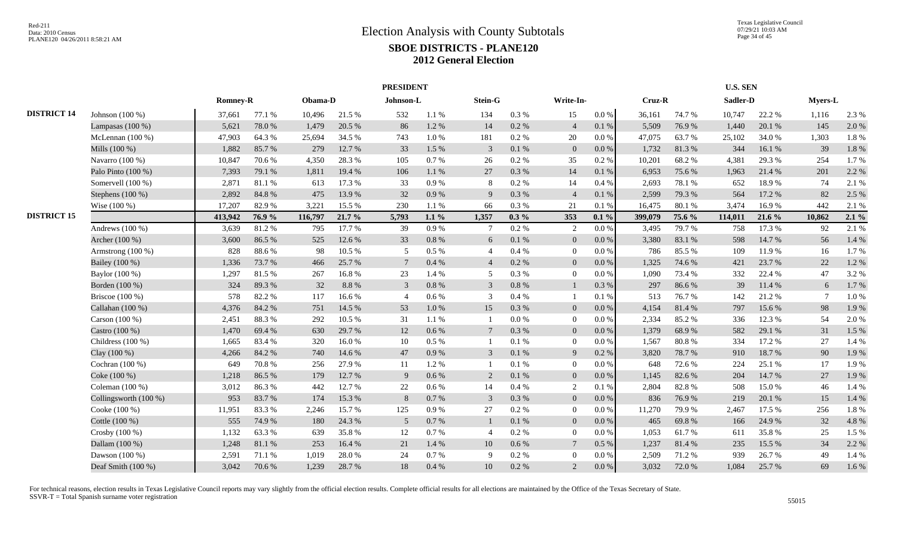# Election Analysis with County Subtotals

## SBOE DISTRICTS - PLANE120

## 2012 General Election

| | | PRESIDENT | | | | | | | | | | U.S. SEN | | | | | |
|---|---|---|---|---|---|---|---|---|---|---|---|---|---|---|---|---|---|
| | | Romney-R | | Obama-D | | Johnson-L | | Stein-G | | Write-In- | | Cruz-R | | Sadler-D | | Myers-L | |
| **DISTRICT 14** | Johnson (100 %) | 37,661 | 77.1 % | 10,496 | 21.5 % | 532 | 1.1 % | 134 | 0.3 % | 15 | 0.0 % | 36,161 | 74.7 % | 10,747 | 22.2 % | 1,116 | 2.3 % |
| | Lampasas (100 %) | 5,621 | 78.0 % | 1,479 | 20.5 % | 86 | 1.2 % | 14 | 0.2 % | 4 | 0.1 % | 5,509 | 76.9 % | 1,440 | 20.1 % | 145 | 2.0 % |
| | McLennan (100 %) | 47,903 | 64.3 % | 25,694 | 34.5 % | 743 | 1.0 % | 181 | 0.2 % | 20 | 0.0 % | 47,075 | 63.7 % | 25,102 | 34.0 % | 1,303 | 1.8 % |
| | Mills (100 %) | 1,882 | 85.7 % | 279 | 12.7 % | 33 | 1.5 % | 3 | 0.1 % | 0 | 0.0 % | 1,732 | 81.3 % | 344 | 16.1 % | 39 | 1.8 % |
| | Navarro (100 %) | 10,847 | 70.6 % | 4,350 | 28.3 % | 105 | 0.7 % | 26 | 0.2 % | 35 | 0.2 % | 10,201 | 68.2 % | 4,381 | 29.3 % | 254 | 1.7 % |
| | Palo Pinto (100 %) | 7,393 | 79.1 % | 1,811 | 19.4 % | 106 | 1.1 % | 27 | 0.3 % | 14 | 0.1 % | 6,953 | 75.6 % | 1,963 | 21.4 % | 201 | 2.2 % |
| | Somervell (100 %) | 2,871 | 81.1 % | 613 | 17.3 % | 33 | 0.9 % | 8 | 0.2 % | 14 | 0.4 % | 2,693 | 78.1 % | 652 | 18.9 % | 74 | 2.1 % |
| | Stephens (100 %) | 2,892 | 84.8 % | 475 | 13.9 % | 32 | 0.9 % | 9 | 0.3 % | 4 | 0.1 % | 2,599 | 79.3 % | 564 | 17.2 % | 82 | 2.5 % |
| | Wise (100 %) | 17,207 | 82.9 % | 3,221 | 15.5 % | 230 | 1.1 % | 66 | 0.3 % | 21 | 0.1 % | 16,475 | 80.1 % | 3,474 | 16.9 % | 442 | 2.1 % |
| **DISTRICT 15** | | **413,942** | **76.9 %** | **116,797** | **21.7 %** | **5,793** | **1.1 %** | **1,357** | **0.3 %** | **353** | **0.1 %** | **399,079** | **75.6 %** | **114,011** | **21.6 %** | **10,862** | **2.1 %** |
| | Andrews (100 %) | 3,639 | 81.2 % | 795 | 17.7 % | 39 | 0.9 % | 7 | 0.2 % | 2 | 0.0 % | 3,495 | 79.7 % | 758 | 17.3 % | 92 | 2.1 % |
| | Archer (100 %) | 3,600 | 86.5 % | 525 | 12.6 % | 33 | 0.8 % | 6 | 0.1 % | 0 | 0.0 % | 3,380 | 83.1 % | 598 | 14.7 % | 56 | 1.4 % |
| | Armstrong (100 %) | 828 | 88.6 % | 98 | 10.5 % | 5 | 0.5 % | 4 | 0.4 % | 0 | 0.0 % | 786 | 85.5 % | 109 | 11.9 % | 16 | 1.7 % |
| | Bailey (100 %) | 1,336 | 73.7 % | 466 | 25.7 % | 7 | 0.4 % | 4 | 0.2 % | 0 | 0.0 % | 1,325 | 74.6 % | 421 | 23.7 % | 22 | 1.2 % |
| | Baylor (100 %) | 1,297 | 81.5 % | 267 | 16.8 % | 23 | 1.4 % | 5 | 0.3 % | 0 | 0.0 % | 1,090 | 73.4 % | 332 | 22.4 % | 47 | 3.2 % |
| | Borden (100 %) | 324 | 89.3 % | 32 | 8.8 % | 3 | 0.8 % | 3 | 0.8 % | 1 | 0.3 % | 297 | 86.6 % | 39 | 11.4 % | 6 | 1.7 % |
| | Briscoe (100 %) | 578 | 82.2 % | 117 | 16.6 % | 4 | 0.6 % | 3 | 0.4 % | 1 | 0.1 % | 513 | 76.7 % | 142 | 21.2 % | 7 | 1.0 % |
| | Callahan (100 %) | 4,376 | 84.2 % | 751 | 14.5 % | 53 | 1.0 % | 15 | 0.3 % | 0 | 0.0 % | 4,154 | 81.4 % | 797 | 15.6 % | 98 | 1.9 % |
| | Carson (100 %) | 2,451 | 88.3 % | 292 | 10.5 % | 31 | 1.1 % | 1 | 0.0 % | 0 | 0.0 % | 2,334 | 85.2 % | 336 | 12.3 % | 54 | 2.0 % |
| | Castro (100 %) | 1,470 | 69.4 % | 630 | 29.7 % | 12 | 0.6 % | 7 | 0.3 % | 0 | 0.0 % | 1,379 | 68.9 % | 582 | 29.1 % | 31 | 1.5 % |
| | Childress (100 %) | 1,665 | 83.4 % | 320 | 16.0 % | 10 | 0.5 % | 1 | 0.1 % | 0 | 0.0 % | 1,567 | 80.8 % | 334 | 17.2 % | 27 | 1.4 % |
| | Clay (100 %) | 4,266 | 84.2 % | 740 | 14.6 % | 47 | 0.9 % | 3 | 0.1 % | 9 | 0.2 % | 3,820 | 78.7 % | 910 | 18.7 % | 90 | 1.9 % |
| | Cochran (100 %) | 649 | 70.8 % | 256 | 27.9 % | 11 | 1.2 % | 1 | 0.1 % | 0 | 0.0 % | 648 | 72.6 % | 224 | 25.1 % | 17 | 1.9 % |
| | Coke (100 %) | 1,218 | 86.5 % | 179 | 12.7 % | 9 | 0.6 % | 2 | 0.1 % | 0 | 0.0 % | 1,145 | 82.6 % | 204 | 14.7 % | 27 | 1.9 % |
| | Coleman (100 %) | 3,012 | 86.3 % | 442 | 12.7 % | 22 | 0.6 % | 14 | 0.4 % | 2 | 0.1 % | 2,804 | 82.8 % | 508 | 15.0 % | 46 | 1.4 % |
| | Collingsworth (100 %) | 953 | 83.7 % | 174 | 15.3 % | 8 | 0.7 % | 3 | 0.3 % | 0 | 0.0 % | 836 | 76.9 % | 219 | 20.1 % | 15 | 1.4 % |
| | Cooke (100 %) | 11,951 | 83.3 % | 2,246 | 15.7 % | 125 | 0.9 % | 27 | 0.2 % | 0 | 0.0 % | 11,270 | 79.9 % | 2,467 | 17.5 % | 256 | 1.8 % |
| | Cottle (100 %) | 555 | 74.9 % | 180 | 24.3 % | 5 | 0.7 % | 1 | 0.1 % | 0 | 0.0 % | 465 | 69.8 % | 166 | 24.9 % | 32 | 4.8 % |
| | Crosby (100 %) | 1,132 | 63.3 % | 639 | 35.8 % | 12 | 0.7 % | 4 | 0.2 % | 0 | 0.0 % | 1,053 | 61.7 % | 611 | 35.8 % | 25 | 1.5 % |
| | Dallam (100 %) | 1,248 | 81.1 % | 253 | 16.4 % | 21 | 1.4 % | 10 | 0.6 % | 7 | 0.5 % | 1,237 | 81.4 % | 235 | 15.5 % | 34 | 2.2 % |
| | Dawson (100 %) | 2,591 | 71.1 % | 1,019 | 28.0 % | 24 | 0.7 % | 9 | 0.2 % | 0 | 0.0 % | 2,509 | 71.2 % | 939 | 26.7 % | 49 | 1.4 % |
| | Deaf Smith (100 %) | 3,042 | 70.6 % | 1,239 | 28.7 % | 18 | 0.4 % | 10 | 0.2 % | 2 | 0.0 % | 3,032 | 72.0 % | 1,084 | 25.7 % | 69 | 1.6 % |

For technical reasons, election results in Texas Legislative Council reports may vary slightly from the official election results. Complete official results for all elections are maintained by the Office of the Texas Secretary of State.
SSVR-T = Total Spanish surname voter registration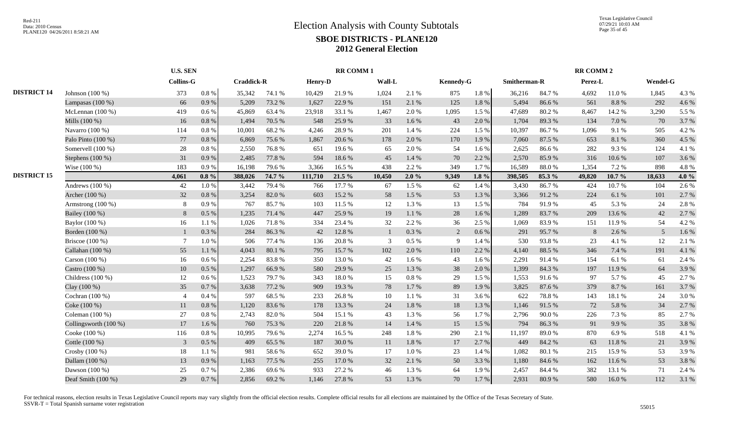# Election Analysis with County Subtotals

## SBOE DISTRICTS - PLANE120

## 2012 General Election

| | | U.S. SEN | | RR COMM 1 | | | | | | | | RR COMM 2 | | | | | |
|---|---|---|---|---|---|---|---|---|---|---|---|---|---|---|---|---|---|
| | | Collins-G | | Craddick-R | | Henry-D | | Wall-L | | Kennedy-G | | Smitherman-R | | Perez-L | | Wendel-G | |
| DISTRICT 14 | Johnson (100 %) | 373 | 0.8 % | 35,342 | 74.1 % | 10,429 | 21.9 % | 1,024 | 2.1 % | 875 | 1.8 % | 36,216 | 84.7 % | 4,692 | 11.0 % | 1,845 | 4.3 % |
| | Lampasas (100 %) | 66 | 0.9 % | 5,209 | 73.2 % | 1,627 | 22.9 % | 151 | 2.1 % | 125 | 1.8 % | 5,494 | 86.6 % | 561 | 8.8 % | 292 | 4.6 % |
| | McLennan (100 %) | 419 | 0.6 % | 45,869 | 63.4 % | 23,918 | 33.1 % | 1,467 | 2.0 % | 1,095 | 1.5 % | 47,689 | 80.2 % | 8,467 | 14.2 % | 3,290 | 5.5 % |
| | Mills (100 %) | 16 | 0.8 % | 1,494 | 70.5 % | 548 | 25.9 % | 33 | 1.6 % | 43 | 2.0 % | 1,704 | 89.3 % | 134 | 7.0 % | 70 | 3.7 % |
| | Navarro (100 %) | 114 | 0.8 % | 10,001 | 68.2 % | 4,246 | 28.9 % | 201 | 1.4 % | 224 | 1.5 % | 10,397 | 86.7 % | 1,096 | 9.1 % | 505 | 4.2 % |
| | Palo Pinto (100 %) | 77 | 0.8 % | 6,869 | 75.6 % | 1,867 | 20.6 % | 178 | 2.0 % | 170 | 1.9 % | 7,060 | 87.5 % | 653 | 8.1 % | 360 | 4.5 % |
| | Somervell (100 %) | 28 | 0.8 % | 2,550 | 76.8 % | 651 | 19.6 % | 65 | 2.0 % | 54 | 1.6 % | 2,625 | 86.6 % | 282 | 9.3 % | 124 | 4.1 % |
| | Stephens (100 %) | 31 | 0.9 % | 2,485 | 77.8 % | 594 | 18.6 % | 45 | 1.4 % | 70 | 2.2 % | 2,570 | 85.9 % | 316 | 10.6 % | 107 | 3.6 % |
| | Wise (100 %) | 183 | 0.9 % | 16,198 | 79.6 % | 3,366 | 16.5 % | 438 | 2.2 % | 349 | 1.7 % | 16,589 | 88.0 % | 1,354 | 7.2 % | 898 | 4.8 % |
| | | **4,061** | **0.8 %** | **388,026** | **74.7 %** | **111,710** | **21.5 %** | **10,450** | **2.0 %** | **9,349** | **1.8 %** | **398,505** | **85.3 %** | **49,820** | **10.7 %** | **18,633** | **4.0 %** |
| DISTRICT 15 | Andrews (100 %) | 42 | 1.0 % | 3,442 | 79.4 % | 766 | 17.7 % | 67 | 1.5 % | 62 | 1.4 % | 3,430 | 86.7 % | 424 | 10.7 % | 104 | 2.6 % |
| | Archer (100 %) | 32 | 0.8 % | 3,254 | 82.0 % | 603 | 15.2 % | 58 | 1.5 % | 53 | 1.3 % | 3,366 | 91.2 % | 224 | 6.1 % | 101 | 2.7 % |
| | Armstrong (100 %) | 8 | 0.9 % | 767 | 85.7 % | 103 | 11.5 % | 12 | 1.3 % | 13 | 1.5 % | 784 | 91.9 % | 45 | 5.3 % | 24 | 2.8 % |
| | Bailey (100 %) | 8 | 0.5 % | 1,235 | 71.4 % | 447 | 25.9 % | 19 | 1.1 % | 28 | 1.6 % | 1,289 | 83.7 % | 209 | 13.6 % | 42 | 2.7 % |
| | Baylor (100 %) | 16 | 1.1 % | 1,026 | 71.8 % | 334 | 23.4 % | 32 | 2.2 % | 36 | 2.5 % | 1,069 | 83.9 % | 151 | 11.9 % | 54 | 4.2 % |
| | Borden (100 %) | 1 | 0.3 % | 284 | 86.3 % | 42 | 12.8 % | 1 | 0.3 % | 2 | 0.6 % | 291 | 95.7 % | 8 | 2.6 % | 5 | 1.6 % |
| | Briscoe (100 %) | 7 | 1.0 % | 506 | 77.4 % | 136 | 20.8 % | 3 | 0.5 % | 9 | 1.4 % | 530 | 93.8 % | 23 | 4.1 % | 12 | 2.1 % |
| | Callahan (100 %) | 55 | 1.1 % | 4,043 | 80.1 % | 795 | 15.7 % | 102 | 2.0 % | 110 | 2.2 % | 4,140 | 88.5 % | 346 | 7.4 % | 191 | 4.1 % |
| | Carson (100 %) | 16 | 0.6 % | 2,254 | 83.8 % | 350 | 13.0 % | 42 | 1.6 % | 43 | 1.6 % | 2,291 | 91.4 % | 154 | 6.1 % | 61 | 2.4 % |
| | Castro (100 %) | 10 | 0.5 % | 1,297 | 66.9 % | 580 | 29.9 % | 25 | 1.3 % | 38 | 2.0 % | 1,399 | 84.3 % | 197 | 11.9 % | 64 | 3.9 % |
| | Childress (100 %) | 12 | 0.6 % | 1,523 | 79.7 % | 343 | 18.0 % | 15 | 0.8 % | 29 | 1.5 % | 1,553 | 91.6 % | 97 | 5.7 % | 45 | 2.7 % |
| | Clay (100 %) | 35 | 0.7 % | 3,638 | 77.2 % | 909 | 19.3 % | 78 | 1.7 % | 89 | 1.9 % | 3,825 | 87.6 % | 379 | 8.7 % | 161 | 3.7 % |
| | Cochran (100 %) | 4 | 0.4 % | 597 | 68.5 % | 233 | 26.8 % | 10 | 1.1 % | 31 | 3.6 % | 622 | 78.8 % | 143 | 18.1 % | 24 | 3.0 % |
| | Coke (100 %) | 11 | 0.8 % | 1,120 | 83.6 % | 178 | 13.3 % | 24 | 1.8 % | 18 | 1.3 % | 1,146 | 91.5 % | 72 | 5.8 % | 34 | 2.7 % |
| | Coleman (100 %) | 27 | 0.8 % | 2,743 | 82.0 % | 504 | 15.1 % | 43 | 1.3 % | 56 | 1.7 % | 2,796 | 90.0 % | 226 | 7.3 % | 85 | 2.7 % |
| | Collingsworth (100 %) | 17 | 1.6 % | 760 | 75.3 % | 220 | 21.8 % | 14 | 1.4 % | 15 | 1.5 % | 794 | 86.3 % | 91 | 9.9 % | 35 | 3.8 % |
| | Cooke (100 %) | 116 | 0.8 % | 10,995 | 79.6 % | 2,274 | 16.5 % | 248 | 1.8 % | 290 | 2.1 % | 11,197 | 89.0 % | 870 | 6.9 % | 518 | 4.1 % |
| | Cottle (100 %) | 3 | 0.5 % | 409 | 65.5 % | 187 | 30.0 % | 11 | 1.8 % | 17 | 2.7 % | 449 | 84.2 % | 63 | 11.8 % | 21 | 3.9 % |
| | Crosby (100 %) | 18 | 1.1 % | 981 | 58.6 % | 652 | 39.0 % | 17 | 1.0 % | 23 | 1.4 % | 1,082 | 80.1 % | 215 | 15.9 % | 53 | 3.9 % |
| | Dallam (100 %) | 13 | 0.9 % | 1,163 | 77.5 % | 255 | 17.0 % | 32 | 2.1 % | 50 | 3.3 % | 1,180 | 84.6 % | 162 | 11.6 % | 53 | 3.8 % |
| | Dawson (100 %) | 25 | 0.7 % | 2,386 | 69.6 % | 933 | 27.2 % | 46 | 1.3 % | 64 | 1.9 % | 2,457 | 84.4 % | 382 | 13.1 % | 71 | 2.4 % |
| | Deaf Smith (100 %) | 29 | 0.7 % | 2,856 | 69.2 % | 1,146 | 27.8 % | 53 | 1.3 % | 70 | 1.7 % | 2,931 | 80.9 % | 580 | 16.0 % | 112 | 3.1 % |

For technical reasons, election results in Texas Legislative Council reports may vary slightly from the official election results. Complete official results for all elections are maintained by the Office of the Texas Secretary of State.
SSVR-T = Total Spanish surname voter registration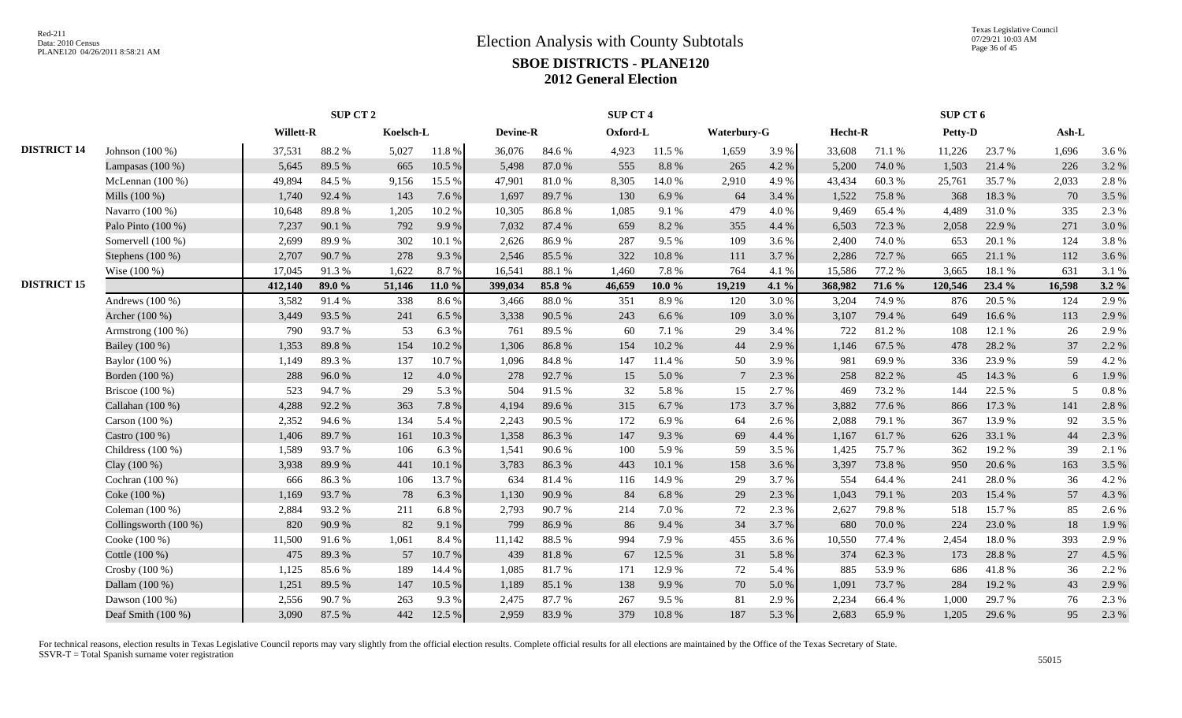# Election Analysis with County Subtotals

## SBOE DISTRICTS - PLANE120

## 2012 General Election

| | | SUP CT 2 | | | | SUP CT 4 | | | | | | SUP CT 6 | | | | | |
|---|---|---|---|---|---|---|---|---|---|---|---|---|---|---|---|---|---|
| | | Willett-R | | Koelsch-L | | Devine-R | | Oxford-L | | Waterbury-G | | Hecht-R | | Petty-D | | Ash-L | |
| **DISTRICT 14** | Johnson (100 %) | 37,531 | 88.2 % | 5,027 | 11.8 % | 36,076 | 84.6 % | 4,923 | 11.5 % | 1,659 | 3.9 % | 33,608 | 71.1 % | 11,226 | 23.7 % | 1,696 | 3.6 % |
| | Lampasas (100 %) | 5,645 | 89.5 % | 665 | 10.5 % | 5,498 | 87.0 % | 555 | 8.8 % | 265 | 4.2 % | 5,200 | 74.0 % | 1,503 | 21.4 % | 226 | 3.2 % |
| | McLennan (100 %) | 49,894 | 84.5 % | 9,156 | 15.5 % | 47,901 | 81.0 % | 8,305 | 14.0 % | 2,910 | 4.9 % | 43,434 | 60.3 % | 25,761 | 35.7 % | 2,033 | 2.8 % |
| | Mills (100 %) | 1,740 | 92.4 % | 143 | 7.6 % | 1,697 | 89.7 % | 130 | 6.9 % | 64 | 3.4 % | 1,522 | 75.8 % | 368 | 18.3 % | 70 | 3.5 % |
| | Navarro (100 %) | 10,648 | 89.8 % | 1,205 | 10.2 % | 10,305 | 86.8 % | 1,085 | 9.1 % | 479 | 4.0 % | 9,469 | 65.4 % | 4,489 | 31.0 % | 335 | 2.3 % |
| | Palo Pinto (100 %) | 7,237 | 90.1 % | 792 | 9.9 % | 7,032 | 87.4 % | 659 | 8.2 % | 355 | 4.4 % | 6,503 | 72.3 % | 2,058 | 22.9 % | 271 | 3.0 % |
| | Somervell (100 %) | 2,699 | 89.9 % | 302 | 10.1 % | 2,626 | 86.9 % | 287 | 9.5 % | 109 | 3.6 % | 2,400 | 74.0 % | 653 | 20.1 % | 124 | 3.8 % |
| | Stephens (100 %) | 2,707 | 90.7 % | 278 | 9.3 % | 2,546 | 85.5 % | 322 | 10.8 % | 111 | 3.7 % | 2,286 | 72.7 % | 665 | 21.1 % | 112 | 3.6 % |
| | Wise (100 %) | 17,045 | 91.3 % | 1,622 | 8.7 % | 16,541 | 88.1 % | 1,460 | 7.8 % | 764 | 4.1 % | 15,586 | 77.2 % | 3,665 | 18.1 % | 631 | 3.1 % |
| **DISTRICT 15** | | **412,140** | **89.0 %** | **51,146** | **11.0 %** | **399,034** | **85.8 %** | **46,659** | **10.0 %** | **19,219** | **4.1 %** | **368,982** | **71.6 %** | **120,546** | **23.4 %** | **16,598** | **3.2 %** |
| | Andrews (100 %) | 3,582 | 91.4 % | 338 | 8.6 % | 3,466 | 88.0 % | 351 | 8.9 % | 120 | 3.0 % | 3,204 | 74.9 % | 876 | 20.5 % | 124 | 2.9 % |
| | Archer (100 %) | 3,449 | 93.5 % | 241 | 6.5 % | 3,338 | 90.5 % | 243 | 6.6 % | 109 | 3.0 % | 3,107 | 79.4 % | 649 | 16.6 % | 113 | 2.9 % |
| | Armstrong (100 %) | 790 | 93.7 % | 53 | 6.3 % | 761 | 89.5 % | 60 | 7.1 % | 29 | 3.4 % | 722 | 81.2 % | 108 | 12.1 % | 26 | 2.9 % |
| | Bailey (100 %) | 1,353 | 89.8 % | 154 | 10.2 % | 1,306 | 86.8 % | 154 | 10.2 % | 44 | 2.9 % | 1,146 | 67.5 % | 478 | 28.2 % | 37 | 2.2 % |
| | Baylor (100 %) | 1,149 | 89.3 % | 137 | 10.7 % | 1,096 | 84.8 % | 147 | 11.4 % | 50 | 3.9 % | 981 | 69.9 % | 336 | 23.9 % | 59 | 4.2 % |
| | Borden (100 %) | 288 | 96.0 % | 12 | 4.0 % | 278 | 92.7 % | 15 | 5.0 % | 7 | 2.3 % | 258 | 82.2 % | 45 | 14.3 % | 6 | 1.9 % |
| | Briscoe (100 %) | 523 | 94.7 % | 29 | 5.3 % | 504 | 91.5 % | 32 | 5.8 % | 15 | 2.7 % | 469 | 73.2 % | 144 | 22.5 % | 5 | 0.8 % |
| | Callahan (100 %) | 4,288 | 92.2 % | 363 | 7.8 % | 4,194 | 89.6 % | 315 | 6.7 % | 173 | 3.7 % | 3,882 | 77.6 % | 866 | 17.3 % | 141 | 2.8 % |
| | Carson (100 %) | 2,352 | 94.6 % | 134 | 5.4 % | 2,243 | 90.5 % | 172 | 6.9 % | 64 | 2.6 % | 2,088 | 79.1 % | 367 | 13.9 % | 92 | 3.5 % |
| | Castro (100 %) | 1,406 | 89.7 % | 161 | 10.3 % | 1,358 | 86.3 % | 147 | 9.3 % | 69 | 4.4 % | 1,167 | 61.7 % | 626 | 33.1 % | 44 | 2.3 % |
| | Childress (100 %) | 1,589 | 93.7 % | 106 | 6.3 % | 1,541 | 90.6 % | 100 | 5.9 % | 59 | 3.5 % | 1,425 | 75.7 % | 362 | 19.2 % | 39 | 2.1 % |
| | Clay (100 %) | 3,938 | 89.9 % | 441 | 10.1 % | 3,783 | 86.3 % | 443 | 10.1 % | 158 | 3.6 % | 3,397 | 73.8 % | 950 | 20.6 % | 163 | 3.5 % |
| | Cochran (100 %) | 666 | 86.3 % | 106 | 13.7 % | 634 | 81.4 % | 116 | 14.9 % | 29 | 3.7 % | 554 | 64.4 % | 241 | 28.0 % | 36 | 4.2 % |
| | Coke (100 %) | 1,169 | 93.7 % | 78 | 6.3 % | 1,130 | 90.9 % | 84 | 6.8 % | 29 | 2.3 % | 1,043 | 79.1 % | 203 | 15.4 % | 57 | 4.3 % |
| | Coleman (100 %) | 2,884 | 93.2 % | 211 | 6.8 % | 2,793 | 90.7 % | 214 | 7.0 % | 72 | 2.3 % | 2,627 | 79.8 % | 518 | 15.7 % | 85 | 2.6 % |
| | Collingsworth (100 %) | 820 | 90.9 % | 82 | 9.1 % | 799 | 86.9 % | 86 | 9.4 % | 34 | 3.7 % | 680 | 70.0 % | 224 | 23.0 % | 18 | 1.9 % |
| | Cooke (100 %) | 11,500 | 91.6 % | 1,061 | 8.4 % | 11,142 | 88.5 % | 994 | 7.9 % | 455 | 3.6 % | 10,550 | 77.4 % | 2,454 | 18.0 % | 393 | 2.9 % |
| | Cottle (100 %) | 475 | 89.3 % | 57 | 10.7 % | 439 | 81.8 % | 67 | 12.5 % | 31 | 5.8 % | 374 | 62.3 % | 173 | 28.8 % | 27 | 4.5 % |
| | Crosby (100 %) | 1,125 | 85.6 % | 189 | 14.4 % | 1,085 | 81.7 % | 171 | 12.9 % | 72 | 5.4 % | 885 | 53.9 % | 686 | 41.8 % | 36 | 2.2 % |
| | Dallam (100 %) | 1,251 | 89.5 % | 147 | 10.5 % | 1,189 | 85.1 % | 138 | 9.9 % | 70 | 5.0 % | 1,091 | 73.7 % | 284 | 19.2 % | 43 | 2.9 % |
| | Dawson (100 %) | 2,556 | 90.7 % | 263 | 9.3 % | 2,475 | 87.7 % | 267 | 9.5 % | 81 | 2.9 % | 2,234 | 66.4 % | 1,000 | 29.7 % | 76 | 2.3 % |
| | Deaf Smith (100 %) | 3,090 | 87.5 % | 442 | 12.5 % | 2,959 | 83.9 % | 379 | 10.8 % | 187 | 5.3 % | 2,683 | 65.9 % | 1,205 | 29.6 % | 95 | 2.3 % |

For technical reasons, election results in Texas Legislative Council reports may vary slightly from the official election results. Complete official results for all elections are maintained by the Office of the Texas Secretary of State.
SSVR-T = Total Spanish surname voter registration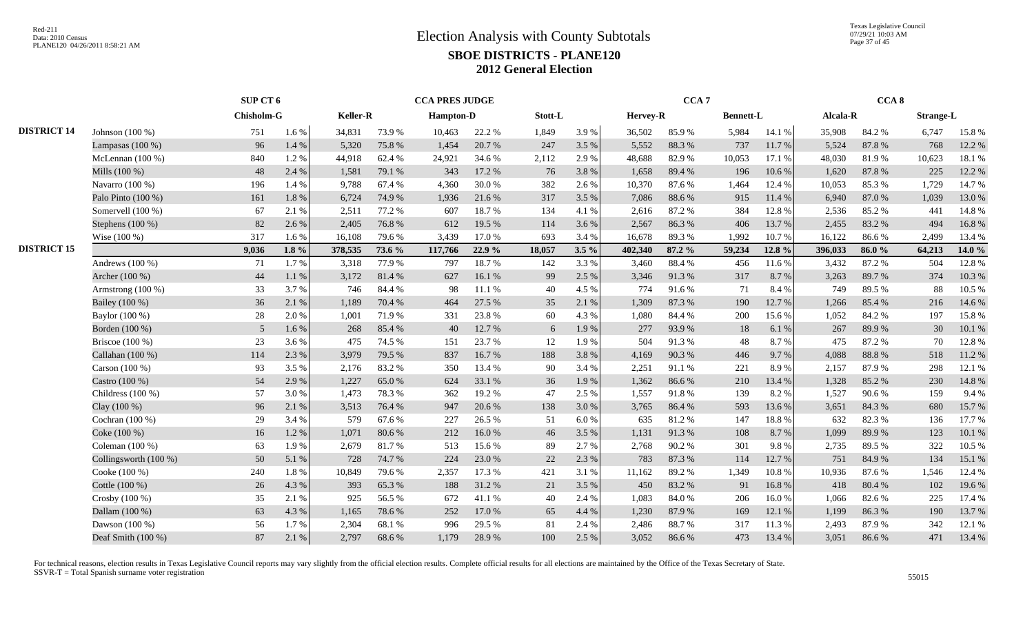# Election Analysis with County Subtotals

## SBOE DISTRICTS - PLANE120

## 2012 General Election

| | | SUP CT 6 | | CCA PRES JUDGE | | | | | | CCA 7 | | | | CCA 8 | | | |
|---|---|---|---|---|---|---|---|---|---|---|---|---|---|---|---|---|---|
| | | Chisholm-G | | Keller-R | | Hampton-D | | Stott-L | | Hervey-R | | Bennett-L | | Alcala-R | | Strange-L | |
| **DISTRICT 14** | Johnson (100 %) | 751 | 1.6 % | 34,831 | 73.9 % | 10,463 | 22.2 % | 1,849 | 3.9 % | 36,502 | 85.9 % | 5,984 | 14.1 % | 35,908 | 84.2 % | 6,747 | 15.8 % |
| | Lampasas (100 %) | 96 | 1.4 % | 5,320 | 75.8 % | 1,454 | 20.7 % | 247 | 3.5 % | 5,552 | 88.3 % | 737 | 11.7 % | 5,524 | 87.8 % | 768 | 12.2 % |
| | McLennan (100 %) | 840 | 1.2 % | 44,918 | 62.4 % | 24,921 | 34.6 % | 2,112 | 2.9 % | 48,688 | 82.9 % | 10,053 | 17.1 % | 48,030 | 81.9 % | 10,623 | 18.1 % |
| | Mills (100 %) | 48 | 2.4 % | 1,581 | 79.1 % | 343 | 17.2 % | 76 | 3.8 % | 1,658 | 89.4 % | 196 | 10.6 % | 1,620 | 87.8 % | 225 | 12.2 % |
| | Navarro (100 %) | 196 | 1.4 % | 9,788 | 67.4 % | 4,360 | 30.0 % | 382 | 2.6 % | 10,370 | 87.6 % | 1,464 | 12.4 % | 10,053 | 85.3 % | 1,729 | 14.7 % |
| | Palo Pinto (100 %) | 161 | 1.8 % | 6,724 | 74.9 % | 1,936 | 21.6 % | 317 | 3.5 % | 7,086 | 88.6 % | 915 | 11.4 % | 6,940 | 87.0 % | 1,039 | 13.0 % |
| | Somervell (100 %) | 67 | 2.1 % | 2,511 | 77.2 % | 607 | 18.7 % | 134 | 4.1 % | 2,616 | 87.2 % | 384 | 12.8 % | 2,536 | 85.2 % | 441 | 14.8 % |
| | Stephens (100 %) | 82 | 2.6 % | 2,405 | 76.8 % | 612 | 19.5 % | 114 | 3.6 % | 2,567 | 86.3 % | 406 | 13.7 % | 2,455 | 83.2 % | 494 | 16.8 % |
| | Wise (100 %) | 317 | 1.6 % | 16,108 | 79.6 % | 3,439 | 17.0 % | 693 | 3.4 % | 16,678 | 89.3 % | 1,992 | 10.7 % | 16,122 | 86.6 % | 2,499 | 13.4 % |
| **DISTRICT 15** | | **9,036** | **1.8 %** | **378,535** | **73.6 %** | **117,766** | **22.9 %** | **18,057** | **3.5 %** | **402,340** | **87.2 %** | **59,234** | **12.8 %** | **396,033** | **86.0 %** | **64,213** | **14.0 %** |
| | Andrews (100 %) | 71 | 1.7 % | 3,318 | 77.9 % | 797 | 18.7 % | 142 | 3.3 % | 3,460 | 88.4 % | 456 | 11.6 % | 3,432 | 87.2 % | 504 | 12.8 % |
| | Archer (100 %) | 44 | 1.1 % | 3,172 | 81.4 % | 627 | 16.1 % | 99 | 2.5 % | 3,346 | 91.3 % | 317 | 8.7 % | 3,263 | 89.7 % | 374 | 10.3 % |
| | Armstrong (100 %) | 33 | 3.7 % | 746 | 84.4 % | 98 | 11.1 % | 40 | 4.5 % | 774 | 91.6 % | 71 | 8.4 % | 749 | 89.5 % | 88 | 10.5 % |
| | Bailey (100 %) | 36 | 2.1 % | 1,189 | 70.4 % | 464 | 27.5 % | 35 | 2.1 % | 1,309 | 87.3 % | 190 | 12.7 % | 1,266 | 85.4 % | 216 | 14.6 % |
| | Baylor (100 %) | 28 | 2.0 % | 1,001 | 71.9 % | 331 | 23.8 % | 60 | 4.3 % | 1,080 | 84.4 % | 200 | 15.6 % | 1,052 | 84.2 % | 197 | 15.8 % |
| | Borden (100 %) | 5 | 1.6 % | 268 | 85.4 % | 40 | 12.7 % | 6 | 1.9 % | 277 | 93.9 % | 18 | 6.1 % | 267 | 89.9 % | 30 | 10.1 % |
| | Briscoe (100 %) | 23 | 3.6 % | 475 | 74.5 % | 151 | 23.7 % | 12 | 1.9 % | 504 | 91.3 % | 48 | 8.7 % | 475 | 87.2 % | 70 | 12.8 % |
| | Callahan (100 %) | 114 | 2.3 % | 3,979 | 79.5 % | 837 | 16.7 % | 188 | 3.8 % | 4,169 | 90.3 % | 446 | 9.7 % | 4,088 | 88.8 % | 518 | 11.2 % |
| | Carson (100 %) | 93 | 3.5 % | 2,176 | 83.2 % | 350 | 13.4 % | 90 | 3.4 % | 2,251 | 91.1 % | 221 | 8.9 % | 2,157 | 87.9 % | 298 | 12.1 % |
| | Castro (100 %) | 54 | 2.9 % | 1,227 | 65.0 % | 624 | 33.1 % | 36 | 1.9 % | 1,362 | 86.6 % | 210 | 13.4 % | 1,328 | 85.2 % | 230 | 14.8 % |
| | Childress (100 %) | 57 | 3.0 % | 1,473 | 78.3 % | 362 | 19.2 % | 47 | 2.5 % | 1,557 | 91.8 % | 139 | 8.2 % | 1,527 | 90.6 % | 159 | 9.4 % |
| | Clay (100 %) | 96 | 2.1 % | 3,513 | 76.4 % | 947 | 20.6 % | 138 | 3.0 % | 3,765 | 86.4 % | 593 | 13.6 % | 3,651 | 84.3 % | 680 | 15.7 % |
| | Cochran (100 %) | 29 | 3.4 % | 579 | 67.6 % | 227 | 26.5 % | 51 | 6.0 % | 635 | 81.2 % | 147 | 18.8 % | 632 | 82.3 % | 136 | 17.7 % |
| | Coke (100 %) | 16 | 1.2 % | 1,071 | 80.6 % | 212 | 16.0 % | 46 | 3.5 % | 1,131 | 91.3 % | 108 | 8.7 % | 1,099 | 89.9 % | 123 | 10.1 % |
| | Coleman (100 %) | 63 | 1.9 % | 2,679 | 81.7 % | 513 | 15.6 % | 89 | 2.7 % | 2,768 | 90.2 % | 301 | 9.8 % | 2,735 | 89.5 % | 322 | 10.5 % |
| | Collingsworth (100 %) | 50 | 5.1 % | 728 | 74.7 % | 224 | 23.0 % | 22 | 2.3 % | 783 | 87.3 % | 114 | 12.7 % | 751 | 84.9 % | 134 | 15.1 % |
| | Cooke (100 %) | 240 | 1.8 % | 10,849 | 79.6 % | 2,357 | 17.3 % | 421 | 3.1 % | 11,162 | 89.2 % | 1,349 | 10.8 % | 10,936 | 87.6 % | 1,546 | 12.4 % |
| | Cottle (100 %) | 26 | 4.3 % | 393 | 65.3 % | 188 | 31.2 % | 21 | 3.5 % | 450 | 83.2 % | 91 | 16.8 % | 418 | 80.4 % | 102 | 19.6 % |
| | Crosby (100 %) | 35 | 2.1 % | 925 | 56.5 % | 672 | 41.1 % | 40 | 2.4 % | 1,083 | 84.0 % | 206 | 16.0 % | 1,066 | 82.6 % | 225 | 17.4 % |
| | Dallam (100 %) | 63 | 4.3 % | 1,165 | 78.6 % | 252 | 17.0 % | 65 | 4.4 % | 1,230 | 87.9 % | 169 | 12.1 % | 1,199 | 86.3 % | 190 | 13.7 % |
| | Dawson (100 %) | 56 | 1.7 % | 2,304 | 68.1 % | 996 | 29.5 % | 81 | 2.4 % | 2,486 | 88.7 % | 317 | 11.3 % | 2,493 | 87.9 % | 342 | 12.1 % |
| | Deaf Smith (100 %) | 87 | 2.1 % | 2,797 | 68.6 % | 1,179 | 28.9 % | 100 | 2.5 % | 3,052 | 86.6 % | 473 | 13.4 % | 3,051 | 86.6 % | 471 | 13.4 % |

For technical reasons, election results in Texas Legislative Council reports may vary slightly from the official election results. Complete official results for all elections are maintained by the Office of the Texas Secretary of State.
SSVR-T = Total Spanish surname voter registration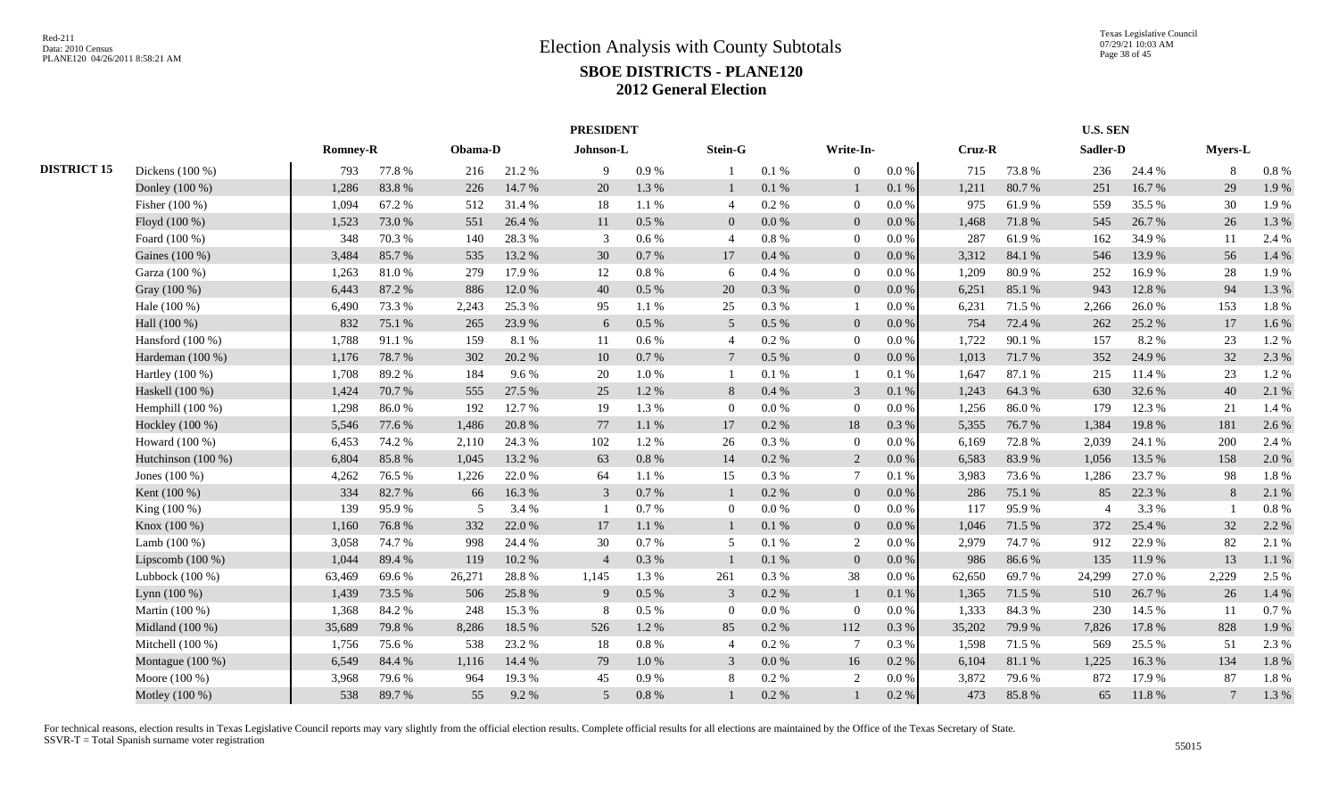# Election Analysis with County Subtotals

## SBOE DISTRICTS - PLANE120

## 2012 General Election

| | | PRESIDENT | | | | | | | | | | U.S. SEN | | | | | |
|---|---|---|---|---|---|---|---|---|---|---|---|---|---|---|---|---|---|
| | | Romney-R | | Obama-D | | Johnson-L | | Stein-G | | Write-In- | | Cruz-R | | Sadler-D | | Myers-L | |
| DISTRICT 15 | Dickens (100 %) | 793 | 77.8 % | 216 | 21.2 % | 9 | 0.9 % | 1 | 0.1 % | 0 | 0.0 % | 715 | 73.8 % | 236 | 24.4 % | 8 | 0.8 % |
| | Donley (100 %) | 1,286 | 83.8 % | 226 | 14.7 % | 20 | 1.3 % | 1 | 0.1 % | 1 | 0.1 % | 1,211 | 80.7 % | 251 | 16.7 % | 29 | 1.9 % |
| | Fisher (100 %) | 1,094 | 67.2 % | 512 | 31.4 % | 18 | 1.1 % | 4 | 0.2 % | 0 | 0.0 % | 975 | 61.9 % | 559 | 35.5 % | 30 | 1.9 % |
| | Floyd (100 %) | 1,523 | 73.0 % | 551 | 26.4 % | 11 | 0.5 % | 0 | 0.0 % | 0 | 0.0 % | 1,468 | 71.8 % | 545 | 26.7 % | 26 | 1.3 % |
| | Foard (100 %) | 348 | 70.3 % | 140 | 28.3 % | 3 | 0.6 % | 4 | 0.8 % | 0 | 0.0 % | 287 | 61.9 % | 162 | 34.9 % | 11 | 2.4 % |
| | Gaines (100 %) | 3,484 | 85.7 % | 535 | 13.2 % | 30 | 0.7 % | 17 | 0.4 % | 0 | 0.0 % | 3,312 | 84.1 % | 546 | 13.9 % | 56 | 1.4 % |
| | Garza (100 %) | 1,263 | 81.0 % | 279 | 17.9 % | 12 | 0.8 % | 6 | 0.4 % | 0 | 0.0 % | 1,209 | 80.9 % | 252 | 16.9 % | 28 | 1.9 % |
| | Gray (100 %) | 6,443 | 87.2 % | 886 | 12.0 % | 40 | 0.5 % | 20 | 0.3 % | 0 | 0.0 % | 6,251 | 85.1 % | 943 | 12.8 % | 94 | 1.3 % |
| | Hale (100 %) | 6,490 | 73.3 % | 2,243 | 25.3 % | 95 | 1.1 % | 25 | 0.3 % | 1 | 0.0 % | 6,231 | 71.5 % | 2,266 | 26.0 % | 153 | 1.8 % |
| | Hall (100 %) | 832 | 75.1 % | 265 | 23.9 % | 6 | 0.5 % | 5 | 0.5 % | 0 | 0.0 % | 754 | 72.4 % | 262 | 25.2 % | 17 | 1.6 % |
| | Hansford (100 %) | 1,788 | 91.1 % | 159 | 8.1 % | 11 | 0.6 % | 4 | 0.2 % | 0 | 0.0 % | 1,722 | 90.1 % | 157 | 8.2 % | 23 | 1.2 % |
| | Hardeman (100 %) | 1,176 | 78.7 % | 302 | 20.2 % | 10 | 0.7 % | 7 | 0.5 % | 0 | 0.0 % | 1,013 | 71.7 % | 352 | 24.9 % | 32 | 2.3 % |
| | Hartley (100 %) | 1,708 | 89.2 % | 184 | 9.6 % | 20 | 1.0 % | 1 | 0.1 % | 1 | 0.1 % | 1,647 | 87.1 % | 215 | 11.4 % | 23 | 1.2 % |
| | Haskell (100 %) | 1,424 | 70.7 % | 555 | 27.5 % | 25 | 1.2 % | 8 | 0.4 % | 3 | 0.1 % | 1,243 | 64.3 % | 630 | 32.6 % | 40 | 2.1 % |
| | Hemphill (100 %) | 1,298 | 86.0 % | 192 | 12.7 % | 19 | 1.3 % | 0 | 0.0 % | 0 | 0.0 % | 1,256 | 86.0 % | 179 | 12.3 % | 21 | 1.4 % |
| | Hockley (100 %) | 5,546 | 77.6 % | 1,486 | 20.8 % | 77 | 1.1 % | 17 | 0.2 % | 18 | 0.3 % | 5,355 | 76.7 % | 1,384 | 19.8 % | 181 | 2.6 % |
| | Howard (100 %) | 6,453 | 74.2 % | 2,110 | 24.3 % | 102 | 1.2 % | 26 | 0.3 % | 0 | 0.0 % | 6,169 | 72.8 % | 2,039 | 24.1 % | 200 | 2.4 % |
| | Hutchinson (100 %) | 6,804 | 85.8 % | 1,045 | 13.2 % | 63 | 0.8 % | 14 | 0.2 % | 2 | 0.0 % | 6,583 | 83.9 % | 1,056 | 13.5 % | 158 | 2.0 % |
| | Jones (100 %) | 4,262 | 76.5 % | 1,226 | 22.0 % | 64 | 1.1 % | 15 | 0.3 % | 7 | 0.1 % | 3,983 | 73.6 % | 1,286 | 23.7 % | 98 | 1.8 % |
| | Kent (100 %) | 334 | 82.7 % | 66 | 16.3 % | 3 | 0.7 % | 1 | 0.2 % | 0 | 0.0 % | 286 | 75.1 % | 85 | 22.3 % | 8 | 2.1 % |
| | King (100 %) | 139 | 95.9 % | 5 | 3.4 % | 1 | 0.7 % | 0 | 0.0 % | 0 | 0.0 % | 117 | 95.9 % | 4 | 3.3 % | 1 | 0.8 % |
| | Knox (100 %) | 1,160 | 76.8 % | 332 | 22.0 % | 17 | 1.1 % | 1 | 0.1 % | 0 | 0.0 % | 1,046 | 71.5 % | 372 | 25.4 % | 32 | 2.2 % |
| | Lamb (100 %) | 3,058 | 74.7 % | 998 | 24.4 % | 30 | 0.7 % | 5 | 0.1 % | 2 | 0.0 % | 2,979 | 74.7 % | 912 | 22.9 % | 82 | 2.1 % |
| | Lipscomb (100 %) | 1,044 | 89.4 % | 119 | 10.2 % | 4 | 0.3 % | 1 | 0.1 % | 0 | 0.0 % | 986 | 86.6 % | 135 | 11.9 % | 13 | 1.1 % |
| | Lubbock (100 %) | 63,469 | 69.6 % | 26,271 | 28.8 % | 1,145 | 1.3 % | 261 | 0.3 % | 38 | 0.0 % | 62,650 | 69.7 % | 24,299 | 27.0 % | 2,229 | 2.5 % |
| | Lynn (100 %) | 1,439 | 73.5 % | 506 | 25.8 % | 9 | 0.5 % | 3 | 0.2 % | 1 | 0.1 % | 1,365 | 71.5 % | 510 | 26.7 % | 26 | 1.4 % |
| | Martin (100 %) | 1,368 | 84.2 % | 248 | 15.3 % | 8 | 0.5 % | 0 | 0.0 % | 0 | 0.0 % | 1,333 | 84.3 % | 230 | 14.5 % | 11 | 0.7 % |
| | Midland (100 %) | 35,689 | 79.8 % | 8,286 | 18.5 % | 526 | 1.2 % | 85 | 0.2 % | 112 | 0.3 % | 35,202 | 79.9 % | 7,826 | 17.8 % | 828 | 1.9 % |
| | Mitchell (100 %) | 1,756 | 75.6 % | 538 | 23.2 % | 18 | 0.8 % | 4 | 0.2 % | 7 | 0.3 % | 1,598 | 71.5 % | 569 | 25.5 % | 51 | 2.3 % |
| | Montague (100 %) | 6,549 | 84.4 % | 1,116 | 14.4 % | 79 | 1.0 % | 3 | 0.0 % | 16 | 0.2 % | 6,104 | 81.1 % | 1,225 | 16.3 % | 134 | 1.8 % |
| | Moore (100 %) | 3,968 | 79.6 % | 964 | 19.3 % | 45 | 0.9 % | 8 | 0.2 % | 2 | 0.0 % | 3,872 | 79.6 % | 872 | 17.9 % | 87 | 1.8 % |
| | Motley (100 %) | 538 | 89.7 % | 55 | 9.2 % | 5 | 0.8 % | 1 | 0.2 % | 1 | 0.2 % | 473 | 85.8 % | 65 | 11.8 % | 7 | 1.3 % |

For technical reasons, election results in Texas Legislative Council reports may vary slightly from the official election results. Complete official results for all elections are maintained by the Office of the Texas Secretary of State.
SSVR-T = Total Spanish surname voter registration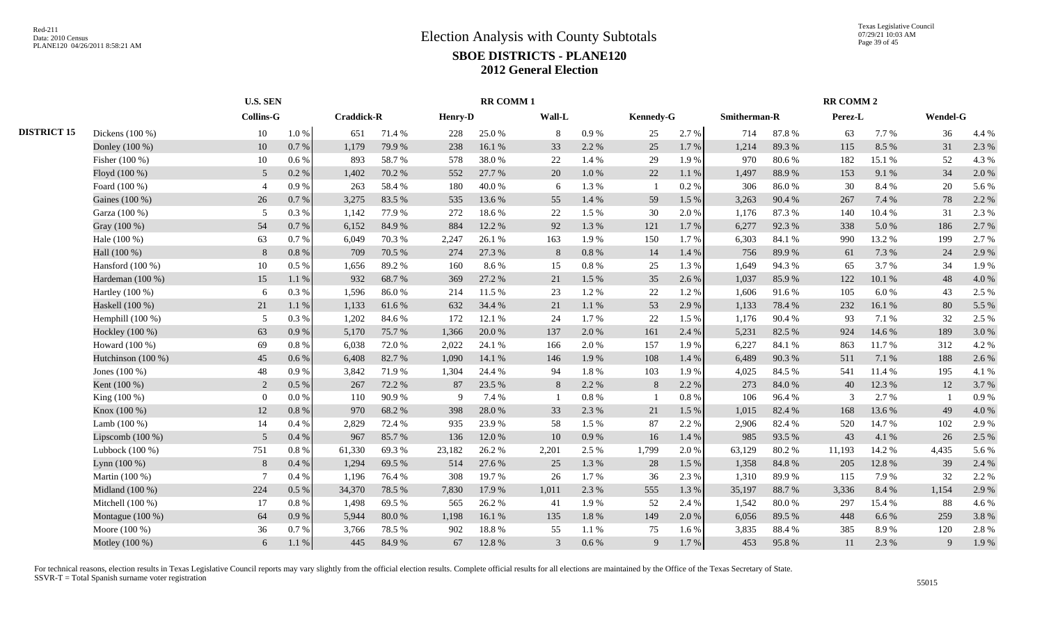# Election Analysis with County Subtotals

## SBOE DISTRICTS - PLANE120
## 2012 General Election

| | | U.S. SEN | | RR COMM 1 | | | | | | | | RR COMM 2 | | | | | |
|---|---|---|---|---|---|---|---|---|---|---|---|---|---|---|---|---|---|
| | | Collins-G | | Craddick-R | | Henry-D | | Wall-L | | Kennedy-G | | Smitherman-R | | Perez-L | | Wendel-G | |
| DISTRICT 15 | Dickens (100 %) | 10 | 1.0 % | 651 | 71.4 % | 228 | 25.0 % | 8 | 0.9 % | 25 | 2.7 % | 714 | 87.8 % | 63 | 7.7 % | 36 | 4.4 % |
| | Donley (100 %) | 10 | 0.7 % | 1,179 | 79.9 % | 238 | 16.1 % | 33 | 2.2 % | 25 | 1.7 % | 1,214 | 89.3 % | 115 | 8.5 % | 31 | 2.3 % |
| | Fisher (100 %) | 10 | 0.6 % | 893 | 58.7 % | 578 | 38.0 % | 22 | 1.4 % | 29 | 1.9 % | 970 | 80.6 % | 182 | 15.1 % | 52 | 4.3 % |
| | Floyd (100 %) | 5 | 0.2 % | 1,402 | 70.2 % | 552 | 27.7 % | 20 | 1.0 % | 22 | 1.1 % | 1,497 | 88.9 % | 153 | 9.1 % | 34 | 2.0 % |
| | Foard (100 %) | 4 | 0.9 % | 263 | 58.4 % | 180 | 40.0 % | 6 | 1.3 % | 1 | 0.2 % | 306 | 86.0 % | 30 | 8.4 % | 20 | 5.6 % |
| | Gaines (100 %) | 26 | 0.7 % | 3,275 | 83.5 % | 535 | 13.6 % | 55 | 1.4 % | 59 | 1.5 % | 3,263 | 90.4 % | 267 | 7.4 % | 78 | 2.2 % |
| | Garza (100 %) | 5 | 0.3 % | 1,142 | 77.9 % | 272 | 18.6 % | 22 | 1.5 % | 30 | 2.0 % | 1,176 | 87.3 % | 140 | 10.4 % | 31 | 2.3 % |
| | Gray (100 %) | 54 | 0.7 % | 6,152 | 84.9 % | 884 | 12.2 % | 92 | 1.3 % | 121 | 1.7 % | 6,277 | 92.3 % | 338 | 5.0 % | 186 | 2.7 % |
| | Hale (100 %) | 63 | 0.7 % | 6,049 | 70.3 % | 2,247 | 26.1 % | 163 | 1.9 % | 150 | 1.7 % | 6,303 | 84.1 % | 990 | 13.2 % | 199 | 2.7 % |
| | Hall (100 %) | 8 | 0.8 % | 709 | 70.5 % | 274 | 27.3 % | 8 | 0.8 % | 14 | 1.4 % | 756 | 89.9 % | 61 | 7.3 % | 24 | 2.9 % |
| | Hansford (100 %) | 10 | 0.5 % | 1,656 | 89.2 % | 160 | 8.6 % | 15 | 0.8 % | 25 | 1.3 % | 1,649 | 94.3 % | 65 | 3.7 % | 34 | 1.9 % |
| | Hardeman (100 %) | 15 | 1.1 % | 932 | 68.7 % | 369 | 27.2 % | 21 | 1.5 % | 35 | 2.6 % | 1,037 | 85.9 % | 122 | 10.1 % | 48 | 4.0 % |
| | Hartley (100 %) | 6 | 0.3 % | 1,596 | 86.0 % | 214 | 11.5 % | 23 | 1.2 % | 22 | 1.2 % | 1,606 | 91.6 % | 105 | 6.0 % | 43 | 2.5 % |
| | Haskell (100 %) | 21 | 1.1 % | 1,133 | 61.6 % | 632 | 34.4 % | 21 | 1.1 % | 53 | 2.9 % | 1,133 | 78.4 % | 232 | 16.1 % | 80 | 5.5 % |
| | Hemphill (100 %) | 5 | 0.3 % | 1,202 | 84.6 % | 172 | 12.1 % | 24 | 1.7 % | 22 | 1.5 % | 1,176 | 90.4 % | 93 | 7.1 % | 32 | 2.5 % |
| | Hockley (100 %) | 63 | 0.9 % | 5,170 | 75.7 % | 1,366 | 20.0 % | 137 | 2.0 % | 161 | 2.4 % | 5,231 | 82.5 % | 924 | 14.6 % | 189 | 3.0 % |
| | Howard (100 %) | 69 | 0.8 % | 6,038 | 72.0 % | 2,022 | 24.1 % | 166 | 2.0 % | 157 | 1.9 % | 6,227 | 84.1 % | 863 | 11.7 % | 312 | 4.2 % |
| | Hutchinson (100 %) | 45 | 0.6 % | 6,408 | 82.7 % | 1,090 | 14.1 % | 146 | 1.9 % | 108 | 1.4 % | 6,489 | 90.3 % | 511 | 7.1 % | 188 | 2.6 % |
| | Jones (100 %) | 48 | 0.9 % | 3,842 | 71.9 % | 1,304 | 24.4 % | 94 | 1.8 % | 103 | 1.9 % | 4,025 | 84.5 % | 541 | 11.4 % | 195 | 4.1 % |
| | Kent (100 %) | 2 | 0.5 % | 267 | 72.2 % | 87 | 23.5 % | 8 | 2.2 % | 8 | 2.2 % | 273 | 84.0 % | 40 | 12.3 % | 12 | 3.7 % |
| | King (100 %) | 0 | 0.0 % | 110 | 90.9 % | 9 | 7.4 % | 1 | 0.8 % | 1 | 0.8 % | 106 | 96.4 % | 3 | 2.7 % | 1 | 0.9 % |
| | Knox (100 %) | 12 | 0.8 % | 970 | 68.2 % | 398 | 28.0 % | 33 | 2.3 % | 21 | 1.5 % | 1,015 | 82.4 % | 168 | 13.6 % | 49 | 4.0 % |
| | Lamb (100 %) | 14 | 0.4 % | 2,829 | 72.4 % | 935 | 23.9 % | 58 | 1.5 % | 87 | 2.2 % | 2,906 | 82.4 % | 520 | 14.7 % | 102 | 2.9 % |
| | Lipscomb (100 %) | 5 | 0.4 % | 967 | 85.7 % | 136 | 12.0 % | 10 | 0.9 % | 16 | 1.4 % | 985 | 93.5 % | 43 | 4.1 % | 26 | 2.5 % |
| | Lubbock (100 %) | 751 | 0.8 % | 61,330 | 69.3 % | 23,182 | 26.2 % | 2,201 | 2.5 % | 1,799 | 2.0 % | 63,129 | 80.2 % | 11,193 | 14.2 % | 4,435 | 5.6 % |
| | Lynn (100 %) | 8 | 0.4 % | 1,294 | 69.5 % | 514 | 27.6 % | 25 | 1.3 % | 28 | 1.5 % | 1,358 | 84.8 % | 205 | 12.8 % | 39 | 2.4 % |
| | Martin (100 %) | 7 | 0.4 % | 1,196 | 76.4 % | 308 | 19.7 % | 26 | 1.7 % | 36 | 2.3 % | 1,310 | 89.9 % | 115 | 7.9 % | 32 | 2.2 % |
| | Midland (100 %) | 224 | 0.5 % | 34,370 | 78.5 % | 7,830 | 17.9 % | 1,011 | 2.3 % | 555 | 1.3 % | 35,197 | 88.7 % | 3,336 | 8.4 % | 1,154 | 2.9 % |
| | Mitchell (100 %) | 17 | 0.8 % | 1,498 | 69.5 % | 565 | 26.2 % | 41 | 1.9 % | 52 | 2.4 % | 1,542 | 80.0 % | 297 | 15.4 % | 88 | 4.6 % |
| | Montague (100 %) | 64 | 0.9 % | 5,944 | 80.0 % | 1,198 | 16.1 % | 135 | 1.8 % | 149 | 2.0 % | 6,056 | 89.5 % | 448 | 6.6 % | 259 | 3.8 % |
| | Moore (100 %) | 36 | 0.7 % | 3,766 | 78.5 % | 902 | 18.8 % | 55 | 1.1 % | 75 | 1.6 % | 3,835 | 88.4 % | 385 | 8.9 % | 120 | 2.8 % |
| | Motley (100 %) | 6 | 1.1 % | 445 | 84.9 % | 67 | 12.8 % | 3 | 0.6 % | 9 | 1.7 % | 453 | 95.8 % | 11 | 2.3 % | 9 | 1.9 % |

For technical reasons, election results in Texas Legislative Council reports may vary slightly from the official election results. Complete official results for all elections are maintained by the Office of the Texas Secretary of State.
SSVR-T = Total Spanish surname voter registration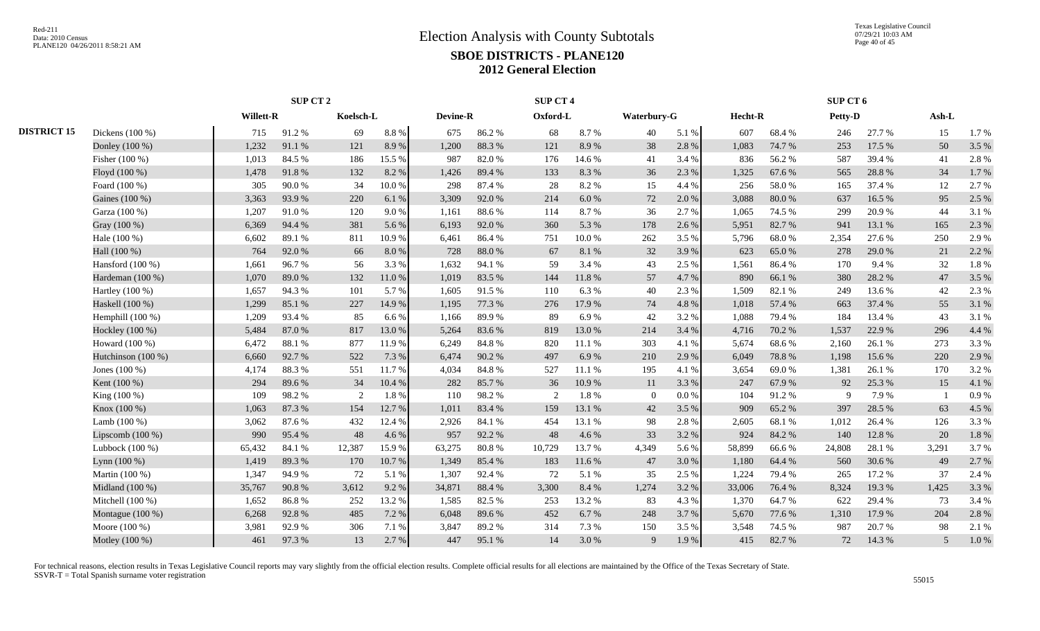Red-211
Data: 2010 Census
PLANE120 04/26/2011 8:58:21 AM

# Election Analysis with County Subtotals

## SBOE DISTRICTS - PLANE120
## 2012 General Election

Texas Legislative Council
07/29/21 10:03 AM

| | | SUP CT 2 | | | | SUP CT 4 | | | | | | SUP CT 6 | | | | | |
|---|---|---|---|---|---|---|---|---|---|---|---|---|---|---|---|---|---|
| | | Willett-R | | Koelsch-L | | Devine-R | | Oxford-L | | Waterbury-G | | Hecht-R | | Petty-D | | Ash-L | |
| **DISTRICT 15** | Dickens (100 %) | 715 | 91.2 % | 69 | 8.8 % | 675 | 86.2 % | 68 | 8.7 % | 40 | 5.1 % | 607 | 68.4 % | 246 | 27.7 % | 15 | 1.7 % |
| | Donley (100 %) | 1,232 | 91.1 % | 121 | 8.9 % | 1,200 | 88.3 % | 121 | 8.9 % | 38 | 2.8 % | 1,083 | 74.7 % | 253 | 17.5 % | 50 | 3.5 % |
| | Fisher (100 %) | 1,013 | 84.5 % | 186 | 15.5 % | 987 | 82.0 % | 176 | 14.6 % | 41 | 3.4 % | 836 | 56.2 % | 587 | 39.4 % | 41 | 2.8 % |
| | Floyd (100 %) | 1,478 | 91.8 % | 132 | 8.2 % | 1,426 | 89.4 % | 133 | 8.3 % | 36 | 2.3 % | 1,325 | 67.6 % | 565 | 28.8 % | 34 | 1.7 % |
| | Foard (100 %) | 305 | 90.0 % | 34 | 10.0 % | 298 | 87.4 % | 28 | 8.2 % | 15 | 4.4 % | 256 | 58.0 % | 165 | 37.4 % | 12 | 2.7 % |
| | Gaines (100 %) | 3,363 | 93.9 % | 220 | 6.1 % | 3,309 | 92.0 % | 214 | 6.0 % | 72 | 2.0 % | 3,088 | 80.0 % | 637 | 16.5 % | 95 | 2.5 % |
| | Garza (100 %) | 1,207 | 91.0 % | 120 | 9.0 % | 1,161 | 88.6 % | 114 | 8.7 % | 36 | 2.7 % | 1,065 | 74.5 % | 299 | 20.9 % | 44 | 3.1 % |
| | Gray (100 %) | 6,369 | 94.4 % | 381 | 5.6 % | 6,193 | 92.0 % | 360 | 5.3 % | 178 | 2.6 % | 5,951 | 82.7 % | 941 | 13.1 % | 165 | 2.3 % |
| | Hale (100 %) | 6,602 | 89.1 % | 811 | 10.9 % | 6,461 | 86.4 % | 751 | 10.0 % | 262 | 3.5 % | 5,796 | 68.0 % | 2,354 | 27.6 % | 250 | 2.9 % |
| | Hall (100 %) | 764 | 92.0 % | 66 | 8.0 % | 728 | 88.0 % | 67 | 8.1 % | 32 | 3.9 % | 623 | 65.0 % | 278 | 29.0 % | 21 | 2.2 % |
| | Hansford (100 %) | 1,661 | 96.7 % | 56 | 3.3 % | 1,632 | 94.1 % | 59 | 3.4 % | 43 | 2.5 % | 1,561 | 86.4 % | 170 | 9.4 % | 32 | 1.8 % |
| | Hardeman (100 %) | 1,070 | 89.0 % | 132 | 11.0 % | 1,019 | 83.5 % | 144 | 11.8 % | 57 | 4.7 % | 890 | 66.1 % | 380 | 28.2 % | 47 | 3.5 % |
| | Hartley (100 %) | 1,657 | 94.3 % | 101 | 5.7 % | 1,605 | 91.5 % | 110 | 6.3 % | 40 | 2.3 % | 1,509 | 82.1 % | 249 | 13.6 % | 42 | 2.3 % |
| | Haskell (100 %) | 1,299 | 85.1 % | 227 | 14.9 % | 1,195 | 77.3 % | 276 | 17.9 % | 74 | 4.8 % | 1,018 | 57.4 % | 663 | 37.4 % | 55 | 3.1 % |
| | Hemphill (100 %) | 1,209 | 93.4 % | 85 | 6.6 % | 1,166 | 89.9 % | 89 | 6.9 % | 42 | 3.2 % | 1,088 | 79.4 % | 184 | 13.4 % | 43 | 3.1 % |
| | Hockley (100 %) | 5,484 | 87.0 % | 817 | 13.0 % | 5,264 | 83.6 % | 819 | 13.0 % | 214 | 3.4 % | 4,716 | 70.2 % | 1,537 | 22.9 % | 296 | 4.4 % |
| | Howard (100 %) | 6,472 | 88.1 % | 877 | 11.9 % | 6,249 | 84.8 % | 820 | 11.1 % | 303 | 4.1 % | 5,674 | 68.6 % | 2,160 | 26.1 % | 273 | 3.3 % |
| | Hutchinson (100 %) | 6,660 | 92.7 % | 522 | 7.3 % | 6,474 | 90.2 % | 497 | 6.9 % | 210 | 2.9 % | 6,049 | 78.8 % | 1,198 | 15.6 % | 220 | 2.9 % |
| | Jones (100 %) | 4,174 | 88.3 % | 551 | 11.7 % | 4,034 | 84.8 % | 527 | 11.1 % | 195 | 4.1 % | 3,654 | 69.0 % | 1,381 | 26.1 % | 170 | 3.2 % |
| | Kent (100 %) | 294 | 89.6 % | 34 | 10.4 % | 282 | 85.7 % | 36 | 10.9 % | 11 | 3.3 % | 247 | 67.9 % | 92 | 25.3 % | 15 | 4.1 % |
| | King (100 %) | 109 | 98.2 % | 2 | 1.8 % | 110 | 98.2 % | 2 | 1.8 % | 0 | 0.0 % | 104 | 91.2 % | 9 | 7.9 % | 1 | 0.9 % |
| | Knox (100 %) | 1,063 | 87.3 % | 154 | 12.7 % | 1,011 | 83.4 % | 159 | 13.1 % | 42 | 3.5 % | 909 | 65.2 % | 397 | 28.5 % | 63 | 4.5 % |
| | Lamb (100 %) | 3,062 | 87.6 % | 432 | 12.4 % | 2,926 | 84.1 % | 454 | 13.1 % | 98 | 2.8 % | 2,605 | 68.1 % | 1,012 | 26.4 % | 126 | 3.3 % |
| | Lipscomb (100 %) | 990 | 95.4 % | 48 | 4.6 % | 957 | 92.2 % | 48 | 4.6 % | 33 | 3.2 % | 924 | 84.2 % | 140 | 12.8 % | 20 | 1.8 % |
| | Lubbock (100 %) | 65,432 | 84.1 % | 12,387 | 15.9 % | 63,275 | 80.8 % | 10,729 | 13.7 % | 4,349 | 5.6 % | 58,899 | 66.6 % | 24,808 | 28.1 % | 3,291 | 3.7 % |
| | Lynn (100 %) | 1,419 | 89.3 % | 170 | 10.7 % | 1,349 | 85.4 % | 183 | 11.6 % | 47 | 3.0 % | 1,180 | 64.4 % | 560 | 30.6 % | 49 | 2.7 % |
| | Martin (100 %) | 1,347 | 94.9 % | 72 | 5.1 % | 1,307 | 92.4 % | 72 | 5.1 % | 35 | 2.5 % | 1,224 | 79.4 % | 265 | 17.2 % | 37 | 2.4 % |
| | Midland (100 %) | 35,767 | 90.8 % | 3,612 | 9.2 % | 34,871 | 88.4 % | 3,300 | 8.4 % | 1,274 | 3.2 % | 33,006 | 76.4 % | 8,324 | 19.3 % | 1,425 | 3.3 % |
| | Mitchell (100 %) | 1,652 | 86.8 % | 252 | 13.2 % | 1,585 | 82.5 % | 253 | 13.2 % | 83 | 4.3 % | 1,370 | 64.7 % | 622 | 29.4 % | 73 | 3.4 % |
| | Montague (100 %) | 6,268 | 92.8 % | 485 | 7.2 % | 6,048 | 89.6 % | 452 | 6.7 % | 248 | 3.7 % | 5,670 | 77.6 % | 1,310 | 17.9 % | 204 | 2.8 % |
| | Moore (100 %) | 3,981 | 92.9 % | 306 | 7.1 % | 3,847 | 89.2 % | 314 | 7.3 % | 150 | 3.5 % | 3,548 | 74.5 % | 987 | 20.7 % | 98 | 2.1 % |
| | Motley (100 %) | 461 | 97.3 % | 13 | 2.7 % | 447 | 95.1 % | 14 | 3.0 % | 9 | 1.9 % | 415 | 82.7 % | 72 | 14.3 % | 5 | 1.0 % |

For technical reasons, election results in Texas Legislative Council reports may vary slightly from the official election results. Complete official results for all elections are maintained by the Office of the Texas Secretary of State.
SSVR-T = Total Spanish surname voter registration

55015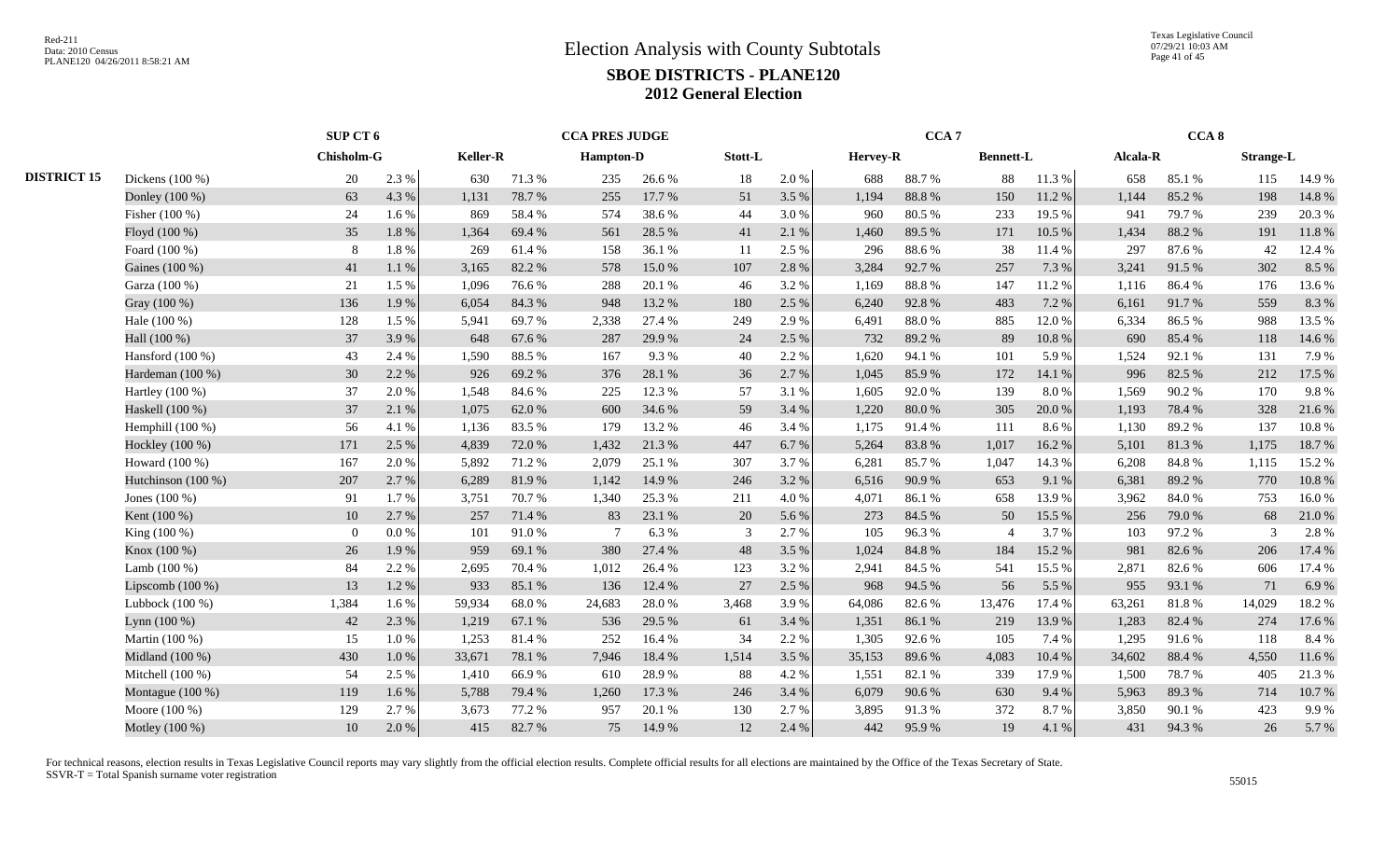# Election Analysis with County Subtotals

## SBOE DISTRICTS - PLANE120

## 2012 General Election

Red-211
Data: 2010 Census
PLANE120 04/26/2011 8:58:21 AM

Texas Legislative Council
07/29/21 10:03 AM

| | | SUP CT 6 | | CCA PRES JUDGE | | | | | | CCA 7 | | | | CCA 8 | | | |
|---|---|---|---|---|---|---|---|---|---|---|---|---|---|---|---|---|---|
| | | Chisholm-G | | Keller-R | | Hampton-D | | Stott-L | | Hervey-R | | Bennett-L | | Alcala-R | | Strange-L | |
| DISTRICT 15 | Dickens (100 %) | 20 | 2.3 % | 630 | 71.3 % | 235 | 26.6 % | 18 | 2.0 % | 688 | 88.7 % | 88 | 11.3 % | 658 | 85.1 % | 115 | 14.9 % |
| | Donley (100 %) | 63 | 4.3 % | 1,131 | 78.7 % | 255 | 17.7 % | 51 | 3.5 % | 1,194 | 88.8 % | 150 | 11.2 % | 1,144 | 85.2 % | 198 | 14.8 % |
| | Fisher (100 %) | 24 | 1.6 % | 869 | 58.4 % | 574 | 38.6 % | 44 | 3.0 % | 960 | 80.5 % | 233 | 19.5 % | 941 | 79.7 % | 239 | 20.3 % |
| | Floyd (100 %) | 35 | 1.8 % | 1,364 | 69.4 % | 561 | 28.5 % | 41 | 2.1 % | 1,460 | 89.5 % | 171 | 10.5 % | 1,434 | 88.2 % | 191 | 11.8 % |
| | Foard (100 %) | 8 | 1.8 % | 269 | 61.4 % | 158 | 36.1 % | 11 | 2.5 % | 296 | 88.6 % | 38 | 11.4 % | 297 | 87.6 % | 42 | 12.4 % |
| | Gaines (100 %) | 41 | 1.1 % | 3,165 | 82.2 % | 578 | 15.0 % | 107 | 2.8 % | 3,284 | 92.7 % | 257 | 7.3 % | 3,241 | 91.5 % | 302 | 8.5 % |
| | Garza (100 %) | 21 | 1.5 % | 1,096 | 76.6 % | 288 | 20.1 % | 46 | 3.2 % | 1,169 | 88.8 % | 147 | 11.2 % | 1,116 | 86.4 % | 176 | 13.6 % |
| | Gray (100 %) | 136 | 1.9 % | 6,054 | 84.3 % | 948 | 13.2 % | 180 | 2.5 % | 6,240 | 92.8 % | 483 | 7.2 % | 6,161 | 91.7 % | 559 | 8.3 % |
| | Hale (100 %) | 128 | 1.5 % | 5,941 | 69.7 % | 2,338 | 27.4 % | 249 | 2.9 % | 6,491 | 88.0 % | 885 | 12.0 % | 6,334 | 86.5 % | 988 | 13.5 % |
| | Hall (100 %) | 37 | 3.9 % | 648 | 67.6 % | 287 | 29.9 % | 24 | 2.5 % | 732 | 89.2 % | 89 | 10.8 % | 690 | 85.4 % | 118 | 14.6 % |
| | Hansford (100 %) | 43 | 2.4 % | 1,590 | 88.5 % | 167 | 9.3 % | 40 | 2.2 % | 1,620 | 94.1 % | 101 | 5.9 % | 1,524 | 92.1 % | 131 | 7.9 % |
| | Hardeman (100 %) | 30 | 2.2 % | 926 | 69.2 % | 376 | 28.1 % | 36 | 2.7 % | 1,045 | 85.9 % | 172 | 14.1 % | 996 | 82.5 % | 212 | 17.5 % |
| | Hartley (100 %) | 37 | 2.0 % | 1,548 | 84.6 % | 225 | 12.3 % | 57 | 3.1 % | 1,605 | 92.0 % | 139 | 8.0 % | 1,569 | 90.2 % | 170 | 9.8 % |
| | Haskell (100 %) | 37 | 2.1 % | 1,075 | 62.0 % | 600 | 34.6 % | 59 | 3.4 % | 1,220 | 80.0 % | 305 | 20.0 % | 1,193 | 78.4 % | 328 | 21.6 % |
| | Hemphill (100 %) | 56 | 4.1 % | 1,136 | 83.5 % | 179 | 13.2 % | 46 | 3.4 % | 1,175 | 91.4 % | 111 | 8.6 % | 1,130 | 89.2 % | 137 | 10.8 % |
| | Hockley (100 %) | 171 | 2.5 % | 4,839 | 72.0 % | 1,432 | 21.3 % | 447 | 6.7 % | 5,264 | 83.8 % | 1,017 | 16.2 % | 5,101 | 81.3 % | 1,175 | 18.7 % |
| | Howard (100 %) | 167 | 2.0 % | 5,892 | 71.2 % | 2,079 | 25.1 % | 307 | 3.7 % | 6,281 | 85.7 % | 1,047 | 14.3 % | 6,208 | 84.8 % | 1,115 | 15.2 % |
| | Hutchinson (100 %) | 207 | 2.7 % | 6,289 | 81.9 % | 1,142 | 14.9 % | 246 | 3.2 % | 6,516 | 90.9 % | 653 | 9.1 % | 6,381 | 89.2 % | 770 | 10.8 % |
| | Jones (100 %) | 91 | 1.7 % | 3,751 | 70.7 % | 1,340 | 25.3 % | 211 | 4.0 % | 4,071 | 86.1 % | 658 | 13.9 % | 3,962 | 84.0 % | 753 | 16.0 % |
| | Kent (100 %) | 10 | 2.7 % | 257 | 71.4 % | 83 | 23.1 % | 20 | 5.6 % | 273 | 84.5 % | 50 | 15.5 % | 256 | 79.0 % | 68 | 21.0 % |
| | King (100 %) | 0 | 0.0 % | 101 | 91.0 % | 7 | 6.3 % | 3 | 2.7 % | 105 | 96.3 % | 4 | 3.7 % | 103 | 97.2 % | 3 | 2.8 % |
| | Knox (100 %) | 26 | 1.9 % | 959 | 69.1 % | 380 | 27.4 % | 48 | 3.5 % | 1,024 | 84.8 % | 184 | 15.2 % | 981 | 82.6 % | 206 | 17.4 % |
| | Lamb (100 %) | 84 | 2.2 % | 2,695 | 70.4 % | 1,012 | 26.4 % | 123 | 3.2 % | 2,941 | 84.5 % | 541 | 15.5 % | 2,871 | 82.6 % | 606 | 17.4 % |
| | Lipscomb (100 %) | 13 | 1.2 % | 933 | 85.1 % | 136 | 12.4 % | 27 | 2.5 % | 968 | 94.5 % | 56 | 5.5 % | 955 | 93.1 % | 71 | 6.9 % |
| | Lubbock (100 %) | 1,384 | 1.6 % | 59,934 | 68.0 % | 24,683 | 28.0 % | 3,468 | 3.9 % | 64,086 | 82.6 % | 13,476 | 17.4 % | 63,261 | 81.8 % | 14,029 | 18.2 % |
| | Lynn (100 %) | 42 | 2.3 % | 1,219 | 67.1 % | 536 | 29.5 % | 61 | 3.4 % | 1,351 | 86.1 % | 219 | 13.9 % | 1,283 | 82.4 % | 274 | 17.6 % |
| | Martin (100 %) | 15 | 1.0 % | 1,253 | 81.4 % | 252 | 16.4 % | 34 | 2.2 % | 1,305 | 92.6 % | 105 | 7.4 % | 1,295 | 91.6 % | 118 | 8.4 % |
| | Midland (100 %) | 430 | 1.0 % | 33,671 | 78.1 % | 7,946 | 18.4 % | 1,514 | 3.5 % | 35,153 | 89.6 % | 4,083 | 10.4 % | 34,602 | 88.4 % | 4,550 | 11.6 % |
| | Mitchell (100 %) | 54 | 2.5 % | 1,410 | 66.9 % | 610 | 28.9 % | 88 | 4.2 % | 1,551 | 82.1 % | 339 | 17.9 % | 1,500 | 78.7 % | 405 | 21.3 % |
| | Montague (100 %) | 119 | 1.6 % | 5,788 | 79.4 % | 1,260 | 17.3 % | 246 | 3.4 % | 6,079 | 90.6 % | 630 | 9.4 % | 5,963 | 89.3 % | 714 | 10.7 % |
| | Moore (100 %) | 129 | 2.7 % | 3,673 | 77.2 % | 957 | 20.1 % | 130 | 2.7 % | 3,895 | 91.3 % | 372 | 8.7 % | 3,850 | 90.1 % | 423 | 9.9 % |
| | Motley (100 %) | 10 | 2.0 % | 415 | 82.7 % | 75 | 14.9 % | 12 | 2.4 % | 442 | 95.9 % | 19 | 4.1 % | 431 | 94.3 % | 26 | 5.7 % |

For technical reasons, election results in Texas Legislative Council reports may vary slightly from the official election results. Complete official results for all elections are maintained by the Office of the Texas Secretary of State.
SSVR-T = Total Spanish surname voter registration

55015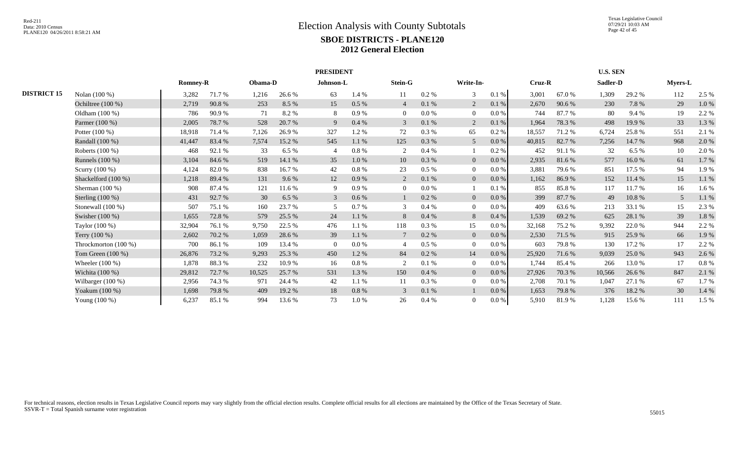# Election Analysis with County Subtotals

## SBOE DISTRICTS - PLANE120

## 2012 General Election

| | | PRESIDENT | | | | | | | | | | U.S. SEN | | | | | |
|---|---|---|---|---|---|---|---|---|---|---|---|---|---|---|---|---|---|
| | | Romney-R | | Obama-D | | Johnson-L | | Stein-G | | Write-In- | | Cruz-R | | Sadler-D | | Myers-L | |
| **DISTRICT 15** | Nolan (100 %) | 3,282 | 71.7 % | 1,216 | 26.6 % | 63 | 1.4 % | 11 | 0.2 % | 3 | 0.1 % | 3,001 | 67.0 % | 1,309 | 29.2 % | 112 | 2.5 % |
| | Ochiltree (100 %) | 2,719 | 90.8 % | 253 | 8.5 % | 15 | 0.5 % | 4 | 0.1 % | 2 | 0.1 % | 2,670 | 90.6 % | 230 | 7.8 % | 29 | 1.0 % |
| | Oldham (100 %) | 786 | 90.9 % | 71 | 8.2 % | 8 | 0.9 % | 0 | 0.0 % | 0 | 0.0 % | 744 | 87.7 % | 80 | 9.4 % | 19 | 2.2 % |
| | Parmer (100 %) | 2,005 | 78.7 % | 528 | 20.7 % | 9 | 0.4 % | 3 | 0.1 % | 2 | 0.1 % | 1,964 | 78.3 % | 498 | 19.9 % | 33 | 1.3 % |
| | Potter (100 %) | 18,918 | 71.4 % | 7,126 | 26.9 % | 327 | 1.2 % | 72 | 0.3 % | 65 | 0.2 % | 18,557 | 71.2 % | 6,724 | 25.8 % | 551 | 2.1 % |
| | Randall (100 %) | 41,447 | 83.4 % | 7,574 | 15.2 % | 545 | 1.1 % | 125 | 0.3 % | 5 | 0.0 % | 40,815 | 82.7 % | 7,256 | 14.7 % | 968 | 2.0 % |
| | Roberts (100 %) | 468 | 92.1 % | 33 | 6.5 % | 4 | 0.8 % | 2 | 0.4 % | 1 | 0.2 % | 452 | 91.1 % | 32 | 6.5 % | 10 | 2.0 % |
| | Runnels (100 %) | 3,104 | 84.6 % | 519 | 14.1 % | 35 | 1.0 % | 10 | 0.3 % | 0 | 0.0 % | 2,935 | 81.6 % | 577 | 16.0 % | 61 | 1.7 % |
| | Scurry (100 %) | 4,124 | 82.0 % | 838 | 16.7 % | 42 | 0.8 % | 23 | 0.5 % | 0 | 0.0 % | 3,881 | 79.6 % | 851 | 17.5 % | 94 | 1.9 % |
| | Shackelford (100 %) | 1,218 | 89.4 % | 131 | 9.6 % | 12 | 0.9 % | 2 | 0.1 % | 0 | 0.0 % | 1,162 | 86.9 % | 152 | 11.4 % | 15 | 1.1 % |
| | Sherman (100 %) | 908 | 87.4 % | 121 | 11.6 % | 9 | 0.9 % | 0 | 0.0 % | 1 | 0.1 % | 855 | 85.8 % | 117 | 11.7 % | 16 | 1.6 % |
| | Sterling (100 %) | 431 | 92.7 % | 30 | 6.5 % | 3 | 0.6 % | 1 | 0.2 % | 0 | 0.0 % | 399 | 87.7 % | 49 | 10.8 % | 5 | 1.1 % |
| | Stonewall (100 %) | 507 | 75.1 % | 160 | 23.7 % | 5 | 0.7 % | 3 | 0.4 % | 0 | 0.0 % | 409 | 63.6 % | 213 | 33.1 % | 15 | 2.3 % |
| | Swisher (100 %) | 1,655 | 72.8 % | 579 | 25.5 % | 24 | 1.1 % | 8 | 0.4 % | 8 | 0.4 % | 1,539 | 69.2 % | 625 | 28.1 % | 39 | 1.8 % |
| | Taylor (100 %) | 32,904 | 76.1 % | 9,750 | 22.5 % | 476 | 1.1 % | 118 | 0.3 % | 15 | 0.0 % | 32,168 | 75.2 % | 9,392 | 22.0 % | 944 | 2.2 % |
| | Terry (100 %) | 2,602 | 70.2 % | 1,059 | 28.6 % | 39 | 1.1 % | 7 | 0.2 % | 0 | 0.0 % | 2,530 | 71.5 % | 915 | 25.9 % | 66 | 1.9 % |
| | Throckmorton (100 %) | 700 | 86.1 % | 109 | 13.4 % | 0 | 0.0 % | 4 | 0.5 % | 0 | 0.0 % | 603 | 79.8 % | 130 | 17.2 % | 17 | 2.2 % |
| | Tom Green (100 %) | 26,876 | 73.2 % | 9,293 | 25.3 % | 450 | 1.2 % | 84 | 0.2 % | 14 | 0.0 % | 25,920 | 71.6 % | 9,039 | 25.0 % | 943 | 2.6 % |
| | Wheeler (100 %) | 1,878 | 88.3 % | 232 | 10.9 % | 16 | 0.8 % | 2 | 0.1 % | 0 | 0.0 % | 1,744 | 85.4 % | 266 | 13.0 % | 17 | 0.8 % |
| | Wichita (100 %) | 29,812 | 72.7 % | 10,525 | 25.7 % | 531 | 1.3 % | 150 | 0.4 % | 0 | 0.0 % | 27,926 | 70.3 % | 10,566 | 26.6 % | 847 | 2.1 % |
| | Wilbarger (100 %) | 2,956 | 74.3 % | 971 | 24.4 % | 42 | 1.1 % | 11 | 0.3 % | 0 | 0.0 % | 2,708 | 70.1 % | 1,047 | 27.1 % | 67 | 1.7 % |
| | Yoakum (100 %) | 1,698 | 79.8 % | 409 | 19.2 % | 18 | 0.8 % | 3 | 0.1 % | 1 | 0.0 % | 1,653 | 79.8 % | 376 | 18.2 % | 30 | 1.4 % |
| | Young (100 %) | 6,237 | 85.1 % | 994 | 13.6 % | 73 | 1.0 % | 26 | 0.4 % | 0 | 0.0 % | 5,910 | 81.9 % | 1,128 | 15.6 % | 111 | 1.5 % |

For technical reasons, election results in Texas Legislative Council reports may vary slightly from the official election results. Complete official results for all elections are maintained by the Office of the Texas Secretary of State.
SSVR-T = Total Spanish surname voter registration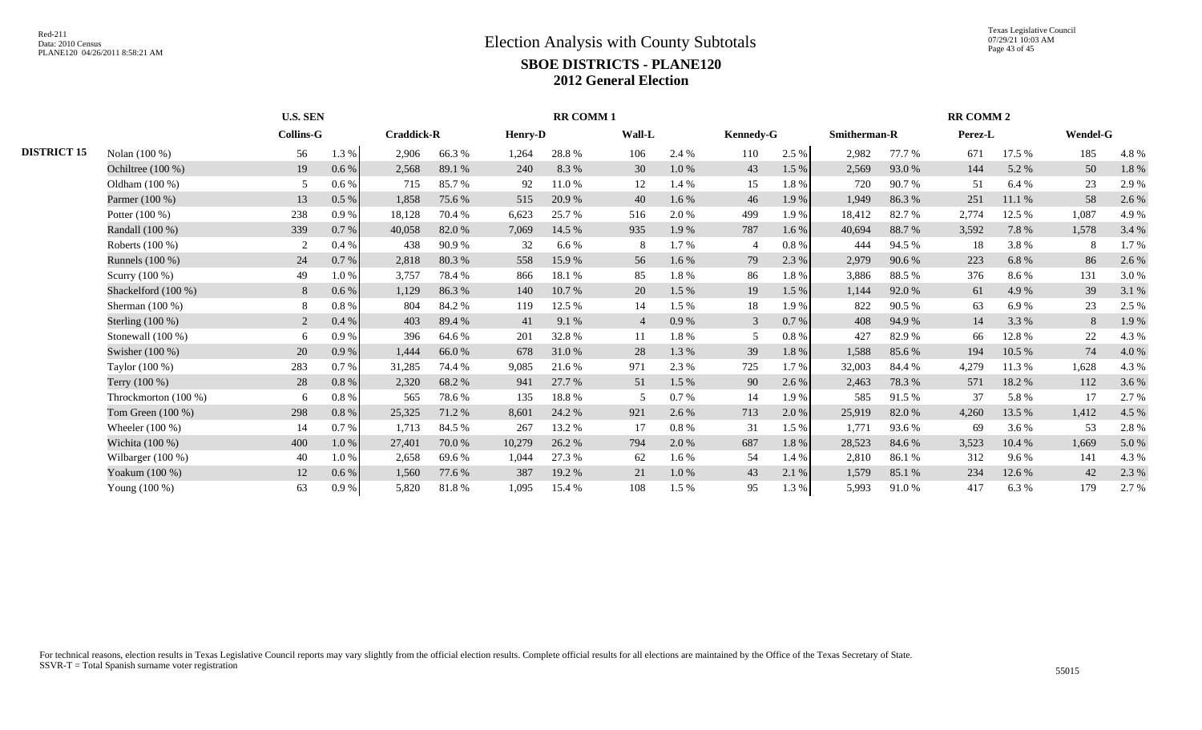# Election Analysis with County Subtotals

## SBOE DISTRICTS - PLANE120

## 2012 General Election

| | | U.S. SEN | | RR COMM 1 | | | | | | | | RR COMM 2 | | | | | |
|---|---|---|---|---|---|---|---|---|---|---|---|---|---|---|---|---|---|
| | | Collins-G | | Craddick-R | | Henry-D | | Wall-L | | Kennedy-G | | Smitherman-R | | Perez-L | | Wendel-G | |
| DISTRICT 15 | Nolan (100 %) | 56 | 1.3 % | 2,906 | 66.3 % | 1,264 | 28.8 % | 106 | 2.4 % | 110 | 2.5 % | 2,982 | 77.7 % | 671 | 17.5 % | 185 | 4.8 % |
| | Ochiltree (100 %) | 19 | 0.6 % | 2,568 | 89.1 % | 240 | 8.3 % | 30 | 1.0 % | 43 | 1.5 % | 2,569 | 93.0 % | 144 | 5.2 % | 50 | 1.8 % |
| | Oldham (100 %) | 5 | 0.6 % | 715 | 85.7 % | 92 | 11.0 % | 12 | 1.4 % | 15 | 1.8 % | 720 | 90.7 % | 51 | 6.4 % | 23 | 2.9 % |
| | Parmer (100 %) | 13 | 0.5 % | 1,858 | 75.6 % | 515 | 20.9 % | 40 | 1.6 % | 46 | 1.9 % | 1,949 | 86.3 % | 251 | 11.1 % | 58 | 2.6 % |
| | Potter (100 %) | 238 | 0.9 % | 18,128 | 70.4 % | 6,623 | 25.7 % | 516 | 2.0 % | 499 | 1.9 % | 18,412 | 82.7 % | 2,774 | 12.5 % | 1,087 | 4.9 % |
| | Randall (100 %) | 339 | 0.7 % | 40,058 | 82.0 % | 7,069 | 14.5 % | 935 | 1.9 % | 787 | 1.6 % | 40,694 | 88.7 % | 3,592 | 7.8 % | 1,578 | 3.4 % |
| | Roberts (100 %) | 2 | 0.4 % | 438 | 90.9 % | 32 | 6.6 % | 8 | 1.7 % | 4 | 0.8 % | 444 | 94.5 % | 18 | 3.8 % | 8 | 1.7 % |
| | Runnels (100 %) | 24 | 0.7 % | 2,818 | 80.3 % | 558 | 15.9 % | 56 | 1.6 % | 79 | 2.3 % | 2,979 | 90.6 % | 223 | 6.8 % | 86 | 2.6 % |
| | Scurry (100 %) | 49 | 1.0 % | 3,757 | 78.4 % | 866 | 18.1 % | 85 | 1.8 % | 86 | 1.8 % | 3,886 | 88.5 % | 376 | 8.6 % | 131 | 3.0 % |
| | Shackelford (100 %) | 8 | 0.6 % | 1,129 | 86.3 % | 140 | 10.7 % | 20 | 1.5 % | 19 | 1.5 % | 1,144 | 92.0 % | 61 | 4.9 % | 39 | 3.1 % |
| | Sherman (100 %) | 8 | 0.8 % | 804 | 84.2 % | 119 | 12.5 % | 14 | 1.5 % | 18 | 1.9 % | 822 | 90.5 % | 63 | 6.9 % | 23 | 2.5 % |
| | Sterling (100 %) | 2 | 0.4 % | 403 | 89.4 % | 41 | 9.1 % | 4 | 0.9 % | 3 | 0.7 % | 408 | 94.9 % | 14 | 3.3 % | 8 | 1.9 % |
| | Stonewall (100 %) | 6 | 0.9 % | 396 | 64.6 % | 201 | 32.8 % | 11 | 1.8 % | 5 | 0.8 % | 427 | 82.9 % | 66 | 12.8 % | 22 | 4.3 % |
| | Swisher (100 %) | 20 | 0.9 % | 1,444 | 66.0 % | 678 | 31.0 % | 28 | 1.3 % | 39 | 1.8 % | 1,588 | 85.6 % | 194 | 10.5 % | 74 | 4.0 % |
| | Taylor (100 %) | 283 | 0.7 % | 31,285 | 74.4 % | 9,085 | 21.6 % | 971 | 2.3 % | 725 | 1.7 % | 32,003 | 84.4 % | 4,279 | 11.3 % | 1,628 | 4.3 % |
| | Terry (100 %) | 28 | 0.8 % | 2,320 | 68.2 % | 941 | 27.7 % | 51 | 1.5 % | 90 | 2.6 % | 2,463 | 78.3 % | 571 | 18.2 % | 112 | 3.6 % |
| | Throckmorton (100 %) | 6 | 0.8 % | 565 | 78.6 % | 135 | 18.8 % | 5 | 0.7 % | 14 | 1.9 % | 585 | 91.5 % | 37 | 5.8 % | 17 | 2.7 % |
| | Tom Green (100 %) | 298 | 0.8 % | 25,325 | 71.2 % | 8,601 | 24.2 % | 921 | 2.6 % | 713 | 2.0 % | 25,919 | 82.0 % | 4,260 | 13.5 % | 1,412 | 4.5 % |
| | Wheeler (100 %) | 14 | 0.7 % | 1,713 | 84.5 % | 267 | 13.2 % | 17 | 0.8 % | 31 | 1.5 % | 1,771 | 93.6 % | 69 | 3.6 % | 53 | 2.8 % |
| | Wichita (100 %) | 400 | 1.0 % | 27,401 | 70.0 % | 10,279 | 26.2 % | 794 | 2.0 % | 687 | 1.8 % | 28,523 | 84.6 % | 3,523 | 10.4 % | 1,669 | 5.0 % |
| | Wilbarger (100 %) | 40 | 1.0 % | 2,658 | 69.6 % | 1,044 | 27.3 % | 62 | 1.6 % | 54 | 1.4 % | 2,810 | 86.1 % | 312 | 9.6 % | 141 | 4.3 % |
| | Yoakum (100 %) | 12 | 0.6 % | 1,560 | 77.6 % | 387 | 19.2 % | 21 | 1.0 % | 43 | 2.1 % | 1,579 | 85.1 % | 234 | 12.6 % | 42 | 2.3 % |
| | Young (100 %) | 63 | 0.9 % | 5,820 | 81.8 % | 1,095 | 15.4 % | 108 | 1.5 % | 95 | 1.3 % | 5,993 | 91.0 % | 417 | 6.3 % | 179 | 2.7 % |

For technical reasons, election results in Texas Legislative Council reports may vary slightly from the official election results. Complete official results for all elections are maintained by the Office of the Texas Secretary of State.
SSVR-T = Total Spanish surname voter registration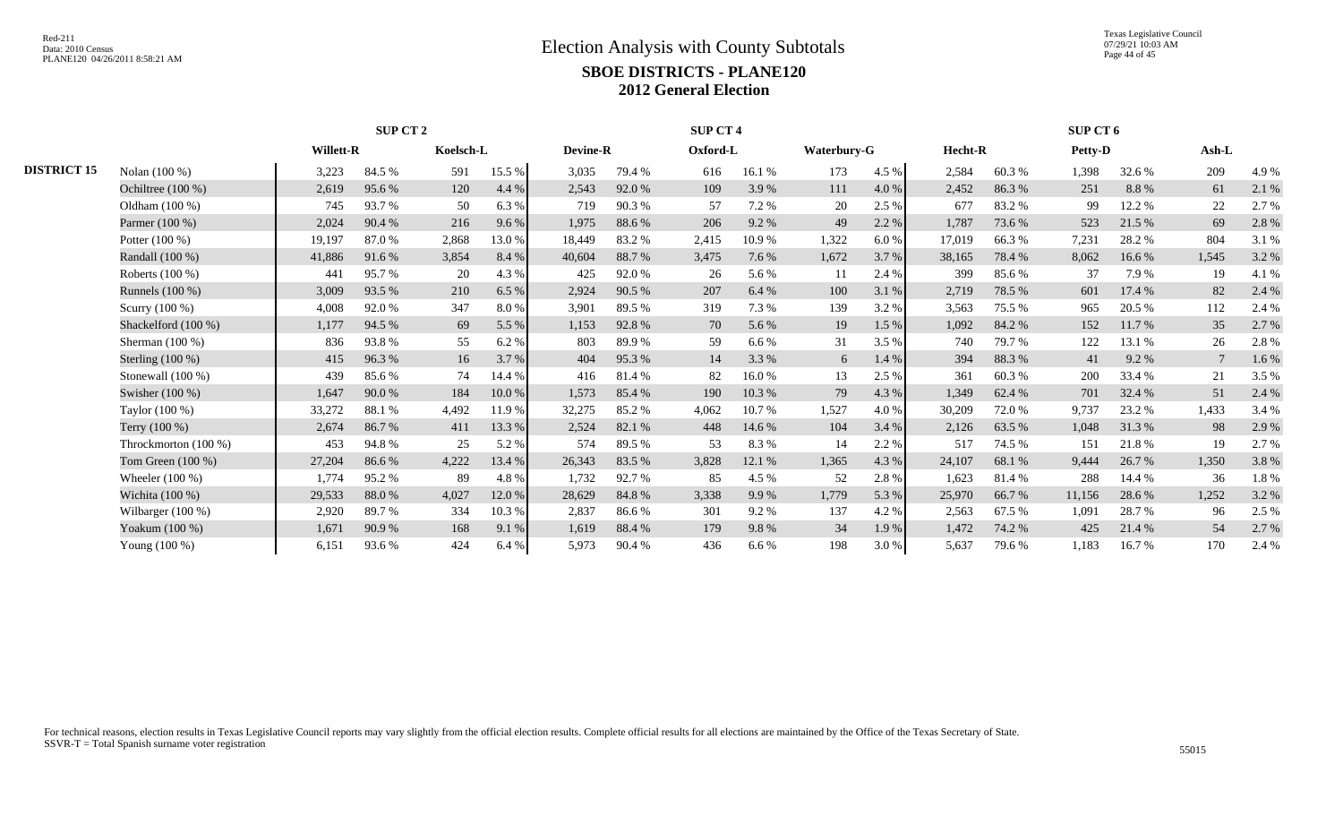# Election Analysis with County Subtotals

## SBOE DISTRICTS - PLANE120

## 2012 General Election

| | | SUP CT 2 | | | | SUP CT 4 | | | | | | SUP CT 6 | | | | | |
|---|---|---|---|---|---|---|---|---|---|---|---|---|---|---|---|---|---|
| | | Willett-R | | Koelsch-L | | Devine-R | | Oxford-L | | Waterbury-G | | Hecht-R | | Petty-D | | Ash-L | |
| **DISTRICT 15** | Nolan (100 %) | 3,223 | 84.5 % | 591 | 15.5 % | 3,035 | 79.4 % | 616 | 16.1 % | 173 | 4.5 % | 2,584 | 60.3 % | 1,398 | 32.6 % | 209 | 4.9 % |
| | Ochiltree (100 %) | 2,619 | 95.6 % | 120 | 4.4 % | 2,543 | 92.0 % | 109 | 3.9 % | 111 | 4.0 % | 2,452 | 86.3 % | 251 | 8.8 % | 61 | 2.1 % |
| | Oldham (100 %) | 745 | 93.7 % | 50 | 6.3 % | 719 | 90.3 % | 57 | 7.2 % | 20 | 2.5 % | 677 | 83.2 % | 99 | 12.2 % | 22 | 2.7 % |
| | Parmer (100 %) | 2,024 | 90.4 % | 216 | 9.6 % | 1,975 | 88.6 % | 206 | 9.2 % | 49 | 2.2 % | 1,787 | 73.6 % | 523 | 21.5 % | 69 | 2.8 % |
| | Potter (100 %) | 19,197 | 87.0 % | 2,868 | 13.0 % | 18,449 | 83.2 % | 2,415 | 10.9 % | 1,322 | 6.0 % | 17,019 | 66.3 % | 7,231 | 28.2 % | 804 | 3.1 % |
| | Randall (100 %) | 41,886 | 91.6 % | 3,854 | 8.4 % | 40,604 | 88.7 % | 3,475 | 7.6 % | 1,672 | 3.7 % | 38,165 | 78.4 % | 8,062 | 16.6 % | 1,545 | 3.2 % |
| | Roberts (100 %) | 441 | 95.7 % | 20 | 4.3 % | 425 | 92.0 % | 26 | 5.6 % | 11 | 2.4 % | 399 | 85.6 % | 37 | 7.9 % | 19 | 4.1 % |
| | Runnels (100 %) | 3,009 | 93.5 % | 210 | 6.5 % | 2,924 | 90.5 % | 207 | 6.4 % | 100 | 3.1 % | 2,719 | 78.5 % | 601 | 17.4 % | 82 | 2.4 % |
| | Scurry (100 %) | 4,008 | 92.0 % | 347 | 8.0 % | 3,901 | 89.5 % | 319 | 7.3 % | 139 | 3.2 % | 3,563 | 75.5 % | 965 | 20.5 % | 112 | 2.4 % |
| | Shackelford (100 %) | 1,177 | 94.5 % | 69 | 5.5 % | 1,153 | 92.8 % | 70 | 5.6 % | 19 | 1.5 % | 1,092 | 84.2 % | 152 | 11.7 % | 35 | 2.7 % |
| | Sherman (100 %) | 836 | 93.8 % | 55 | 6.2 % | 803 | 89.9 % | 59 | 6.6 % | 31 | 3.5 % | 740 | 79.7 % | 122 | 13.1 % | 26 | 2.8 % |
| | Sterling (100 %) | 415 | 96.3 % | 16 | 3.7 % | 404 | 95.3 % | 14 | 3.3 % | 6 | 1.4 % | 394 | 88.3 % | 41 | 9.2 % | 7 | 1.6 % |
| | Stonewall (100 %) | 439 | 85.6 % | 74 | 14.4 % | 416 | 81.4 % | 82 | 16.0 % | 13 | 2.5 % | 361 | 60.3 % | 200 | 33.4 % | 21 | 3.5 % |
| | Swisher (100 %) | 1,647 | 90.0 % | 184 | 10.0 % | 1,573 | 85.4 % | 190 | 10.3 % | 79 | 4.3 % | 1,349 | 62.4 % | 701 | 32.4 % | 51 | 2.4 % |
| | Taylor (100 %) | 33,272 | 88.1 % | 4,492 | 11.9 % | 32,275 | 85.2 % | 4,062 | 10.7 % | 1,527 | 4.0 % | 30,209 | 72.0 % | 9,737 | 23.2 % | 1,433 | 3.4 % |
| | Terry (100 %) | 2,674 | 86.7 % | 411 | 13.3 % | 2,524 | 82.1 % | 448 | 14.6 % | 104 | 3.4 % | 2,126 | 63.5 % | 1,048 | 31.3 % | 98 | 2.9 % |
| | Throckmorton (100 %) | 453 | 94.8 % | 25 | 5.2 % | 574 | 89.5 % | 53 | 8.3 % | 14 | 2.2 % | 517 | 74.5 % | 151 | 21.8 % | 19 | 2.7 % |
| | Tom Green (100 %) | 27,204 | 86.6 % | 4,222 | 13.4 % | 26,343 | 83.5 % | 3,828 | 12.1 % | 1,365 | 4.3 % | 24,107 | 68.1 % | 9,444 | 26.7 % | 1,350 | 3.8 % |
| | Wheeler (100 %) | 1,774 | 95.2 % | 89 | 4.8 % | 1,732 | 92.7 % | 85 | 4.5 % | 52 | 2.8 % | 1,623 | 81.4 % | 288 | 14.4 % | 36 | 1.8 % |
| | Wichita (100 %) | 29,533 | 88.0 % | 4,027 | 12.0 % | 28,629 | 84.8 % | 3,338 | 9.9 % | 1,779 | 5.3 % | 25,970 | 66.7 % | 11,156 | 28.6 % | 1,252 | 3.2 % |
| | Wilbarger (100 %) | 2,920 | 89.7 % | 334 | 10.3 % | 2,837 | 86.6 % | 301 | 9.2 % | 137 | 4.2 % | 2,563 | 67.5 % | 1,091 | 28.7 % | 96 | 2.5 % |
| | Yoakum (100 %) | 1,671 | 90.9 % | 168 | 9.1 % | 1,619 | 88.4 % | 179 | 9.8 % | 34 | 1.9 % | 1,472 | 74.2 % | 425 | 21.4 % | 54 | 2.7 % |
| | Young (100 %) | 6,151 | 93.6 % | 424 | 6.4 % | 5,973 | 90.4 % | 436 | 6.6 % | 198 | 3.0 % | 5,637 | 79.6 % | 1,183 | 16.7 % | 170 | 2.4 % |

For technical reasons, election results in Texas Legislative Council reports may vary slightly from the official election results. Complete official results for all elections are maintained by the Office of the Texas Secretary of State.
SSVR-T = Total Spanish surname voter registration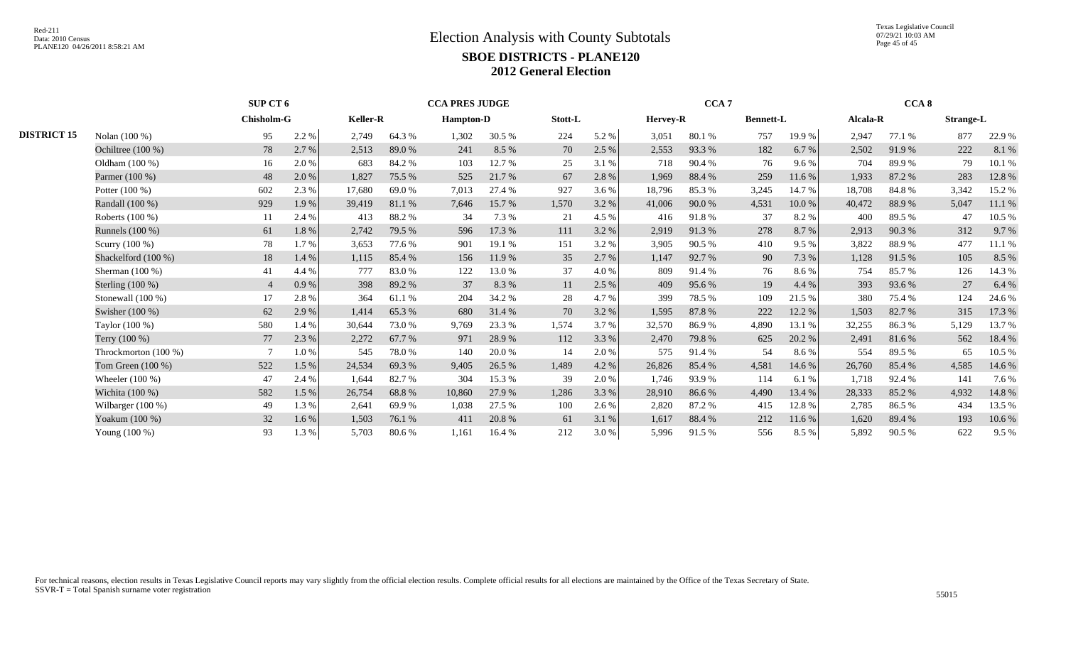# Election Analysis with County Subtotals

## SBOE DISTRICTS - PLANE120

## 2012 General Election

| | | SUP CT 6 | | CCA PRES JUDGE | | | | | | CCA 7 | | | | CCA 8 | | | |
|---|---|---|---|---|---|---|---|---|---|---|---|---|---|---|---|---|---|
| | | Chisholm-G | | Keller-R | | Hampton-D | | Stott-L | | Hervey-R | | Bennett-L | | Alcala-R | | Strange-L | |
| DISTRICT 15 | Nolan (100 %) | 95 | 2.2 % | 2,749 | 64.3 % | 1,302 | 30.5 % | 224 | 5.2 % | 3,051 | 80.1 % | 757 | 19.9 % | 2,947 | 77.1 % | 877 | 22.9 % |
| | Ochiltree (100 %) | 78 | 2.7 % | 2,513 | 89.0 % | 241 | 8.5 % | 70 | 2.5 % | 2,553 | 93.3 % | 182 | 6.7 % | 2,502 | 91.9 % | 222 | 8.1 % |
| | Oldham (100 %) | 16 | 2.0 % | 683 | 84.2 % | 103 | 12.7 % | 25 | 3.1 % | 718 | 90.4 % | 76 | 9.6 % | 704 | 89.9 % | 79 | 10.1 % |
| | Parmer (100 %) | 48 | 2.0 % | 1,827 | 75.5 % | 525 | 21.7 % | 67 | 2.8 % | 1,969 | 88.4 % | 259 | 11.6 % | 1,933 | 87.2 % | 283 | 12.8 % |
| | Potter (100 %) | 602 | 2.3 % | 17,680 | 69.0 % | 7,013 | 27.4 % | 927 | 3.6 % | 18,796 | 85.3 % | 3,245 | 14.7 % | 18,708 | 84.8 % | 3,342 | 15.2 % |
| | Randall (100 %) | 929 | 1.9 % | 39,419 | 81.1 % | 7,646 | 15.7 % | 1,570 | 3.2 % | 41,006 | 90.0 % | 4,531 | 10.0 % | 40,472 | 88.9 % | 5,047 | 11.1 % |
| | Roberts (100 %) | 11 | 2.4 % | 413 | 88.2 % | 34 | 7.3 % | 21 | 4.5 % | 416 | 91.8 % | 37 | 8.2 % | 400 | 89.5 % | 47 | 10.5 % |
| | Runnels (100 %) | 61 | 1.8 % | 2,742 | 79.5 % | 596 | 17.3 % | 111 | 3.2 % | 2,919 | 91.3 % | 278 | 8.7 % | 2,913 | 90.3 % | 312 | 9.7 % |
| | Scurry (100 %) | 78 | 1.7 % | 3,653 | 77.6 % | 901 | 19.1 % | 151 | 3.2 % | 3,905 | 90.5 % | 410 | 9.5 % | 3,822 | 88.9 % | 477 | 11.1 % |
| | Shackelford (100 %) | 18 | 1.4 % | 1,115 | 85.4 % | 156 | 11.9 % | 35 | 2.7 % | 1,147 | 92.7 % | 90 | 7.3 % | 1,128 | 91.5 % | 105 | 8.5 % |
| | Sherman (100 %) | 41 | 4.4 % | 777 | 83.0 % | 122 | 13.0 % | 37 | 4.0 % | 809 | 91.4 % | 76 | 8.6 % | 754 | 85.7 % | 126 | 14.3 % |
| | Sterling (100 %) | 4 | 0.9 % | 398 | 89.2 % | 37 | 8.3 % | 11 | 2.5 % | 409 | 95.6 % | 19 | 4.4 % | 393 | 93.6 % | 27 | 6.4 % |
| | Stonewall (100 %) | 17 | 2.8 % | 364 | 61.1 % | 204 | 34.2 % | 28 | 4.7 % | 399 | 78.5 % | 109 | 21.5 % | 380 | 75.4 % | 124 | 24.6 % |
| | Swisher (100 %) | 62 | 2.9 % | 1,414 | 65.3 % | 680 | 31.4 % | 70 | 3.2 % | 1,595 | 87.8 % | 222 | 12.2 % | 1,503 | 82.7 % | 315 | 17.3 % |
| | Taylor (100 %) | 580 | 1.4 % | 30,644 | 73.0 % | 9,769 | 23.3 % | 1,574 | 3.7 % | 32,570 | 86.9 % | 4,890 | 13.1 % | 32,255 | 86.3 % | 5,129 | 13.7 % |
| | Terry (100 %) | 77 | 2.3 % | 2,272 | 67.7 % | 971 | 28.9 % | 112 | 3.3 % | 2,470 | 79.8 % | 625 | 20.2 % | 2,491 | 81.6 % | 562 | 18.4 % |
| | Throckmorton (100 %) | 7 | 1.0 % | 545 | 78.0 % | 140 | 20.0 % | 14 | 2.0 % | 575 | 91.4 % | 54 | 8.6 % | 554 | 89.5 % | 65 | 10.5 % |
| | Tom Green (100 %) | 522 | 1.5 % | 24,534 | 69.3 % | 9,405 | 26.5 % | 1,489 | 4.2 % | 26,826 | 85.4 % | 4,581 | 14.6 % | 26,760 | 85.4 % | 4,585 | 14.6 % |
| | Wheeler (100 %) | 47 | 2.4 % | 1,644 | 82.7 % | 304 | 15.3 % | 39 | 2.0 % | 1,746 | 93.9 % | 114 | 6.1 % | 1,718 | 92.4 % | 141 | 7.6 % |
| | Wichita (100 %) | 582 | 1.5 % | 26,754 | 68.8 % | 10,860 | 27.9 % | 1,286 | 3.3 % | 28,910 | 86.6 % | 4,490 | 13.4 % | 28,333 | 85.2 % | 4,932 | 14.8 % |
| | Wilbarger (100 %) | 49 | 1.3 % | 2,641 | 69.9 % | 1,038 | 27.5 % | 100 | 2.6 % | 2,820 | 87.2 % | 415 | 12.8 % | 2,785 | 86.5 % | 434 | 13.5 % |
| | Yoakum (100 %) | 32 | 1.6 % | 1,503 | 76.1 % | 411 | 20.8 % | 61 | 3.1 % | 1,617 | 88.4 % | 212 | 11.6 % | 1,620 | 89.4 % | 193 | 10.6 % |
| | Young (100 %) | 93 | 1.3 % | 5,703 | 80.6 % | 1,161 | 16.4 % | 212 | 3.0 % | 5,996 | 91.5 % | 556 | 8.5 % | 5,892 | 90.5 % | 622 | 9.5 % |

For technical reasons, election results in Texas Legislative Council reports may vary slightly from the official election results. Complete official results for all elections are maintained by the Office of the Texas Secretary of State.
SSVR-T = Total Spanish surname voter registration